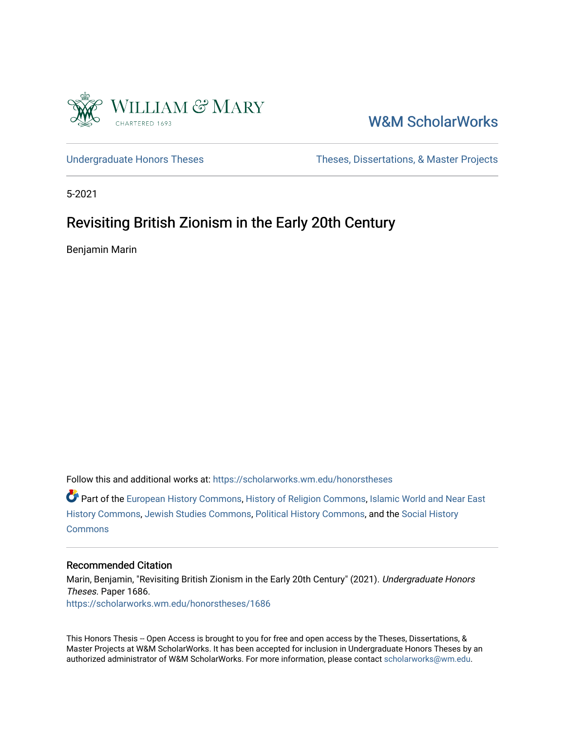William & Mary
CHARTERED 1693

W&M ScholarWorks

Undergraduate Honors Theses | Theses, Dissertations, & Master Projects

5-2021

# Revisiting British Zionism in the Early 20th Century

Benjamin Marin

Follow this and additional works at: https://scholarworks.wm.edu/honorstheses

Part of the European History Commons, History of Religion Commons, Islamic World and Near East History Commons, Jewish Studies Commons, Political History Commons, and the Social History Commons

## Recommended Citation

Marin, Benjamin, "Revisiting British Zionism in the Early 20th Century" (2021). *Undergraduate Honors Theses.* Paper 1686.
https://scholarworks.wm.edu/honorstheses/1686

This Honors Thesis -- Open Access is brought to you for free and open access by the Theses, Dissertations, & Master Projects at W&M ScholarWorks. It has been accepted for inclusion in Undergraduate Honors Theses by an authorized administrator of W&M ScholarWorks. For more information, please contact scholarworks@wm.edu.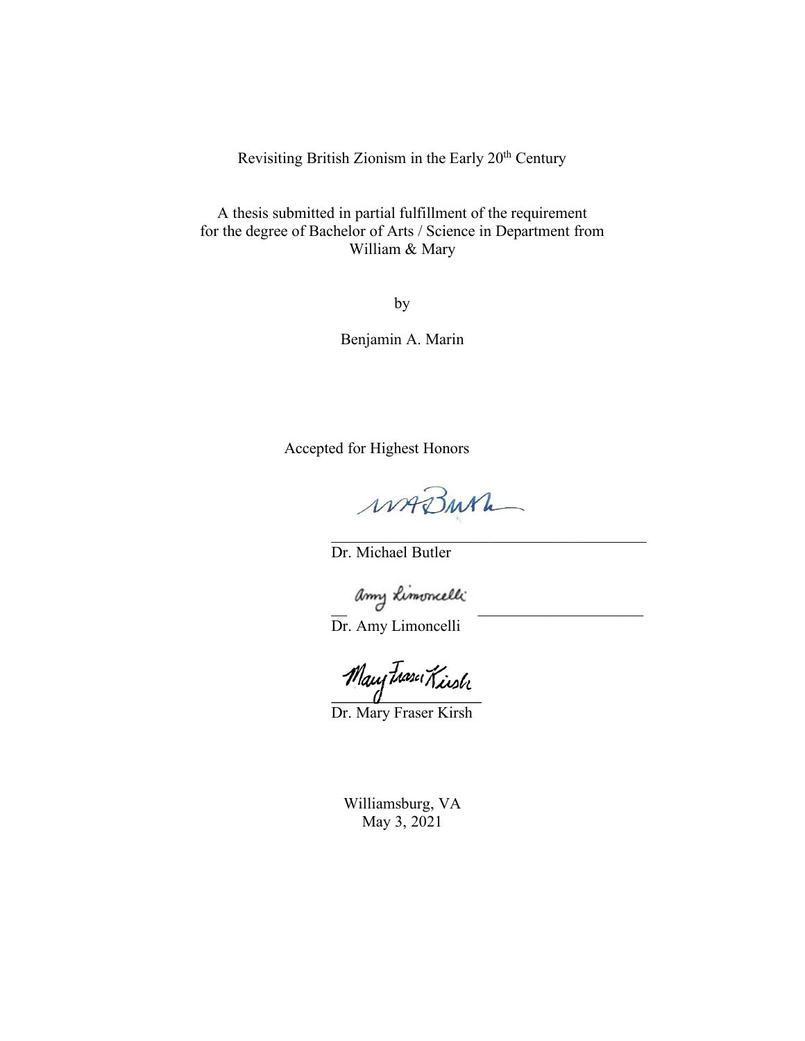Revisiting British Zionism in the Early 20th Century

A thesis submitted in partial fulfillment of the requirement
for the degree of Bachelor of Arts / Science in Department from
William & Mary

by

Benjamin A. Marin

Accepted for Highest Honors

Dr. Michael Butler

Dr. Amy Limoncelli

Dr. Mary Fraser Kirsh

Williamsburg, VA
May 3, 2021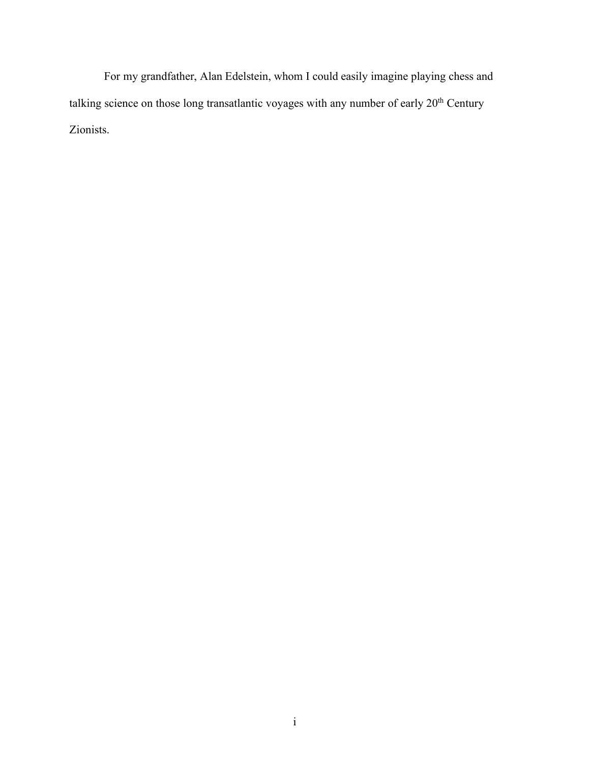For my grandfather, Alan Edelstein, whom I could easily imagine playing chess and talking science on those long transatlantic voyages with any number of early 20th Century Zionists.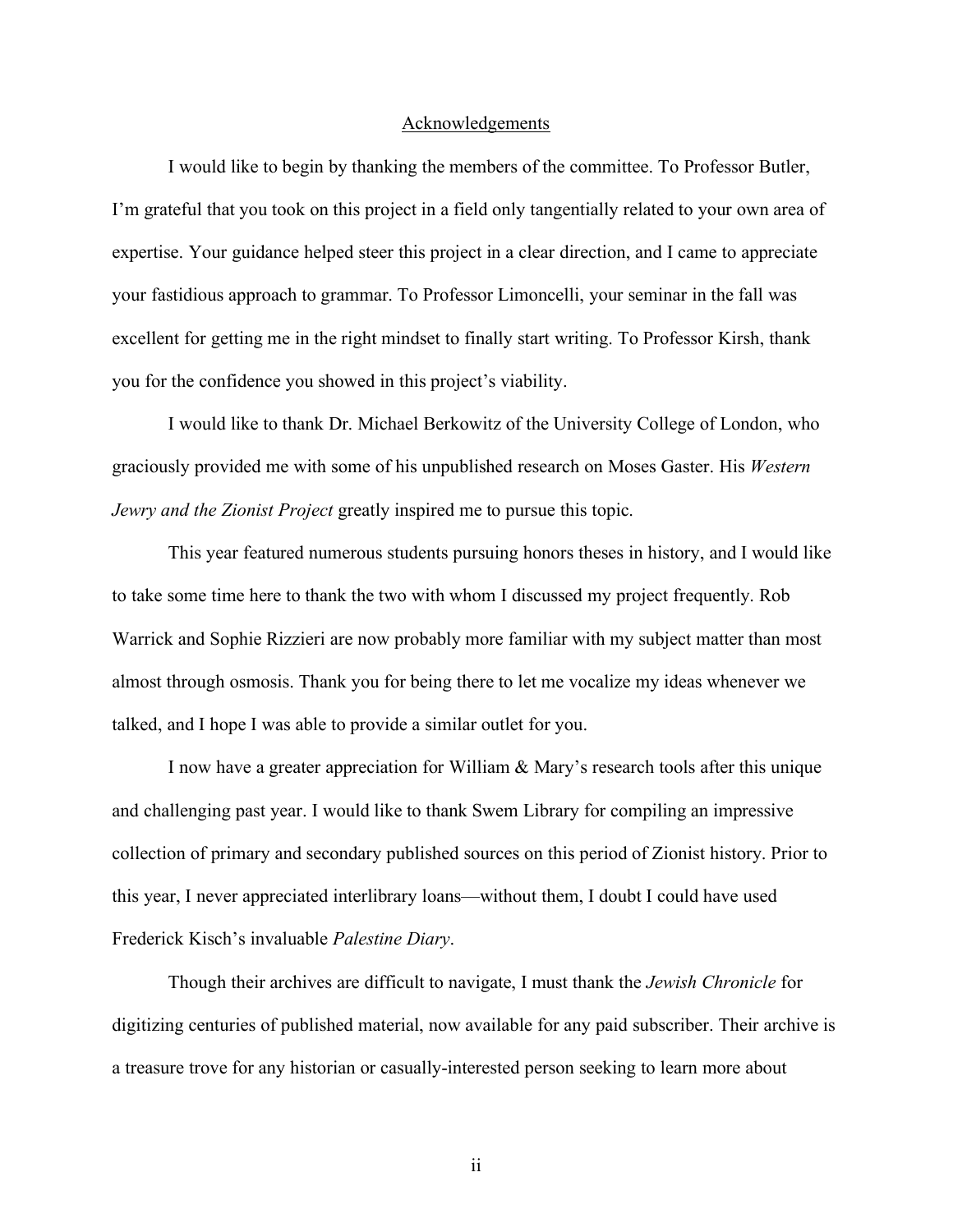## Acknowledgements

I would like to begin by thanking the members of the committee. To Professor Butler, I'm grateful that you took on this project in a field only tangentially related to your own area of expertise. Your guidance helped steer this project in a clear direction, and I came to appreciate your fastidious approach to grammar. To Professor Limoncelli, your seminar in the fall was excellent for getting me in the right mindset to finally start writing. To Professor Kirsh, thank you for the confidence you showed in this project's viability.

I would like to thank Dr. Michael Berkowitz of the University College of London, who graciously provided me with some of his unpublished research on Moses Gaster. His *Western Jewry and the Zionist Project* greatly inspired me to pursue this topic.

This year featured numerous students pursuing honors theses in history, and I would like to take some time here to thank the two with whom I discussed my project frequently. Rob Warrick and Sophie Rizzieri are now probably more familiar with my subject matter than most almost through osmosis. Thank you for being there to let me vocalize my ideas whenever we talked, and I hope I was able to provide a similar outlet for you.

I now have a greater appreciation for William & Mary's research tools after this unique and challenging past year. I would like to thank Swem Library for compiling an impressive collection of primary and secondary published sources on this period of Zionist history. Prior to this year, I never appreciated interlibrary loans—without them, I doubt I could have used Frederick Kisch's invaluable *Palestine Diary*.

Though their archives are difficult to navigate, I must thank the *Jewish Chronicle* for digitizing centuries of published material, now available for any paid subscriber. Their archive is a treasure trove for any historian or casually-interested person seeking to learn more about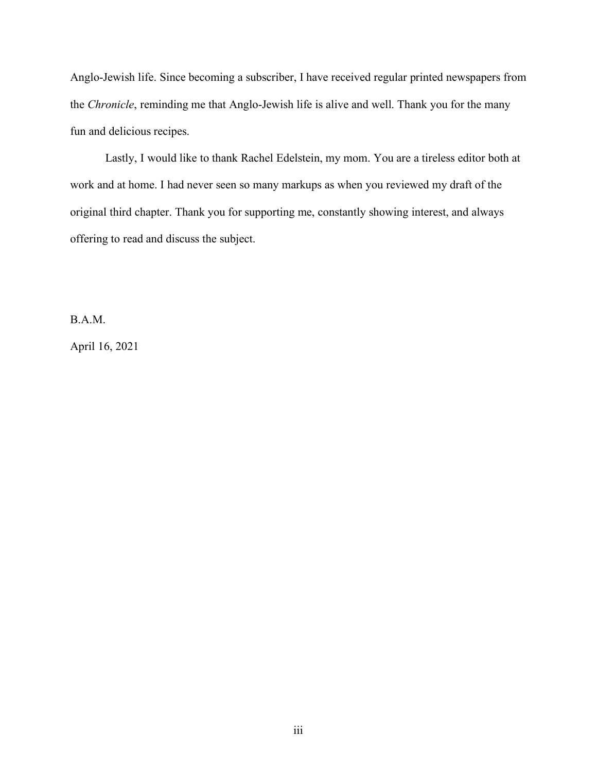Anglo-Jewish life. Since becoming a subscriber, I have received regular printed newspapers from the *Chronicle*, reminding me that Anglo-Jewish life is alive and well. Thank you for the many fun and delicious recipes.

Lastly, I would like to thank Rachel Edelstein, my mom. You are a tireless editor both at work and at home. I had never seen so many markups as when you reviewed my draft of the original third chapter. Thank you for supporting me, constantly showing interest, and always offering to read and discuss the subject.

B.A.M.

April 16, 2021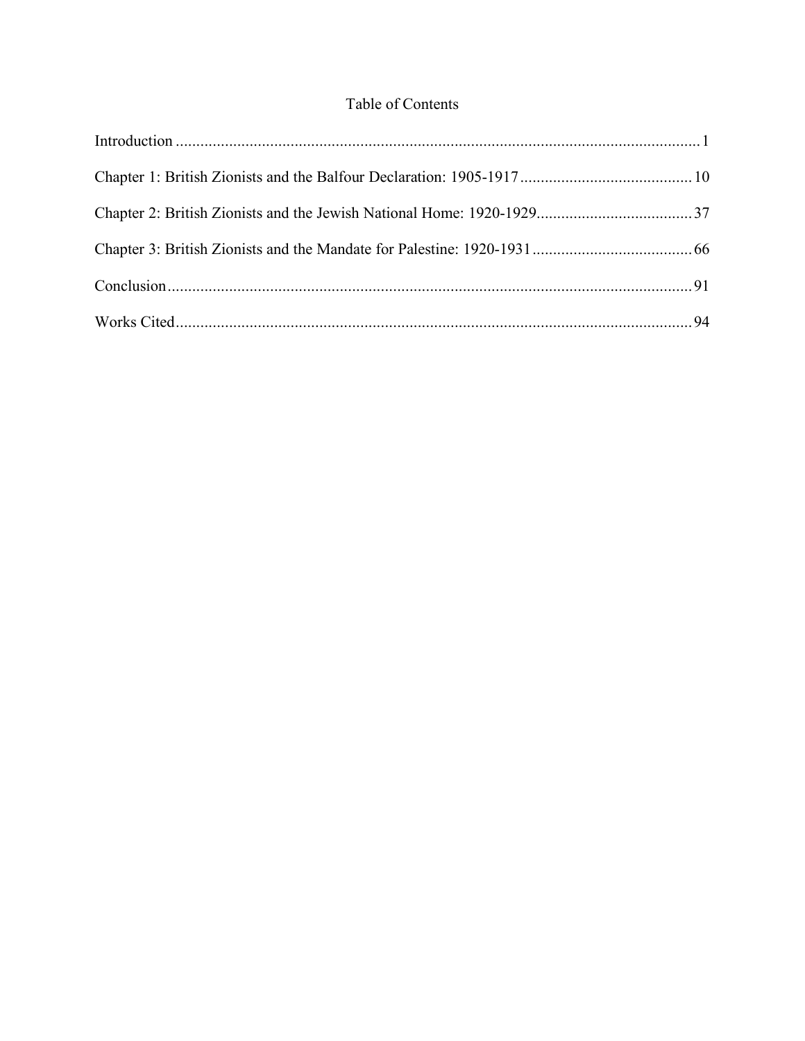# Table of Contents

Introduction ............................................................................................................................. 1

Chapter 1: British Zionists and the Balfour Declaration: 1905-1917 .......................................... 10

Chapter 2: British Zionists and the Jewish National Home: 1920-1929...................................... 37

Chapter 3: British Zionists and the Mandate for Palestine: 1920-1931 ....................................... 66

Conclusion ................................................................................................................................ 91

Works Cited .............................................................................................................................. 94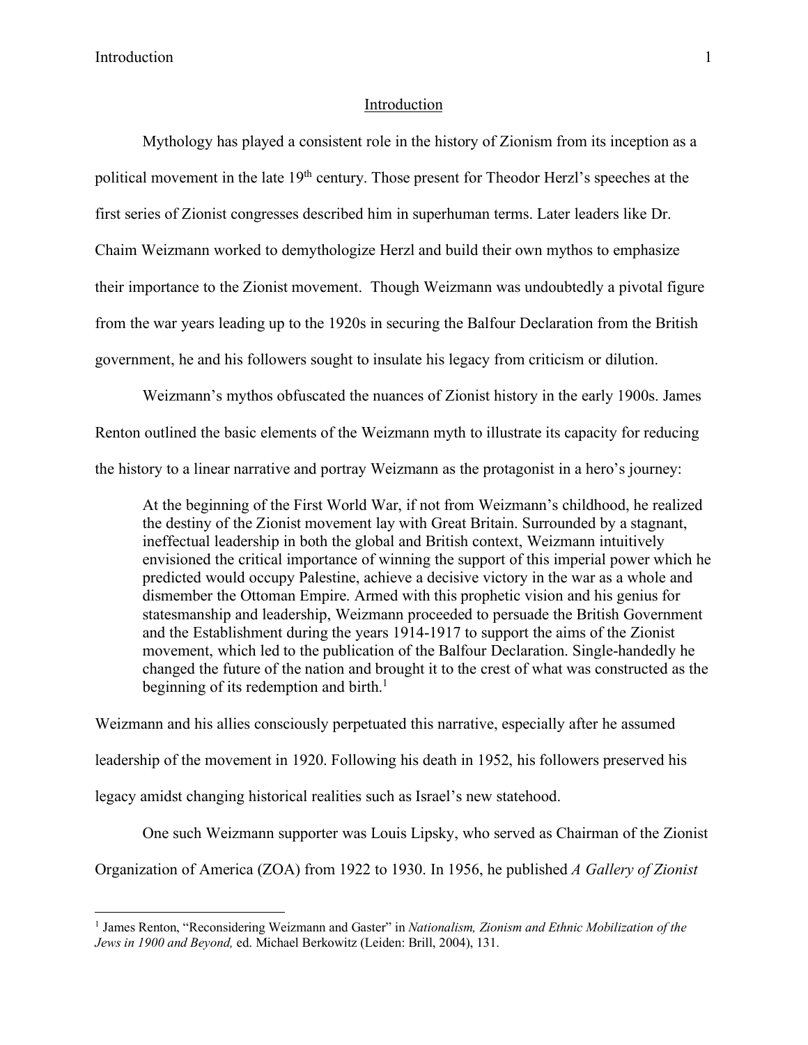# Introduction

Mythology has played a consistent role in the history of Zionism from its inception as a political movement in the late 19th century. Those present for Theodor Herzl's speeches at the first series of Zionist congresses described him in superhuman terms. Later leaders like Dr. Chaim Weizmann worked to demythologize Herzl and build their own mythos to emphasize their importance to the Zionist movement. Though Weizmann was undoubtedly a pivotal figure from the war years leading up to the 1920s in securing the Balfour Declaration from the British government, he and his followers sought to insulate his legacy from criticism or dilution.

Weizmann's mythos obfuscated the nuances of Zionist history in the early 1900s. James Renton outlined the basic elements of the Weizmann myth to illustrate its capacity for reducing the history to a linear narrative and portray Weizmann as the protagonist in a hero's journey:

> At the beginning of the First World War, if not from Weizmann's childhood, he realized the destiny of the Zionist movement lay with Great Britain. Surrounded by a stagnant, ineffectual leadership in both the global and British context, Weizmann intuitively envisioned the critical importance of winning the support of this imperial power which he predicted would occupy Palestine, achieve a decisive victory in the war as a whole and dismember the Ottoman Empire. Armed with this prophetic vision and his genius for statesmanship and leadership, Weizmann proceeded to persuade the British Government and the Establishment during the years 1914-1917 to support the aims of the Zionist movement, which led to the publication of the Balfour Declaration. Single-handedly he changed the future of the nation and brought it to the crest of what was constructed as the beginning of its redemption and birth.[1]

Weizmann and his allies consciously perpetuated this narrative, especially after he assumed leadership of the movement in 1920. Following his death in 1952, his followers preserved his legacy amidst changing historical realities such as Israel's new statehood.

One such Weizmann supporter was Louis Lipsky, who served as Chairman of the Zionist Organization of America (ZOA) from 1922 to 1930. In 1956, he published *A Gallery of Zionist*

---

[1] James Renton, "Reconsidering Weizmann and Gaster" in *Nationalism, Zionism and Ethnic Mobilization of the Jews in 1900 and Beyond,* ed. Michael Berkowitz (Leiden: Brill, 2004), 131.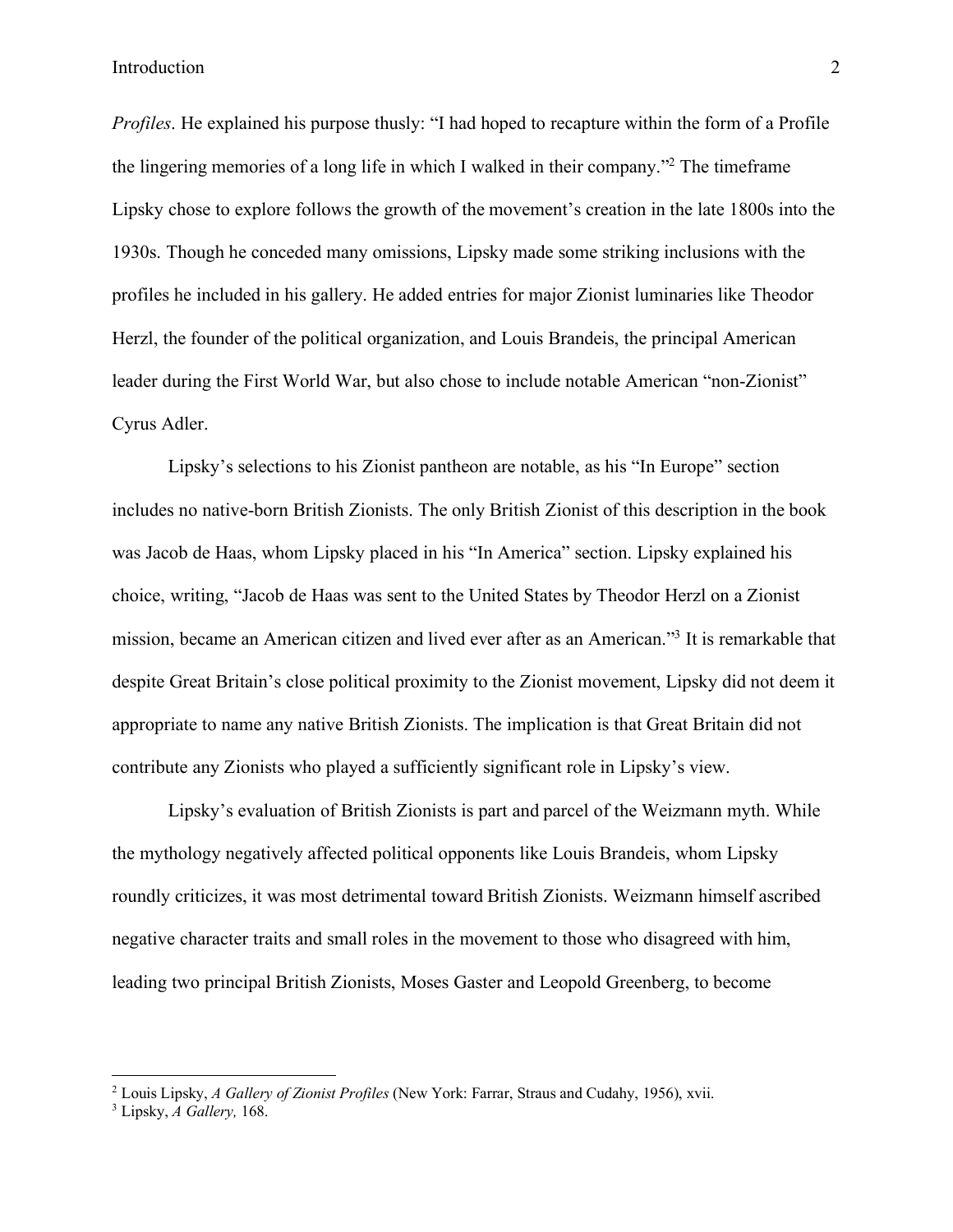*Profiles*. He explained his purpose thusly: "I had hoped to recapture within the form of a Profile the lingering memories of a long life in which I walked in their company."[2] The timeframe Lipsky chose to explore follows the growth of the movement's creation in the late 1800s into the 1930s. Though he conceded many omissions, Lipsky made some striking inclusions with the profiles he included in his gallery. He added entries for major Zionist luminaries like Theodor Herzl, the founder of the political organization, and Louis Brandeis, the principal American leader during the First World War, but also chose to include notable American "non-Zionist" Cyrus Adler.

Lipsky's selections to his Zionist pantheon are notable, as his "In Europe" section includes no native-born British Zionists. The only British Zionist of this description in the book was Jacob de Haas, whom Lipsky placed in his "In America" section. Lipsky explained his choice, writing, "Jacob de Haas was sent to the United States by Theodor Herzl on a Zionist mission, became an American citizen and lived ever after as an American."[3] It is remarkable that despite Great Britain's close political proximity to the Zionist movement, Lipsky did not deem it appropriate to name any native British Zionists. The implication is that Great Britain did not contribute any Zionists who played a sufficiently significant role in Lipsky's view.

Lipsky's evaluation of British Zionists is part and parcel of the Weizmann myth. While the mythology negatively affected political opponents like Louis Brandeis, whom Lipsky roundly criticizes, it was most detrimental toward British Zionists. Weizmann himself ascribed negative character traits and small roles in the movement to those who disagreed with him, leading two principal British Zionists, Moses Gaster and Leopold Greenberg, to become

---

[2] Louis Lipsky, *A Gallery of Zionist Profiles* (New York: Farrar, Straus and Cudahy, 1956), xvii.

[3] Lipsky, *A Gallery,* 168.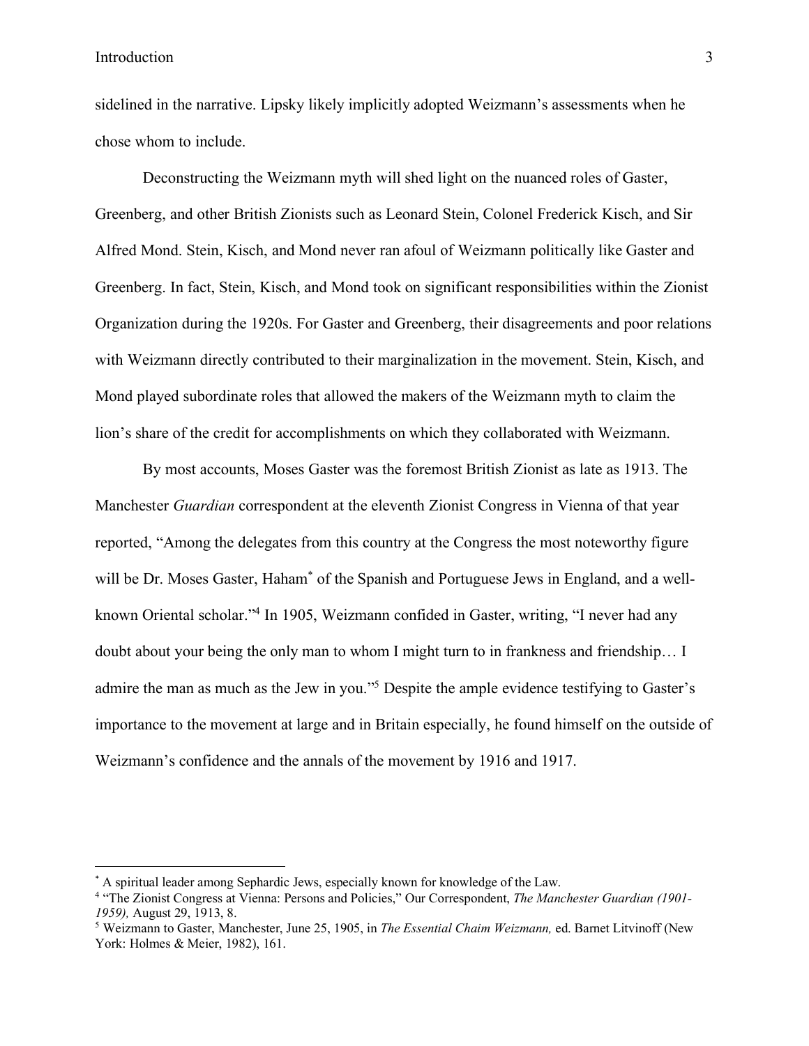sidelined in the narrative. Lipsky likely implicitly adopted Weizmann's assessments when he chose whom to include.

Deconstructing the Weizmann myth will shed light on the nuanced roles of Gaster, Greenberg, and other British Zionists such as Leonard Stein, Colonel Frederick Kisch, and Sir Alfred Mond. Stein, Kisch, and Mond never ran afoul of Weizmann politically like Gaster and Greenberg. In fact, Stein, Kisch, and Mond took on significant responsibilities within the Zionist Organization during the 1920s. For Gaster and Greenberg, their disagreements and poor relations with Weizmann directly contributed to their marginalization in the movement. Stein, Kisch, and Mond played subordinate roles that allowed the makers of the Weizmann myth to claim the lion's share of the credit for accomplishments on which they collaborated with Weizmann.

By most accounts, Moses Gaster was the foremost British Zionist as late as 1913. The Manchester *Guardian* correspondent at the eleventh Zionist Congress in Vienna of that year reported, "Among the delegates from this country at the Congress the most noteworthy figure will be Dr. Moses Gaster, Haham[*] of the Spanish and Portuguese Jews in England, and a well-known Oriental scholar."[4] In 1905, Weizmann confided in Gaster, writing, "I never had any doubt about your being the only man to whom I might turn to in frankness and friendship… I admire the man as much as the Jew in you."[5] Despite the ample evidence testifying to Gaster's importance to the movement at large and in Britain especially, he found himself on the outside of Weizmann's confidence and the annals of the movement by 1916 and 1917.

---

[*] A spiritual leader among Sephardic Jews, especially known for knowledge of the Law.

[4] "The Zionist Congress at Vienna: Persons and Policies," Our Correspondent, *The Manchester Guardian (1901-1959),* August 29, 1913, 8.

[5] Weizmann to Gaster, Manchester, June 25, 1905, in *The Essential Chaim Weizmann,* ed. Barnet Litvinoff (New York: Holmes & Meier, 1982), 161.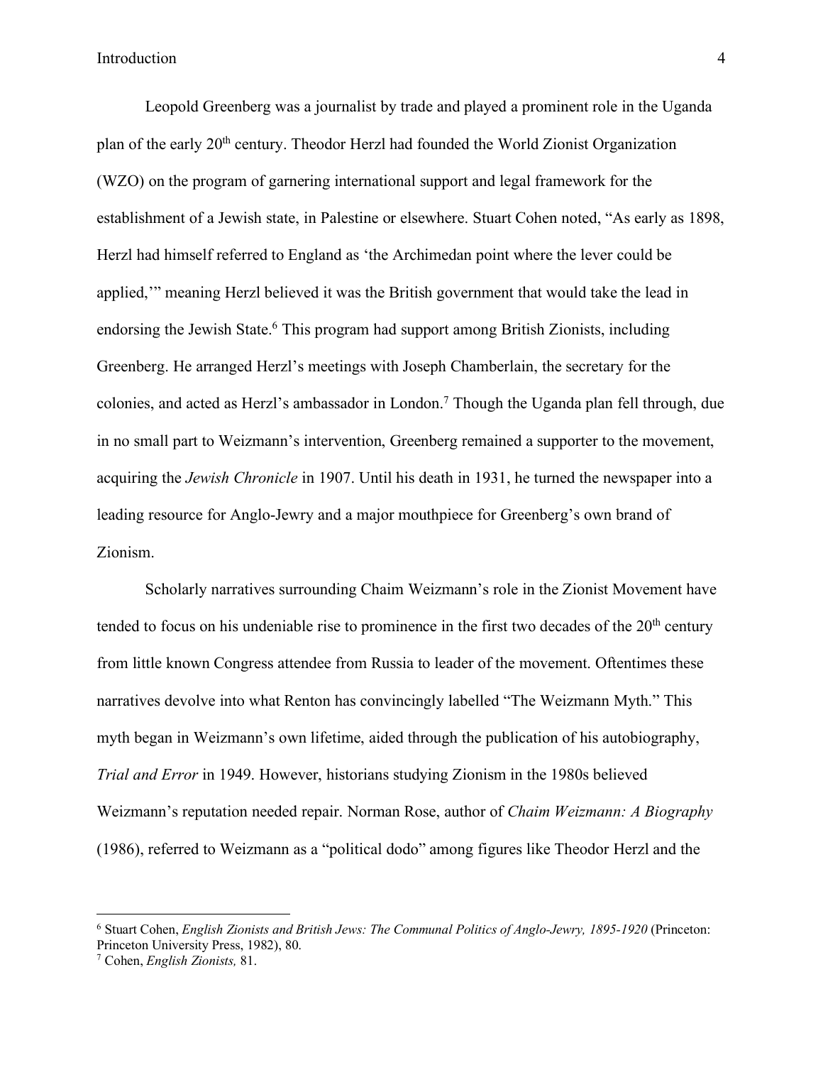Leopold Greenberg was a journalist by trade and played a prominent role in the Uganda plan of the early 20th century. Theodor Herzl had founded the World Zionist Organization (WZO) on the program of garnering international support and legal framework for the establishment of a Jewish state, in Palestine or elsewhere. Stuart Cohen noted, "As early as 1898, Herzl had himself referred to England as 'the Archimedan point where the lever could be applied,'" meaning Herzl believed it was the British government that would take the lead in endorsing the Jewish State.[6] This program had support among British Zionists, including Greenberg. He arranged Herzl's meetings with Joseph Chamberlain, the secretary for the colonies, and acted as Herzl's ambassador in London.[7] Though the Uganda plan fell through, due in no small part to Weizmann's intervention, Greenberg remained a supporter to the movement, acquiring the *Jewish Chronicle* in 1907. Until his death in 1931, he turned the newspaper into a leading resource for Anglo-Jewry and a major mouthpiece for Greenberg's own brand of Zionism.

Scholarly narratives surrounding Chaim Weizmann's role in the Zionist Movement have tended to focus on his undeniable rise to prominence in the first two decades of the 20th century from little known Congress attendee from Russia to leader of the movement. Oftentimes these narratives devolve into what Renton has convincingly labelled "The Weizmann Myth." This myth began in Weizmann's own lifetime, aided through the publication of his autobiography, *Trial and Error* in 1949. However, historians studying Zionism in the 1980s believed Weizmann's reputation needed repair. Norman Rose, author of *Chaim Weizmann: A Biography* (1986), referred to Weizmann as a "political dodo" among figures like Theodor Herzl and the

---

[6] Stuart Cohen, *English Zionists and British Jews: The Communal Politics of Anglo-Jewry, 1895-1920* (Princeton: Princeton University Press, 1982), 80.

[7] Cohen, *English Zionists,* 81.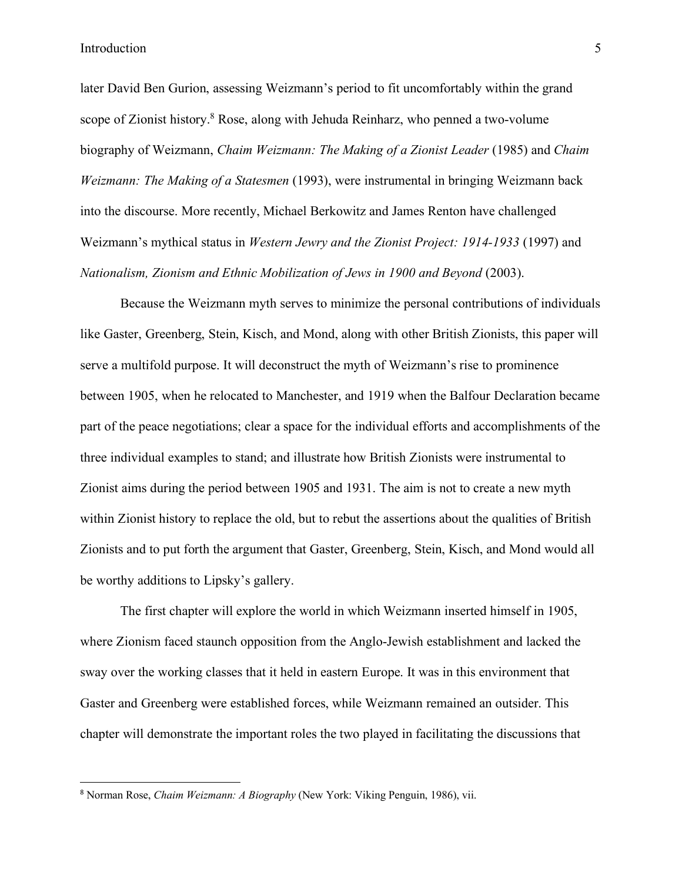later David Ben Gurion, assessing Weizmann's period to fit uncomfortably within the grand scope of Zionist history.[8] Rose, along with Jehuda Reinharz, who penned a two-volume biography of Weizmann, *Chaim Weizmann: The Making of a Zionist Leader* (1985) and *Chaim Weizmann: The Making of a Statesmen* (1993), were instrumental in bringing Weizmann back into the discourse. More recently, Michael Berkowitz and James Renton have challenged Weizmann's mythical status in *Western Jewry and the Zionist Project: 1914-1933* (1997) and *Nationalism, Zionism and Ethnic Mobilization of Jews in 1900 and Beyond* (2003).

Because the Weizmann myth serves to minimize the personal contributions of individuals like Gaster, Greenberg, Stein, Kisch, and Mond, along with other British Zionists, this paper will serve a multifold purpose. It will deconstruct the myth of Weizmann's rise to prominence between 1905, when he relocated to Manchester, and 1919 when the Balfour Declaration became part of the peace negotiations; clear a space for the individual efforts and accomplishments of the three individual examples to stand; and illustrate how British Zionists were instrumental to Zionist aims during the period between 1905 and 1931. The aim is not to create a new myth within Zionist history to replace the old, but to rebut the assertions about the qualities of British Zionists and to put forth the argument that Gaster, Greenberg, Stein, Kisch, and Mond would all be worthy additions to Lipsky's gallery.

The first chapter will explore the world in which Weizmann inserted himself in 1905, where Zionism faced staunch opposition from the Anglo-Jewish establishment and lacked the sway over the working classes that it held in eastern Europe. It was in this environment that Gaster and Greenberg were established forces, while Weizmann remained an outsider. This chapter will demonstrate the important roles the two played in facilitating the discussions that

---

[8] Norman Rose, *Chaim Weizmann: A Biography* (New York: Viking Penguin, 1986), vii.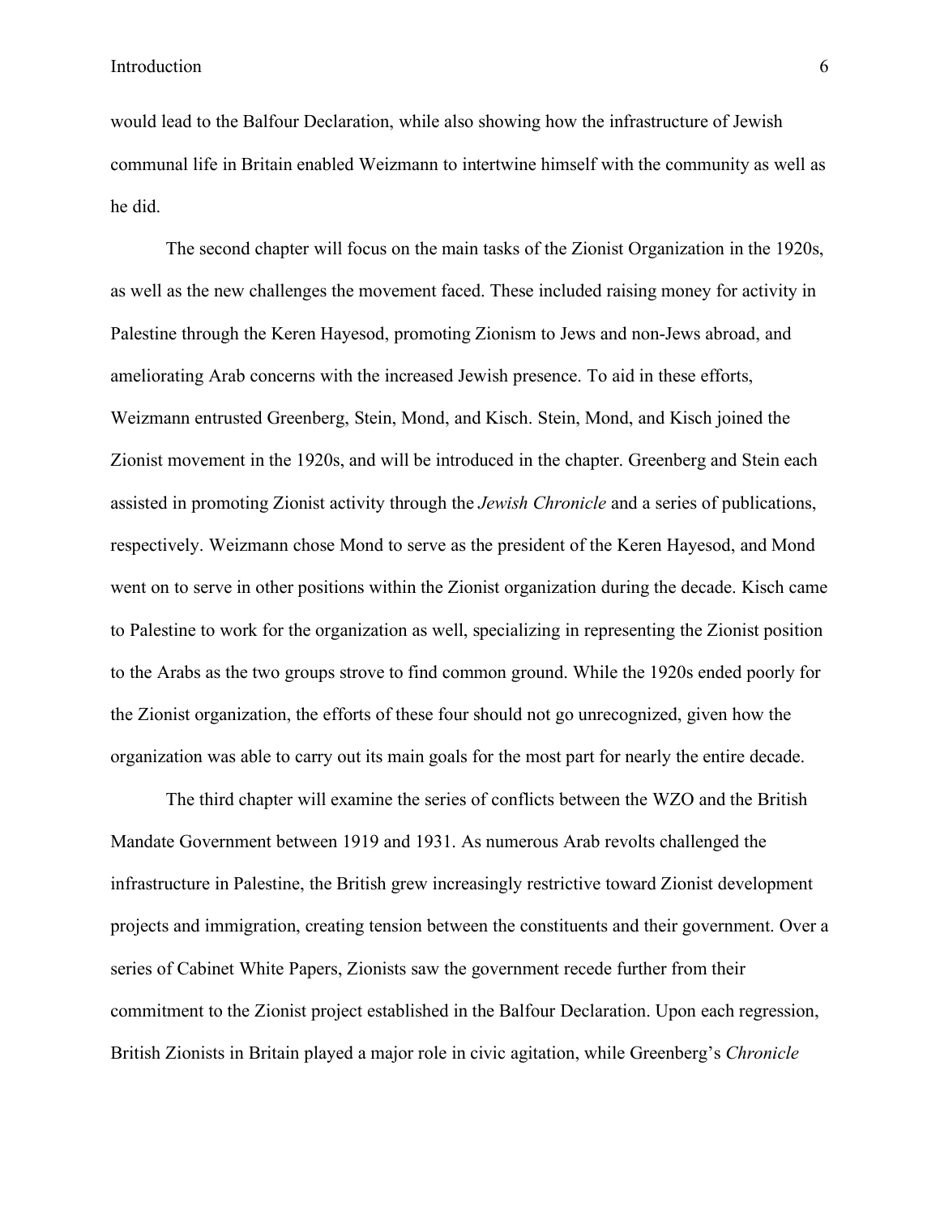would lead to the Balfour Declaration, while also showing how the infrastructure of Jewish communal life in Britain enabled Weizmann to intertwine himself with the community as well as he did.

The second chapter will focus on the main tasks of the Zionist Organization in the 1920s, as well as the new challenges the movement faced. These included raising money for activity in Palestine through the Keren Hayesod, promoting Zionism to Jews and non-Jews abroad, and ameliorating Arab concerns with the increased Jewish presence. To aid in these efforts, Weizmann entrusted Greenberg, Stein, Mond, and Kisch. Stein, Mond, and Kisch joined the Zionist movement in the 1920s, and will be introduced in the chapter. Greenberg and Stein each assisted in promoting Zionist activity through the *Jewish Chronicle* and a series of publications, respectively. Weizmann chose Mond to serve as the president of the Keren Hayesod, and Mond went on to serve in other positions within the Zionist organization during the decade. Kisch came to Palestine to work for the organization as well, specializing in representing the Zionist position to the Arabs as the two groups strove to find common ground. While the 1920s ended poorly for the Zionist organization, the efforts of these four should not go unrecognized, given how the organization was able to carry out its main goals for the most part for nearly the entire decade.

The third chapter will examine the series of conflicts between the WZO and the British Mandate Government between 1919 and 1931. As numerous Arab revolts challenged the infrastructure in Palestine, the British grew increasingly restrictive toward Zionist development projects and immigration, creating tension between the constituents and their government. Over a series of Cabinet White Papers, Zionists saw the government recede further from their commitment to the Zionist project established in the Balfour Declaration. Upon each regression, British Zionists in Britain played a major role in civic agitation, while Greenberg's *Chronicle*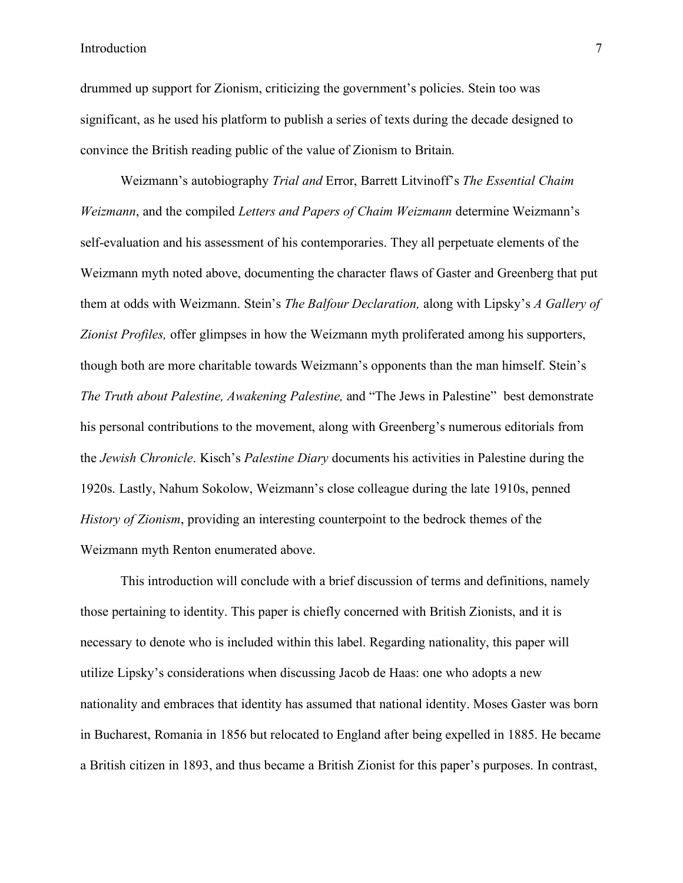drummed up support for Zionism, criticizing the government's policies. Stein too was significant, as he used his platform to publish a series of texts during the decade designed to convince the British reading public of the value of Zionism to Britain.

Weizmann's autobiography *Trial and* Error, Barrett Litvinoff's *The Essential Chaim Weizmann*, and the compiled *Letters and Papers of Chaim Weizmann* determine Weizmann's self-evaluation and his assessment of his contemporaries. They all perpetuate elements of the Weizmann myth noted above, documenting the character flaws of Gaster and Greenberg that put them at odds with Weizmann. Stein's *The Balfour Declaration,* along with Lipsky's *A Gallery of Zionist Profiles,* offer glimpses in how the Weizmann myth proliferated among his supporters, though both are more charitable towards Weizmann's opponents than the man himself. Stein's *The Truth about Palestine, Awakening Palestine,* and "The Jews in Palestine" best demonstrate his personal contributions to the movement, along with Greenberg's numerous editorials from the *Jewish Chronicle*. Kisch's *Palestine Diary* documents his activities in Palestine during the 1920s. Lastly, Nahum Sokolow, Weizmann's close colleague during the late 1910s, penned *History of Zionism*, providing an interesting counterpoint to the bedrock themes of the Weizmann myth Renton enumerated above.

This introduction will conclude with a brief discussion of terms and definitions, namely those pertaining to identity. This paper is chiefly concerned with British Zionists, and it is necessary to denote who is included within this label. Regarding nationality, this paper will utilize Lipsky's considerations when discussing Jacob de Haas: one who adopts a new nationality and embraces that identity has assumed that national identity. Moses Gaster was born in Bucharest, Romania in 1856 but relocated to England after being expelled in 1885. He became a British citizen in 1893, and thus became a British Zionist for this paper's purposes. In contrast,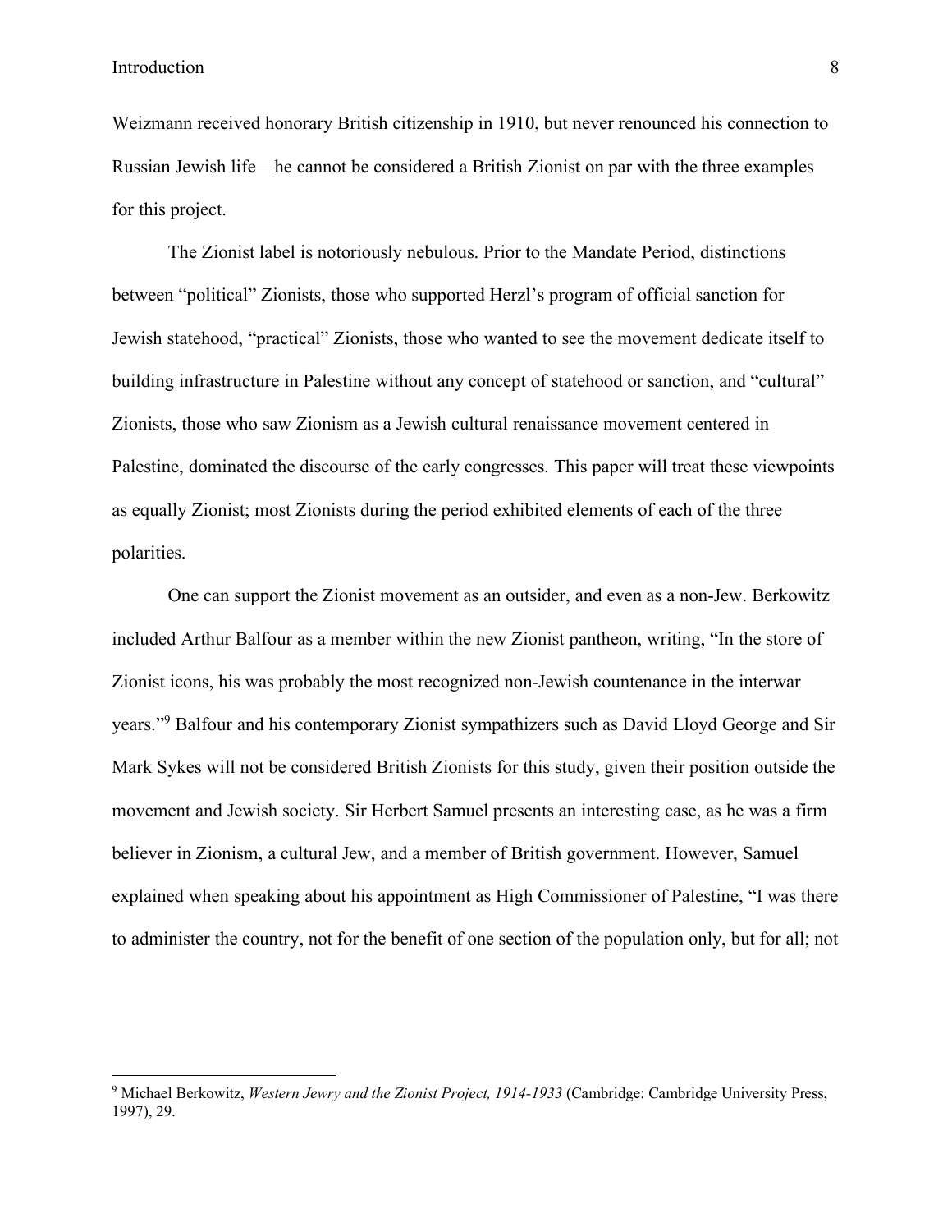Weizmann received honorary British citizenship in 1910, but never renounced his connection to Russian Jewish life—he cannot be considered a British Zionist on par with the three examples for this project.

The Zionist label is notoriously nebulous. Prior to the Mandate Period, distinctions between "political" Zionists, those who supported Herzl's program of official sanction for Jewish statehood, "practical" Zionists, those who wanted to see the movement dedicate itself to building infrastructure in Palestine without any concept of statehood or sanction, and "cultural" Zionists, those who saw Zionism as a Jewish cultural renaissance movement centered in Palestine, dominated the discourse of the early congresses. This paper will treat these viewpoints as equally Zionist; most Zionists during the period exhibited elements of each of the three polarities.

One can support the Zionist movement as an outsider, and even as a non-Jew. Berkowitz included Arthur Balfour as a member within the new Zionist pantheon, writing, "In the store of Zionist icons, his was probably the most recognized non-Jewish countenance in the interwar years."[9] Balfour and his contemporary Zionist sympathizers such as David Lloyd George and Sir Mark Sykes will not be considered British Zionists for this study, given their position outside the movement and Jewish society. Sir Herbert Samuel presents an interesting case, as he was a firm believer in Zionism, a cultural Jew, and a member of British government. However, Samuel explained when speaking about his appointment as High Commissioner of Palestine, "I was there to administer the country, not for the benefit of one section of the population only, but for all; not

---

[9] Michael Berkowitz, *Western Jewry and the Zionist Project, 1914-1933* (Cambridge: Cambridge University Press, 1997), 29.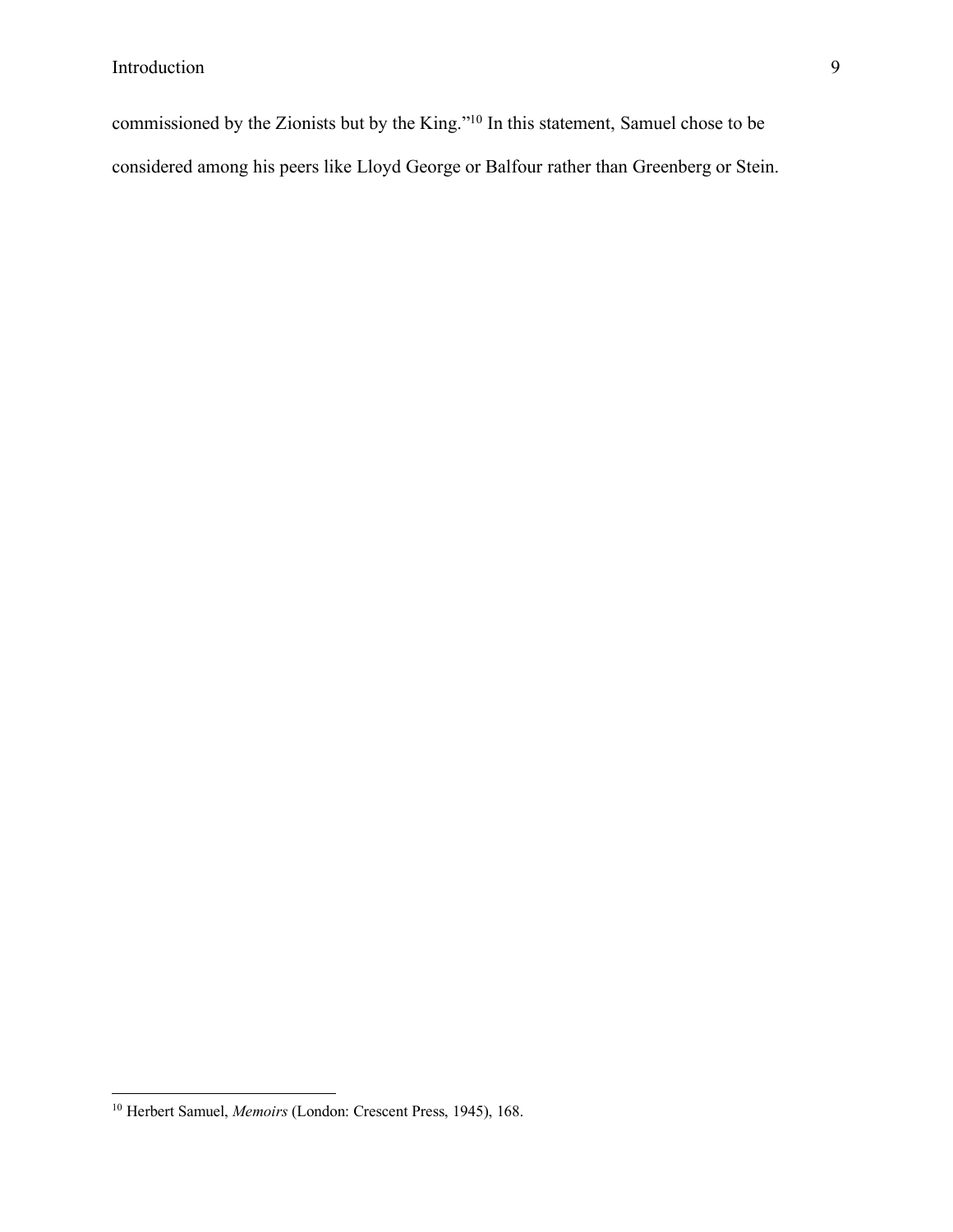commissioned by the Zionists but by the King."[10] In this statement, Samuel chose to be considered among his peers like Lloyd George or Balfour rather than Greenberg or Stein.

---

[10] Herbert Samuel, *Memoirs* (London: Crescent Press, 1945), 168.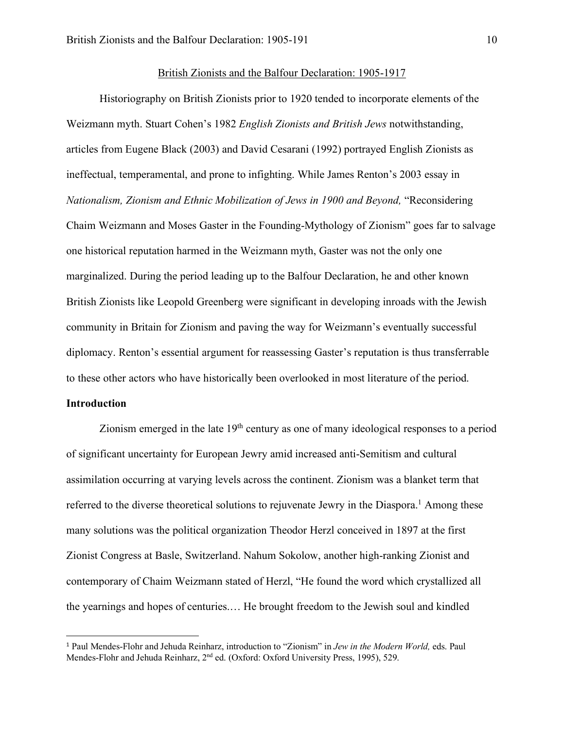<u>British Zionists and the Balfour Declaration: 1905-1917</u>

Historiography on British Zionists prior to 1920 tended to incorporate elements of the Weizmann myth. Stuart Cohen's 1982 *English Zionists and British Jews* notwithstanding, articles from Eugene Black (2003) and David Cesarani (1992) portrayed English Zionists as ineffectual, temperamental, and prone to infighting. While James Renton's 2003 essay in *Nationalism, Zionism and Ethnic Mobilization of Jews in 1900 and Beyond,* "Reconsidering Chaim Weizmann and Moses Gaster in the Founding-Mythology of Zionism" goes far to salvage one historical reputation harmed in the Weizmann myth, Gaster was not the only one marginalized. During the period leading up to the Balfour Declaration, he and other known British Zionists like Leopold Greenberg were significant in developing inroads with the Jewish community in Britain for Zionism and paving the way for Weizmann's eventually successful diplomacy. Renton's essential argument for reassessing Gaster's reputation is thus transferrable to these other actors who have historically been overlooked in most literature of the period.

**Introduction**

Zionism emerged in the late 19th century as one of many ideological responses to a period of significant uncertainty for European Jewry amid increased anti-Semitism and cultural assimilation occurring at varying levels across the continent. Zionism was a blanket term that referred to the diverse theoretical solutions to rejuvenate Jewry in the Diaspora.[1] Among these many solutions was the political organization Theodor Herzl conceived in 1897 at the first Zionist Congress at Basle, Switzerland. Nahum Sokolow, another high-ranking Zionist and contemporary of Chaim Weizmann stated of Herzl, "He found the word which crystallized all the yearnings and hopes of centuries.… He brought freedom to the Jewish soul and kindled

[1] Paul Mendes-Flohr and Jehuda Reinharz, introduction to "Zionism" in *Jew in the Modern World,* eds. Paul Mendes-Flohr and Jehuda Reinharz, 2nd ed. (Oxford: Oxford University Press, 1995), 529.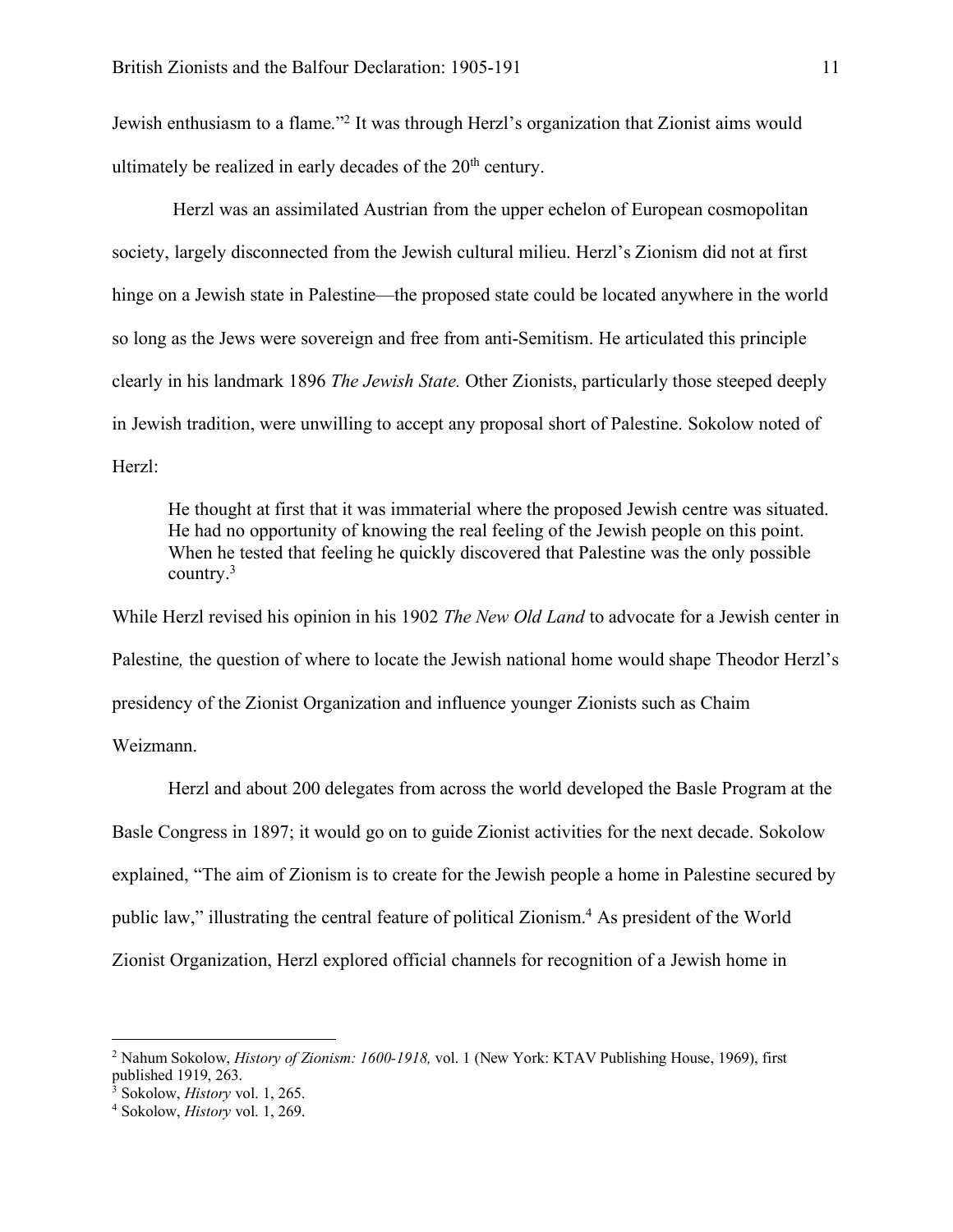Jewish enthusiasm to a flame."[2] It was through Herzl's organization that Zionist aims would ultimately be realized in early decades of the 20th century.

Herzl was an assimilated Austrian from the upper echelon of European cosmopolitan society, largely disconnected from the Jewish cultural milieu. Herzl's Zionism did not at first hinge on a Jewish state in Palestine—the proposed state could be located anywhere in the world so long as the Jews were sovereign and free from anti-Semitism. He articulated this principle clearly in his landmark 1896 *The Jewish State.* Other Zionists, particularly those steeped deeply in Jewish tradition, were unwilling to accept any proposal short of Palestine. Sokolow noted of Herzl:

> He thought at first that it was immaterial where the proposed Jewish centre was situated. He had no opportunity of knowing the real feeling of the Jewish people on this point. When he tested that feeling he quickly discovered that Palestine was the only possible country.[3]

While Herzl revised his opinion in his 1902 *The New Old Land* to advocate for a Jewish center in Palestine*,* the question of where to locate the Jewish national home would shape Theodor Herzl's presidency of the Zionist Organization and influence younger Zionists such as Chaim Weizmann.

Herzl and about 200 delegates from across the world developed the Basle Program at the Basle Congress in 1897; it would go on to guide Zionist activities for the next decade. Sokolow explained, "The aim of Zionism is to create for the Jewish people a home in Palestine secured by public law," illustrating the central feature of political Zionism.[4] As president of the World Zionist Organization, Herzl explored official channels for recognition of a Jewish home in

---

[2] Nahum Sokolow, *History of Zionism: 1600-1918,* vol. 1 (New York: KTAV Publishing House, 1969), first published 1919, 263.

[3] Sokolow, *History* vol. 1, 265.

[4] Sokolow, *History* vol. 1, 269.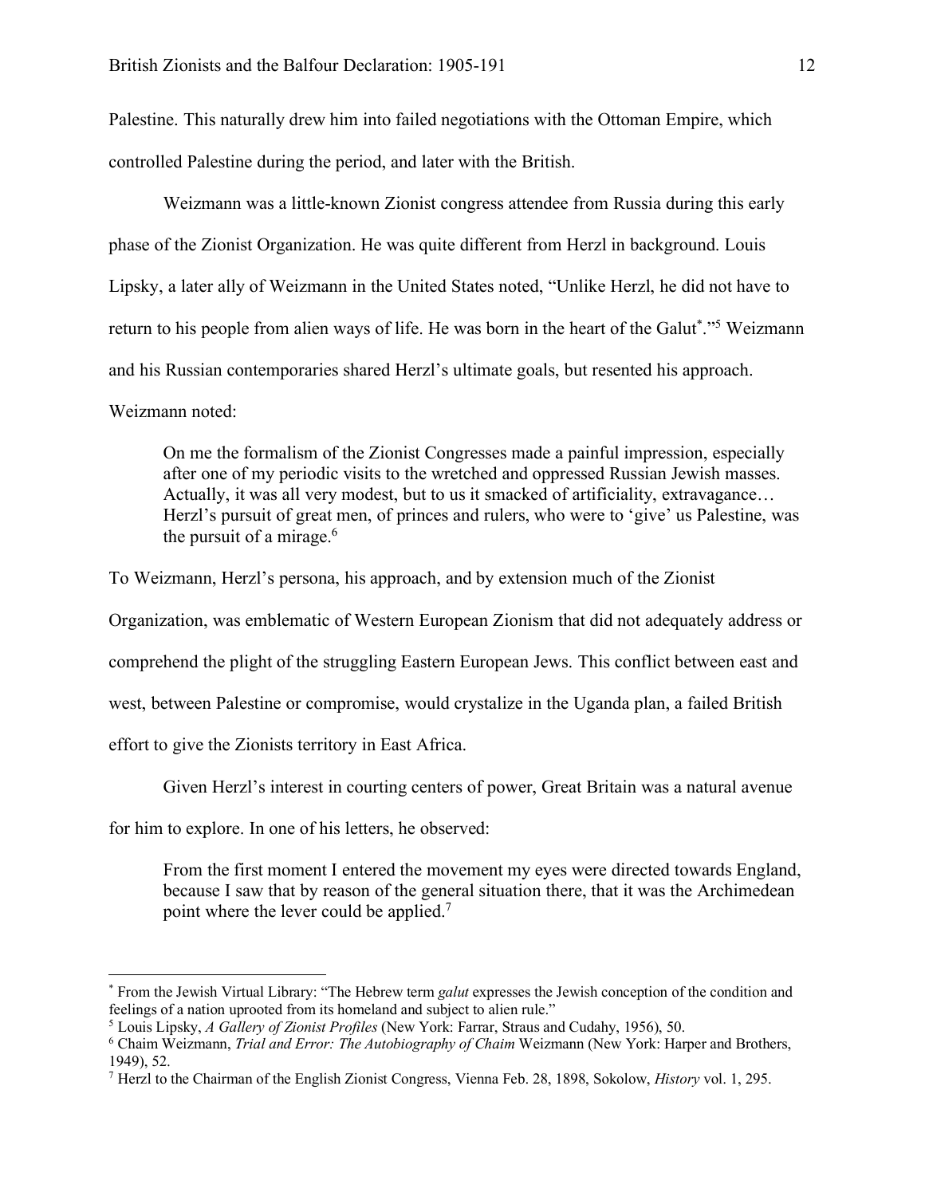Palestine. This naturally drew him into failed negotiations with the Ottoman Empire, which controlled Palestine during the period, and later with the British.

Weizmann was a little-known Zionist congress attendee from Russia during this early phase of the Zionist Organization. He was quite different from Herzl in background. Louis Lipsky, a later ally of Weizmann in the United States noted, "Unlike Herzl, he did not have to return to his people from alien ways of life. He was born in the heart of the Galut[*]."[5] Weizmann and his Russian contemporaries shared Herzl's ultimate goals, but resented his approach. Weizmann noted:

> On me the formalism of the Zionist Congresses made a painful impression, especially after one of my periodic visits to the wretched and oppressed Russian Jewish masses. Actually, it was all very modest, but to us it smacked of artificiality, extravagance… Herzl's pursuit of great men, of princes and rulers, who were to 'give' us Palestine, was the pursuit of a mirage.[6]

To Weizmann, Herzl's persona, his approach, and by extension much of the Zionist Organization, was emblematic of Western European Zionism that did not adequately address or comprehend the plight of the struggling Eastern European Jews. This conflict between east and west, between Palestine or compromise, would crystalize in the Uganda plan, a failed British effort to give the Zionists territory in East Africa.

Given Herzl's interest in courting centers of power, Great Britain was a natural avenue for him to explore. In one of his letters, he observed:

> From the first moment I entered the movement my eyes were directed towards England, because I saw that by reason of the general situation there, that it was the Archimedean point where the lever could be applied.[7]

---

[*] From the Jewish Virtual Library: "The Hebrew term *galut* expresses the Jewish conception of the condition and feelings of a nation uprooted from its homeland and subject to alien rule."

[5] Louis Lipsky, *A Gallery of Zionist Profiles* (New York: Farrar, Straus and Cudahy, 1956), 50.

[6] Chaim Weizmann, *Trial and Error: The Autobiography of Chaim* Weizmann (New York: Harper and Brothers, 1949), 52.

[7] Herzl to the Chairman of the English Zionist Congress, Vienna Feb. 28, 1898, Sokolow, *History* vol. 1, 295.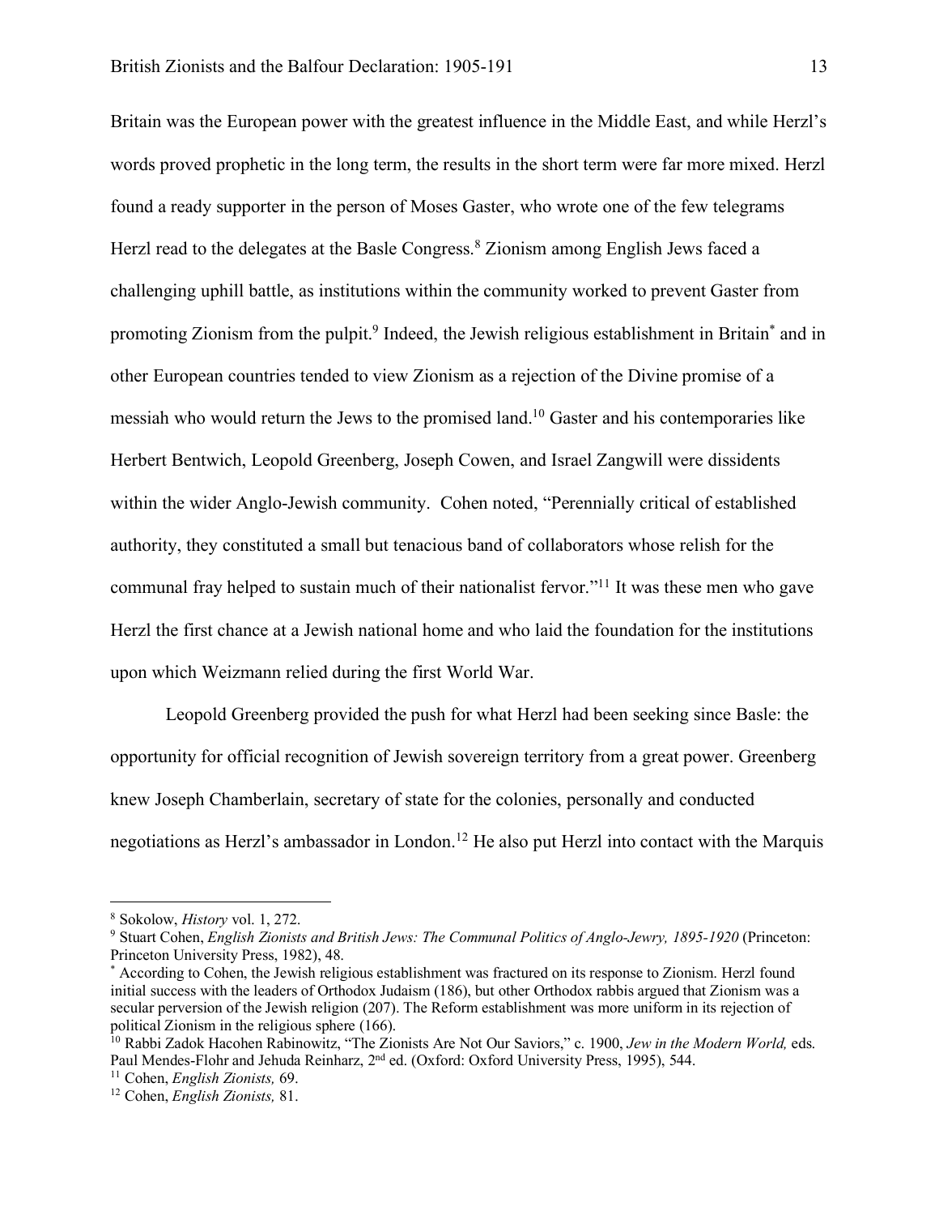Britain was the European power with the greatest influence in the Middle East, and while Herzl's words proved prophetic in the long term, the results in the short term were far more mixed. Herzl found a ready supporter in the person of Moses Gaster, who wrote one of the few telegrams Herzl read to the delegates at the Basle Congress.[8] Zionism among English Jews faced a challenging uphill battle, as institutions within the community worked to prevent Gaster from promoting Zionism from the pulpit.[9] Indeed, the Jewish religious establishment in Britain[*] and in other European countries tended to view Zionism as a rejection of the Divine promise of a messiah who would return the Jews to the promised land.[10] Gaster and his contemporaries like Herbert Bentwich, Leopold Greenberg, Joseph Cowen, and Israel Zangwill were dissidents within the wider Anglo-Jewish community. Cohen noted, "Perennially critical of established authority, they constituted a small but tenacious band of collaborators whose relish for the communal fray helped to sustain much of their nationalist fervor."[11] It was these men who gave Herzl the first chance at a Jewish national home and who laid the foundation for the institutions upon which Weizmann relied during the first World War.

Leopold Greenberg provided the push for what Herzl had been seeking since Basle: the opportunity for official recognition of Jewish sovereign territory from a great power. Greenberg knew Joseph Chamberlain, secretary of state for the colonies, personally and conducted negotiations as Herzl's ambassador in London.[12] He also put Herzl into contact with the Marquis

---

[8] Sokolow, *History* vol. 1, 272.

[9] Stuart Cohen, *English Zionists and British Jews: The Communal Politics of Anglo-Jewry, 1895-1920* (Princeton: Princeton University Press, 1982), 48.

[*] According to Cohen, the Jewish religious establishment was fractured on its response to Zionism. Herzl found initial success with the leaders of Orthodox Judaism (186), but other Orthodox rabbis argued that Zionism was a secular perversion of the Jewish religion (207). The Reform establishment was more uniform in its rejection of political Zionism in the religious sphere (166).

[10] Rabbi Zadok Hacohen Rabinowitz, "The Zionists Are Not Our Saviors," c. 1900, *Jew in the Modern World,* eds. Paul Mendes-Flohr and Jehuda Reinharz, 2nd ed. (Oxford: Oxford University Press, 1995), 544.

[11] Cohen, *English Zionists,* 69.

[12] Cohen, *English Zionists,* 81.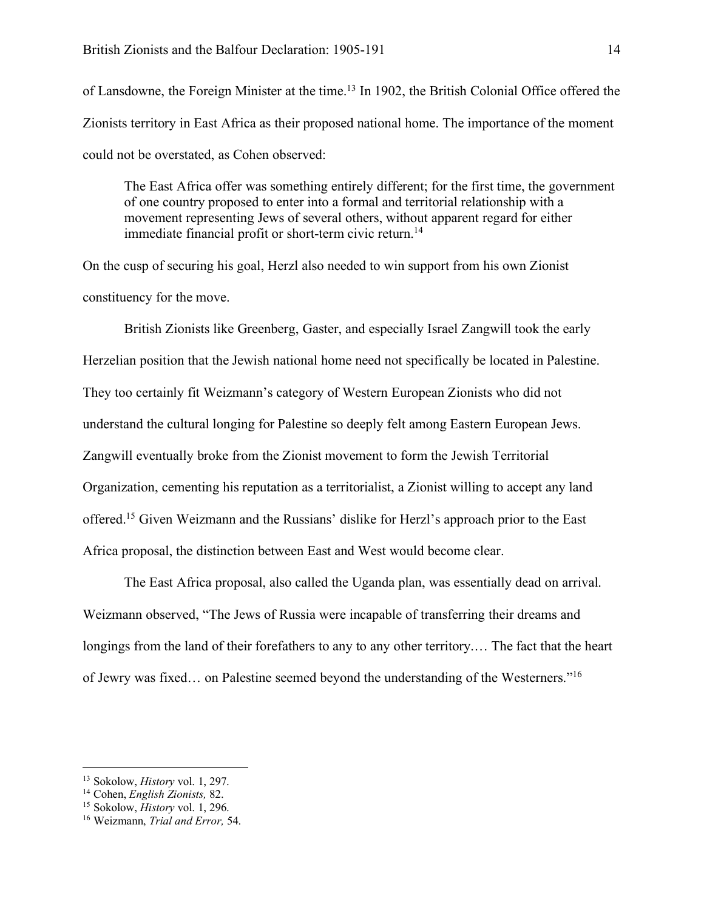of Lansdowne, the Foreign Minister at the time.[13] In 1902, the British Colonial Office offered the Zionists territory in East Africa as their proposed national home. The importance of the moment could not be overstated, as Cohen observed:

> The East Africa offer was something entirely different; for the first time, the government of one country proposed to enter into a formal and territorial relationship with a movement representing Jews of several others, without apparent regard for either immediate financial profit or short-term civic return.[14]

On the cusp of securing his goal, Herzl also needed to win support from his own Zionist constituency for the move.

British Zionists like Greenberg, Gaster, and especially Israel Zangwill took the early Herzelian position that the Jewish national home need not specifically be located in Palestine. They too certainly fit Weizmann's category of Western European Zionists who did not understand the cultural longing for Palestine so deeply felt among Eastern European Jews. Zangwill eventually broke from the Zionist movement to form the Jewish Territorial Organization, cementing his reputation as a territorialist, a Zionist willing to accept any land offered.[15] Given Weizmann and the Russians' dislike for Herzl's approach prior to the East Africa proposal, the distinction between East and West would become clear.

The East Africa proposal, also called the Uganda plan, was essentially dead on arrival. Weizmann observed, "The Jews of Russia were incapable of transferring their dreams and longings from the land of their forefathers to any to any other territory.… The fact that the heart of Jewry was fixed… on Palestine seemed beyond the understanding of the Westerners."[16]

---

[13] Sokolow, *History* vol. 1, 297.

[14] Cohen, *English Zionists,* 82.

[15] Sokolow, *History* vol. 1, 296.

[16] Weizmann, *Trial and Error,* 54.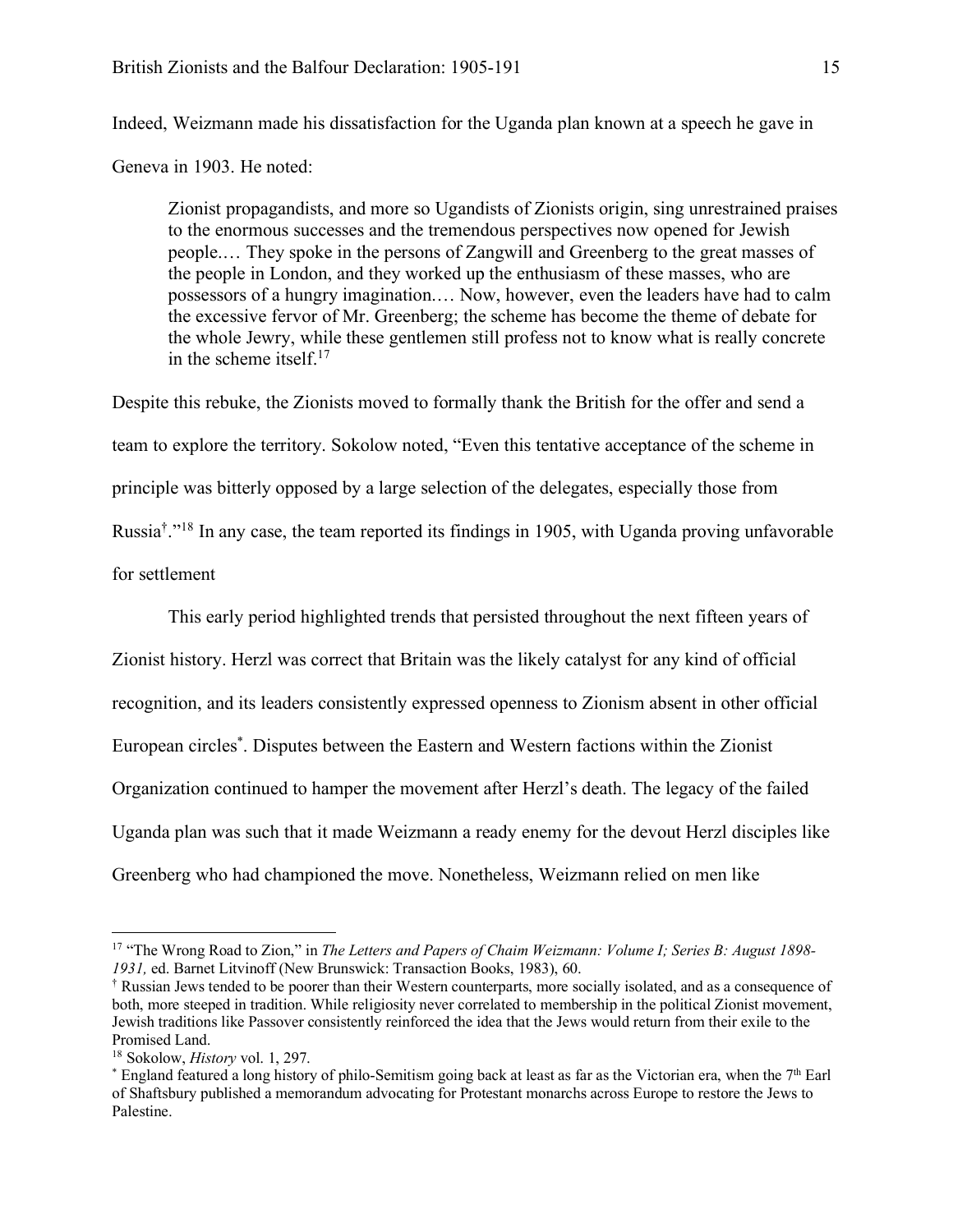Indeed, Weizmann made his dissatisfaction for the Uganda plan known at a speech he gave in Geneva in 1903. He noted:

> Zionist propagandists, and more so Ugandists of Zionists origin, sing unrestrained praises to the enormous successes and the tremendous perspectives now opened for Jewish people.… They spoke in the persons of Zangwill and Greenberg to the great masses of the people in London, and they worked up the enthusiasm of these masses, who are possessors of a hungry imagination.… Now, however, even the leaders have had to calm the excessive fervor of Mr. Greenberg; the scheme has become the theme of debate for the whole Jewry, while these gentlemen still profess not to know what is really concrete in the scheme itself.[17]

Despite this rebuke, the Zionists moved to formally thank the British for the offer and send a team to explore the territory. Sokolow noted, "Even this tentative acceptance of the scheme in principle was bitterly opposed by a large selection of the delegates, especially those from Russia[†]."[18] In any case, the team reported its findings in 1905, with Uganda proving unfavorable for settlement

This early period highlighted trends that persisted throughout the next fifteen years of Zionist history. Herzl was correct that Britain was the likely catalyst for any kind of official recognition, and its leaders consistently expressed openness to Zionism absent in other official European circles[*]. Disputes between the Eastern and Western factions within the Zionist Organization continued to hamper the movement after Herzl's death. The legacy of the failed Uganda plan was such that it made Weizmann a ready enemy for the devout Herzl disciples like Greenberg who had championed the move. Nonetheless, Weizmann relied on men like

---

[17] "The Wrong Road to Zion," in *The Letters and Papers of Chaim Weizmann: Volume I; Series B: August 1898-1931,* ed. Barnet Litvinoff (New Brunswick: Transaction Books, 1983), 60.

[†] Russian Jews tended to be poorer than their Western counterparts, more socially isolated, and as a consequence of both, more steeped in tradition. While religiosity never correlated to membership in the political Zionist movement, Jewish traditions like Passover consistently reinforced the idea that the Jews would return from their exile to the Promised Land.

[18] Sokolow, *History* vol. 1, 297.

[*] England featured a long history of philo-Semitism going back at least as far as the Victorian era, when the 7th Earl of Shaftsbury published a memorandum advocating for Protestant monarchs across Europe to restore the Jews to Palestine.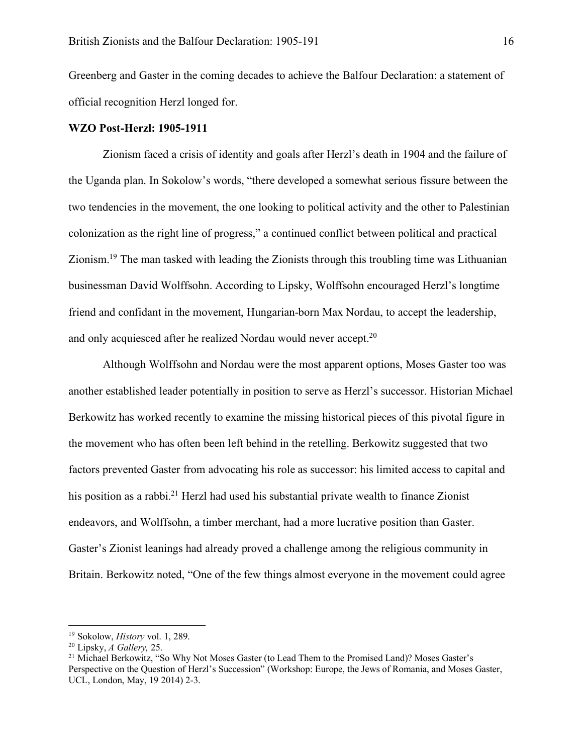Greenberg and Gaster in the coming decades to achieve the Balfour Declaration: a statement of official recognition Herzl longed for.

**WZO Post-Herzl: 1905-1911**

Zionism faced a crisis of identity and goals after Herzl's death in 1904 and the failure of the Uganda plan. In Sokolow's words, "there developed a somewhat serious fissure between the two tendencies in the movement, the one looking to political activity and the other to Palestinian colonization as the right line of progress," a continued conflict between political and practical Zionism.[19] The man tasked with leading the Zionists through this troubling time was Lithuanian businessman David Wolffsohn. According to Lipsky, Wolffsohn encouraged Herzl's longtime friend and confidant in the movement, Hungarian-born Max Nordau, to accept the leadership, and only acquiesced after he realized Nordau would never accept.[20]

Although Wolffsohn and Nordau were the most apparent options, Moses Gaster too was another established leader potentially in position to serve as Herzl's successor. Historian Michael Berkowitz has worked recently to examine the missing historical pieces of this pivotal figure in the movement who has often been left behind in the retelling. Berkowitz suggested that two factors prevented Gaster from advocating his role as successor: his limited access to capital and his position as a rabbi.[21] Herzl had used his substantial private wealth to finance Zionist endeavors, and Wolffsohn, a timber merchant, had a more lucrative position than Gaster. Gaster's Zionist leanings had already proved a challenge among the religious community in Britain. Berkowitz noted, "One of the few things almost everyone in the movement could agree

---

[19] Sokolow, *History* vol. 1, 289.

[20] Lipsky, *A Gallery,* 25.

[21] Michael Berkowitz, "So Why Not Moses Gaster (to Lead Them to the Promised Land)? Moses Gaster's Perspective on the Question of Herzl's Succession" (Workshop: Europe, the Jews of Romania, and Moses Gaster, UCL, London, May, 19 2014) 2-3.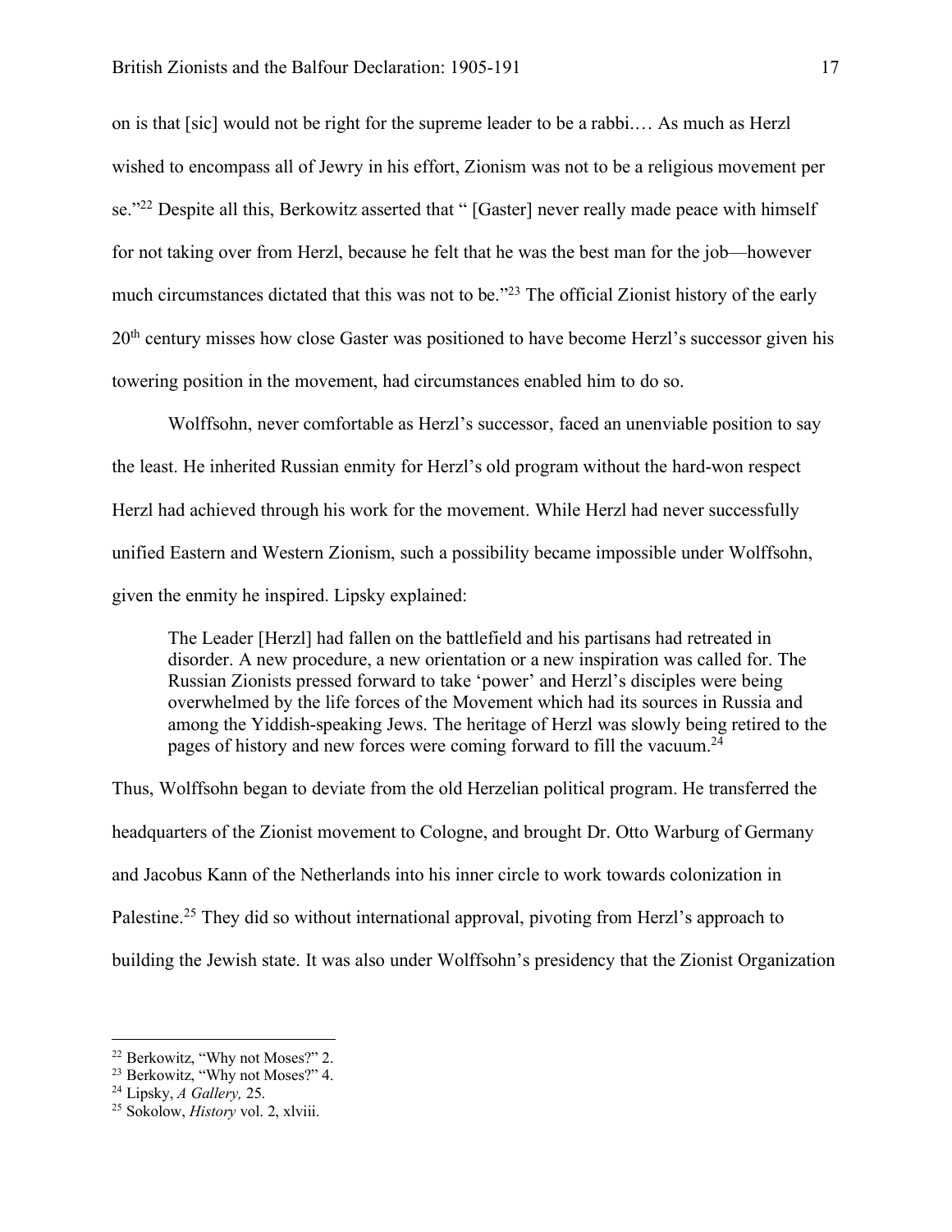on is that [sic] would not be right for the supreme leader to be a rabbi.… As much as Herzl wished to encompass all of Jewry in his effort, Zionism was not to be a religious movement per se."[22] Despite all this, Berkowitz asserted that " [Gaster] never really made peace with himself for not taking over from Herzl, because he felt that he was the best man for the job—however much circumstances dictated that this was not to be."[23] The official Zionist history of the early 20th century misses how close Gaster was positioned to have become Herzl's successor given his towering position in the movement, had circumstances enabled him to do so.

Wolffsohn, never comfortable as Herzl's successor, faced an unenviable position to say the least. He inherited Russian enmity for Herzl's old program without the hard-won respect Herzl had achieved through his work for the movement. While Herzl had never successfully unified Eastern and Western Zionism, such a possibility became impossible under Wolffsohn, given the enmity he inspired. Lipsky explained:

> The Leader [Herzl] had fallen on the battlefield and his partisans had retreated in disorder. A new procedure, a new orientation or a new inspiration was called for. The Russian Zionists pressed forward to take 'power' and Herzl's disciples were being overwhelmed by the life forces of the Movement which had its sources in Russia and among the Yiddish-speaking Jews. The heritage of Herzl was slowly being retired to the pages of history and new forces were coming forward to fill the vacuum.[24]

Thus, Wolffsohn began to deviate from the old Herzelian political program. He transferred the headquarters of the Zionist movement to Cologne, and brought Dr. Otto Warburg of Germany and Jacobus Kann of the Netherlands into his inner circle to work towards colonization in Palestine.[25] They did so without international approval, pivoting from Herzl's approach to building the Jewish state. It was also under Wolffsohn's presidency that the Zionist Organization

[22] Berkowitz, "Why not Moses?" 2.
[23] Berkowitz, "Why not Moses?" 4.
[24] Lipsky, *A Gallery,* 25.
[25] Sokolow, *History* vol. 2, xlviii.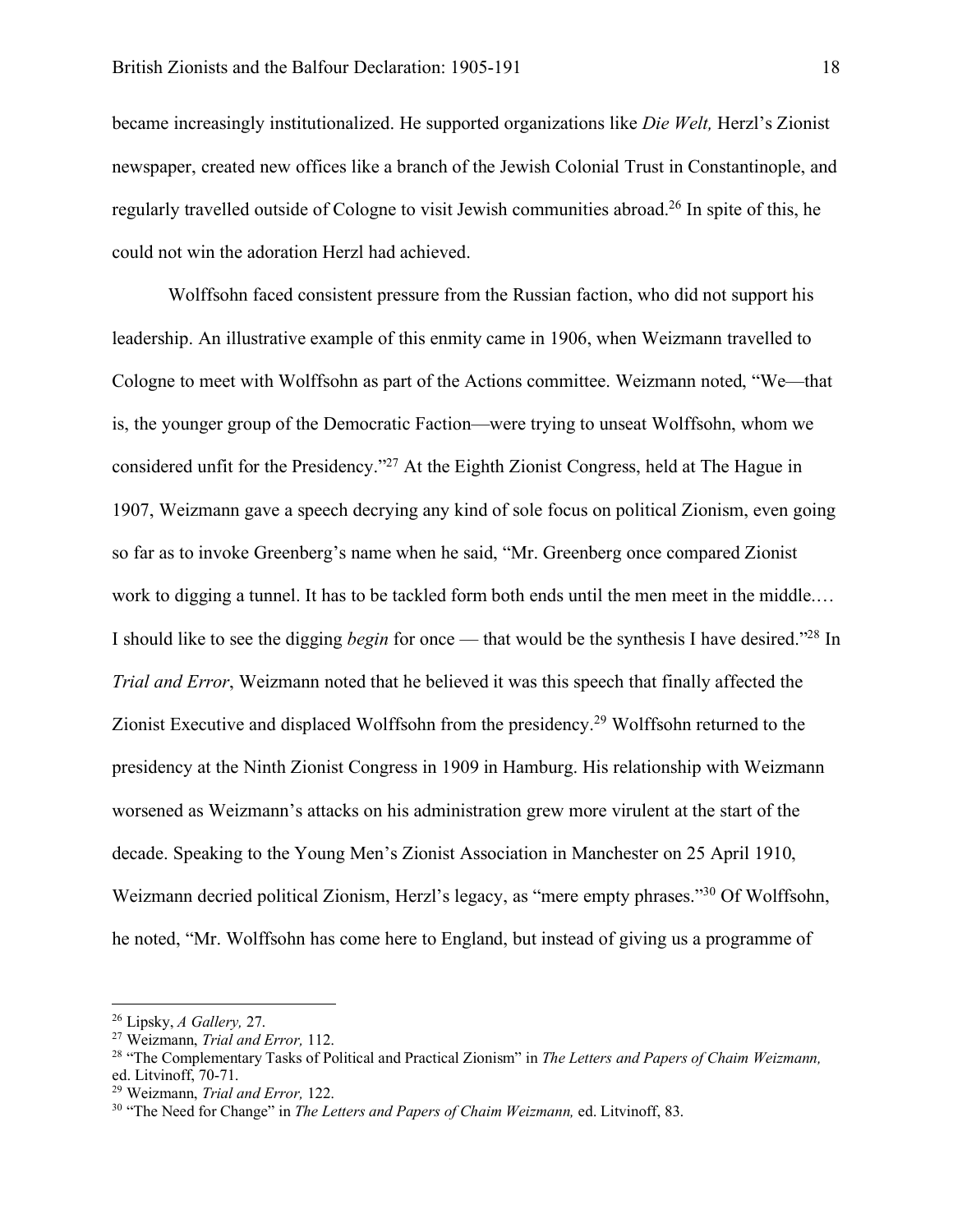became increasingly institutionalized. He supported organizations like *Die Welt,* Herzl's Zionist newspaper, created new offices like a branch of the Jewish Colonial Trust in Constantinople, and regularly travelled outside of Cologne to visit Jewish communities abroad.[26] In spite of this, he could not win the adoration Herzl had achieved.

Wolffsohn faced consistent pressure from the Russian faction, who did not support his leadership. An illustrative example of this enmity came in 1906, when Weizmann travelled to Cologne to meet with Wolffsohn as part of the Actions committee. Weizmann noted, "We—that is, the younger group of the Democratic Faction—were trying to unseat Wolffsohn, whom we considered unfit for the Presidency."[27] At the Eighth Zionist Congress, held at The Hague in 1907, Weizmann gave a speech decrying any kind of sole focus on political Zionism, even going so far as to invoke Greenberg's name when he said, "Mr. Greenberg once compared Zionist work to digging a tunnel. It has to be tackled form both ends until the men meet in the middle.… I should like to see the digging *begin* for once — that would be the synthesis I have desired."[28] In *Trial and Error*, Weizmann noted that he believed it was this speech that finally affected the Zionist Executive and displaced Wolffsohn from the presidency.[29] Wolffsohn returned to the presidency at the Ninth Zionist Congress in 1909 in Hamburg. His relationship with Weizmann worsened as Weizmann's attacks on his administration grew more virulent at the start of the decade. Speaking to the Young Men's Zionist Association in Manchester on 25 April 1910, Weizmann decried political Zionism, Herzl's legacy, as "mere empty phrases."[30] Of Wolffsohn, he noted, "Mr. Wolffsohn has come here to England, but instead of giving us a programme of

---

[26] Lipsky, *A Gallery,* 27.

[27] Weizmann, *Trial and Error,* 112.

[28] "The Complementary Tasks of Political and Practical Zionism" in *The Letters and Papers of Chaim Weizmann,* ed. Litvinoff, 70-71.

[29] Weizmann, *Trial and Error,* 122.

[30] "The Need for Change" in *The Letters and Papers of Chaim Weizmann,* ed. Litvinoff, 83.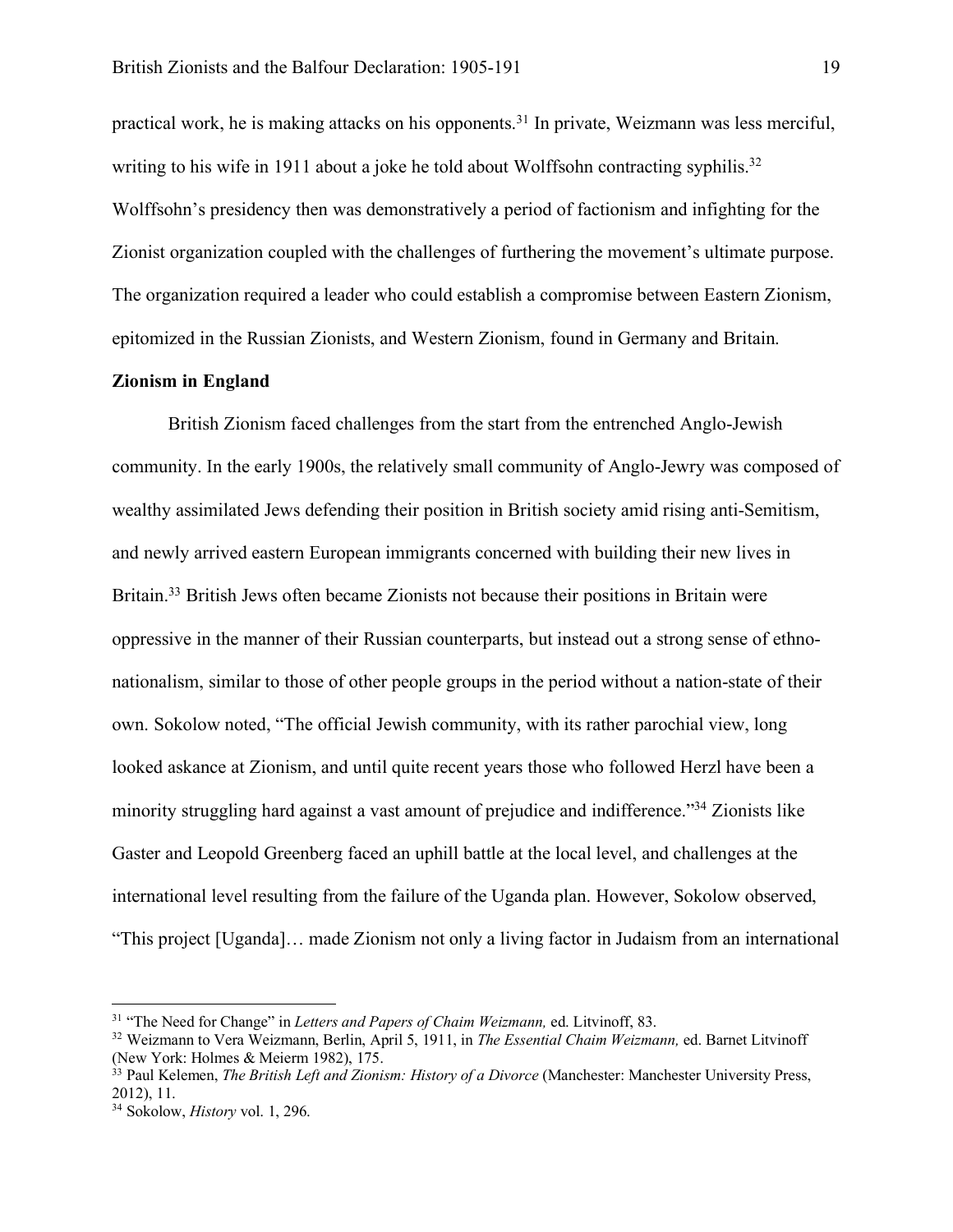practical work, he is making attacks on his opponents.[31] In private, Weizmann was less merciful, writing to his wife in 1911 about a joke he told about Wolffsohn contracting syphilis.[32] Wolffsohn's presidency then was demonstratively a period of factionism and infighting for the Zionist organization coupled with the challenges of furthering the movement's ultimate purpose. The organization required a leader who could establish a compromise between Eastern Zionism, epitomized in the Russian Zionists, and Western Zionism, found in Germany and Britain.

**Zionism in England**

British Zionism faced challenges from the start from the entrenched Anglo-Jewish community. In the early 1900s, the relatively small community of Anglo-Jewry was composed of wealthy assimilated Jews defending their position in British society amid rising anti-Semitism, and newly arrived eastern European immigrants concerned with building their new lives in Britain.[33] British Jews often became Zionists not because their positions in Britain were oppressive in the manner of their Russian counterparts, but instead out a strong sense of ethno-nationalism, similar to those of other people groups in the period without a nation-state of their own. Sokolow noted, "The official Jewish community, with its rather parochial view, long looked askance at Zionism, and until quite recent years those who followed Herzl have been a minority struggling hard against a vast amount of prejudice and indifference."[34] Zionists like Gaster and Leopold Greenberg faced an uphill battle at the local level, and challenges at the international level resulting from the failure of the Uganda plan. However, Sokolow observed, "This project [Uganda]… made Zionism not only a living factor in Judaism from an international

---

[31] "The Need for Change" in *Letters and Papers of Chaim Weizmann,* ed. Litvinoff, 83.

[32] Weizmann to Vera Weizmann, Berlin, April 5, 1911, in *The Essential Chaim Weizmann,* ed. Barnet Litvinoff (New York: Holmes & Meierm 1982), 175.

[33] Paul Kelemen, *The British Left and Zionism: History of a Divorce* (Manchester: Manchester University Press, 2012), 11.

[34] Sokolow, *History* vol. 1, 296.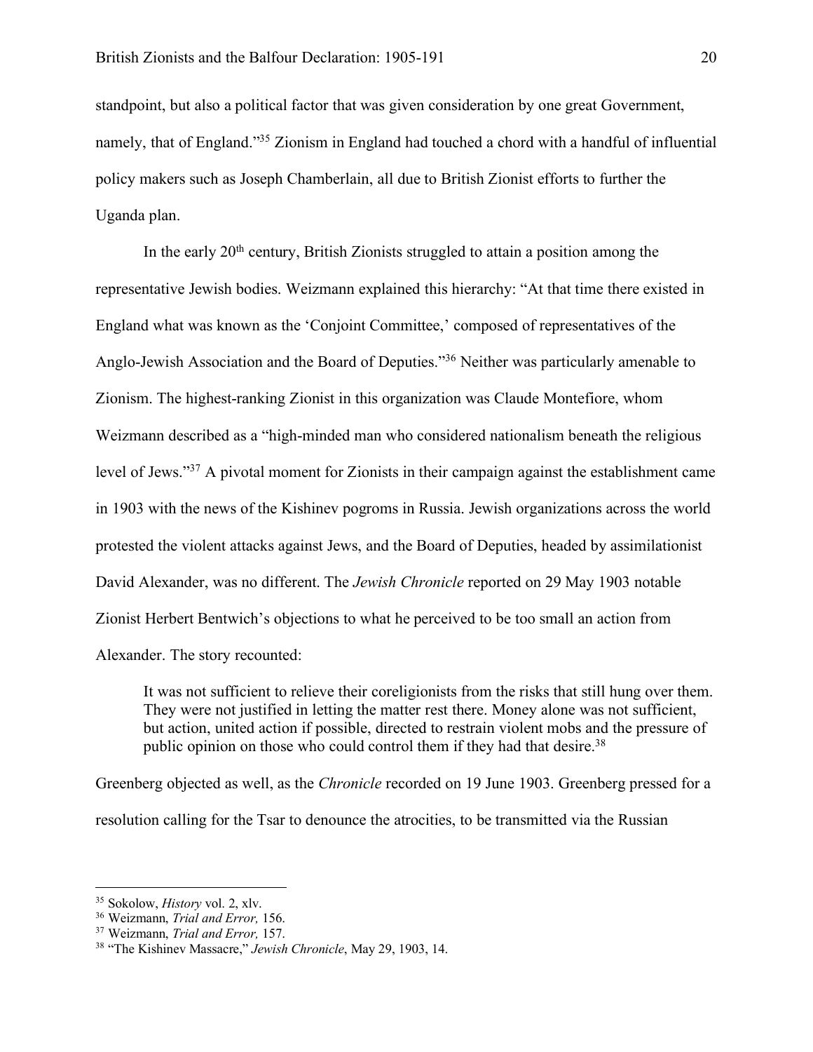standpoint, but also a political factor that was given consideration by one great Government, namely, that of England."[35] Zionism in England had touched a chord with a handful of influential policy makers such as Joseph Chamberlain, all due to British Zionist efforts to further the Uganda plan.

In the early 20th century, British Zionists struggled to attain a position among the representative Jewish bodies. Weizmann explained this hierarchy: "At that time there existed in England what was known as the 'Conjoint Committee,' composed of representatives of the Anglo-Jewish Association and the Board of Deputies."[36] Neither was particularly amenable to Zionism. The highest-ranking Zionist in this organization was Claude Montefiore, whom Weizmann described as a "high-minded man who considered nationalism beneath the religious level of Jews."[37] A pivotal moment for Zionists in their campaign against the establishment came in 1903 with the news of the Kishinev pogroms in Russia. Jewish organizations across the world protested the violent attacks against Jews, and the Board of Deputies, headed by assimilationist David Alexander, was no different. The *Jewish Chronicle* reported on 29 May 1903 notable Zionist Herbert Bentwich's objections to what he perceived to be too small an action from Alexander. The story recounted:

> It was not sufficient to relieve their coreligionists from the risks that still hung over them. They were not justified in letting the matter rest there. Money alone was not sufficient, but action, united action if possible, directed to restrain violent mobs and the pressure of public opinion on those who could control them if they had that desire.[38]

Greenberg objected as well, as the *Chronicle* recorded on 19 June 1903. Greenberg pressed for a resolution calling for the Tsar to denounce the atrocities, to be transmitted via the Russian

---

[35] Sokolow, *History* vol. 2, xlv.
[36] Weizmann, *Trial and Error,* 156.
[37] Weizmann, *Trial and Error,* 157.
[38] "The Kishinev Massacre," *Jewish Chronicle*, May 29, 1903, 14.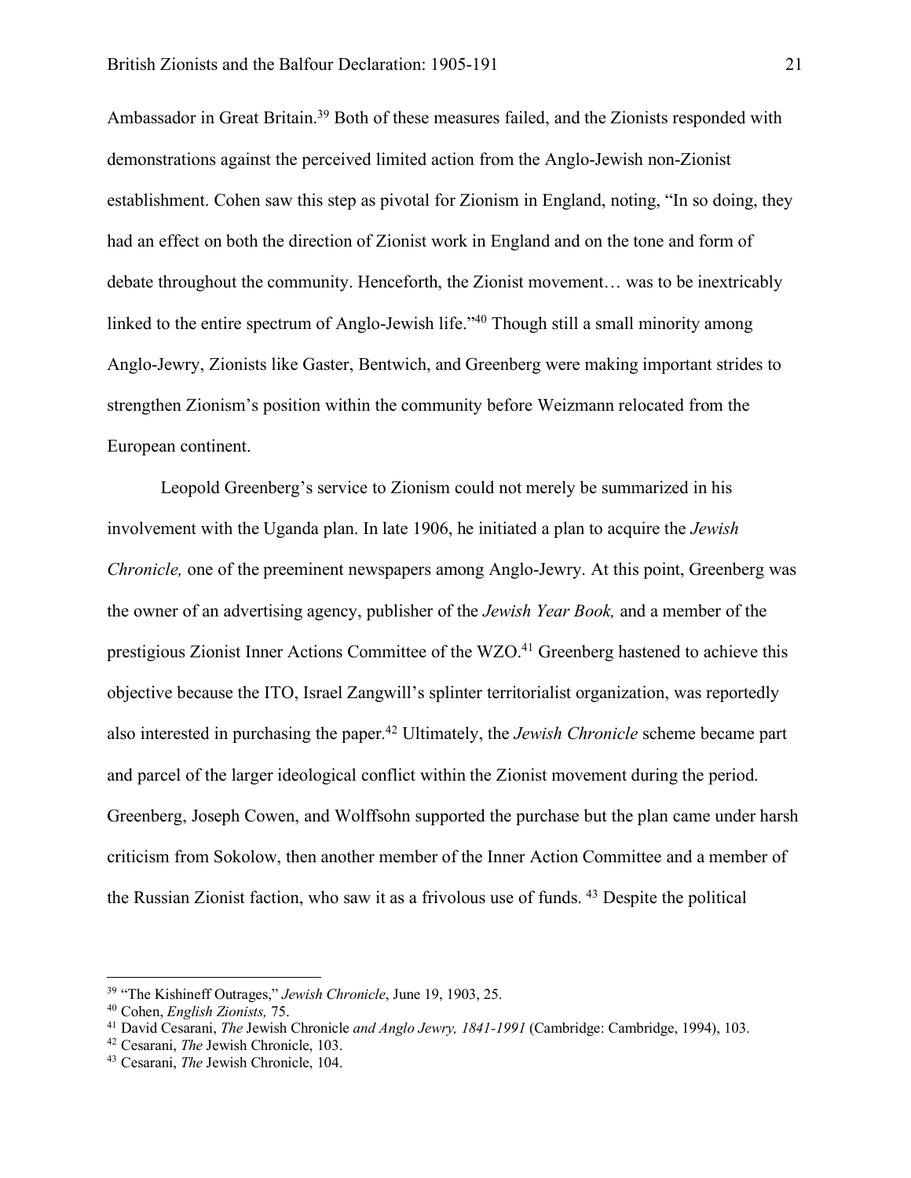Ambassador in Great Britain.[39] Both of these measures failed, and the Zionists responded with demonstrations against the perceived limited action from the Anglo-Jewish non-Zionist establishment. Cohen saw this step as pivotal for Zionism in England, noting, "In so doing, they had an effect on both the direction of Zionist work in England and on the tone and form of debate throughout the community. Henceforth, the Zionist movement… was to be inextricably linked to the entire spectrum of Anglo-Jewish life."[40] Though still a small minority among Anglo-Jewry, Zionists like Gaster, Bentwich, and Greenberg were making important strides to strengthen Zionism's position within the community before Weizmann relocated from the European continent.

Leopold Greenberg's service to Zionism could not merely be summarized in his involvement with the Uganda plan. In late 1906, he initiated a plan to acquire the *Jewish Chronicle,* one of the preeminent newspapers among Anglo-Jewry. At this point, Greenberg was the owner of an advertising agency, publisher of the *Jewish Year Book,* and a member of the prestigious Zionist Inner Actions Committee of the WZO.[41] Greenberg hastened to achieve this objective because the ITO, Israel Zangwill's splinter territorialist organization, was reportedly also interested in purchasing the paper.[42] Ultimately, the *Jewish Chronicle* scheme became part and parcel of the larger ideological conflict within the Zionist movement during the period. Greenberg, Joseph Cowen, and Wolffsohn supported the purchase but the plan came under harsh criticism from Sokolow, then another member of the Inner Action Committee and a member of the Russian Zionist faction, who saw it as a frivolous use of funds. [43] Despite the political

---

[39] "The Kishineff Outrages," *Jewish Chronicle*, June 19, 1903, 25.

[40] Cohen, *English Zionists,* 75.

[41] David Cesarani, *The* Jewish Chronicle *and Anglo Jewry, 1841-1991* (Cambridge: Cambridge, 1994), 103.

[42] Cesarani, *The* Jewish Chronicle, 103.

[43] Cesarani, *The* Jewish Chronicle, 104.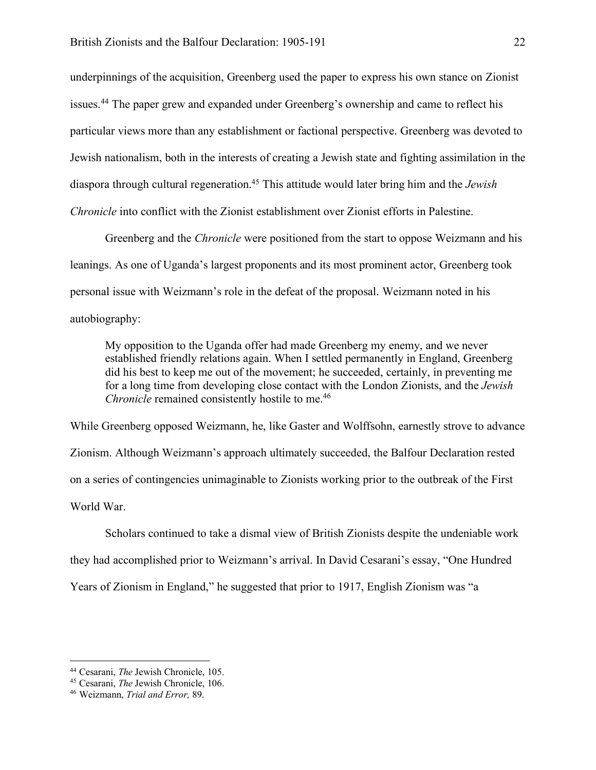underpinnings of the acquisition, Greenberg used the paper to express his own stance on Zionist issues.[44] The paper grew and expanded under Greenberg's ownership and came to reflect his particular views more than any establishment or factional perspective. Greenberg was devoted to Jewish nationalism, both in the interests of creating a Jewish state and fighting assimilation in the diaspora through cultural regeneration.[45] This attitude would later bring him and the *Jewish Chronicle* into conflict with the Zionist establishment over Zionist efforts in Palestine.

Greenberg and the *Chronicle* were positioned from the start to oppose Weizmann and his leanings. As one of Uganda's largest proponents and its most prominent actor, Greenberg took personal issue with Weizmann's role in the defeat of the proposal. Weizmann noted in his autobiography:

> My opposition to the Uganda offer had made Greenberg my enemy, and we never established friendly relations again. When I settled permanently in England, Greenberg did his best to keep me out of the movement; he succeeded, certainly, in preventing me for a long time from developing close contact with the London Zionists, and the *Jewish Chronicle* remained consistently hostile to me.[46]

While Greenberg opposed Weizmann, he, like Gaster and Wolffsohn, earnestly strove to advance Zionism. Although Weizmann's approach ultimately succeeded, the Balfour Declaration rested on a series of contingencies unimaginable to Zionists working prior to the outbreak of the First World War.

Scholars continued to take a dismal view of British Zionists despite the undeniable work they had accomplished prior to Weizmann's arrival. In David Cesarani's essay, "One Hundred Years of Zionism in England," he suggested that prior to 1917, English Zionism was "a

---

[44] Cesarani, *The* Jewish Chronicle, 105.

[45] Cesarani, *The* Jewish Chronicle, 106.

[46] Weizmann, *Trial and Error,* 89.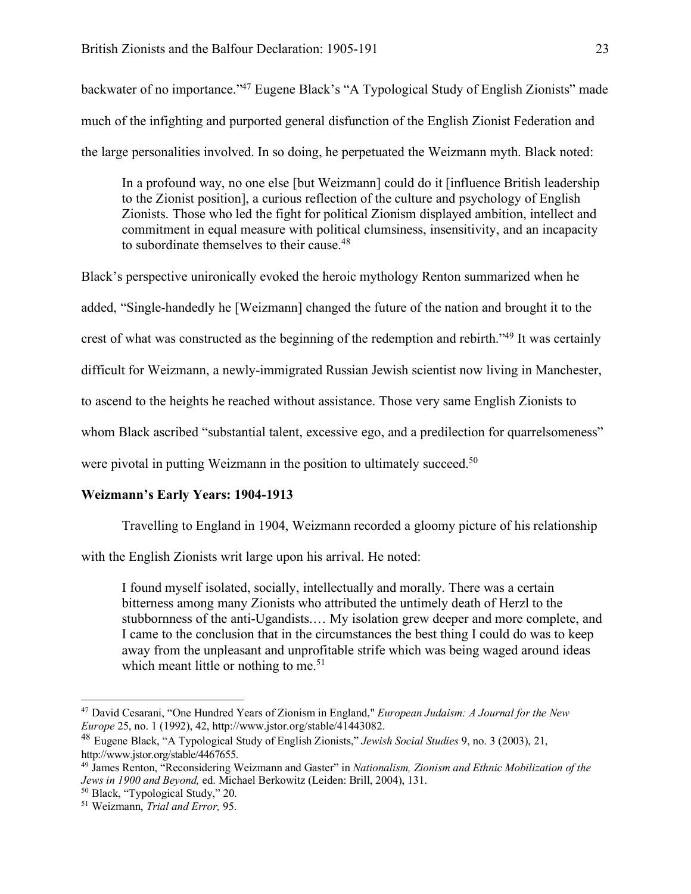backwater of no importance."[47] Eugene Black's "A Typological Study of English Zionists" made much of the infighting and purported general disfunction of the English Zionist Federation and the large personalities involved. In so doing, he perpetuated the Weizmann myth. Black noted:

> In a profound way, no one else [but Weizmann] could do it [influence British leadership to the Zionist position], a curious reflection of the culture and psychology of English Zionists. Those who led the fight for political Zionism displayed ambition, intellect and commitment in equal measure with political clumsiness, insensitivity, and an incapacity to subordinate themselves to their cause.[48]

Black's perspective unironically evoked the heroic mythology Renton summarized when he added, "Single-handedly he [Weizmann] changed the future of the nation and brought it to the crest of what was constructed as the beginning of the redemption and rebirth."[49] It was certainly difficult for Weizmann, a newly-immigrated Russian Jewish scientist now living in Manchester, to ascend to the heights he reached without assistance. Those very same English Zionists to whom Black ascribed "substantial talent, excessive ego, and a predilection for quarrelsomeness" were pivotal in putting Weizmann in the position to ultimately succeed.[50]

**Weizmann's Early Years: 1904-1913**

Travelling to England in 1904, Weizmann recorded a gloomy picture of his relationship with the English Zionists writ large upon his arrival. He noted:

> I found myself isolated, socially, intellectually and morally. There was a certain bitterness among many Zionists who attributed the untimely death of Herzl to the stubbornness of the anti-Ugandists.… My isolation grew deeper and more complete, and I came to the conclusion that in the circumstances the best thing I could do was to keep away from the unpleasant and unprofitable strife which was being waged around ideas which meant little or nothing to me.[51]

---

[47] David Cesarani, "One Hundred Years of Zionism in England," *European Judaism: A Journal for the New Europe* 25, no. 1 (1992), 42, http://www.jstor.org/stable/41443082.

[48] Eugene Black, "A Typological Study of English Zionists," *Jewish Social Studies* 9, no. 3 (2003), 21, http://www.jstor.org/stable/4467655.

[49] James Renton, "Reconsidering Weizmann and Gaster" in *Nationalism, Zionism and Ethnic Mobilization of the Jews in 1900 and Beyond,* ed. Michael Berkowitz (Leiden: Brill, 2004), 131.

[50] Black, "Typological Study," 20.

[51] Weizmann, *Trial and Error,* 95.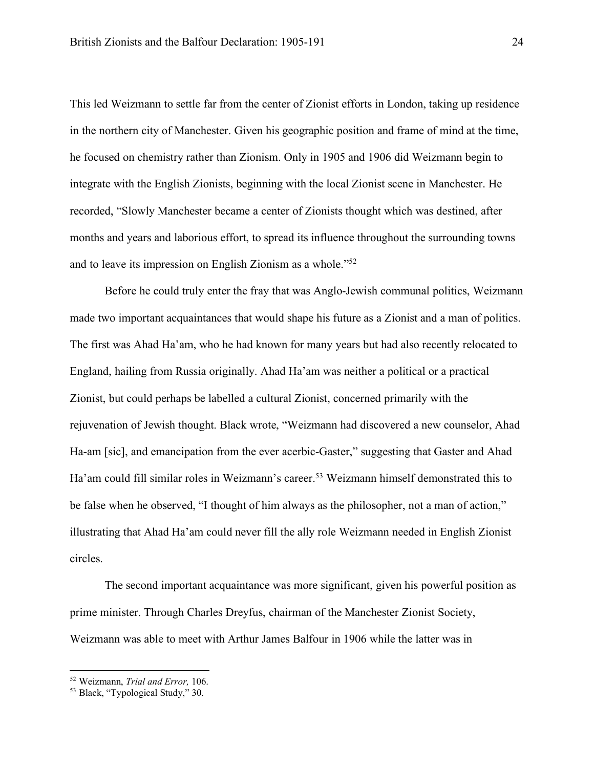This led Weizmann to settle far from the center of Zionist efforts in London, taking up residence in the northern city of Manchester. Given his geographic position and frame of mind at the time, he focused on chemistry rather than Zionism. Only in 1905 and 1906 did Weizmann begin to integrate with the English Zionists, beginning with the local Zionist scene in Manchester. He recorded, "Slowly Manchester became a center of Zionists thought which was destined, after months and years and laborious effort, to spread its influence throughout the surrounding towns and to leave its impression on English Zionism as a whole."[52]

Before he could truly enter the fray that was Anglo-Jewish communal politics, Weizmann made two important acquaintances that would shape his future as a Zionist and a man of politics. The first was Ahad Ha'am, who he had known for many years but had also recently relocated to England, hailing from Russia originally. Ahad Ha'am was neither a political or a practical Zionist, but could perhaps be labelled a cultural Zionist, concerned primarily with the rejuvenation of Jewish thought. Black wrote, "Weizmann had discovered a new counselor, Ahad Ha-am [sic], and emancipation from the ever acerbic-Gaster," suggesting that Gaster and Ahad Ha'am could fill similar roles in Weizmann's career.[53] Weizmann himself demonstrated this to be false when he observed, "I thought of him always as the philosopher, not a man of action," illustrating that Ahad Ha'am could never fill the ally role Weizmann needed in English Zionist circles.

The second important acquaintance was more significant, given his powerful position as prime minister. Through Charles Dreyfus, chairman of the Manchester Zionist Society, Weizmann was able to meet with Arthur James Balfour in 1906 while the latter was in

---

[52] Weizmann, *Trial and Error,* 106.

[53] Black, "Typological Study," 30.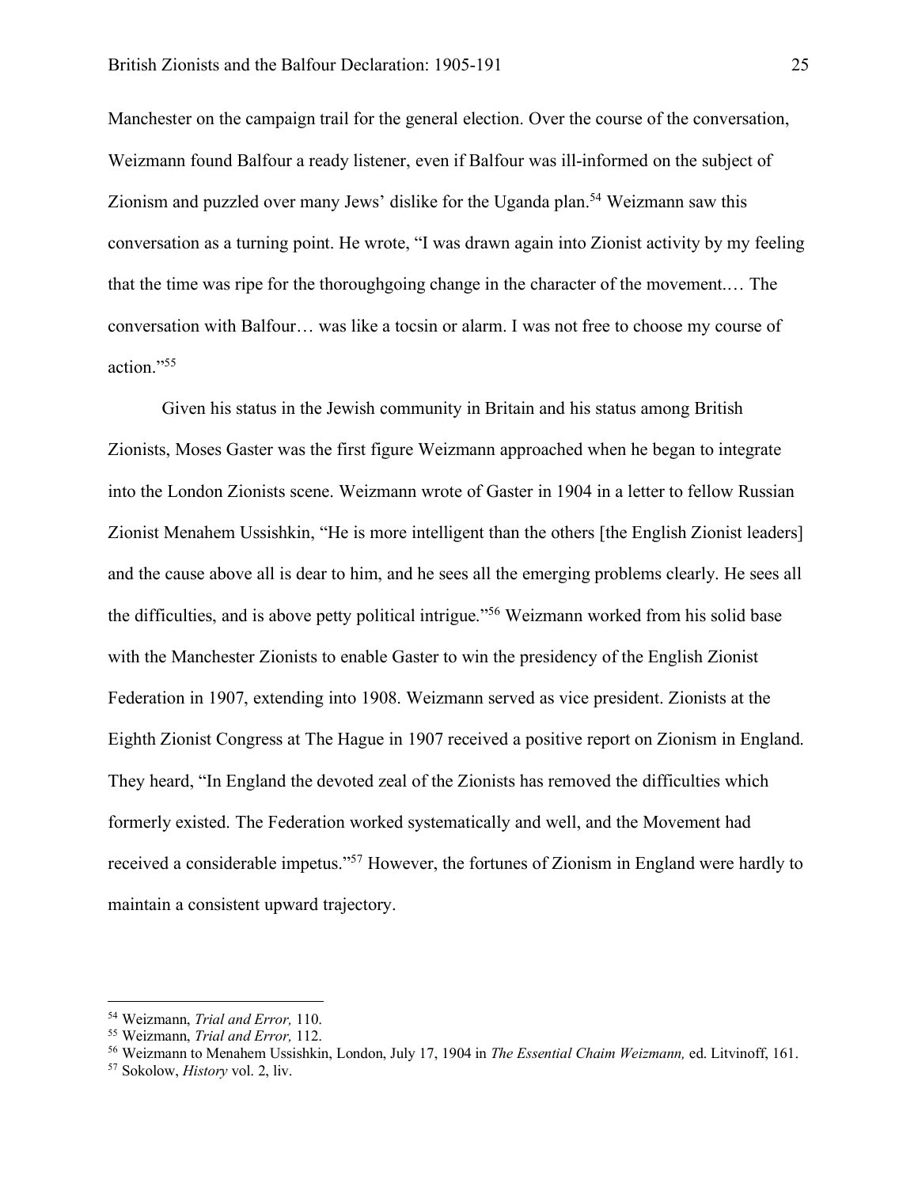Manchester on the campaign trail for the general election. Over the course of the conversation, Weizmann found Balfour a ready listener, even if Balfour was ill-informed on the subject of Zionism and puzzled over many Jews' dislike for the Uganda plan.[54] Weizmann saw this conversation as a turning point. He wrote, "I was drawn again into Zionist activity by my feeling that the time was ripe for the thoroughgoing change in the character of the movement.… The conversation with Balfour… was like a tocsin or alarm. I was not free to choose my course of action."[55]

Given his status in the Jewish community in Britain and his status among British Zionists, Moses Gaster was the first figure Weizmann approached when he began to integrate into the London Zionists scene. Weizmann wrote of Gaster in 1904 in a letter to fellow Russian Zionist Menahem Ussishkin, "He is more intelligent than the others [the English Zionist leaders] and the cause above all is dear to him, and he sees all the emerging problems clearly. He sees all the difficulties, and is above petty political intrigue."[56] Weizmann worked from his solid base with the Manchester Zionists to enable Gaster to win the presidency of the English Zionist Federation in 1907, extending into 1908. Weizmann served as vice president. Zionists at the Eighth Zionist Congress at The Hague in 1907 received a positive report on Zionism in England. They heard, "In England the devoted zeal of the Zionists has removed the difficulties which formerly existed. The Federation worked systematically and well, and the Movement had received a considerable impetus."[57] However, the fortunes of Zionism in England were hardly to maintain a consistent upward trajectory.

---

[54] Weizmann, *Trial and Error,* 110.

[55] Weizmann, *Trial and Error,* 112.

[56] Weizmann to Menahem Ussishkin, London, July 17, 1904 in *The Essential Chaim Weizmann,* ed. Litvinoff, 161.

[57] Sokolow, *History* vol. 2, liv.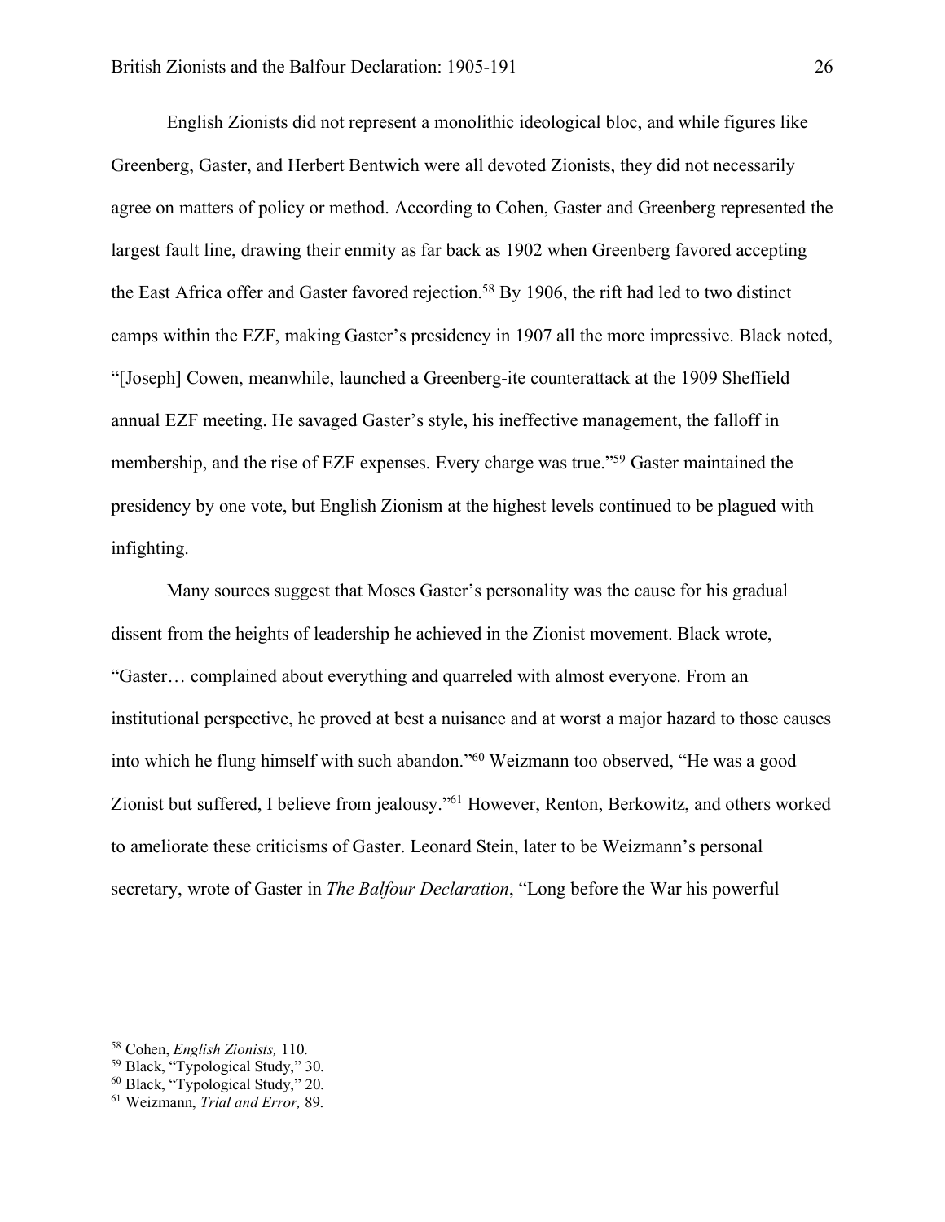English Zionists did not represent a monolithic ideological bloc, and while figures like Greenberg, Gaster, and Herbert Bentwich were all devoted Zionists, they did not necessarily agree on matters of policy or method. According to Cohen, Gaster and Greenberg represented the largest fault line, drawing their enmity as far back as 1902 when Greenberg favored accepting the East Africa offer and Gaster favored rejection.[58] By 1906, the rift had led to two distinct camps within the EZF, making Gaster's presidency in 1907 all the more impressive. Black noted, "[Joseph] Cowen, meanwhile, launched a Greenberg-ite counterattack at the 1909 Sheffield annual EZF meeting. He savaged Gaster's style, his ineffective management, the falloff in membership, and the rise of EZF expenses. Every charge was true."[59] Gaster maintained the presidency by one vote, but English Zionism at the highest levels continued to be plagued with infighting.

Many sources suggest that Moses Gaster's personality was the cause for his gradual dissent from the heights of leadership he achieved in the Zionist movement. Black wrote, "Gaster… complained about everything and quarreled with almost everyone. From an institutional perspective, he proved at best a nuisance and at worst a major hazard to those causes into which he flung himself with such abandon."[60] Weizmann too observed, "He was a good Zionist but suffered, I believe from jealousy."[61] However, Renton, Berkowitz, and others worked to ameliorate these criticisms of Gaster. Leonard Stein, later to be Weizmann's personal secretary, wrote of Gaster in *The Balfour Declaration*, "Long before the War his powerful

---

[58] Cohen, *English Zionists,* 110.
[59] Black, "Typological Study," 30.
[60] Black, "Typological Study," 20.
[61] Weizmann, *Trial and Error,* 89.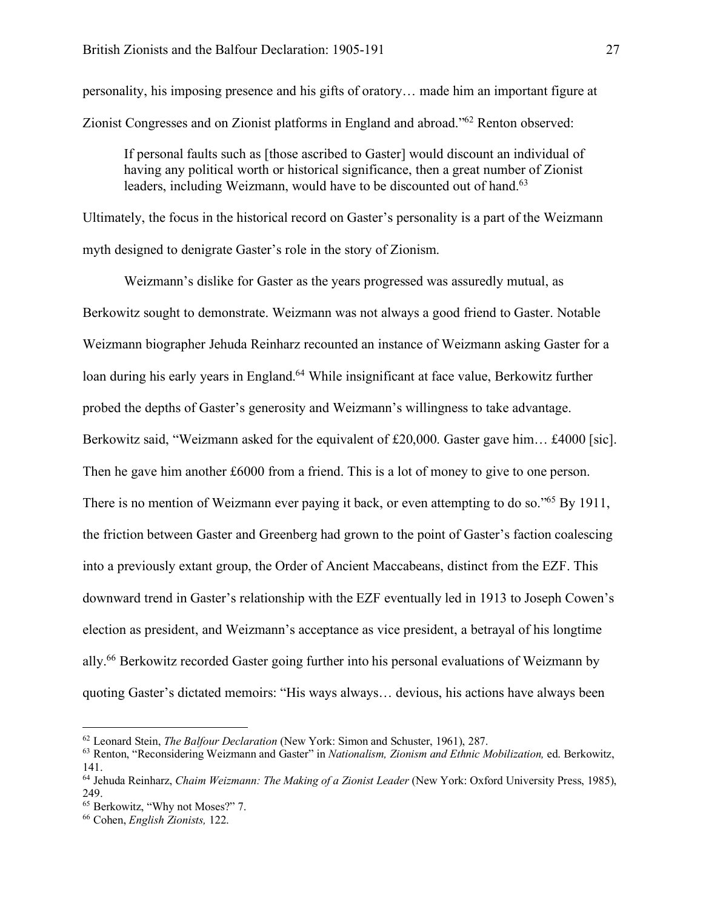personality, his imposing presence and his gifts of oratory… made him an important figure at Zionist Congresses and on Zionist platforms in England and abroad."[62] Renton observed:

> If personal faults such as [those ascribed to Gaster] would discount an individual of having any political worth or historical significance, then a great number of Zionist leaders, including Weizmann, would have to be discounted out of hand.[63]

Ultimately, the focus in the historical record on Gaster's personality is a part of the Weizmann myth designed to denigrate Gaster's role in the story of Zionism.

Weizmann's dislike for Gaster as the years progressed was assuredly mutual, as Berkowitz sought to demonstrate. Weizmann was not always a good friend to Gaster. Notable Weizmann biographer Jehuda Reinharz recounted an instance of Weizmann asking Gaster for a loan during his early years in England.[64] While insignificant at face value, Berkowitz further probed the depths of Gaster's generosity and Weizmann's willingness to take advantage. Berkowitz said, "Weizmann asked for the equivalent of £20,000. Gaster gave him… £4000 [sic]. Then he gave him another £6000 from a friend. This is a lot of money to give to one person. There is no mention of Weizmann ever paying it back, or even attempting to do so."[65] By 1911, the friction between Gaster and Greenberg had grown to the point of Gaster's faction coalescing into a previously extant group, the Order of Ancient Maccabeans, distinct from the EZF. This downward trend in Gaster's relationship with the EZF eventually led in 1913 to Joseph Cowen's election as president, and Weizmann's acceptance as vice president, a betrayal of his longtime ally.[66] Berkowitz recorded Gaster going further into his personal evaluations of Weizmann by quoting Gaster's dictated memoirs: "His ways always… devious, his actions have always been

---

[62] Leonard Stein, *The Balfour Declaration* (New York: Simon and Schuster, 1961), 287.

[63] Renton, "Reconsidering Weizmann and Gaster" in *Nationalism, Zionism and Ethnic Mobilization,* ed. Berkowitz, 141.

[64] Jehuda Reinharz, *Chaim Weizmann: The Making of a Zionist Leader* (New York: Oxford University Press, 1985), 249.

[65] Berkowitz, "Why not Moses?" 7.

[66] Cohen, *English Zionists,* 122.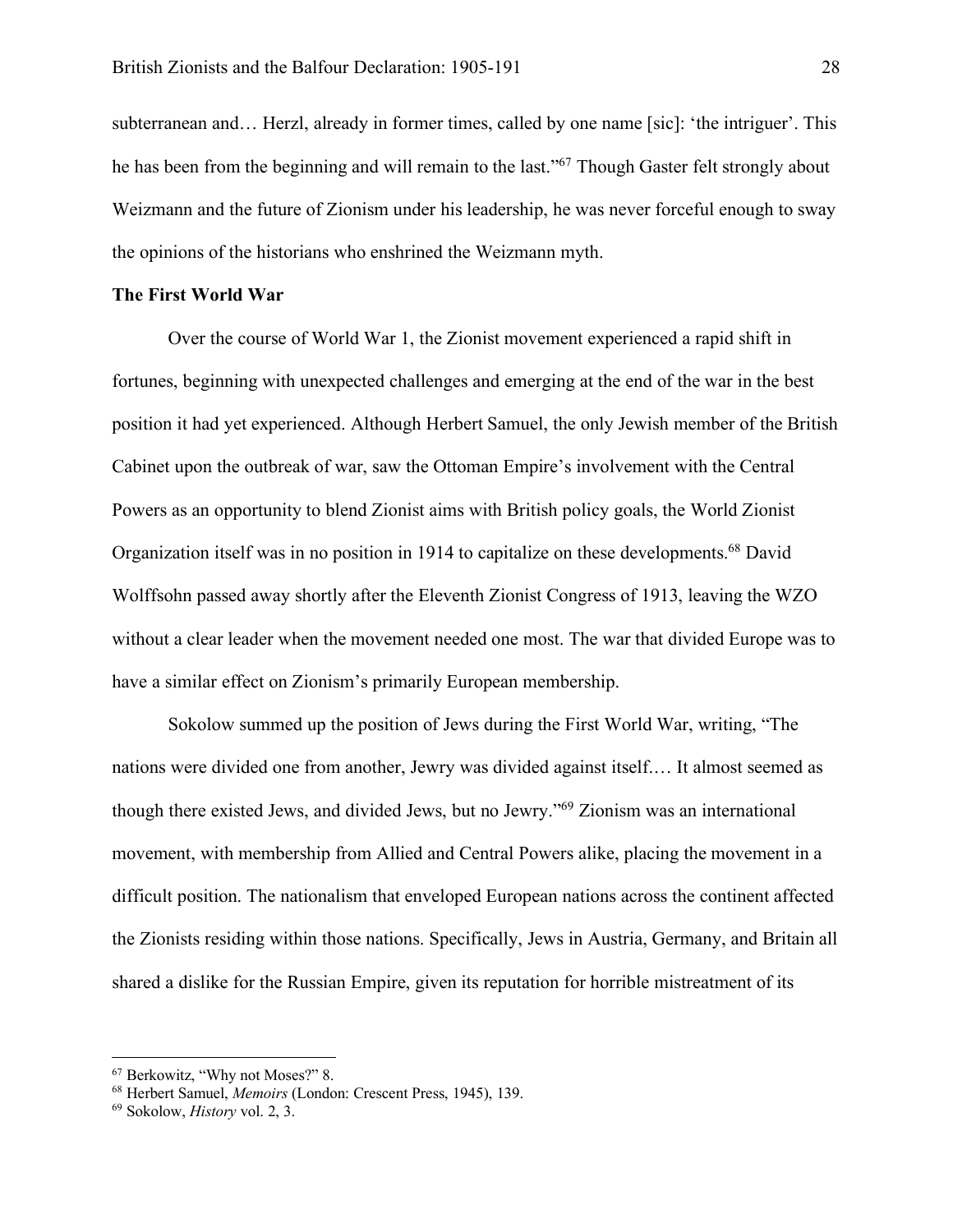subterranean and… Herzl, already in former times, called by one name [sic]: 'the intriguer'. This he has been from the beginning and will remain to the last."[67] Though Gaster felt strongly about Weizmann and the future of Zionism under his leadership, he was never forceful enough to sway the opinions of the historians who enshrined the Weizmann myth.

**The First World War**

Over the course of World War 1, the Zionist movement experienced a rapid shift in fortunes, beginning with unexpected challenges and emerging at the end of the war in the best position it had yet experienced. Although Herbert Samuel, the only Jewish member of the British Cabinet upon the outbreak of war, saw the Ottoman Empire's involvement with the Central Powers as an opportunity to blend Zionist aims with British policy goals, the World Zionist Organization itself was in no position in 1914 to capitalize on these developments.[68] David Wolffsohn passed away shortly after the Eleventh Zionist Congress of 1913, leaving the WZO without a clear leader when the movement needed one most. The war that divided Europe was to have a similar effect on Zionism's primarily European membership.

Sokolow summed up the position of Jews during the First World War, writing, "The nations were divided one from another, Jewry was divided against itself.… It almost seemed as though there existed Jews, and divided Jews, but no Jewry."[69] Zionism was an international movement, with membership from Allied and Central Powers alike, placing the movement in a difficult position. The nationalism that enveloped European nations across the continent affected the Zionists residing within those nations. Specifically, Jews in Austria, Germany, and Britain all shared a dislike for the Russian Empire, given its reputation for horrible mistreatment of its

---

[67] Berkowitz, "Why not Moses?" 8.

[68] Herbert Samuel, *Memoirs* (London: Crescent Press, 1945), 139.

[69] Sokolow, *History* vol. 2, 3.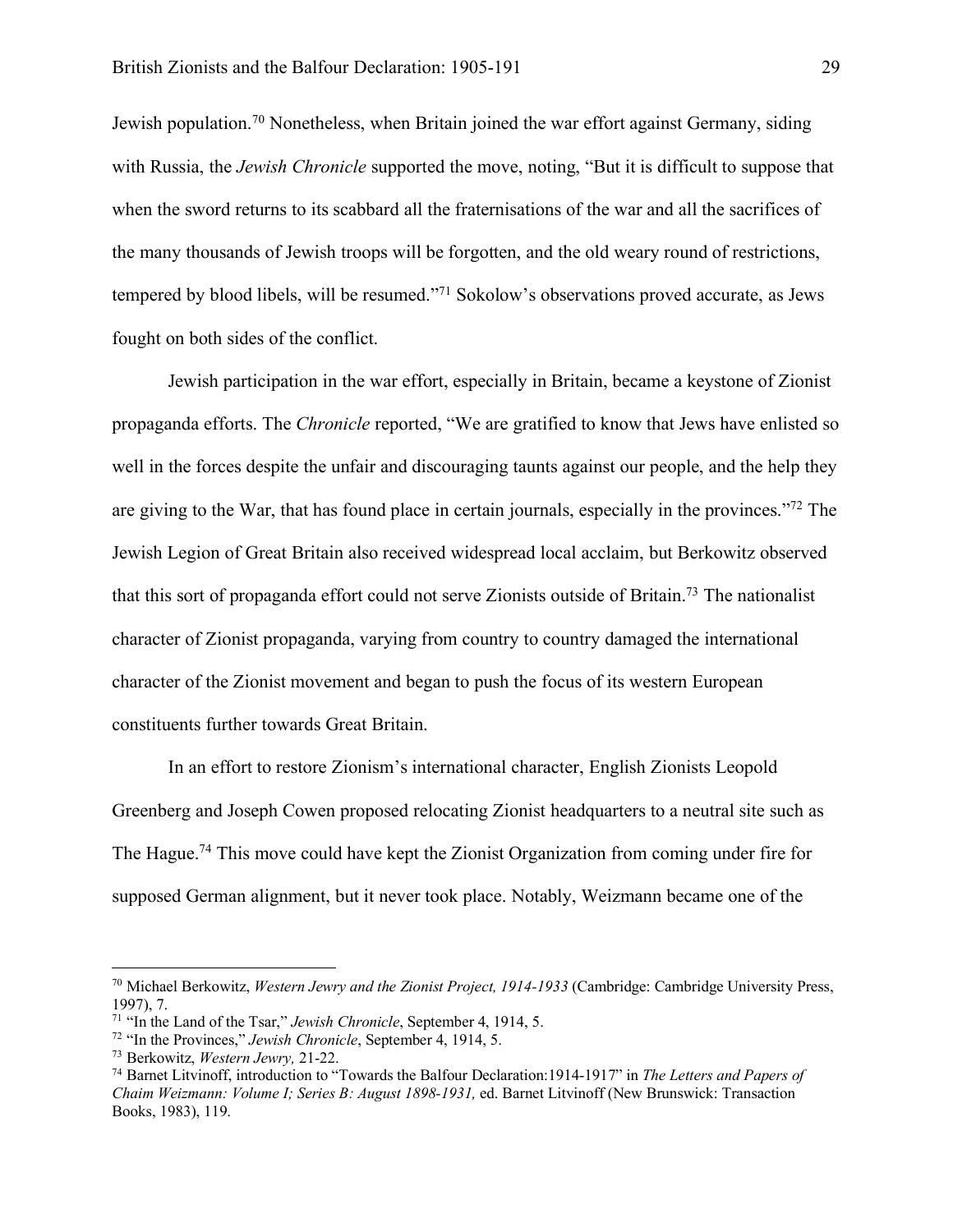Jewish population.[70] Nonetheless, when Britain joined the war effort against Germany, siding with Russia, the *Jewish Chronicle* supported the move, noting, "But it is difficult to suppose that when the sword returns to its scabbard all the fraternisations of the war and all the sacrifices of the many thousands of Jewish troops will be forgotten, and the old weary round of restrictions, tempered by blood libels, will be resumed."[71] Sokolow's observations proved accurate, as Jews fought on both sides of the conflict.

Jewish participation in the war effort, especially in Britain, became a keystone of Zionist propaganda efforts. The *Chronicle* reported, "We are gratified to know that Jews have enlisted so well in the forces despite the unfair and discouraging taunts against our people, and the help they are giving to the War, that has found place in certain journals, especially in the provinces."[72] The Jewish Legion of Great Britain also received widespread local acclaim, but Berkowitz observed that this sort of propaganda effort could not serve Zionists outside of Britain.[73] The nationalist character of Zionist propaganda, varying from country to country damaged the international character of the Zionist movement and began to push the focus of its western European constituents further towards Great Britain.

In an effort to restore Zionism's international character, English Zionists Leopold Greenberg and Joseph Cowen proposed relocating Zionist headquarters to a neutral site such as The Hague.[74] This move could have kept the Zionist Organization from coming under fire for supposed German alignment, but it never took place. Notably, Weizmann became one of the

---

[70] Michael Berkowitz, *Western Jewry and the Zionist Project, 1914-1933* (Cambridge: Cambridge University Press, 1997), 7.

[71] "In the Land of the Tsar," *Jewish Chronicle*, September 4, 1914, 5.

[72] "In the Provinces," *Jewish Chronicle*, September 4, 1914, 5.

[73] Berkowitz, *Western Jewry,* 21-22.

[74] Barnet Litvinoff, introduction to "Towards the Balfour Declaration:1914-1917" in *The Letters and Papers of Chaim Weizmann: Volume I; Series B: August 1898-1931,* ed. Barnet Litvinoff (New Brunswick: Transaction Books, 1983), 119.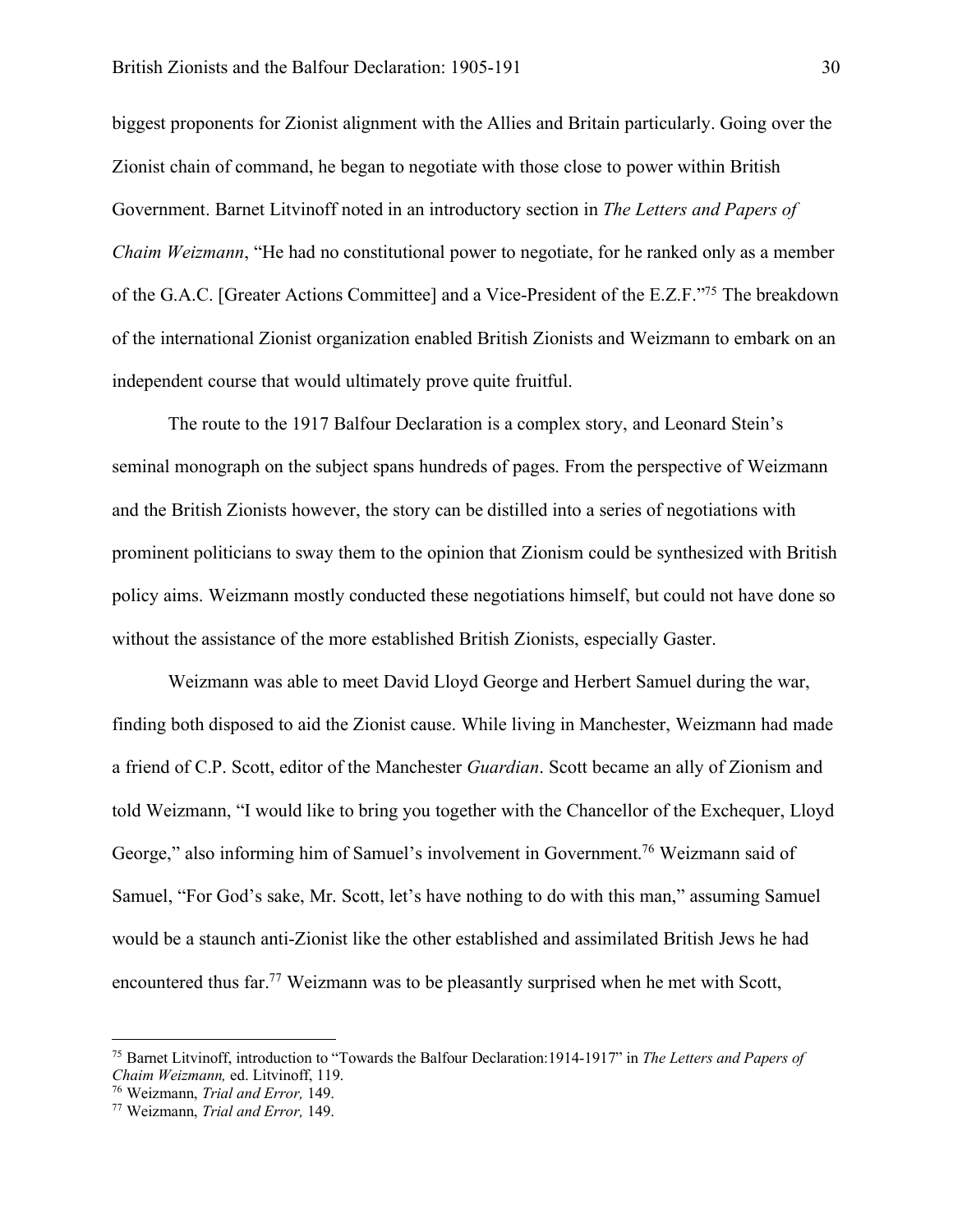biggest proponents for Zionist alignment with the Allies and Britain particularly. Going over the Zionist chain of command, he began to negotiate with those close to power within British Government. Barnet Litvinoff noted in an introductory section in *The Letters and Papers of Chaim Weizmann*, "He had no constitutional power to negotiate, for he ranked only as a member of the G.A.C. [Greater Actions Committee] and a Vice-President of the E.Z.F."[75] The breakdown of the international Zionist organization enabled British Zionists and Weizmann to embark on an independent course that would ultimately prove quite fruitful.

The route to the 1917 Balfour Declaration is a complex story, and Leonard Stein's seminal monograph on the subject spans hundreds of pages. From the perspective of Weizmann and the British Zionists however, the story can be distilled into a series of negotiations with prominent politicians to sway them to the opinion that Zionism could be synthesized with British policy aims. Weizmann mostly conducted these negotiations himself, but could not have done so without the assistance of the more established British Zionists, especially Gaster.

Weizmann was able to meet David Lloyd George and Herbert Samuel during the war, finding both disposed to aid the Zionist cause. While living in Manchester, Weizmann had made a friend of C.P. Scott, editor of the Manchester *Guardian*. Scott became an ally of Zionism and told Weizmann, "I would like to bring you together with the Chancellor of the Exchequer, Lloyd George," also informing him of Samuel's involvement in Government.[76] Weizmann said of Samuel, "For God's sake, Mr. Scott, let's have nothing to do with this man," assuming Samuel would be a staunch anti-Zionist like the other established and assimilated British Jews he had encountered thus far.[77] Weizmann was to be pleasantly surprised when he met with Scott,

---

[75] Barnet Litvinoff, introduction to "Towards the Balfour Declaration:1914-1917" in *The Letters and Papers of Chaim Weizmann,* ed. Litvinoff, 119.

[76] Weizmann, *Trial and Error,* 149.

[77] Weizmann, *Trial and Error,* 149.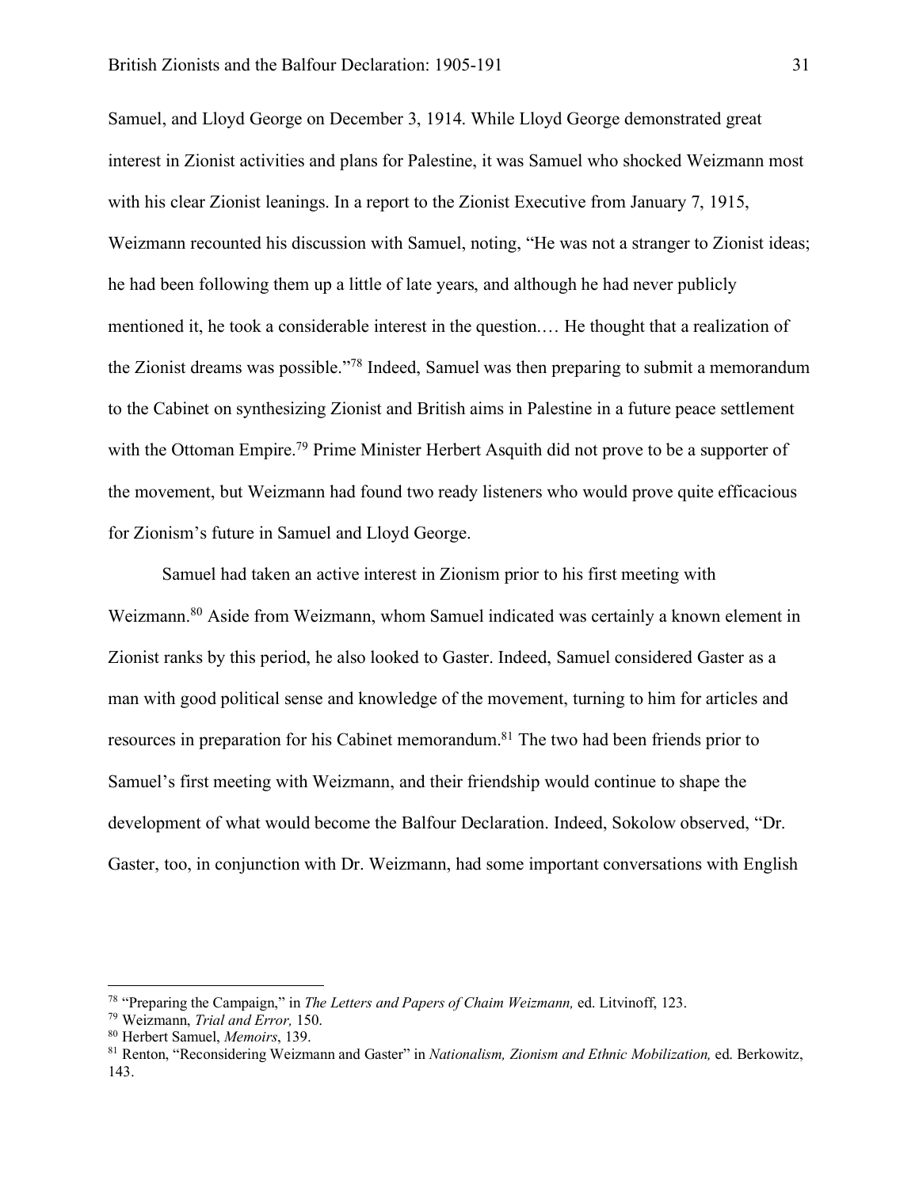Samuel, and Lloyd George on December 3, 1914. While Lloyd George demonstrated great interest in Zionist activities and plans for Palestine, it was Samuel who shocked Weizmann most with his clear Zionist leanings. In a report to the Zionist Executive from January 7, 1915, Weizmann recounted his discussion with Samuel, noting, "He was not a stranger to Zionist ideas; he had been following them up a little of late years, and although he had never publicly mentioned it, he took a considerable interest in the question.… He thought that a realization of the Zionist dreams was possible."[78] Indeed, Samuel was then preparing to submit a memorandum to the Cabinet on synthesizing Zionist and British aims in Palestine in a future peace settlement with the Ottoman Empire.[79] Prime Minister Herbert Asquith did not prove to be a supporter of the movement, but Weizmann had found two ready listeners who would prove quite efficacious for Zionism's future in Samuel and Lloyd George.

Samuel had taken an active interest in Zionism prior to his first meeting with Weizmann.[80] Aside from Weizmann, whom Samuel indicated was certainly a known element in Zionist ranks by this period, he also looked to Gaster. Indeed, Samuel considered Gaster as a man with good political sense and knowledge of the movement, turning to him for articles and resources in preparation for his Cabinet memorandum.[81] The two had been friends prior to Samuel's first meeting with Weizmann, and their friendship would continue to shape the development of what would become the Balfour Declaration. Indeed, Sokolow observed, "Dr. Gaster, too, in conjunction with Dr. Weizmann, had some important conversations with English

---

[78] "Preparing the Campaign," in *The Letters and Papers of Chaim Weizmann,* ed. Litvinoff, 123.

[79] Weizmann, *Trial and Error,* 150.

[80] Herbert Samuel, *Memoirs*, 139.

[81] Renton, "Reconsidering Weizmann and Gaster" in *Nationalism, Zionism and Ethnic Mobilization,* ed. Berkowitz, 143.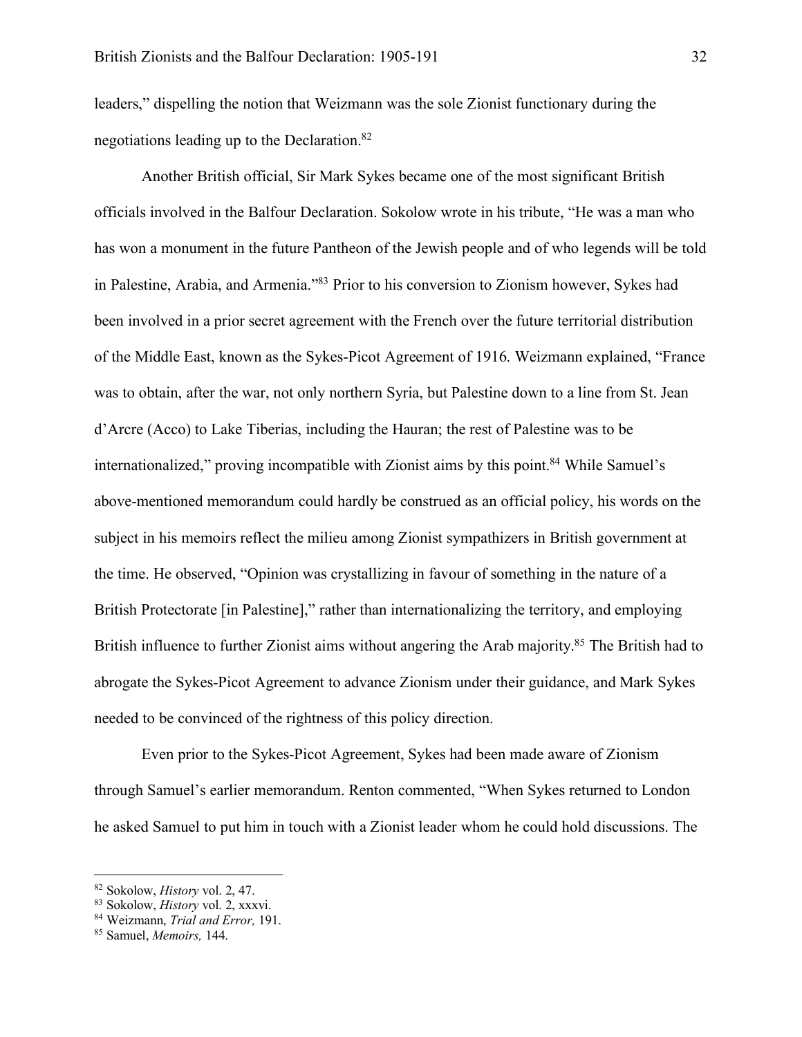leaders," dispelling the notion that Weizmann was the sole Zionist functionary during the negotiations leading up to the Declaration.[82]

Another British official, Sir Mark Sykes became one of the most significant British officials involved in the Balfour Declaration. Sokolow wrote in his tribute, "He was a man who has won a monument in the future Pantheon of the Jewish people and of who legends will be told in Palestine, Arabia, and Armenia."[83] Prior to his conversion to Zionism however, Sykes had been involved in a prior secret agreement with the French over the future territorial distribution of the Middle East, known as the Sykes-Picot Agreement of 1916. Weizmann explained, "France was to obtain, after the war, not only northern Syria, but Palestine down to a line from St. Jean d'Arcre (Acco) to Lake Tiberias, including the Hauran; the rest of Palestine was to be internationalized," proving incompatible with Zionist aims by this point.[84] While Samuel's above-mentioned memorandum could hardly be construed as an official policy, his words on the subject in his memoirs reflect the milieu among Zionist sympathizers in British government at the time. He observed, "Opinion was crystallizing in favour of something in the nature of a British Protectorate [in Palestine]," rather than internationalizing the territory, and employing British influence to further Zionist aims without angering the Arab majority.[85] The British had to abrogate the Sykes-Picot Agreement to advance Zionism under their guidance, and Mark Sykes needed to be convinced of the rightness of this policy direction.

Even prior to the Sykes-Picot Agreement, Sykes had been made aware of Zionism through Samuel's earlier memorandum. Renton commented, "When Sykes returned to London he asked Samuel to put him in touch with a Zionist leader whom he could hold discussions. The

---

[82] Sokolow, *History* vol. 2, 47.
[83] Sokolow, *History* vol. 2, xxxvi.
[84] Weizmann, *Trial and Error,* 191.
[85] Samuel, *Memoirs,* 144.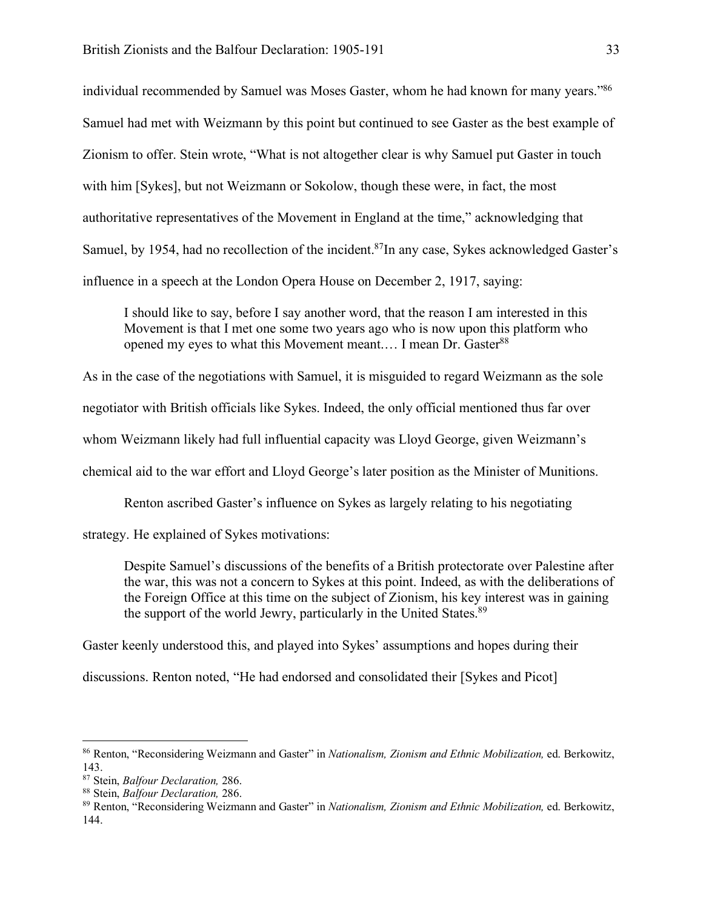individual recommended by Samuel was Moses Gaster, whom he had known for many years."[86] Samuel had met with Weizmann by this point but continued to see Gaster as the best example of Zionism to offer. Stein wrote, "What is not altogether clear is why Samuel put Gaster in touch with him [Sykes], but not Weizmann or Sokolow, though these were, in fact, the most authoritative representatives of the Movement in England at the time," acknowledging that Samuel, by 1954, had no recollection of the incident.[87]In any case, Sykes acknowledged Gaster's influence in a speech at the London Opera House on December 2, 1917, saying:

> I should like to say, before I say another word, that the reason I am interested in this Movement is that I met one some two years ago who is now upon this platform who opened my eyes to what this Movement meant.… I mean Dr. Gaster[88]

As in the case of the negotiations with Samuel, it is misguided to regard Weizmann as the sole negotiator with British officials like Sykes. Indeed, the only official mentioned thus far over whom Weizmann likely had full influential capacity was Lloyd George, given Weizmann's chemical aid to the war effort and Lloyd George's later position as the Minister of Munitions.

Renton ascribed Gaster's influence on Sykes as largely relating to his negotiating strategy. He explained of Sykes motivations:

> Despite Samuel's discussions of the benefits of a British protectorate over Palestine after the war, this was not a concern to Sykes at this point. Indeed, as with the deliberations of the Foreign Office at this time on the subject of Zionism, his key interest was in gaining the support of the world Jewry, particularly in the United States.[89]

Gaster keenly understood this, and played into Sykes' assumptions and hopes during their discussions. Renton noted, "He had endorsed and consolidated their [Sykes and Picot]

---

[86] Renton, "Reconsidering Weizmann and Gaster" in *Nationalism, Zionism and Ethnic Mobilization,* ed. Berkowitz, 143.

[87] Stein, *Balfour Declaration,* 286.

[88] Stein, *Balfour Declaration,* 286.

[89] Renton, "Reconsidering Weizmann and Gaster" in *Nationalism, Zionism and Ethnic Mobilization,* ed. Berkowitz, 144.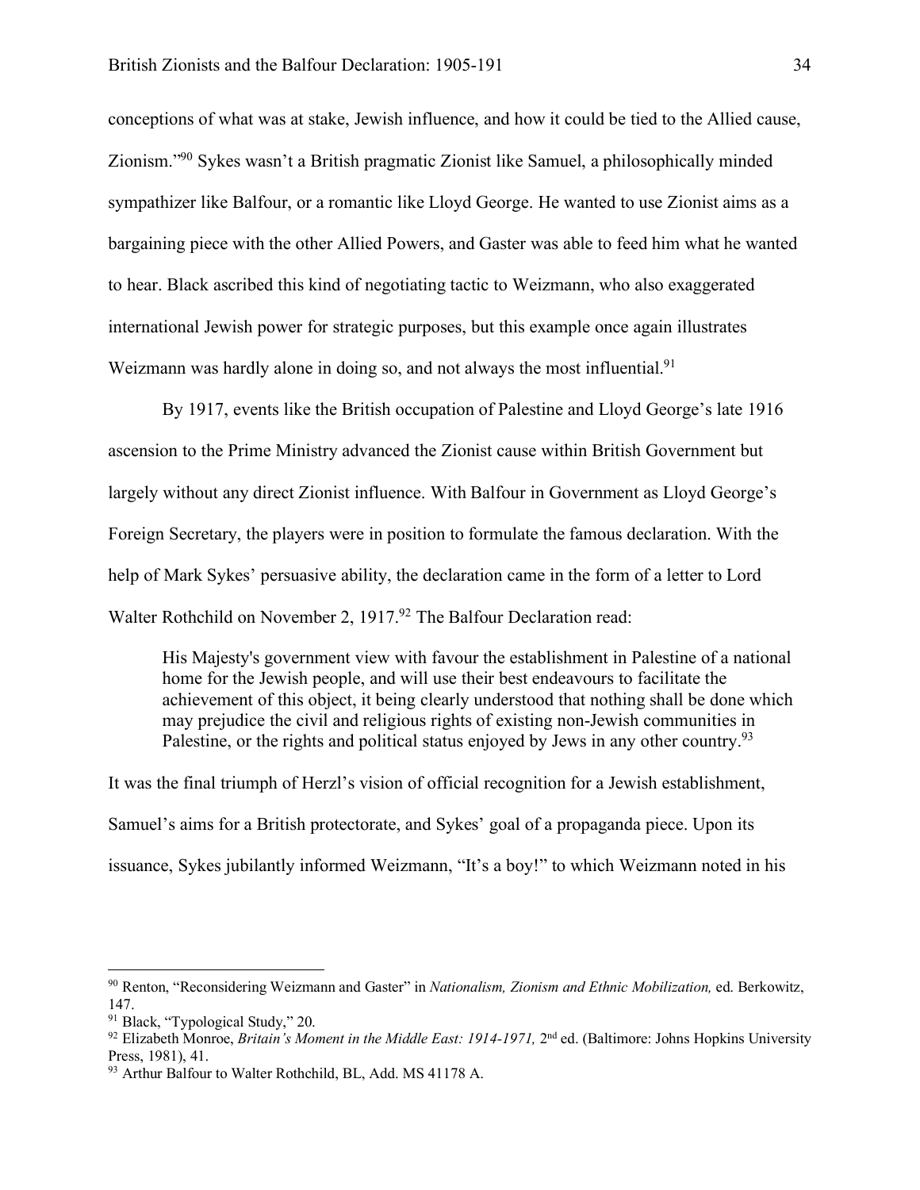conceptions of what was at stake, Jewish influence, and how it could be tied to the Allied cause, Zionism."[90] Sykes wasn't a British pragmatic Zionist like Samuel, a philosophically minded sympathizer like Balfour, or a romantic like Lloyd George. He wanted to use Zionist aims as a bargaining piece with the other Allied Powers, and Gaster was able to feed him what he wanted to hear. Black ascribed this kind of negotiating tactic to Weizmann, who also exaggerated international Jewish power for strategic purposes, but this example once again illustrates Weizmann was hardly alone in doing so, and not always the most influential.[91]

By 1917, events like the British occupation of Palestine and Lloyd George's late 1916 ascension to the Prime Ministry advanced the Zionist cause within British Government but largely without any direct Zionist influence. With Balfour in Government as Lloyd George's Foreign Secretary, the players were in position to formulate the famous declaration. With the help of Mark Sykes' persuasive ability, the declaration came in the form of a letter to Lord Walter Rothchild on November 2, 1917.[92] The Balfour Declaration read:

> His Majesty's government view with favour the establishment in Palestine of a national home for the Jewish people, and will use their best endeavours to facilitate the achievement of this object, it being clearly understood that nothing shall be done which may prejudice the civil and religious rights of existing non-Jewish communities in Palestine, or the rights and political status enjoyed by Jews in any other country.[93]

It was the final triumph of Herzl's vision of official recognition for a Jewish establishment, Samuel's aims for a British protectorate, and Sykes' goal of a propaganda piece. Upon its issuance, Sykes jubilantly informed Weizmann, "It's a boy!" to which Weizmann noted in his

---

[90] Renton, "Reconsidering Weizmann and Gaster" in *Nationalism, Zionism and Ethnic Mobilization,* ed. Berkowitz, 147.

[91] Black, "Typological Study," 20.

[92] Elizabeth Monroe, *Britain's Moment in the Middle East: 1914-1971,* 2nd ed. (Baltimore: Johns Hopkins University Press, 1981), 41.

[93] Arthur Balfour to Walter Rothchild, BL, Add. MS 41178 A.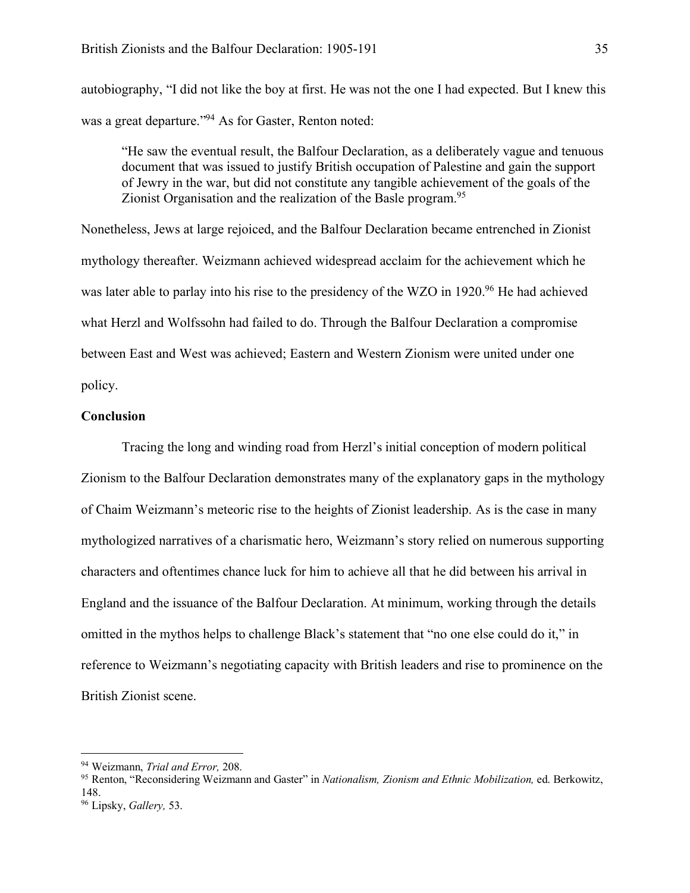autobiography, "I did not like the boy at first. He was not the one I had expected. But I knew this was a great departure."[94] As for Gaster, Renton noted:

> "He saw the eventual result, the Balfour Declaration, as a deliberately vague and tenuous document that was issued to justify British occupation of Palestine and gain the support of Jewry in the war, but did not constitute any tangible achievement of the goals of the Zionist Organisation and the realization of the Basle program.[95]

Nonetheless, Jews at large rejoiced, and the Balfour Declaration became entrenched in Zionist mythology thereafter. Weizmann achieved widespread acclaim for the achievement which he was later able to parlay into his rise to the presidency of the WZO in 1920.[96] He had achieved what Herzl and Wolfssohn had failed to do. Through the Balfour Declaration a compromise between East and West was achieved; Eastern and Western Zionism were united under one policy.

**Conclusion**

Tracing the long and winding road from Herzl's initial conception of modern political Zionism to the Balfour Declaration demonstrates many of the explanatory gaps in the mythology of Chaim Weizmann's meteoric rise to the heights of Zionist leadership. As is the case in many mythologized narratives of a charismatic hero, Weizmann's story relied on numerous supporting characters and oftentimes chance luck for him to achieve all that he did between his arrival in England and the issuance of the Balfour Declaration. At minimum, working through the details omitted in the mythos helps to challenge Black's statement that "no one else could do it," in reference to Weizmann's negotiating capacity with British leaders and rise to prominence on the British Zionist scene.

---

[94] Weizmann, *Trial and Error,* 208.

[95] Renton, "Reconsidering Weizmann and Gaster" in *Nationalism, Zionism and Ethnic Mobilization,* ed. Berkowitz, 148.

[96] Lipsky, *Gallery,* 53.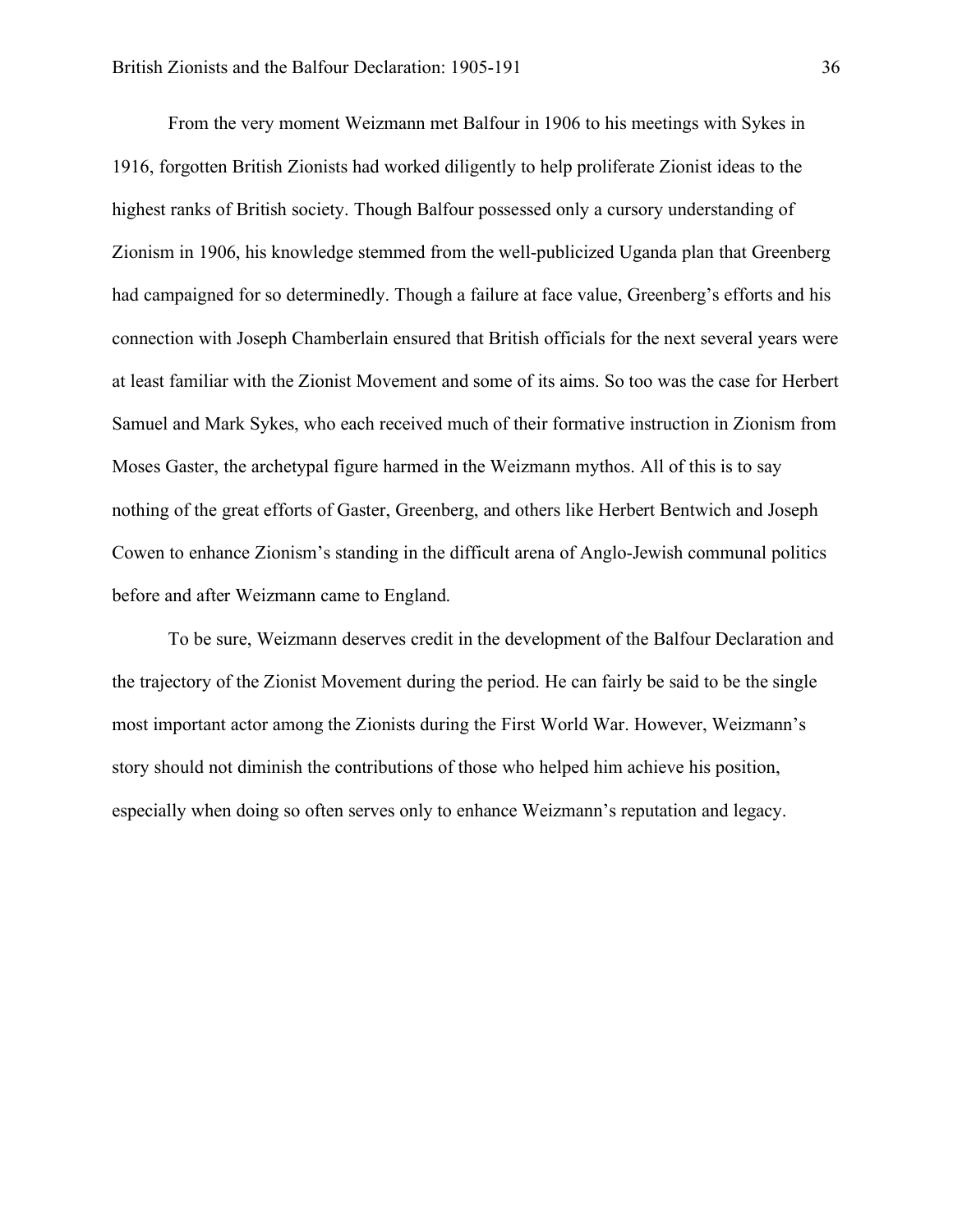From the very moment Weizmann met Balfour in 1906 to his meetings with Sykes in 1916, forgotten British Zionists had worked diligently to help proliferate Zionist ideas to the highest ranks of British society. Though Balfour possessed only a cursory understanding of Zionism in 1906, his knowledge stemmed from the well-publicized Uganda plan that Greenberg had campaigned for so determinedly. Though a failure at face value, Greenberg's efforts and his connection with Joseph Chamberlain ensured that British officials for the next several years were at least familiar with the Zionist Movement and some of its aims. So too was the case for Herbert Samuel and Mark Sykes, who each received much of their formative instruction in Zionism from Moses Gaster, the archetypal figure harmed in the Weizmann mythos. All of this is to say nothing of the great efforts of Gaster, Greenberg, and others like Herbert Bentwich and Joseph Cowen to enhance Zionism's standing in the difficult arena of Anglo-Jewish communal politics before and after Weizmann came to England.

To be sure, Weizmann deserves credit in the development of the Balfour Declaration and the trajectory of the Zionist Movement during the period. He can fairly be said to be the single most important actor among the Zionists during the First World War. However, Weizmann's story should not diminish the contributions of those who helped him achieve his position, especially when doing so often serves only to enhance Weizmann's reputation and legacy.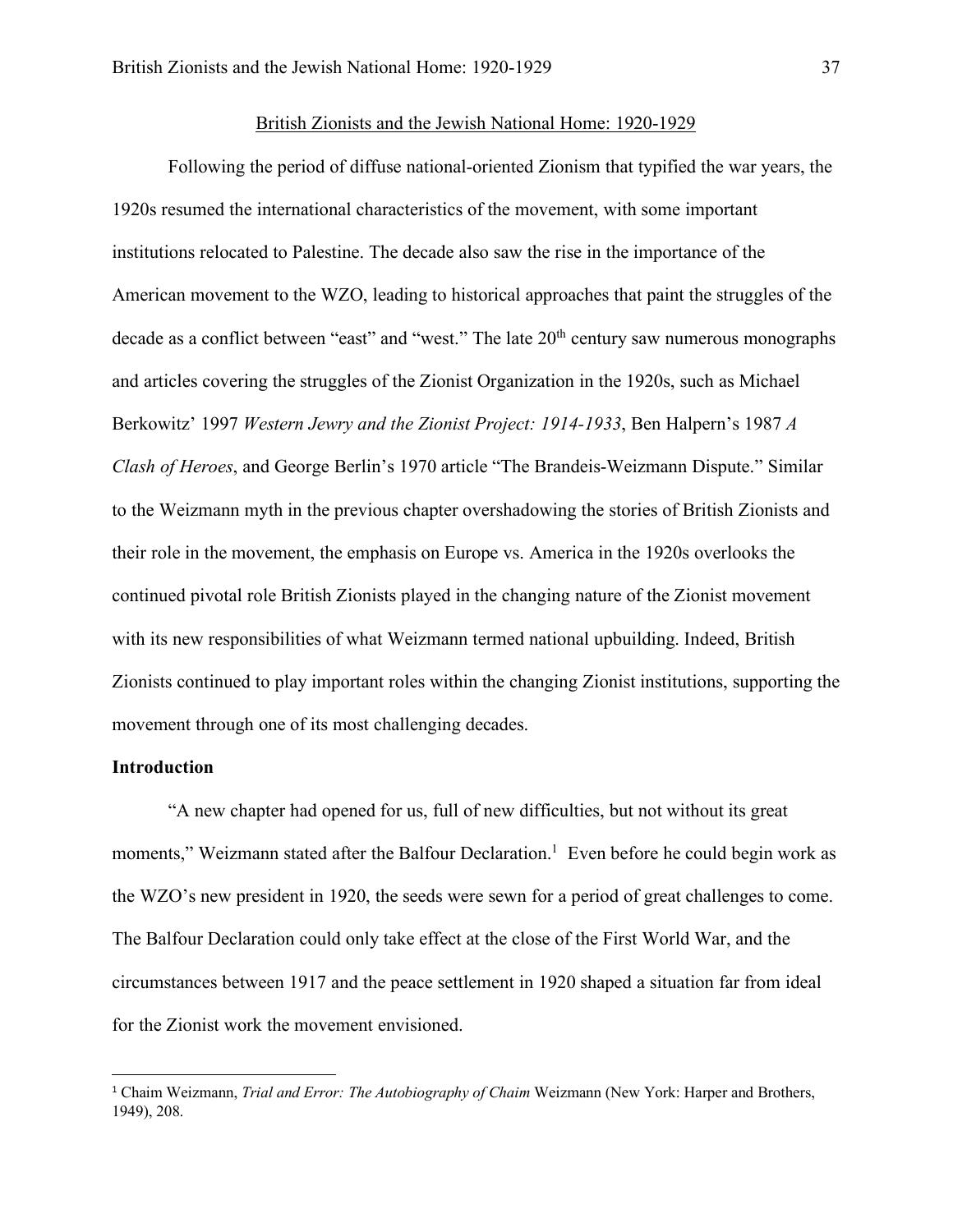## British Zionists and the Jewish National Home: 1920-1929

Following the period of diffuse national-oriented Zionism that typified the war years, the 1920s resumed the international characteristics of the movement, with some important institutions relocated to Palestine. The decade also saw the rise in the importance of the American movement to the WZO, leading to historical approaches that paint the struggles of the decade as a conflict between "east" and "west." The late 20th century saw numerous monographs and articles covering the struggles of the Zionist Organization in the 1920s, such as Michael Berkowitz' 1997 *Western Jewry and the Zionist Project: 1914-1933*, Ben Halpern's 1987 *A Clash of Heroes*, and George Berlin's 1970 article "The Brandeis-Weizmann Dispute." Similar to the Weizmann myth in the previous chapter overshadowing the stories of British Zionists and their role in the movement, the emphasis on Europe vs. America in the 1920s overlooks the continued pivotal role British Zionists played in the changing nature of the Zionist movement with its new responsibilities of what Weizmann termed national upbuilding. Indeed, British Zionists continued to play important roles within the changing Zionist institutions, supporting the movement through one of its most challenging decades.

### Introduction

"A new chapter had opened for us, full of new difficulties, but not without its great moments," Weizmann stated after the Balfour Declaration.[1] Even before he could begin work as the WZO's new president in 1920, the seeds were sewn for a period of great challenges to come. The Balfour Declaration could only take effect at the close of the First World War, and the circumstances between 1917 and the peace settlement in 1920 shaped a situation far from ideal for the Zionist work the movement envisioned.

---

[1] Chaim Weizmann, *Trial and Error: The Autobiography of Chaim* Weizmann (New York: Harper and Brothers, 1949), 208.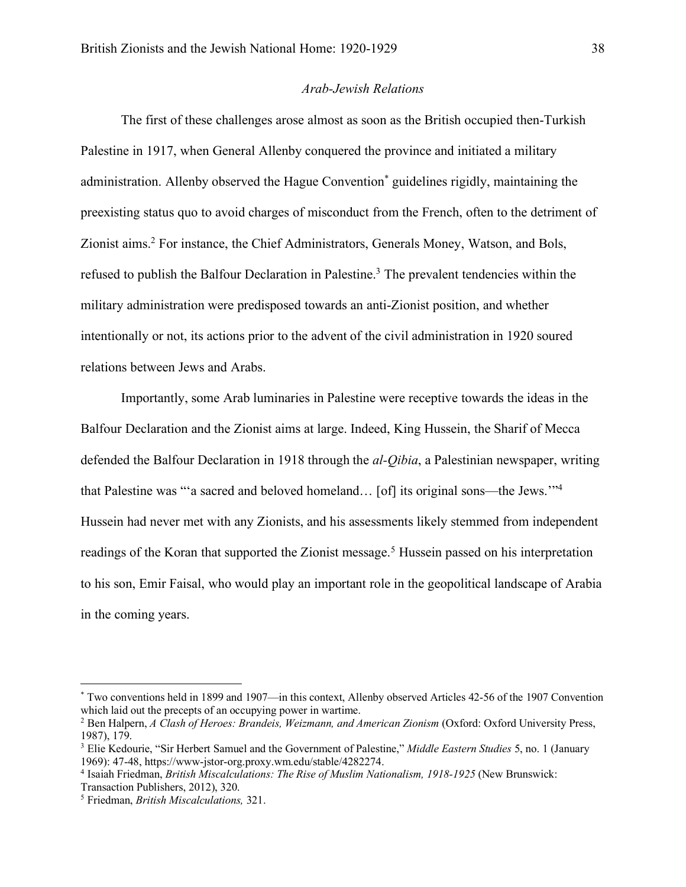### *Arab-Jewish Relations*

The first of these challenges arose almost as soon as the British occupied then-Turkish Palestine in 1917, when General Allenby conquered the province and initiated a military administration. Allenby observed the Hague Convention[*] guidelines rigidly, maintaining the preexisting status quo to avoid charges of misconduct from the French, often to the detriment of Zionist aims.[2] For instance, the Chief Administrators, Generals Money, Watson, and Bols, refused to publish the Balfour Declaration in Palestine.[3] The prevalent tendencies within the military administration were predisposed towards an anti-Zionist position, and whether intentionally or not, its actions prior to the advent of the civil administration in 1920 soured relations between Jews and Arabs.

Importantly, some Arab luminaries in Palestine were receptive towards the ideas in the Balfour Declaration and the Zionist aims at large. Indeed, King Hussein, the Sharif of Mecca defended the Balfour Declaration in 1918 through the *al-Qibia*, a Palestinian newspaper, writing that Palestine was "'a sacred and beloved homeland… [of] its original sons—the Jews.'"[4] Hussein had never met with any Zionists, and his assessments likely stemmed from independent readings of the Koran that supported the Zionist message.[5] Hussein passed on his interpretation to his son, Emir Faisal, who would play an important role in the geopolitical landscape of Arabia in the coming years.

---

[*] Two conventions held in 1899 and 1907—in this context, Allenby observed Articles 42-56 of the 1907 Convention which laid out the precepts of an occupying power in wartime.

[2] Ben Halpern, *A Clash of Heroes: Brandeis, Weizmann, and American Zionism* (Oxford: Oxford University Press, 1987), 179.

[3] Elie Kedourie, "Sir Herbert Samuel and the Government of Palestine," *Middle Eastern Studies* 5, no. 1 (January 1969): 47-48, https://www-jstor-org.proxy.wm.edu/stable/4282274.

[4] Isaiah Friedman, *British Miscalculations: The Rise of Muslim Nationalism, 1918-1925* (New Brunswick: Transaction Publishers, 2012), 320.

[5] Friedman, *British Miscalculations,* 321.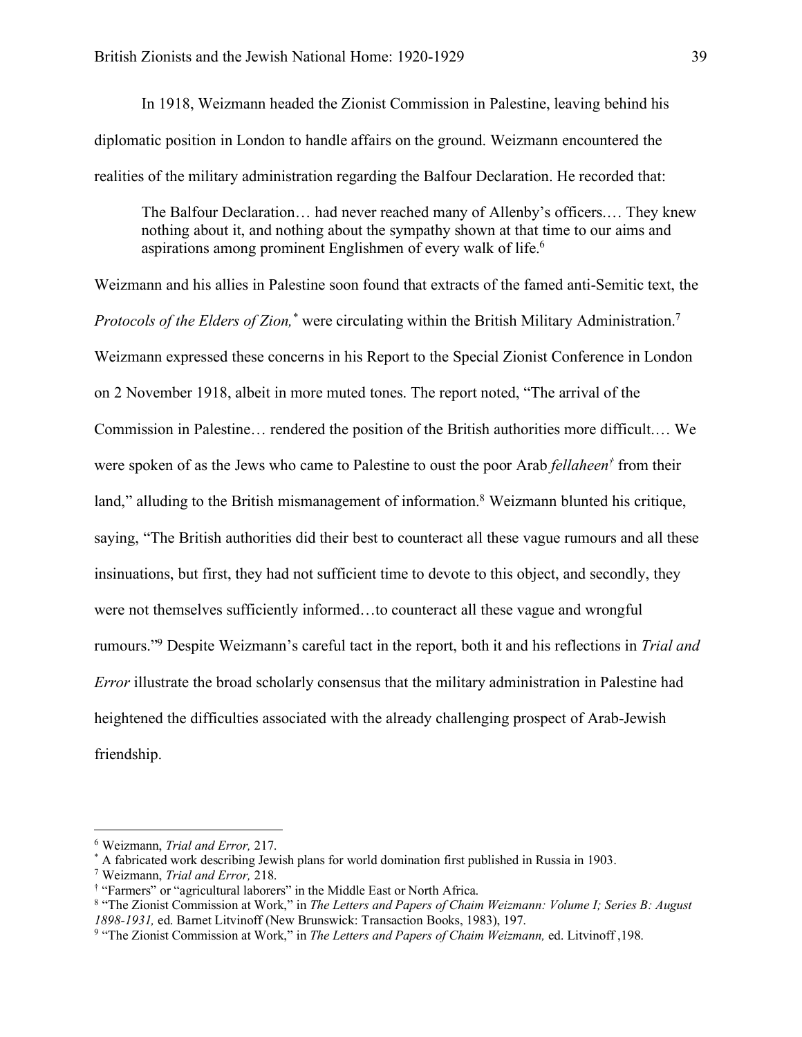In 1918, Weizmann headed the Zionist Commission in Palestine, leaving behind his diplomatic position in London to handle affairs on the ground. Weizmann encountered the realities of the military administration regarding the Balfour Declaration. He recorded that:

> The Balfour Declaration… had never reached many of Allenby's officers.… They knew nothing about it, and nothing about the sympathy shown at that time to our aims and aspirations among prominent Englishmen of every walk of life.[6]

Weizmann and his allies in Palestine soon found that extracts of the famed anti-Semitic text, the *Protocols of the Elders of Zion,*[*] were circulating within the British Military Administration.[7] Weizmann expressed these concerns in his Report to the Special Zionist Conference in London on 2 November 1918, albeit in more muted tones. The report noted, "The arrival of the Commission in Palestine… rendered the position of the British authorities more difficult.… We were spoken of as the Jews who came to Palestine to oust the poor Arab *fellaheen*[†] from their land," alluding to the British mismanagement of information.[8] Weizmann blunted his critique, saying, "The British authorities did their best to counteract all these vague rumours and all these insinuations, but first, they had not sufficient time to devote to this object, and secondly, they were not themselves sufficiently informed…to counteract all these vague and wrongful rumours."[9] Despite Weizmann's careful tact in the report, both it and his reflections in *Trial and Error* illustrate the broad scholarly consensus that the military administration in Palestine had heightened the difficulties associated with the already challenging prospect of Arab-Jewish friendship.

---

[6] Weizmann, *Trial and Error,* 217.

[*] A fabricated work describing Jewish plans for world domination first published in Russia in 1903.

[7] Weizmann, *Trial and Error,* 218.

[†] "Farmers" or "agricultural laborers" in the Middle East or North Africa.

[8] "The Zionist Commission at Work," in *The Letters and Papers of Chaim Weizmann: Volume I; Series B: August 1898-1931,* ed. Barnet Litvinoff (New Brunswick: Transaction Books, 1983), 197.

[9] "The Zionist Commission at Work," in *The Letters and Papers of Chaim Weizmann,* ed. Litvinoff ,198.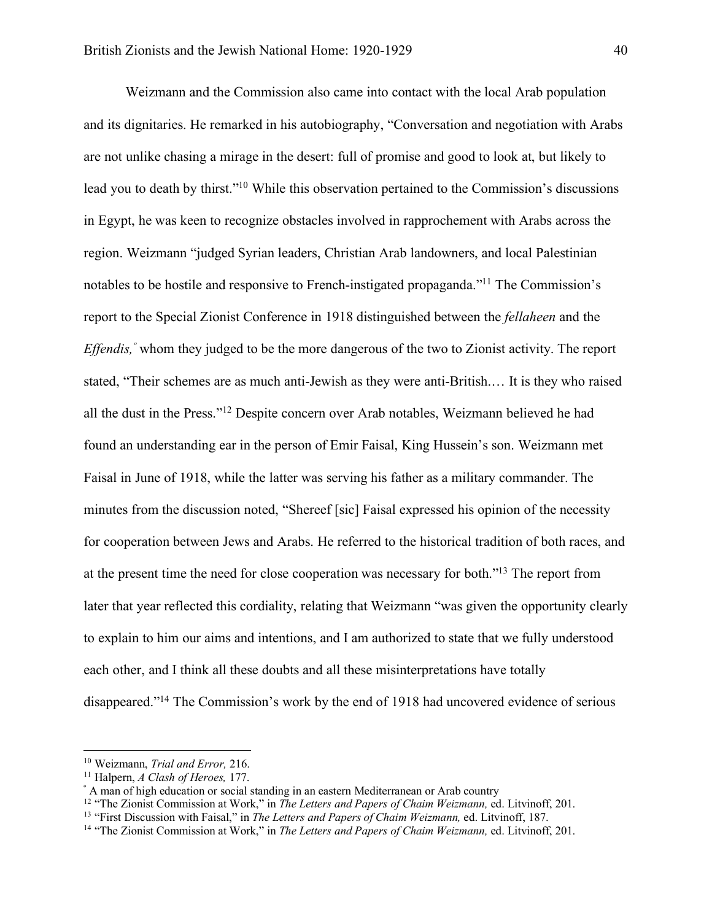Weizmann and the Commission also came into contact with the local Arab population and its dignitaries. He remarked in his autobiography, "Conversation and negotiation with Arabs are not unlike chasing a mirage in the desert: full of promise and good to look at, but likely to lead you to death by thirst."[10] While this observation pertained to the Commission's discussions in Egypt, he was keen to recognize obstacles involved in rapprochement with Arabs across the region. Weizmann "judged Syrian leaders, Christian Arab landowners, and local Palestinian notables to be hostile and responsive to French-instigated propaganda."[11] The Commission's report to the Special Zionist Conference in 1918 distinguished between the *fellaheen* and the *Effendis,*[°] whom they judged to be the more dangerous of the two to Zionist activity. The report stated, "Their schemes are as much anti-Jewish as they were anti-British.… It is they who raised all the dust in the Press."[12] Despite concern over Arab notables, Weizmann believed he had found an understanding ear in the person of Emir Faisal, King Hussein's son. Weizmann met Faisal in June of 1918, while the latter was serving his father as a military commander. The minutes from the discussion noted, "Shereef [sic] Faisal expressed his opinion of the necessity for cooperation between Jews and Arabs. He referred to the historical tradition of both races, and at the present time the need for close cooperation was necessary for both."[13] The report from later that year reflected this cordiality, relating that Weizmann "was given the opportunity clearly to explain to him our aims and intentions, and I am authorized to state that we fully understood each other, and I think all these doubts and all these misinterpretations have totally disappeared."[14] The Commission's work by the end of 1918 had uncovered evidence of serious

---

[10] Weizmann, *Trial and Error,* 216.

[11] Halpern, *A Clash of Heroes,* 177.

[°] A man of high education or social standing in an eastern Mediterranean or Arab country

[12] "The Zionist Commission at Work," in *The Letters and Papers of Chaim Weizmann,* ed. Litvinoff, 201.

[13] "First Discussion with Faisal," in *The Letters and Papers of Chaim Weizmann,* ed. Litvinoff, 187.

[14] "The Zionist Commission at Work," in *The Letters and Papers of Chaim Weizmann,* ed. Litvinoff, 201.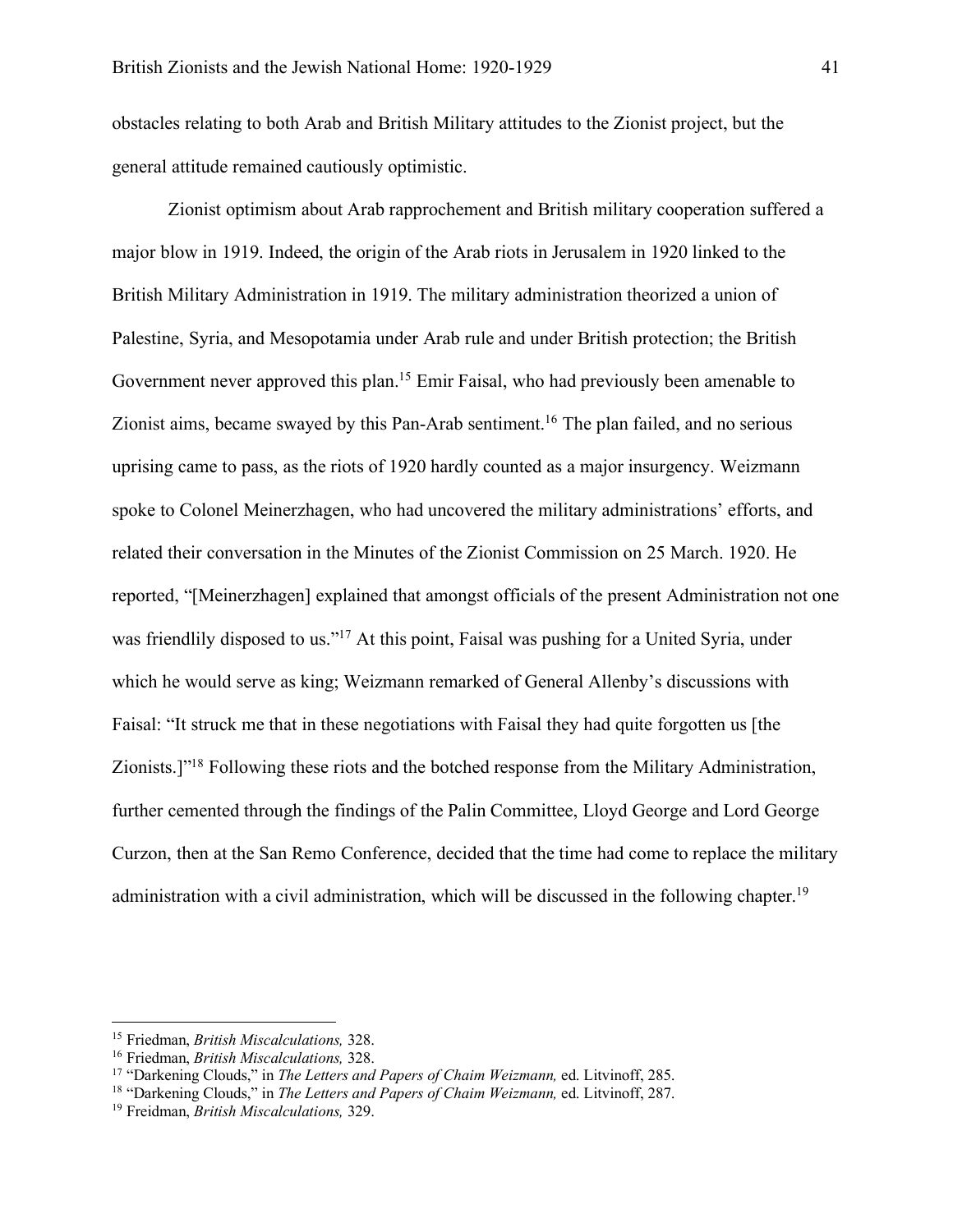obstacles relating to both Arab and British Military attitudes to the Zionist project, but the general attitude remained cautiously optimistic.

Zionist optimism about Arab rapprochement and British military cooperation suffered a major blow in 1919. Indeed, the origin of the Arab riots in Jerusalem in 1920 linked to the British Military Administration in 1919. The military administration theorized a union of Palestine, Syria, and Mesopotamia under Arab rule and under British protection; the British Government never approved this plan.[15] Emir Faisal, who had previously been amenable to Zionist aims, became swayed by this Pan-Arab sentiment.[16] The plan failed, and no serious uprising came to pass, as the riots of 1920 hardly counted as a major insurgency. Weizmann spoke to Colonel Meinerzhagen, who had uncovered the military administrations' efforts, and related their conversation in the Minutes of the Zionist Commission on 25 March. 1920. He reported, "[Meinerzhagen] explained that amongst officials of the present Administration not one was friendlily disposed to us."[17] At this point, Faisal was pushing for a United Syria, under which he would serve as king; Weizmann remarked of General Allenby's discussions with Faisal: "It struck me that in these negotiations with Faisal they had quite forgotten us [the Zionists.]"[18] Following these riots and the botched response from the Military Administration, further cemented through the findings of the Palin Committee, Lloyd George and Lord George Curzon, then at the San Remo Conference, decided that the time had come to replace the military administration with a civil administration, which will be discussed in the following chapter.[19]

---

[15] Friedman, *British Miscalculations,* 328.

[16] Friedman, *British Miscalculations,* 328.

[17] "Darkening Clouds," in *The Letters and Papers of Chaim Weizmann,* ed. Litvinoff, 285.

[18] "Darkening Clouds," in *The Letters and Papers of Chaim Weizmann,* ed. Litvinoff, 287.

[19] Freidman, *British Miscalculations,* 329.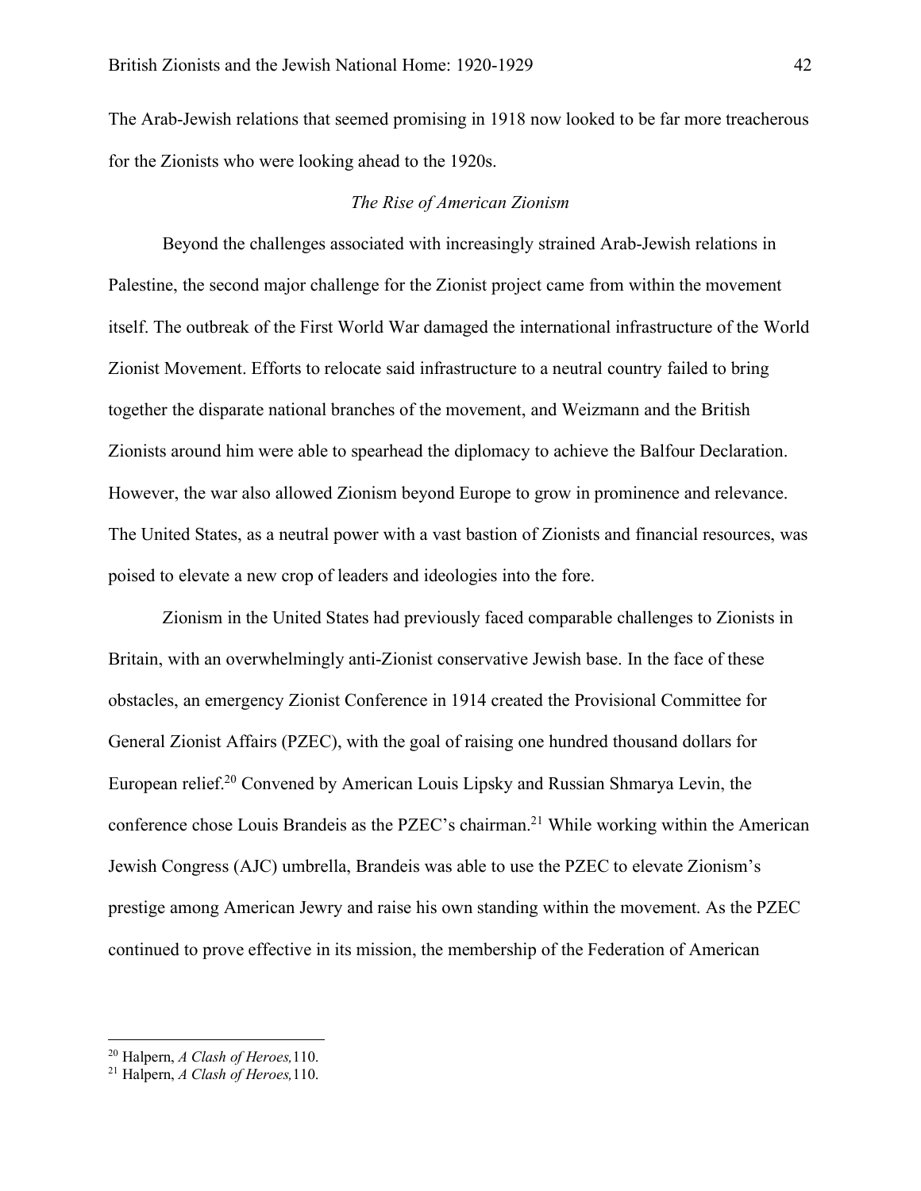The Arab-Jewish relations that seemed promising in 1918 now looked to be far more treacherous for the Zionists who were looking ahead to the 1920s.

### *The Rise of American Zionism*

Beyond the challenges associated with increasingly strained Arab-Jewish relations in Palestine, the second major challenge for the Zionist project came from within the movement itself. The outbreak of the First World War damaged the international infrastructure of the World Zionist Movement. Efforts to relocate said infrastructure to a neutral country failed to bring together the disparate national branches of the movement, and Weizmann and the British Zionists around him were able to spearhead the diplomacy to achieve the Balfour Declaration. However, the war also allowed Zionism beyond Europe to grow in prominence and relevance. The United States, as a neutral power with a vast bastion of Zionists and financial resources, was poised to elevate a new crop of leaders and ideologies into the fore.

Zionism in the United States had previously faced comparable challenges to Zionists in Britain, with an overwhelmingly anti-Zionist conservative Jewish base. In the face of these obstacles, an emergency Zionist Conference in 1914 created the Provisional Committee for General Zionist Affairs (PZEC), with the goal of raising one hundred thousand dollars for European relief.[20] Convened by American Louis Lipsky and Russian Shmarya Levin, the conference chose Louis Brandeis as the PZEC's chairman.[21] While working within the American Jewish Congress (AJC) umbrella, Brandeis was able to use the PZEC to elevate Zionism's prestige among American Jewry and raise his own standing within the movement. As the PZEC continued to prove effective in its mission, the membership of the Federation of American

---

[20] Halpern, *A Clash of Heroes,*110.

[21] Halpern, *A Clash of Heroes,*110.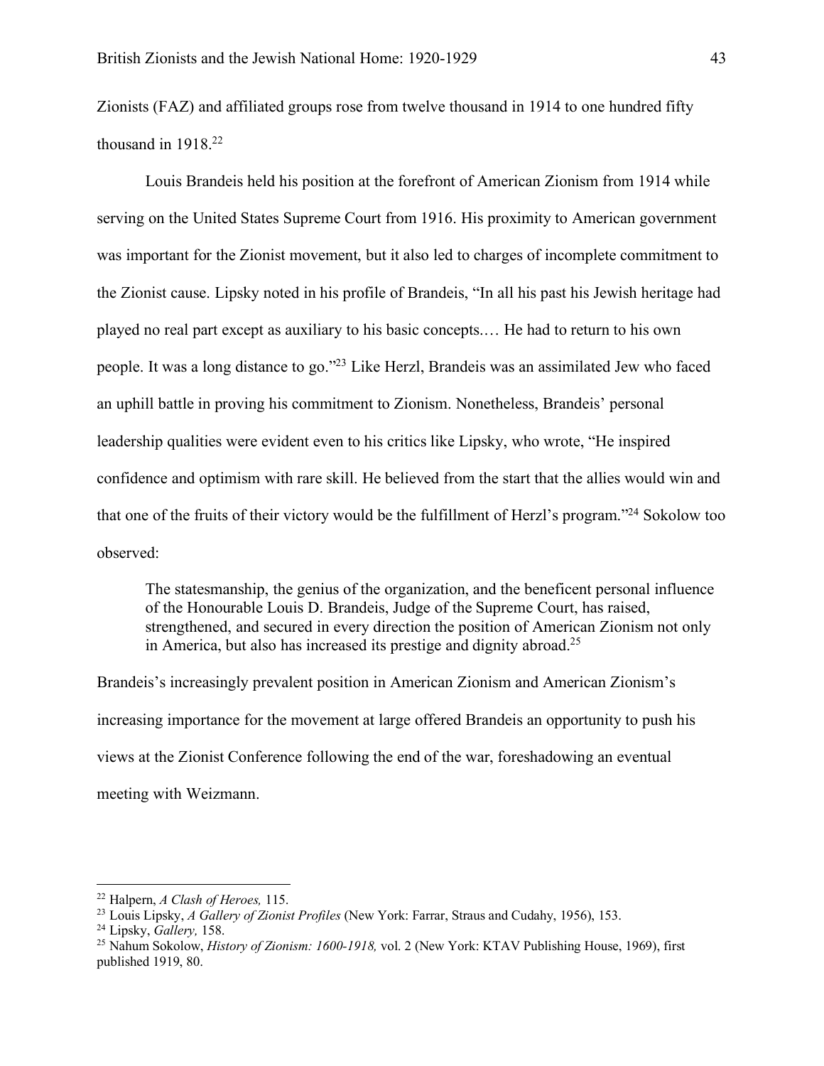Zionists (FAZ) and affiliated groups rose from twelve thousand in 1914 to one hundred fifty thousand in 1918.[22]

Louis Brandeis held his position at the forefront of American Zionism from 1914 while serving on the United States Supreme Court from 1916. His proximity to American government was important for the Zionist movement, but it also led to charges of incomplete commitment to the Zionist cause. Lipsky noted in his profile of Brandeis, "In all his past his Jewish heritage had played no real part except as auxiliary to his basic concepts.… He had to return to his own people. It was a long distance to go."[23] Like Herzl, Brandeis was an assimilated Jew who faced an uphill battle in proving his commitment to Zionism. Nonetheless, Brandeis' personal leadership qualities were evident even to his critics like Lipsky, who wrote, "He inspired confidence and optimism with rare skill. He believed from the start that the allies would win and that one of the fruits of their victory would be the fulfillment of Herzl's program."[24] Sokolow too observed:

> The statesmanship, the genius of the organization, and the beneficent personal influence of the Honourable Louis D. Brandeis, Judge of the Supreme Court, has raised, strengthened, and secured in every direction the position of American Zionism not only in America, but also has increased its prestige and dignity abroad.[25]

Brandeis's increasingly prevalent position in American Zionism and American Zionism's increasing importance for the movement at large offered Brandeis an opportunity to push his views at the Zionist Conference following the end of the war, foreshadowing an eventual meeting with Weizmann.

---

[22] Halpern, *A Clash of Heroes,* 115.

[23] Louis Lipsky, *A Gallery of Zionist Profiles* (New York: Farrar, Straus and Cudahy, 1956), 153.

[24] Lipsky, *Gallery,* 158.

[25] Nahum Sokolow, *History of Zionism: 1600-1918,* vol. 2 (New York: KTAV Publishing House, 1969), first published 1919, 80.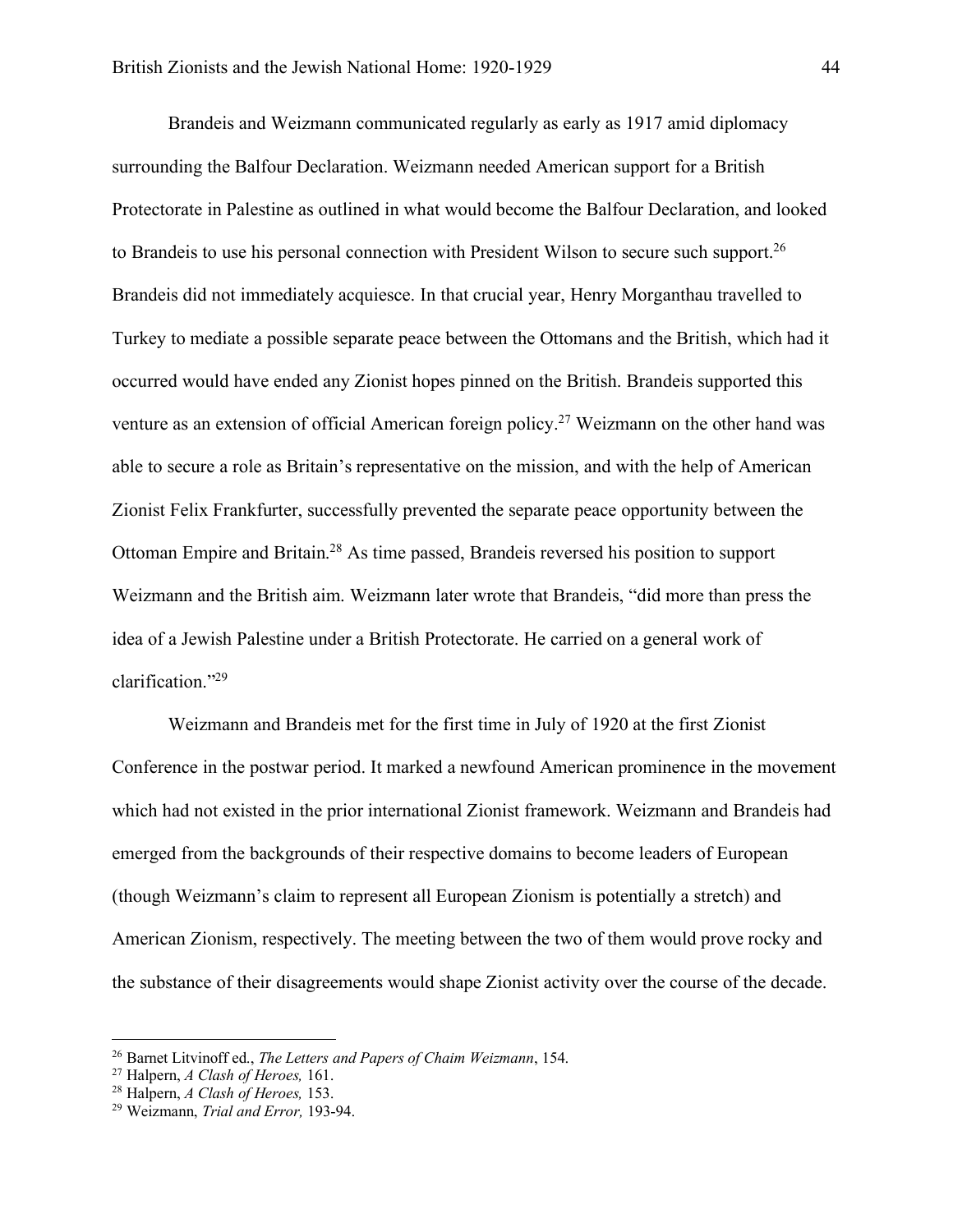Brandeis and Weizmann communicated regularly as early as 1917 amid diplomacy surrounding the Balfour Declaration. Weizmann needed American support for a British Protectorate in Palestine as outlined in what would become the Balfour Declaration, and looked to Brandeis to use his personal connection with President Wilson to secure such support.[26] Brandeis did not immediately acquiesce. In that crucial year, Henry Morganthau travelled to Turkey to mediate a possible separate peace between the Ottomans and the British, which had it occurred would have ended any Zionist hopes pinned on the British. Brandeis supported this venture as an extension of official American foreign policy.[27] Weizmann on the other hand was able to secure a role as Britain's representative on the mission, and with the help of American Zionist Felix Frankfurter, successfully prevented the separate peace opportunity between the Ottoman Empire and Britain.[28] As time passed, Brandeis reversed his position to support Weizmann and the British aim. Weizmann later wrote that Brandeis, "did more than press the idea of a Jewish Palestine under a British Protectorate. He carried on a general work of clarification."[29]

Weizmann and Brandeis met for the first time in July of 1920 at the first Zionist Conference in the postwar period. It marked a newfound American prominence in the movement which had not existed in the prior international Zionist framework. Weizmann and Brandeis had emerged from the backgrounds of their respective domains to become leaders of European (though Weizmann's claim to represent all European Zionism is potentially a stretch) and American Zionism, respectively. The meeting between the two of them would prove rocky and the substance of their disagreements would shape Zionist activity over the course of the decade.

---

[26] Barnet Litvinoff ed., *The Letters and Papers of Chaim Weizmann*, 154.

[27] Halpern, *A Clash of Heroes,* 161.

[28] Halpern, *A Clash of Heroes,* 153.

[29] Weizmann, *Trial and Error,* 193-94.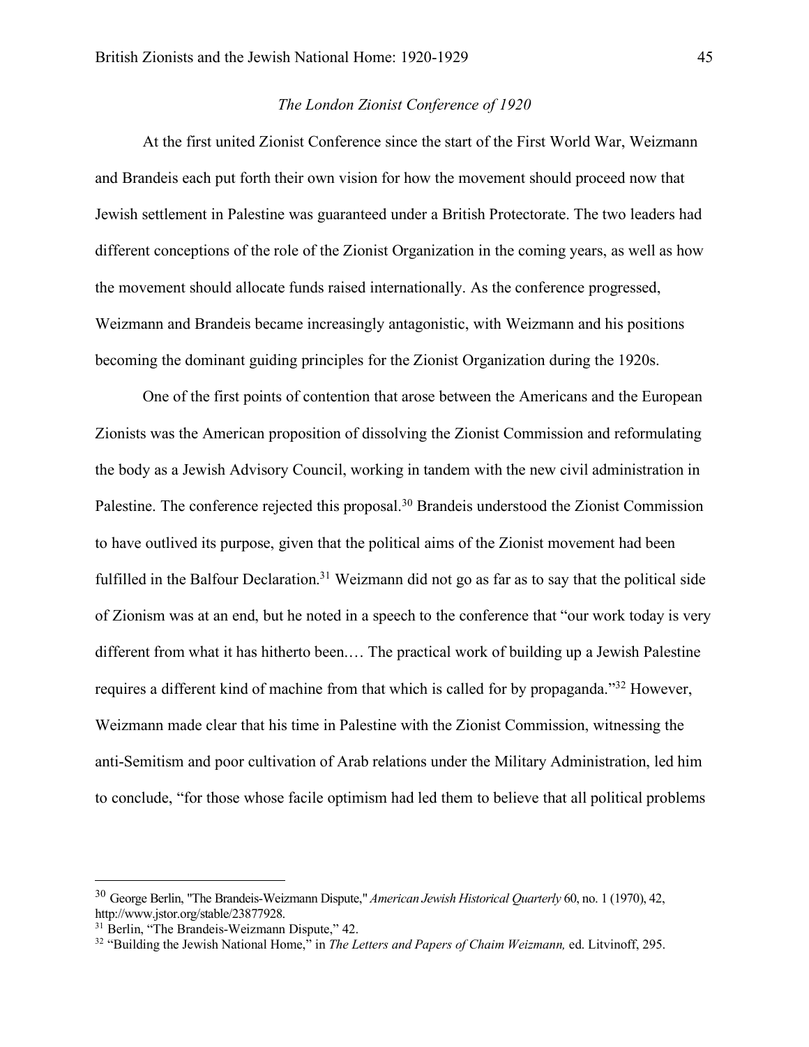### *The London Zionist Conference of 1920*

At the first united Zionist Conference since the start of the First World War, Weizmann and Brandeis each put forth their own vision for how the movement should proceed now that Jewish settlement in Palestine was guaranteed under a British Protectorate. The two leaders had different conceptions of the role of the Zionist Organization in the coming years, as well as how the movement should allocate funds raised internationally. As the conference progressed, Weizmann and Brandeis became increasingly antagonistic, with Weizmann and his positions becoming the dominant guiding principles for the Zionist Organization during the 1920s.

One of the first points of contention that arose between the Americans and the European Zionists was the American proposition of dissolving the Zionist Commission and reformulating the body as a Jewish Advisory Council, working in tandem with the new civil administration in Palestine. The conference rejected this proposal.[30] Brandeis understood the Zionist Commission to have outlived its purpose, given that the political aims of the Zionist movement had been fulfilled in the Balfour Declaration.[31] Weizmann did not go as far as to say that the political side of Zionism was at an end, but he noted in a speech to the conference that "our work today is very different from what it has hitherto been.… The practical work of building up a Jewish Palestine requires a different kind of machine from that which is called for by propaganda."[32] However, Weizmann made clear that his time in Palestine with the Zionist Commission, witnessing the anti-Semitism and poor cultivation of Arab relations under the Military Administration, led him to conclude, "for those whose facile optimism had led them to believe that all political problems

---

[30] George Berlin, "The Brandeis-Weizmann Dispute," *American Jewish Historical Quarterly* 60, no. 1 (1970), 42, http://www.jstor.org/stable/23877928.

[31] Berlin, "The Brandeis-Weizmann Dispute," 42.

[32] "Building the Jewish National Home," in *The Letters and Papers of Chaim Weizmann,* ed. Litvinoff, 295.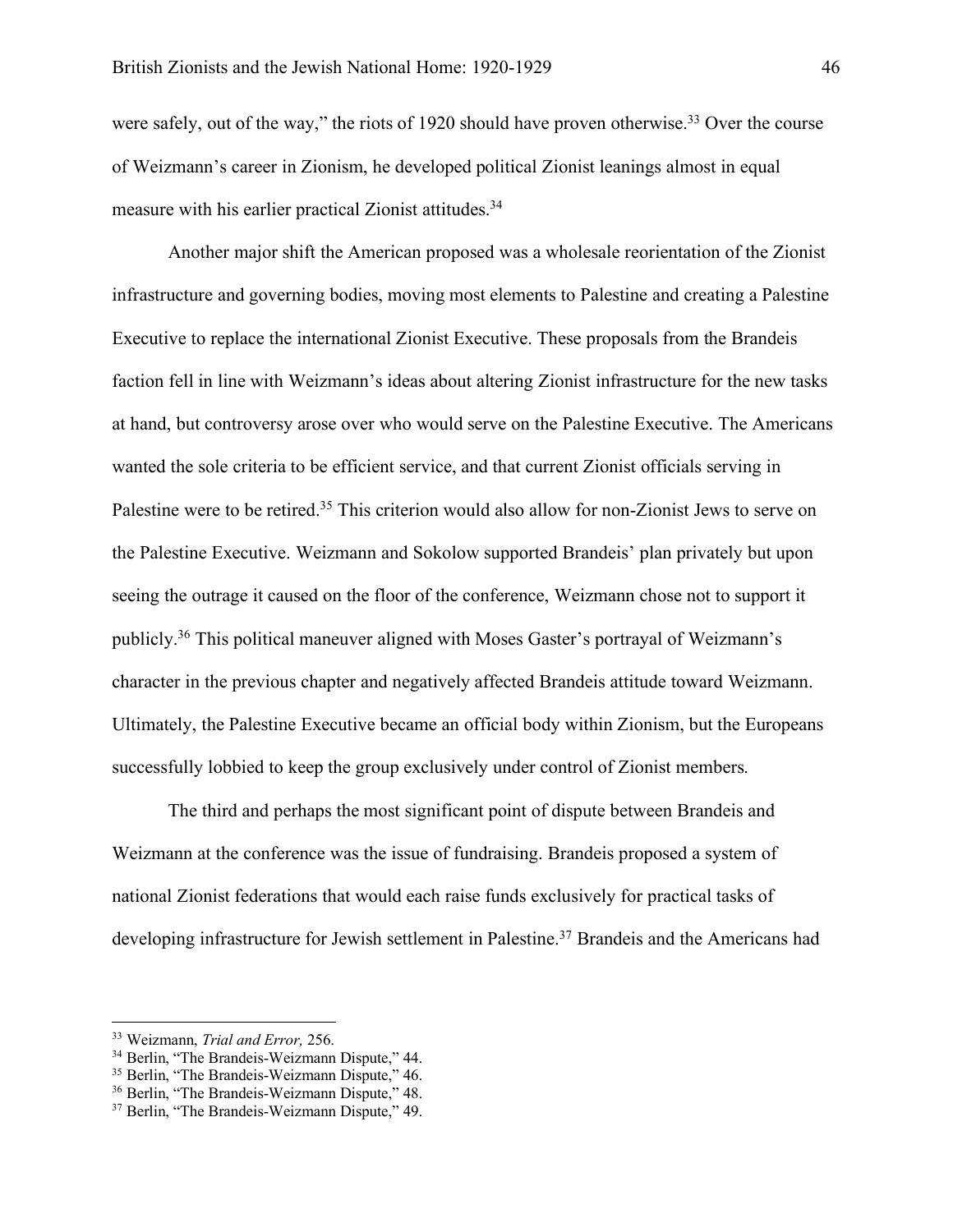were safely, out of the way," the riots of 1920 should have proven otherwise.[33] Over the course of Weizmann's career in Zionism, he developed political Zionist leanings almost in equal measure with his earlier practical Zionist attitudes.[34]

Another major shift the American proposed was a wholesale reorientation of the Zionist infrastructure and governing bodies, moving most elements to Palestine and creating a Palestine Executive to replace the international Zionist Executive. These proposals from the Brandeis faction fell in line with Weizmann's ideas about altering Zionist infrastructure for the new tasks at hand, but controversy arose over who would serve on the Palestine Executive. The Americans wanted the sole criteria to be efficient service, and that current Zionist officials serving in Palestine were to be retired.[35] This criterion would also allow for non-Zionist Jews to serve on the Palestine Executive. Weizmann and Sokolow supported Brandeis' plan privately but upon seeing the outrage it caused on the floor of the conference, Weizmann chose not to support it publicly.[36] This political maneuver aligned with Moses Gaster's portrayal of Weizmann's character in the previous chapter and negatively affected Brandeis attitude toward Weizmann. Ultimately, the Palestine Executive became an official body within Zionism, but the Europeans successfully lobbied to keep the group exclusively under control of Zionist members.

The third and perhaps the most significant point of dispute between Brandeis and Weizmann at the conference was the issue of fundraising. Brandeis proposed a system of national Zionist federations that would each raise funds exclusively for practical tasks of developing infrastructure for Jewish settlement in Palestine.[37] Brandeis and the Americans had

---

[33] Weizmann, *Trial and Error,* 256.

[34] Berlin, "The Brandeis-Weizmann Dispute," 44.

[35] Berlin, "The Brandeis-Weizmann Dispute," 46.

[36] Berlin, "The Brandeis-Weizmann Dispute," 48.

[37] Berlin, "The Brandeis-Weizmann Dispute," 49.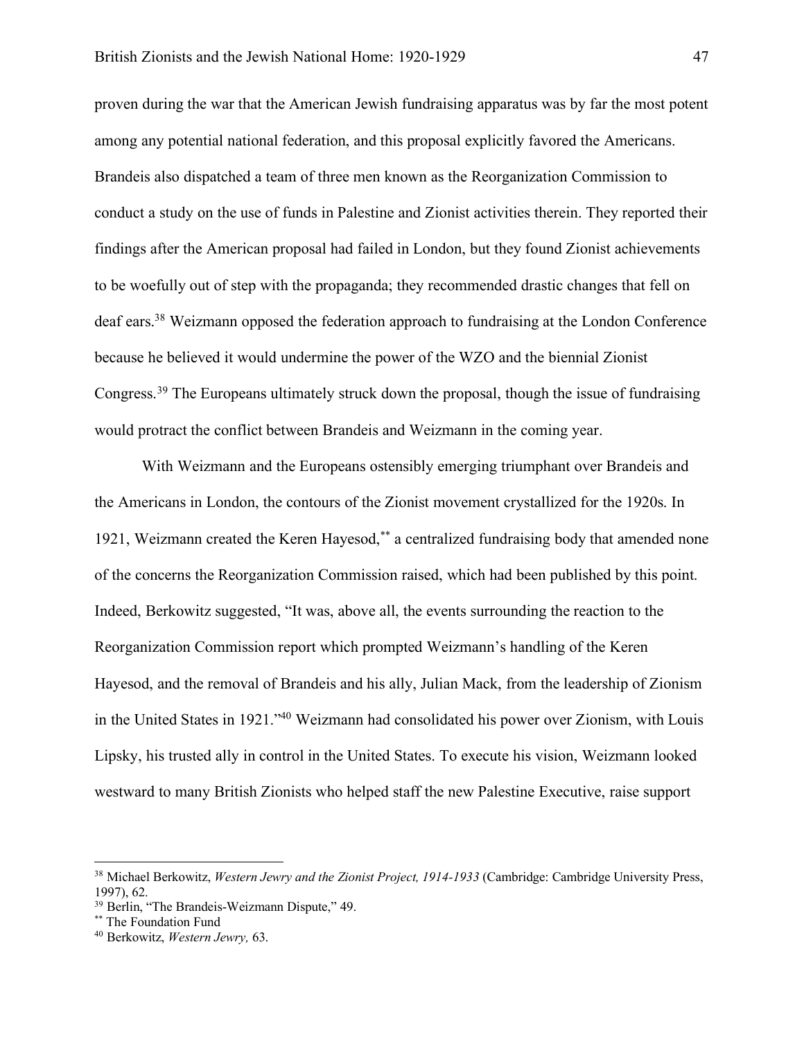proven during the war that the American Jewish fundraising apparatus was by far the most potent among any potential national federation, and this proposal explicitly favored the Americans. Brandeis also dispatched a team of three men known as the Reorganization Commission to conduct a study on the use of funds in Palestine and Zionist activities therein. They reported their findings after the American proposal had failed in London, but they found Zionist achievements to be woefully out of step with the propaganda; they recommended drastic changes that fell on deaf ears.[38] Weizmann opposed the federation approach to fundraising at the London Conference because he believed it would undermine the power of the WZO and the biennial Zionist Congress.[39] The Europeans ultimately struck down the proposal, though the issue of fundraising would protract the conflict between Brandeis and Weizmann in the coming year.

With Weizmann and the Europeans ostensibly emerging triumphant over Brandeis and the Americans in London, the contours of the Zionist movement crystallized for the 1920s. In 1921, Weizmann created the Keren Hayesod,[**] a centralized fundraising body that amended none of the concerns the Reorganization Commission raised, which had been published by this point. Indeed, Berkowitz suggested, "It was, above all, the events surrounding the reaction to the Reorganization Commission report which prompted Weizmann's handling of the Keren Hayesod, and the removal of Brandeis and his ally, Julian Mack, from the leadership of Zionism in the United States in 1921."[40] Weizmann had consolidated his power over Zionism, with Louis Lipsky, his trusted ally in control in the United States. To execute his vision, Weizmann looked westward to many British Zionists who helped staff the new Palestine Executive, raise support

---

[38] Michael Berkowitz, *Western Jewry and the Zionist Project, 1914-1933* (Cambridge: Cambridge University Press, 1997), 62.

[39] Berlin, "The Brandeis-Weizmann Dispute," 49.

[**] The Foundation Fund

[40] Berkowitz, *Western Jewry,* 63.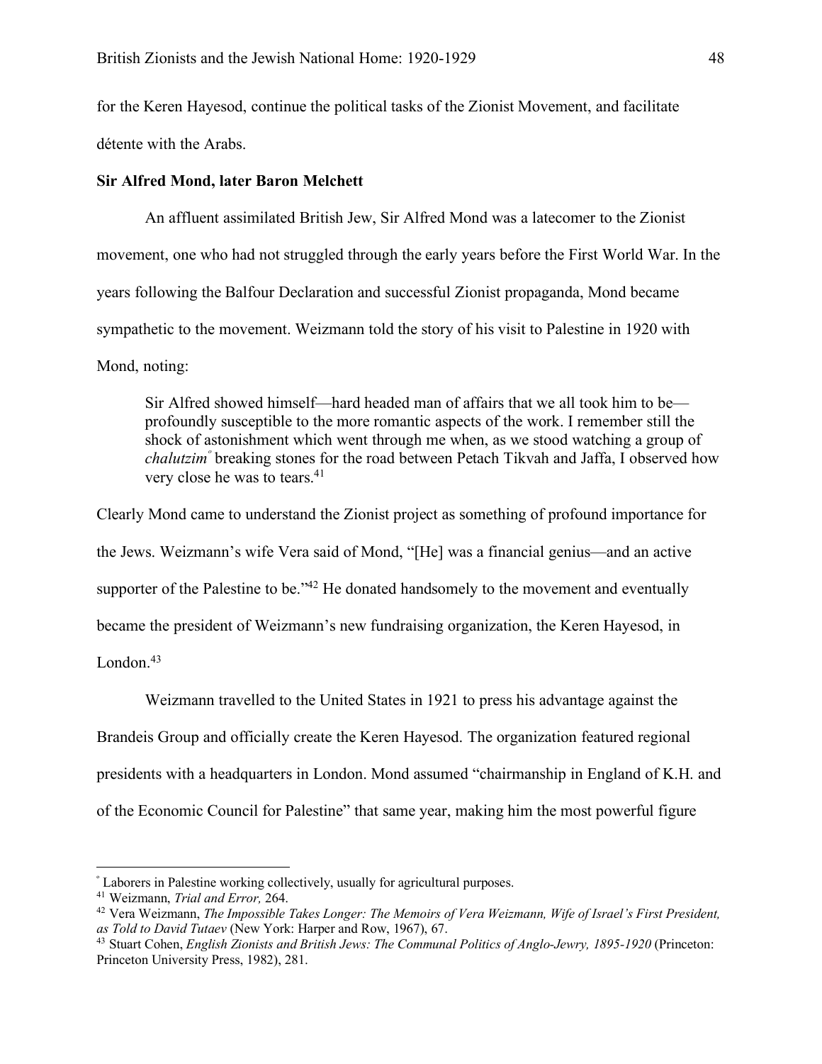for the Keren Hayesod, continue the political tasks of the Zionist Movement, and facilitate détente with the Arabs.

**Sir Alfred Mond, later Baron Melchett**

An affluent assimilated British Jew, Sir Alfred Mond was a latecomer to the Zionist movement, one who had not struggled through the early years before the First World War. In the years following the Balfour Declaration and successful Zionist propaganda, Mond became sympathetic to the movement. Weizmann told the story of his visit to Palestine in 1920 with Mond, noting:

> Sir Alfred showed himself—hard headed man of affairs that we all took him to be—profoundly susceptible to the more romantic aspects of the work. I remember still the shock of astonishment which went through me when, as we stood watching a group of *chalutzim*[°] breaking stones for the road between Petach Tikvah and Jaffa, I observed how very close he was to tears.[41]

Clearly Mond came to understand the Zionist project as something of profound importance for the Jews. Weizmann's wife Vera said of Mond, "[He] was a financial genius—and an active supporter of the Palestine to be."[42] He donated handsomely to the movement and eventually became the president of Weizmann's new fundraising organization, the Keren Hayesod, in London.[43]

Weizmann travelled to the United States in 1921 to press his advantage against the Brandeis Group and officially create the Keren Hayesod. The organization featured regional presidents with a headquarters in London. Mond assumed "chairmanship in England of K.H. and of the Economic Council for Palestine" that same year, making him the most powerful figure

---

[°] Laborers in Palestine working collectively, usually for agricultural purposes.

[41] Weizmann, *Trial and Error,* 264.

[42] Vera Weizmann, *The Impossible Takes Longer: The Memoirs of Vera Weizmann, Wife of Israel's First President, as Told to David Tutaev* (New York: Harper and Row, 1967), 67.

[43] Stuart Cohen, *English Zionists and British Jews: The Communal Politics of Anglo-Jewry, 1895-1920* (Princeton: Princeton University Press, 1982), 281.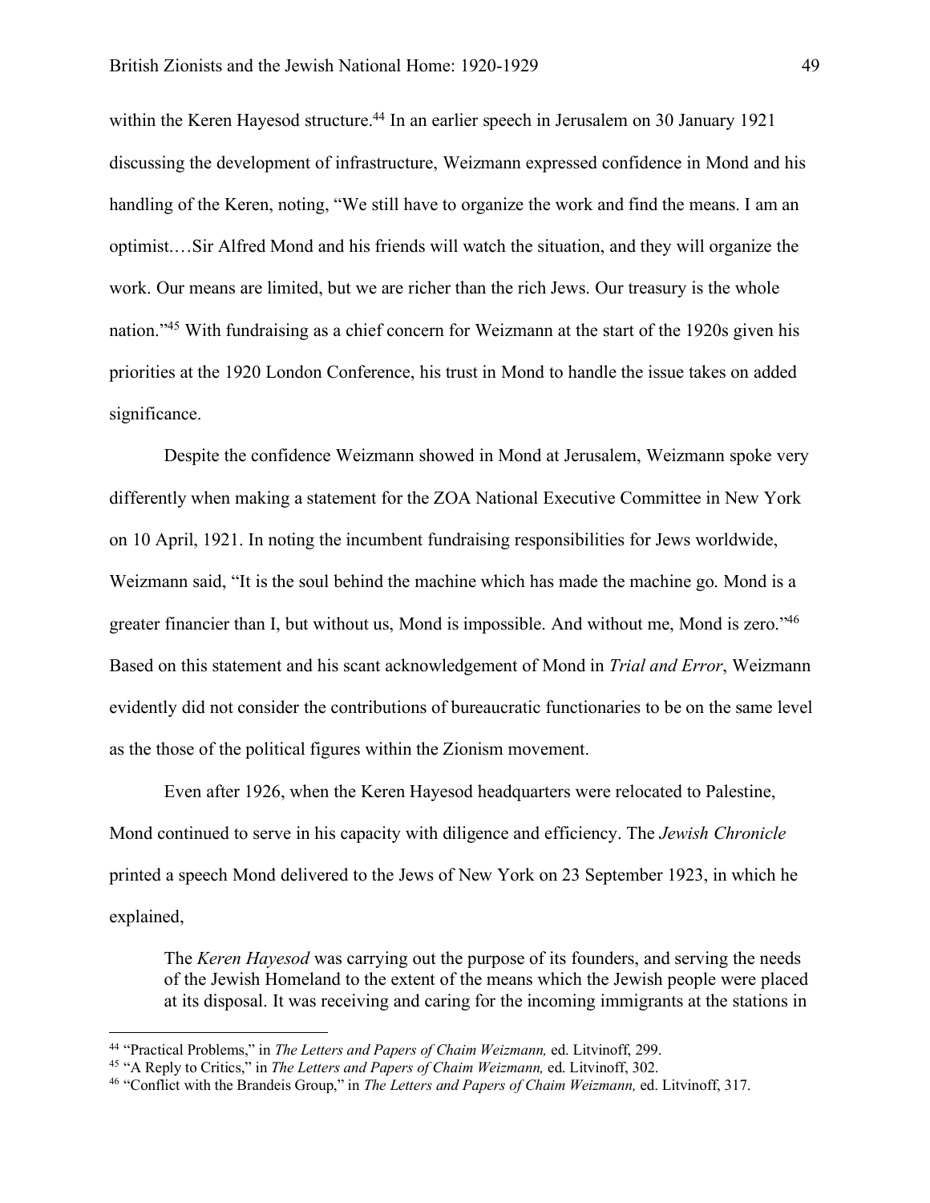within the Keren Hayesod structure.[44] In an earlier speech in Jerusalem on 30 January 1921 discussing the development of infrastructure, Weizmann expressed confidence in Mond and his handling of the Keren, noting, "We still have to organize the work and find the means. I am an optimist.…Sir Alfred Mond and his friends will watch the situation, and they will organize the work. Our means are limited, but we are richer than the rich Jews. Our treasury is the whole nation."[45] With fundraising as a chief concern for Weizmann at the start of the 1920s given his priorities at the 1920 London Conference, his trust in Mond to handle the issue takes on added significance.

Despite the confidence Weizmann showed in Mond at Jerusalem, Weizmann spoke very differently when making a statement for the ZOA National Executive Committee in New York on 10 April, 1921. In noting the incumbent fundraising responsibilities for Jews worldwide, Weizmann said, "It is the soul behind the machine which has made the machine go. Mond is a greater financier than I, but without us, Mond is impossible. And without me, Mond is zero."[46] Based on this statement and his scant acknowledgement of Mond in *Trial and Error*, Weizmann evidently did not consider the contributions of bureaucratic functionaries to be on the same level as the those of the political figures within the Zionism movement.

Even after 1926, when the Keren Hayesod headquarters were relocated to Palestine, Mond continued to serve in his capacity with diligence and efficiency. The *Jewish Chronicle* printed a speech Mond delivered to the Jews of New York on 23 September 1923, in which he explained,

> The *Keren Hayesod* was carrying out the purpose of its founders, and serving the needs of the Jewish Homeland to the extent of the means which the Jewish people were placed at its disposal. It was receiving and caring for the incoming immigrants at the stations in

[44] "Practical Problems," in *The Letters and Papers of Chaim Weizmann,* ed. Litvinoff, 299.

[45] "A Reply to Critics," in *The Letters and Papers of Chaim Weizmann,* ed. Litvinoff, 302.

[46] "Conflict with the Brandeis Group," in *The Letters and Papers of Chaim Weizmann,* ed. Litvinoff, 317.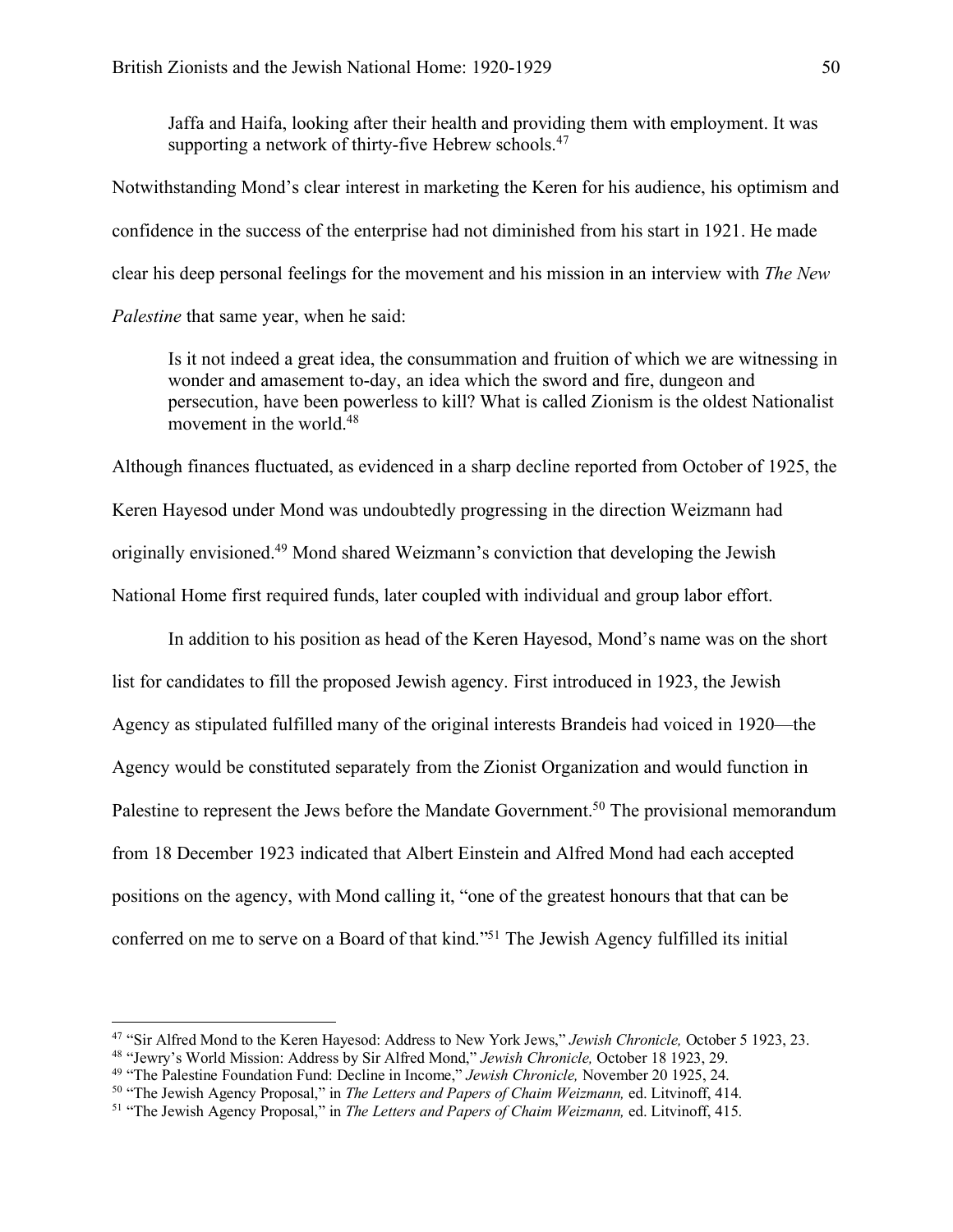> Jaffa and Haifa, looking after their health and providing them with employment. It was supporting a network of thirty-five Hebrew schools.[47]

Notwithstanding Mond's clear interest in marketing the Keren for his audience, his optimism and confidence in the success of the enterprise had not diminished from his start in 1921. He made clear his deep personal feelings for the movement and his mission in an interview with *The New Palestine* that same year, when he said:

> Is it not indeed a great idea, the consummation and fruition of which we are witnessing in wonder and amasement to-day, an idea which the sword and fire, dungeon and persecution, have been powerless to kill? What is called Zionism is the oldest Nationalist movement in the world.[48]

Although finances fluctuated, as evidenced in a sharp decline reported from October of 1925, the Keren Hayesod under Mond was undoubtedly progressing in the direction Weizmann had originally envisioned.[49] Mond shared Weizmann's conviction that developing the Jewish National Home first required funds, later coupled with individual and group labor effort.

In addition to his position as head of the Keren Hayesod, Mond's name was on the short list for candidates to fill the proposed Jewish agency. First introduced in 1923, the Jewish Agency as stipulated fulfilled many of the original interests Brandeis had voiced in 1920—the Agency would be constituted separately from the Zionist Organization and would function in Palestine to represent the Jews before the Mandate Government.[50] The provisional memorandum from 18 December 1923 indicated that Albert Einstein and Alfred Mond had each accepted positions on the agency, with Mond calling it, "one of the greatest honours that that can be conferred on me to serve on a Board of that kind."[51] The Jewish Agency fulfilled its initial

---

[47] "Sir Alfred Mond to the Keren Hayesod: Address to New York Jews," *Jewish Chronicle,* October 5 1923, 23.

[48] "Jewry's World Mission: Address by Sir Alfred Mond," *Jewish Chronicle,* October 18 1923, 29.

[49] "The Palestine Foundation Fund: Decline in Income," *Jewish Chronicle,* November 20 1925, 24.

[50] "The Jewish Agency Proposal," in *The Letters and Papers of Chaim Weizmann,* ed. Litvinoff, 414.

[51] "The Jewish Agency Proposal," in *The Letters and Papers of Chaim Weizmann,* ed. Litvinoff, 415.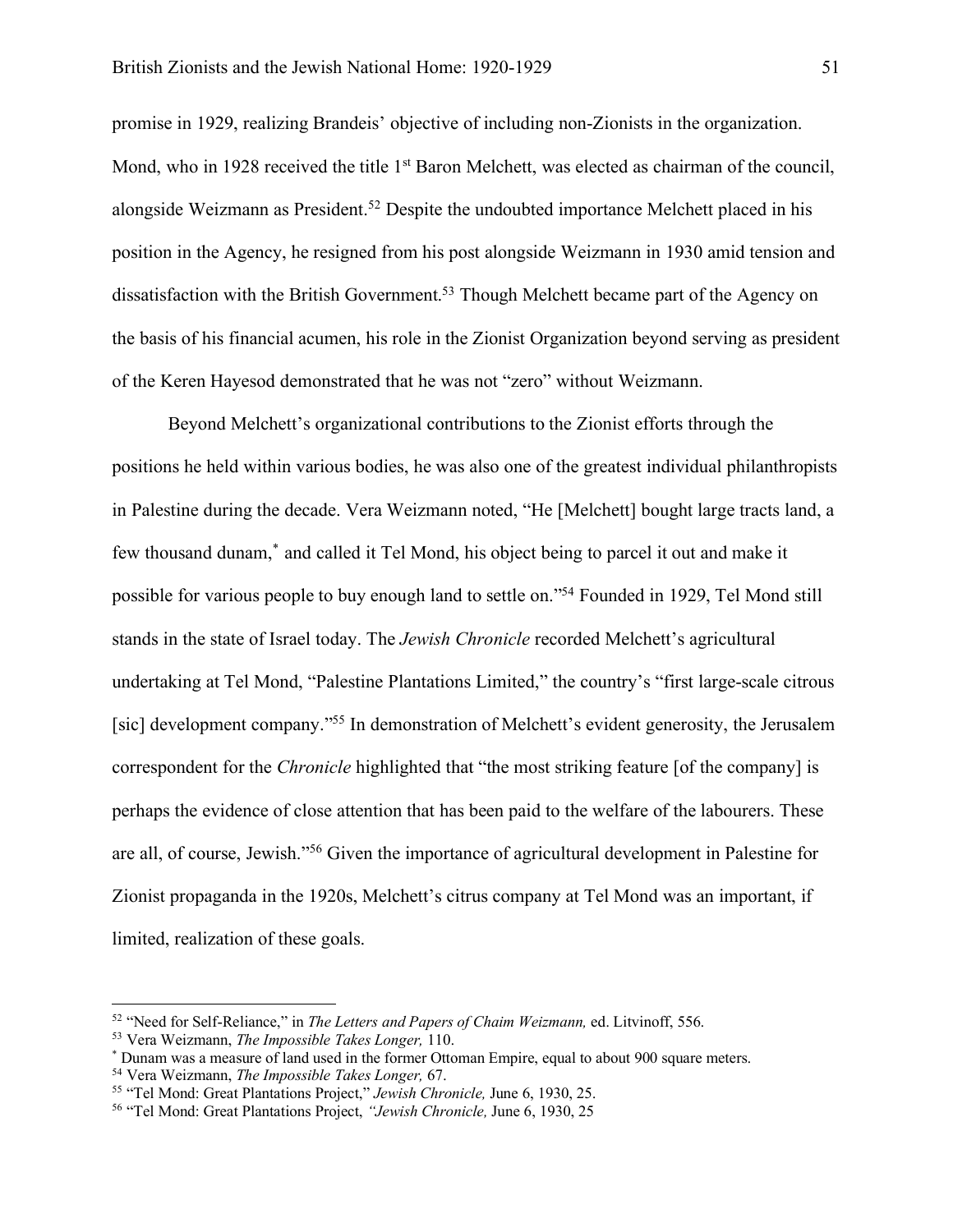promise in 1929, realizing Brandeis' objective of including non-Zionists in the organization. Mond, who in 1928 received the title 1st Baron Melchett, was elected as chairman of the council, alongside Weizmann as President.[52] Despite the undoubted importance Melchett placed in his position in the Agency, he resigned from his post alongside Weizmann in 1930 amid tension and dissatisfaction with the British Government.[53] Though Melchett became part of the Agency on the basis of his financial acumen, his role in the Zionist Organization beyond serving as president of the Keren Hayesod demonstrated that he was not "zero" without Weizmann.

Beyond Melchett's organizational contributions to the Zionist efforts through the positions he held within various bodies, he was also one of the greatest individual philanthropists in Palestine during the decade. Vera Weizmann noted, "He [Melchett] bought large tracts land, a few thousand dunam,* and called it Tel Mond, his object being to parcel it out and make it possible for various people to buy enough land to settle on."[54] Founded in 1929, Tel Mond still stands in the state of Israel today. The *Jewish Chronicle* recorded Melchett's agricultural undertaking at Tel Mond, "Palestine Plantations Limited," the country's "first large-scale citrous [sic] development company."[55] In demonstration of Melchett's evident generosity, the Jerusalem correspondent for the *Chronicle* highlighted that "the most striking feature [of the company] is perhaps the evidence of close attention that has been paid to the welfare of the labourers. These are all, of course, Jewish."[56] Given the importance of agricultural development in Palestine for Zionist propaganda in the 1920s, Melchett's citrus company at Tel Mond was an important, if limited, realization of these goals.

---

[52] "Need for Self-Reliance," in *The Letters and Papers of Chaim Weizmann,* ed. Litvinoff, 556.

[53] Vera Weizmann, *The Impossible Takes Longer,* 110.

* Dunam was a measure of land used in the former Ottoman Empire, equal to about 900 square meters.

[54] Vera Weizmann, *The Impossible Takes Longer,* 67.

[55] "Tel Mond: Great Plantations Project," *Jewish Chronicle,* June 6, 1930, 25.

[56] "Tel Mond: Great Plantations Project, *"Jewish Chronicle,* June 6, 1930, 25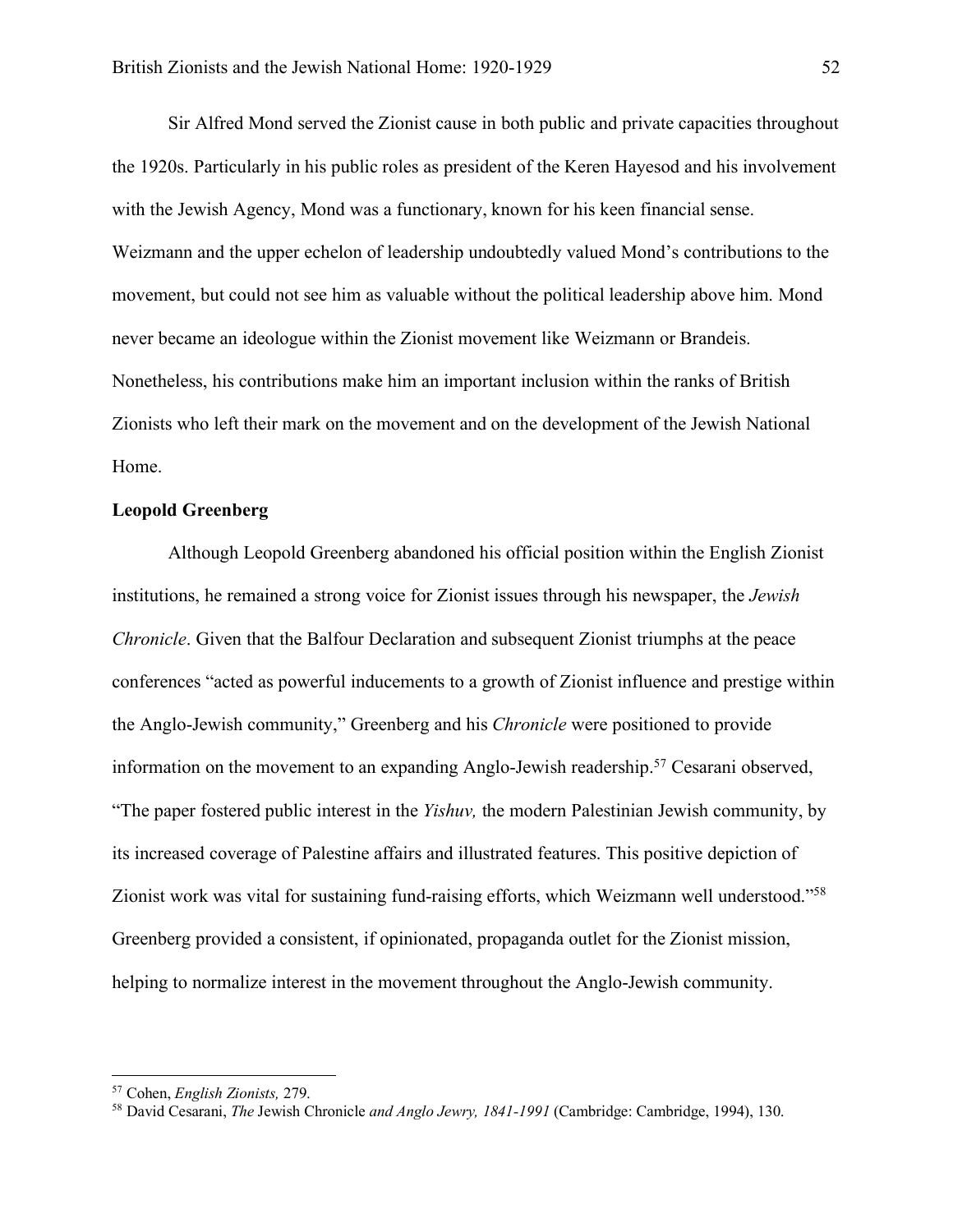Sir Alfred Mond served the Zionist cause in both public and private capacities throughout the 1920s. Particularly in his public roles as president of the Keren Hayesod and his involvement with the Jewish Agency, Mond was a functionary, known for his keen financial sense. Weizmann and the upper echelon of leadership undoubtedly valued Mond's contributions to the movement, but could not see him as valuable without the political leadership above him. Mond never became an ideologue within the Zionist movement like Weizmann or Brandeis. Nonetheless, his contributions make him an important inclusion within the ranks of British Zionists who left their mark on the movement and on the development of the Jewish National Home.

**Leopold Greenberg**

Although Leopold Greenberg abandoned his official position within the English Zionist institutions, he remained a strong voice for Zionist issues through his newspaper, the *Jewish Chronicle*. Given that the Balfour Declaration and subsequent Zionist triumphs at the peace conferences "acted as powerful inducements to a growth of Zionist influence and prestige within the Anglo-Jewish community," Greenberg and his *Chronicle* were positioned to provide information on the movement to an expanding Anglo-Jewish readership.[57] Cesarani observed, "The paper fostered public interest in the *Yishuv,* the modern Palestinian Jewish community, by its increased coverage of Palestine affairs and illustrated features. This positive depiction of Zionist work was vital for sustaining fund-raising efforts, which Weizmann well understood."[58] Greenberg provided a consistent, if opinionated, propaganda outlet for the Zionist mission, helping to normalize interest in the movement throughout the Anglo-Jewish community.

---

[57] Cohen, *English Zionists,* 279.

[58] David Cesarani, *The* Jewish Chronicle *and Anglo Jewry, 1841-1991* (Cambridge: Cambridge, 1994), 130.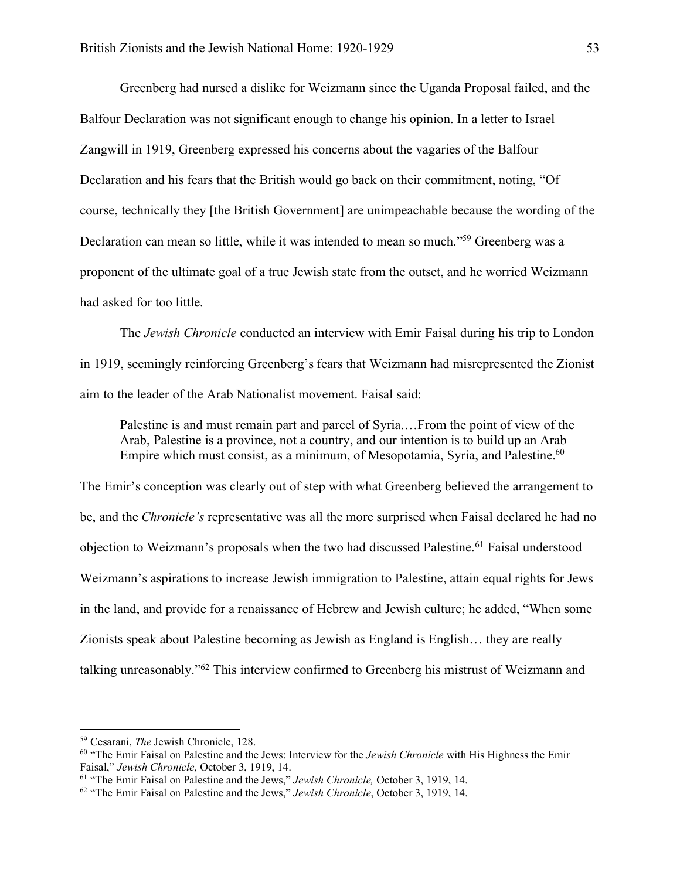Greenberg had nursed a dislike for Weizmann since the Uganda Proposal failed, and the Balfour Declaration was not significant enough to change his opinion. In a letter to Israel Zangwill in 1919, Greenberg expressed his concerns about the vagaries of the Balfour Declaration and his fears that the British would go back on their commitment, noting, "Of course, technically they [the British Government] are unimpeachable because the wording of the Declaration can mean so little, while it was intended to mean so much."[59] Greenberg was a proponent of the ultimate goal of a true Jewish state from the outset, and he worried Weizmann had asked for too little.

The *Jewish Chronicle* conducted an interview with Emir Faisal during his trip to London in 1919, seemingly reinforcing Greenberg's fears that Weizmann had misrepresented the Zionist aim to the leader of the Arab Nationalist movement. Faisal said:

> Palestine is and must remain part and parcel of Syria.…From the point of view of the Arab, Palestine is a province, not a country, and our intention is to build up an Arab Empire which must consist, as a minimum, of Mesopotamia, Syria, and Palestine.[60]

The Emir's conception was clearly out of step with what Greenberg believed the arrangement to be, and the *Chronicle's* representative was all the more surprised when Faisal declared he had no objection to Weizmann's proposals when the two had discussed Palestine.[61] Faisal understood Weizmann's aspirations to increase Jewish immigration to Palestine, attain equal rights for Jews in the land, and provide for a renaissance of Hebrew and Jewish culture; he added, "When some Zionists speak about Palestine becoming as Jewish as England is English… they are really talking unreasonably."[62] This interview confirmed to Greenberg his mistrust of Weizmann and

---

[59] Cesarani, *The* Jewish Chronicle, 128.

[60] "The Emir Faisal on Palestine and the Jews: Interview for the *Jewish Chronicle* with His Highness the Emir Faisal," *Jewish Chronicle,* October 3, 1919, 14.

[61] "The Emir Faisal on Palestine and the Jews," *Jewish Chronicle,* October 3, 1919, 14.

[62] "The Emir Faisal on Palestine and the Jews," *Jewish Chronicle*, October 3, 1919, 14.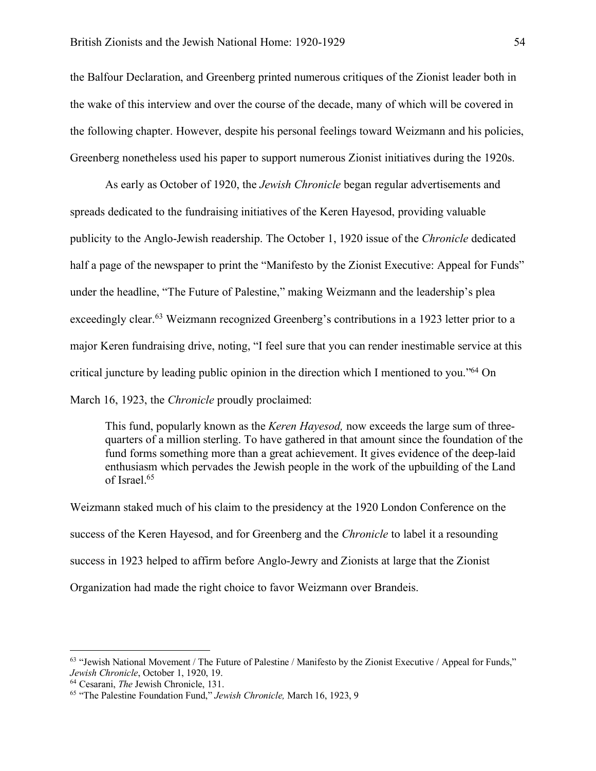the Balfour Declaration, and Greenberg printed numerous critiques of the Zionist leader both in the wake of this interview and over the course of the decade, many of which will be covered in the following chapter. However, despite his personal feelings toward Weizmann and his policies, Greenberg nonetheless used his paper to support numerous Zionist initiatives during the 1920s.

As early as October of 1920, the *Jewish Chronicle* began regular advertisements and spreads dedicated to the fundraising initiatives of the Keren Hayesod, providing valuable publicity to the Anglo-Jewish readership. The October 1, 1920 issue of the *Chronicle* dedicated half a page of the newspaper to print the "Manifesto by the Zionist Executive: Appeal for Funds" under the headline, "The Future of Palestine," making Weizmann and the leadership's plea exceedingly clear.[63] Weizmann recognized Greenberg's contributions in a 1923 letter prior to a major Keren fundraising drive, noting, "I feel sure that you can render inestimable service at this critical juncture by leading public opinion in the direction which I mentioned to you."[64] On March 16, 1923, the *Chronicle* proudly proclaimed:

> This fund, popularly known as the *Keren Hayesod,* now exceeds the large sum of three-quarters of a million sterling. To have gathered in that amount since the foundation of the fund forms something more than a great achievement. It gives evidence of the deep-laid enthusiasm which pervades the Jewish people in the work of the upbuilding of the Land of Israel.[65]

Weizmann staked much of his claim to the presidency at the 1920 London Conference on the success of the Keren Hayesod, and for Greenberg and the *Chronicle* to label it a resounding success in 1923 helped to affirm before Anglo-Jewry and Zionists at large that the Zionist Organization had made the right choice to favor Weizmann over Brandeis.

---

[63] "Jewish National Movement / The Future of Palestine / Manifesto by the Zionist Executive / Appeal for Funds," *Jewish Chronicle*, October 1, 1920, 19.

[64] Cesarani, *The* Jewish Chronicle, 131.

[65] "The Palestine Foundation Fund," *Jewish Chronicle,* March 16, 1923, 9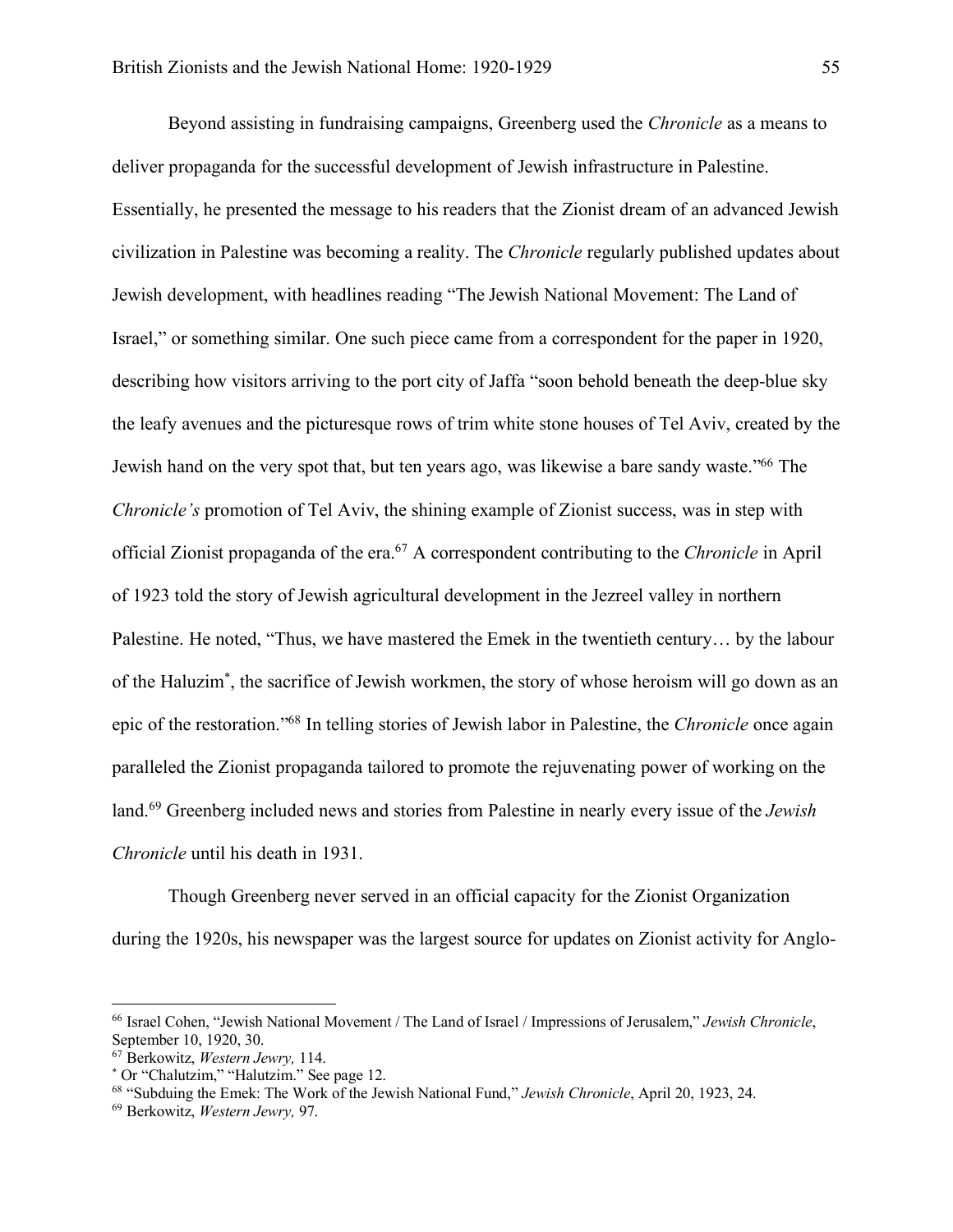Beyond assisting in fundraising campaigns, Greenberg used the *Chronicle* as a means to deliver propaganda for the successful development of Jewish infrastructure in Palestine. Essentially, he presented the message to his readers that the Zionist dream of an advanced Jewish civilization in Palestine was becoming a reality. The *Chronicle* regularly published updates about Jewish development, with headlines reading "The Jewish National Movement: The Land of Israel," or something similar. One such piece came from a correspondent for the paper in 1920, describing how visitors arriving to the port city of Jaffa "soon behold beneath the deep-blue sky the leafy avenues and the picturesque rows of trim white stone houses of Tel Aviv, created by the Jewish hand on the very spot that, but ten years ago, was likewise a bare sandy waste."[66] The *Chronicle's* promotion of Tel Aviv, the shining example of Zionist success, was in step with official Zionist propaganda of the era.[67] A correspondent contributing to the *Chronicle* in April of 1923 told the story of Jewish agricultural development in the Jezreel valley in northern Palestine. He noted, "Thus, we have mastered the Emek in the twentieth century… by the labour of the Haluzim[*], the sacrifice of Jewish workmen, the story of whose heroism will go down as an epic of the restoration."[68] In telling stories of Jewish labor in Palestine, the *Chronicle* once again paralleled the Zionist propaganda tailored to promote the rejuvenating power of working on the land.[69] Greenberg included news and stories from Palestine in nearly every issue of the *Jewish Chronicle* until his death in 1931.

Though Greenberg never served in an official capacity for the Zionist Organization during the 1920s, his newspaper was the largest source for updates on Zionist activity for Anglo-

---

[66] Israel Cohen, "Jewish National Movement / The Land of Israel / Impressions of Jerusalem," *Jewish Chronicle*, September 10, 1920, 30.

[67] Berkowitz, *Western Jewry,* 114.

[*] Or "Chalutzim," "Halutzim." See page 12.

[68] "Subduing the Emek: The Work of the Jewish National Fund," *Jewish Chronicle*, April 20, 1923, 24.

[69] Berkowitz, *Western Jewry,* 97.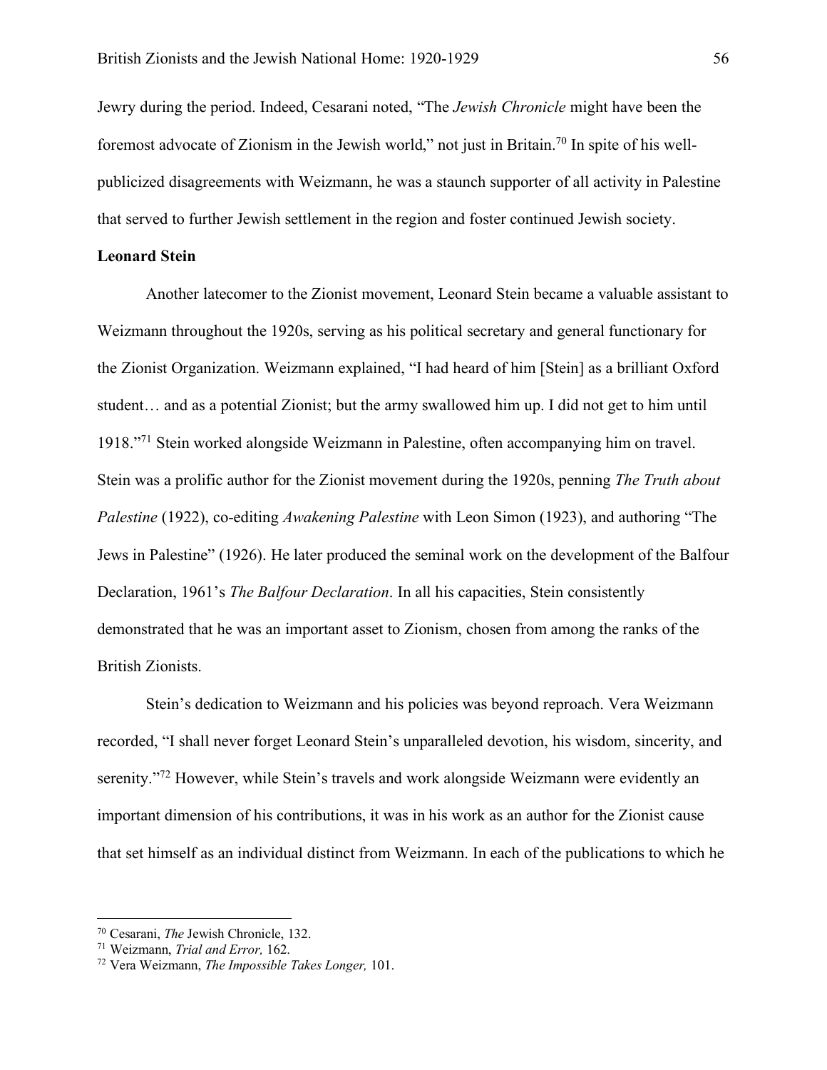Jewry during the period. Indeed, Cesarani noted, "The *Jewish Chronicle* might have been the foremost advocate of Zionism in the Jewish world," not just in Britain.[70] In spite of his well-publicized disagreements with Weizmann, he was a staunch supporter of all activity in Palestine that served to further Jewish settlement in the region and foster continued Jewish society.

**Leonard Stein**

Another latecomer to the Zionist movement, Leonard Stein became a valuable assistant to Weizmann throughout the 1920s, serving as his political secretary and general functionary for the Zionist Organization. Weizmann explained, "I had heard of him [Stein] as a brilliant Oxford student… and as a potential Zionist; but the army swallowed him up. I did not get to him until 1918."[71] Stein worked alongside Weizmann in Palestine, often accompanying him on travel. Stein was a prolific author for the Zionist movement during the 1920s, penning *The Truth about Palestine* (1922), co-editing *Awakening Palestine* with Leon Simon (1923), and authoring "The Jews in Palestine" (1926). He later produced the seminal work on the development of the Balfour Declaration, 1961's *The Balfour Declaration*. In all his capacities, Stein consistently demonstrated that he was an important asset to Zionism, chosen from among the ranks of the British Zionists.

Stein's dedication to Weizmann and his policies was beyond reproach. Vera Weizmann recorded, "I shall never forget Leonard Stein's unparalleled devotion, his wisdom, sincerity, and serenity."[72] However, while Stein's travels and work alongside Weizmann were evidently an important dimension of his contributions, it was in his work as an author for the Zionist cause that set himself as an individual distinct from Weizmann. In each of the publications to which he

---

[70] Cesarani, *The* Jewish Chronicle, 132.

[71] Weizmann, *Trial and Error,* 162.

[72] Vera Weizmann, *The Impossible Takes Longer,* 101.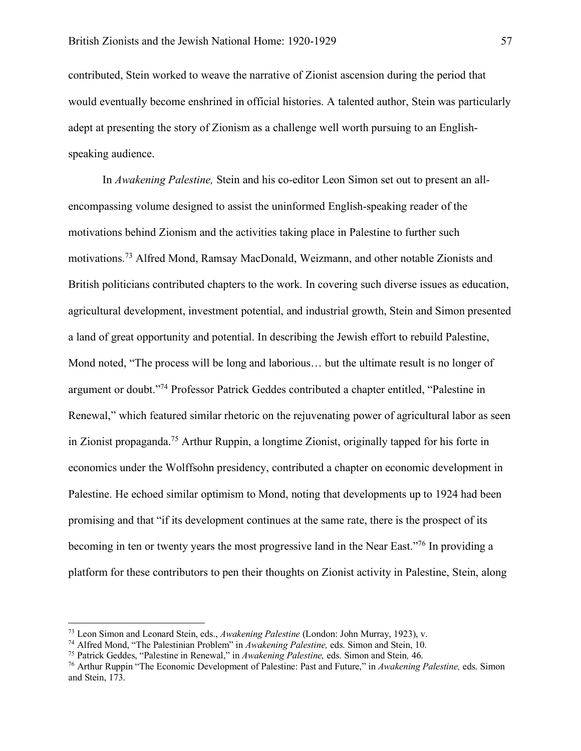contributed, Stein worked to weave the narrative of Zionist ascension during the period that would eventually become enshrined in official histories. A talented author, Stein was particularly adept at presenting the story of Zionism as a challenge well worth pursuing to an English-speaking audience.

In *Awakening Palestine,* Stein and his co-editor Leon Simon set out to present an all-encompassing volume designed to assist the uninformed English-speaking reader of the motivations behind Zionism and the activities taking place in Palestine to further such motivations.[73] Alfred Mond, Ramsay MacDonald, Weizmann, and other notable Zionists and British politicians contributed chapters to the work. In covering such diverse issues as education, agricultural development, investment potential, and industrial growth, Stein and Simon presented a land of great opportunity and potential. In describing the Jewish effort to rebuild Palestine, Mond noted, "The process will be long and laborious… but the ultimate result is no longer of argument or doubt."[74] Professor Patrick Geddes contributed a chapter entitled, "Palestine in Renewal," which featured similar rhetoric on the rejuvenating power of agricultural labor as seen in Zionist propaganda.[75] Arthur Ruppin, a longtime Zionist, originally tapped for his forte in economics under the Wolffsohn presidency, contributed a chapter on economic development in Palestine. He echoed similar optimism to Mond, noting that developments up to 1924 had been promising and that "if its development continues at the same rate, there is the prospect of its becoming in ten or twenty years the most progressive land in the Near East."[76] In providing a platform for these contributors to pen their thoughts on Zionist activity in Palestine, Stein, along

---

[73] Leon Simon and Leonard Stein, eds., *Awakening Palestine* (London: John Murray, 1923), v.

[74] Alfred Mond, "The Palestinian Problem" in *Awakening Palestine,* eds. Simon and Stein, 10.

[75] Patrick Geddes, "Palestine in Renewal," in *Awakening Palestine,* eds. Simon and Stein*,* 46.

[76] Arthur Ruppin "The Economic Development of Palestine: Past and Future," in *Awakening Palestine,* eds. Simon and Stein, 173.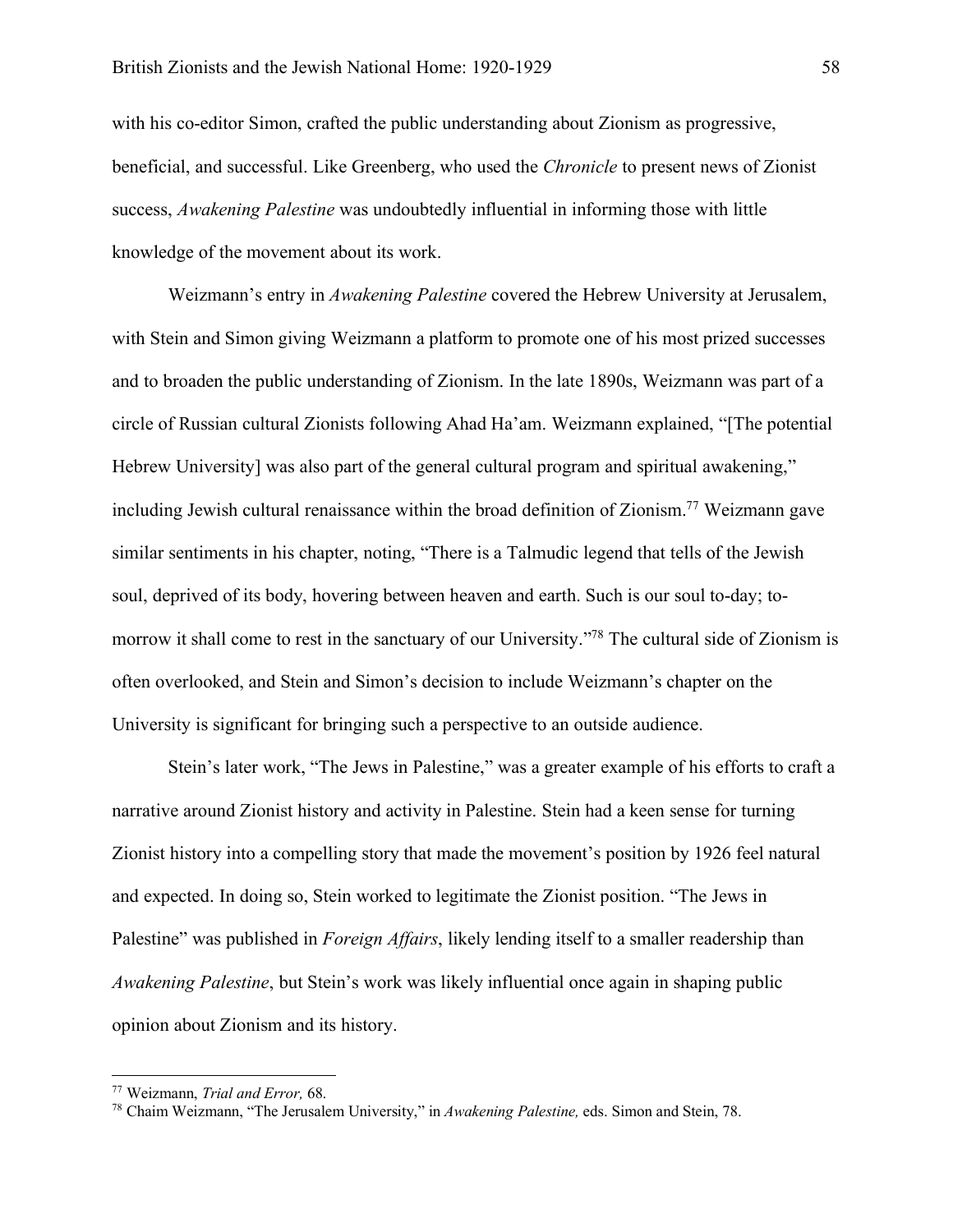with his co-editor Simon, crafted the public understanding about Zionism as progressive, beneficial, and successful. Like Greenberg, who used the *Chronicle* to present news of Zionist success, *Awakening Palestine* was undoubtedly influential in informing those with little knowledge of the movement about its work.

Weizmann's entry in *Awakening Palestine* covered the Hebrew University at Jerusalem, with Stein and Simon giving Weizmann a platform to promote one of his most prized successes and to broaden the public understanding of Zionism. In the late 1890s, Weizmann was part of a circle of Russian cultural Zionists following Ahad Ha'am. Weizmann explained, "[The potential Hebrew University] was also part of the general cultural program and spiritual awakening," including Jewish cultural renaissance within the broad definition of Zionism.[77] Weizmann gave similar sentiments in his chapter, noting, "There is a Talmudic legend that tells of the Jewish soul, deprived of its body, hovering between heaven and earth. Such is our soul to-day; to-morrow it shall come to rest in the sanctuary of our University."[78] The cultural side of Zionism is often overlooked, and Stein and Simon's decision to include Weizmann's chapter on the University is significant for bringing such a perspective to an outside audience.

Stein's later work, "The Jews in Palestine," was a greater example of his efforts to craft a narrative around Zionist history and activity in Palestine. Stein had a keen sense for turning Zionist history into a compelling story that made the movement's position by 1926 feel natural and expected. In doing so, Stein worked to legitimate the Zionist position. "The Jews in Palestine" was published in *Foreign Affairs*, likely lending itself to a smaller readership than *Awakening Palestine*, but Stein's work was likely influential once again in shaping public opinion about Zionism and its history.

---

[77] Weizmann, *Trial and Error,* 68.

[78] Chaim Weizmann, "The Jerusalem University," in *Awakening Palestine,* eds. Simon and Stein, 78.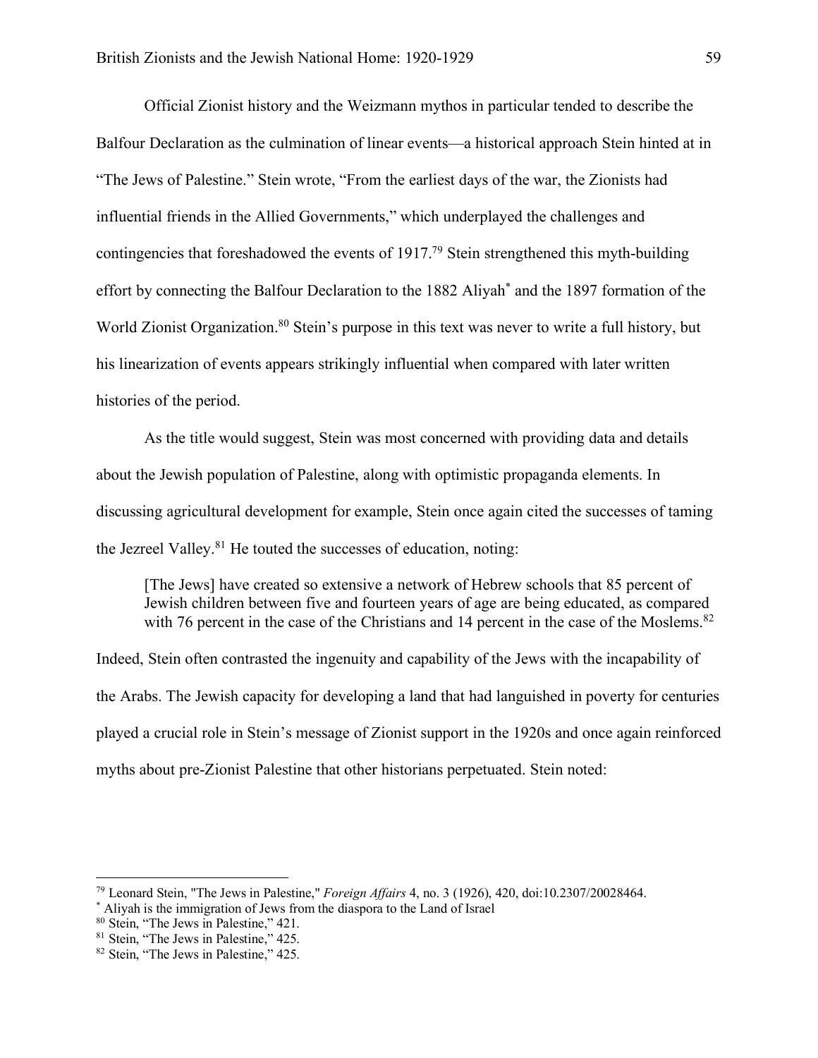Official Zionist history and the Weizmann mythos in particular tended to describe the Balfour Declaration as the culmination of linear events—a historical approach Stein hinted at in "The Jews of Palestine." Stein wrote, "From the earliest days of the war, the Zionists had influential friends in the Allied Governments," which underplayed the challenges and contingencies that foreshadowed the events of 1917.[79] Stein strengthened this myth-building effort by connecting the Balfour Declaration to the 1882 Aliyah* and the 1897 formation of the World Zionist Organization.[80] Stein's purpose in this text was never to write a full history, but his linearization of events appears strikingly influential when compared with later written histories of the period.

As the title would suggest, Stein was most concerned with providing data and details about the Jewish population of Palestine, along with optimistic propaganda elements. In discussing agricultural development for example, Stein once again cited the successes of taming the Jezreel Valley.[81] He touted the successes of education, noting:

> [The Jews] have created so extensive a network of Hebrew schools that 85 percent of Jewish children between five and fourteen years of age are being educated, as compared with 76 percent in the case of the Christians and 14 percent in the case of the Moslems.[82]

Indeed, Stein often contrasted the ingenuity and capability of the Jews with the incapability of the Arabs. The Jewish capacity for developing a land that had languished in poverty for centuries played a crucial role in Stein's message of Zionist support in the 1920s and once again reinforced myths about pre-Zionist Palestine that other historians perpetuated. Stein noted:

---

[79] Leonard Stein, "The Jews in Palestine," *Foreign Affairs* 4, no. 3 (1926), 420, doi:10.2307/20028464.

* Aliyah is the immigration of Jews from the diaspora to the Land of Israel

[80] Stein, "The Jews in Palestine," 421.

[81] Stein, "The Jews in Palestine," 425.

[82] Stein, "The Jews in Palestine," 425.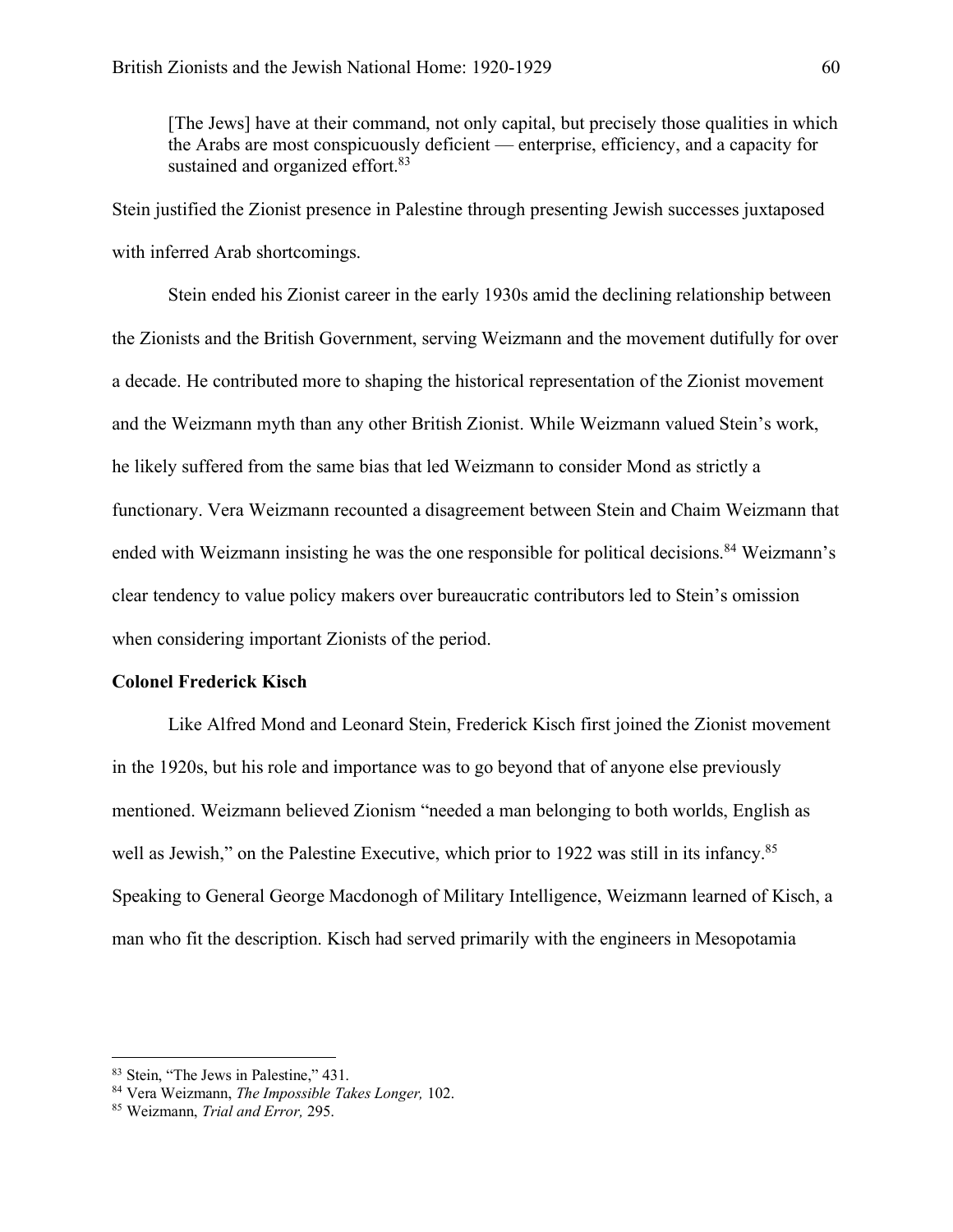> [The Jews] have at their command, not only capital, but precisely those qualities in which the Arabs are most conspicuously deficient — enterprise, efficiency, and a capacity for sustained and organized effort.[83]

Stein justified the Zionist presence in Palestine through presenting Jewish successes juxtaposed with inferred Arab shortcomings.

Stein ended his Zionist career in the early 1930s amid the declining relationship between the Zionists and the British Government, serving Weizmann and the movement dutifully for over a decade. He contributed more to shaping the historical representation of the Zionist movement and the Weizmann myth than any other British Zionist. While Weizmann valued Stein's work, he likely suffered from the same bias that led Weizmann to consider Mond as strictly a functionary. Vera Weizmann recounted a disagreement between Stein and Chaim Weizmann that ended with Weizmann insisting he was the one responsible for political decisions.[84] Weizmann's clear tendency to value policy makers over bureaucratic contributors led to Stein's omission when considering important Zionists of the period.

**Colonel Frederick Kisch**

Like Alfred Mond and Leonard Stein, Frederick Kisch first joined the Zionist movement in the 1920s, but his role and importance was to go beyond that of anyone else previously mentioned. Weizmann believed Zionism "needed a man belonging to both worlds, English as well as Jewish," on the Palestine Executive, which prior to 1922 was still in its infancy.[85] Speaking to General George Macdonogh of Military Intelligence, Weizmann learned of Kisch, a man who fit the description. Kisch had served primarily with the engineers in Mesopotamia

---

[83] Stein, "The Jews in Palestine," 431.

[84] Vera Weizmann, *The Impossible Takes Longer,* 102.

[85] Weizmann, *Trial and Error,* 295.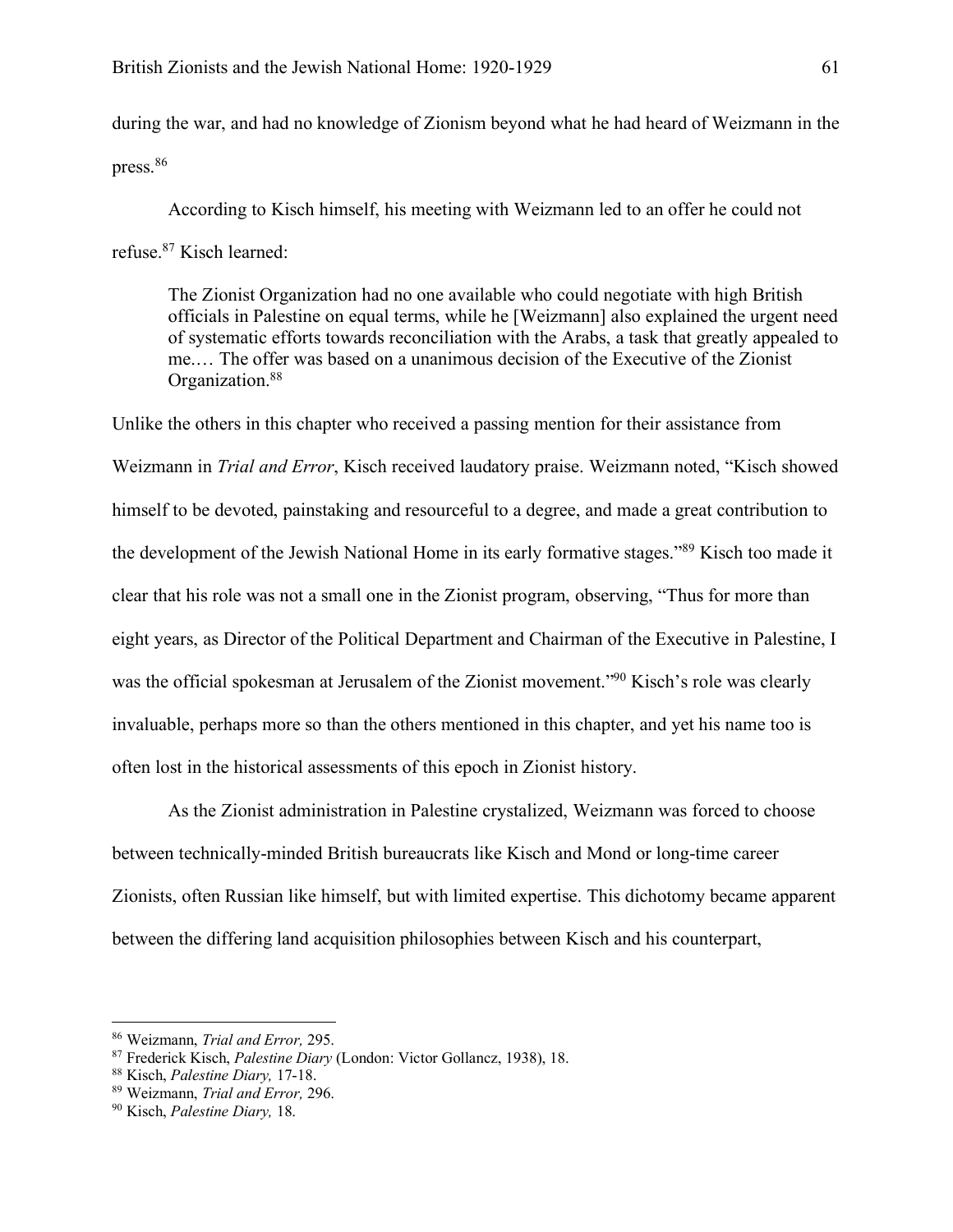during the war, and had no knowledge of Zionism beyond what he had heard of Weizmann in the press.[86]

According to Kisch himself, his meeting with Weizmann led to an offer he could not refuse.[87] Kisch learned:

> The Zionist Organization had no one available who could negotiate with high British officials in Palestine on equal terms, while he [Weizmann] also explained the urgent need of systematic efforts towards reconciliation with the Arabs, a task that greatly appealed to me.… The offer was based on a unanimous decision of the Executive of the Zionist Organization.[88]

Unlike the others in this chapter who received a passing mention for their assistance from Weizmann in *Trial and Error*, Kisch received laudatory praise. Weizmann noted, "Kisch showed himself to be devoted, painstaking and resourceful to a degree, and made a great contribution to the development of the Jewish National Home in its early formative stages."[89] Kisch too made it clear that his role was not a small one in the Zionist program, observing, "Thus for more than eight years, as Director of the Political Department and Chairman of the Executive in Palestine, I was the official spokesman at Jerusalem of the Zionist movement."[90] Kisch's role was clearly invaluable, perhaps more so than the others mentioned in this chapter, and yet his name too is often lost in the historical assessments of this epoch in Zionist history.

As the Zionist administration in Palestine crystalized, Weizmann was forced to choose between technically-minded British bureaucrats like Kisch and Mond or long-time career Zionists, often Russian like himself, but with limited expertise. This dichotomy became apparent between the differing land acquisition philosophies between Kisch and his counterpart,

---

[86] Weizmann, *Trial and Error,* 295.
[87] Frederick Kisch, *Palestine Diary* (London: Victor Gollancz, 1938), 18.
[88] Kisch, *Palestine Diary,* 17-18.
[89] Weizmann, *Trial and Error,* 296.
[90] Kisch, *Palestine Diary,* 18.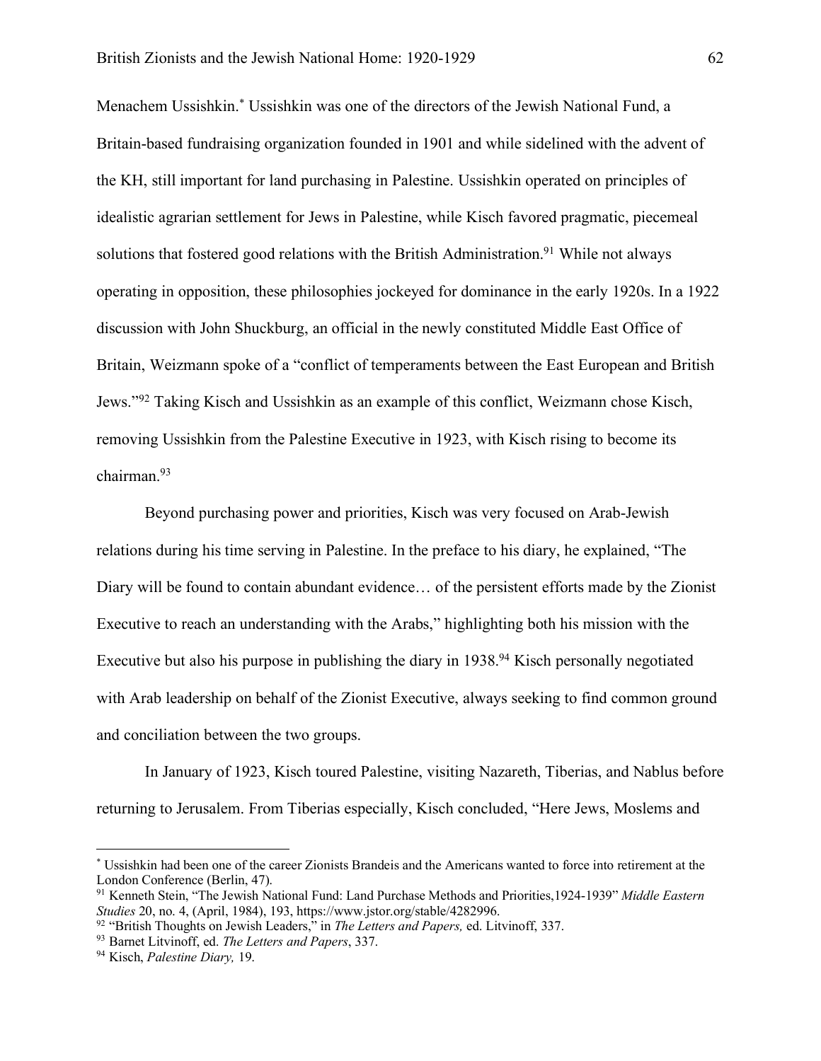Menachem Ussishkin.[*] Ussishkin was one of the directors of the Jewish National Fund, a Britain-based fundraising organization founded in 1901 and while sidelined with the advent of the KH, still important for land purchasing in Palestine. Ussishkin operated on principles of idealistic agrarian settlement for Jews in Palestine, while Kisch favored pragmatic, piecemeal solutions that fostered good relations with the British Administration.[91] While not always operating in opposition, these philosophies jockeyed for dominance in the early 1920s. In a 1922 discussion with John Shuckburg, an official in the newly constituted Middle East Office of Britain, Weizmann spoke of a "conflict of temperaments between the East European and British Jews."[92] Taking Kisch and Ussishkin as an example of this conflict, Weizmann chose Kisch, removing Ussishkin from the Palestine Executive in 1923, with Kisch rising to become its chairman.[93]

Beyond purchasing power and priorities, Kisch was very focused on Arab-Jewish relations during his time serving in Palestine. In the preface to his diary, he explained, "The Diary will be found to contain abundant evidence… of the persistent efforts made by the Zionist Executive to reach an understanding with the Arabs," highlighting both his mission with the Executive but also his purpose in publishing the diary in 1938.[94] Kisch personally negotiated with Arab leadership on behalf of the Zionist Executive, always seeking to find common ground and conciliation between the two groups.

In January of 1923, Kisch toured Palestine, visiting Nazareth, Tiberias, and Nablus before returning to Jerusalem. From Tiberias especially, Kisch concluded, "Here Jews, Moslems and

---

[*] Ussishkin had been one of the career Zionists Brandeis and the Americans wanted to force into retirement at the London Conference (Berlin, 47).

[91] Kenneth Stein, "The Jewish National Fund: Land Purchase Methods and Priorities,1924-1939" *Middle Eastern Studies* 20, no. 4, (April, 1984), 193, https://www.jstor.org/stable/4282996.

[92] "British Thoughts on Jewish Leaders," in *The Letters and Papers,* ed. Litvinoff, 337.

[93] Barnet Litvinoff, ed. *The Letters and Papers*, 337.

[94] Kisch, *Palestine Diary,* 19.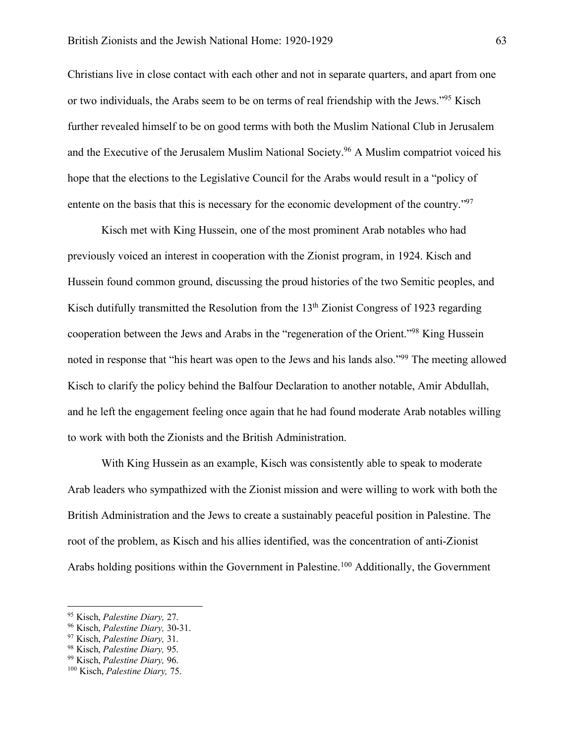Christians live in close contact with each other and not in separate quarters, and apart from one or two individuals, the Arabs seem to be on terms of real friendship with the Jews."[95] Kisch further revealed himself to be on good terms with both the Muslim National Club in Jerusalem and the Executive of the Jerusalem Muslim National Society.[96] A Muslim compatriot voiced his hope that the elections to the Legislative Council for the Arabs would result in a "policy of entente on the basis that this is necessary for the economic development of the country."[97]

Kisch met with King Hussein, one of the most prominent Arab notables who had previously voiced an interest in cooperation with the Zionist program, in 1924. Kisch and Hussein found common ground, discussing the proud histories of the two Semitic peoples, and Kisch dutifully transmitted the Resolution from the 13th Zionist Congress of 1923 regarding cooperation between the Jews and Arabs in the "regeneration of the Orient."[98] King Hussein noted in response that "his heart was open to the Jews and his lands also."[99] The meeting allowed Kisch to clarify the policy behind the Balfour Declaration to another notable, Amir Abdullah, and he left the engagement feeling once again that he had found moderate Arab notables willing to work with both the Zionists and the British Administration.

With King Hussein as an example, Kisch was consistently able to speak to moderate Arab leaders who sympathized with the Zionist mission and were willing to work with both the British Administration and the Jews to create a sustainably peaceful position in Palestine. The root of the problem, as Kisch and his allies identified, was the concentration of anti-Zionist Arabs holding positions within the Government in Palestine.[100] Additionally, the Government

[95] Kisch, *Palestine Diary,* 27.

[96] Kisch, *Palestine Diary,* 30-31.

[97] Kisch, *Palestine Diary,* 31.

[98] Kisch, *Palestine Diary,* 95.

[99] Kisch, *Palestine Diary,* 96.

[100] Kisch, *Palestine Diary,* 75.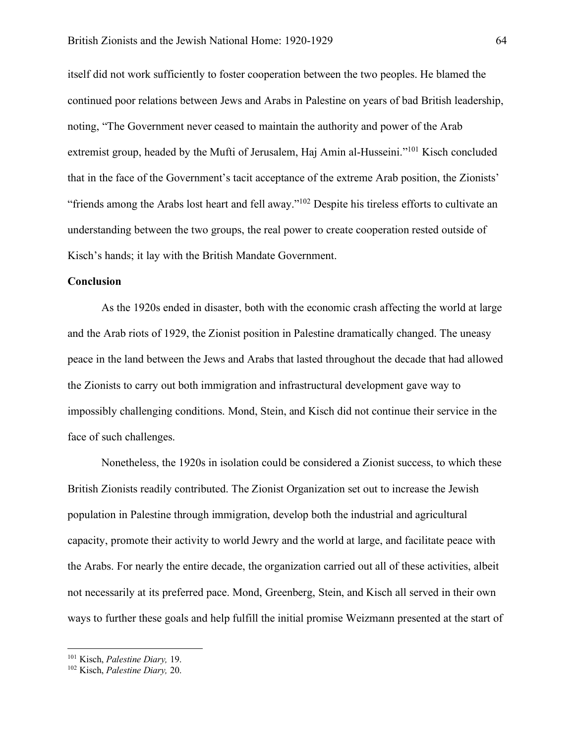itself did not work sufficiently to foster cooperation between the two peoples. He blamed the continued poor relations between Jews and Arabs in Palestine on years of bad British leadership, noting, "The Government never ceased to maintain the authority and power of the Arab extremist group, headed by the Mufti of Jerusalem, Haj Amin al-Husseini."[101] Kisch concluded that in the face of the Government's tacit acceptance of the extreme Arab position, the Zionists' "friends among the Arabs lost heart and fell away."[102] Despite his tireless efforts to cultivate an understanding between the two groups, the real power to create cooperation rested outside of Kisch's hands; it lay with the British Mandate Government.

**Conclusion**

As the 1920s ended in disaster, both with the economic crash affecting the world at large and the Arab riots of 1929, the Zionist position in Palestine dramatically changed. The uneasy peace in the land between the Jews and Arabs that lasted throughout the decade that had allowed the Zionists to carry out both immigration and infrastructural development gave way to impossibly challenging conditions. Mond, Stein, and Kisch did not continue their service in the face of such challenges.

Nonetheless, the 1920s in isolation could be considered a Zionist success, to which these British Zionists readily contributed. The Zionist Organization set out to increase the Jewish population in Palestine through immigration, develop both the industrial and agricultural capacity, promote their activity to world Jewry and the world at large, and facilitate peace with the Arabs. For nearly the entire decade, the organization carried out all of these activities, albeit not necessarily at its preferred pace. Mond, Greenberg, Stein, and Kisch all served in their own ways to further these goals and help fulfill the initial promise Weizmann presented at the start of

[101] Kisch, *Palestine Diary,* 19.

[102] Kisch, *Palestine Diary,* 20.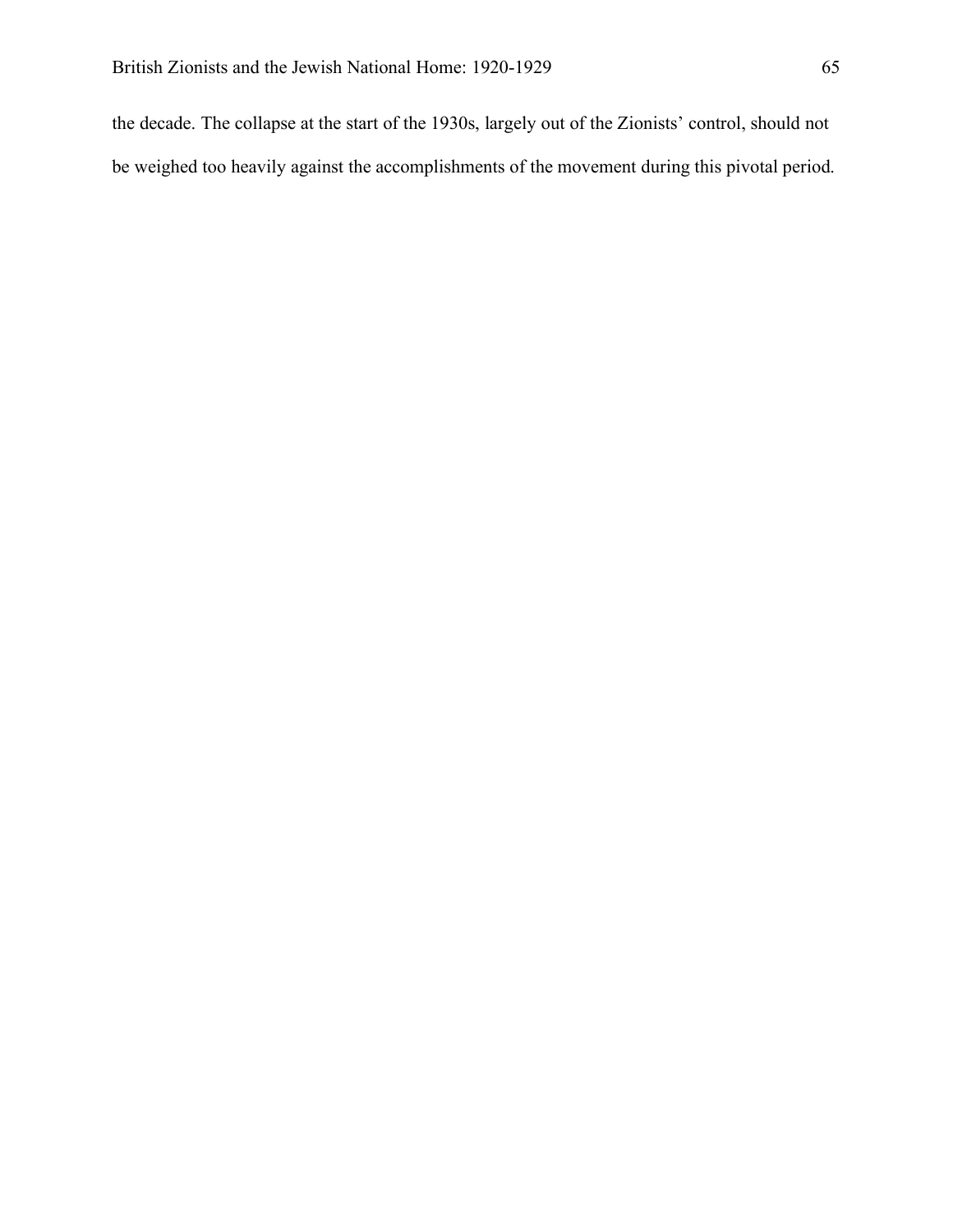the decade. The collapse at the start of the 1930s, largely out of the Zionists' control, should not be weighed too heavily against the accomplishments of the movement during this pivotal period.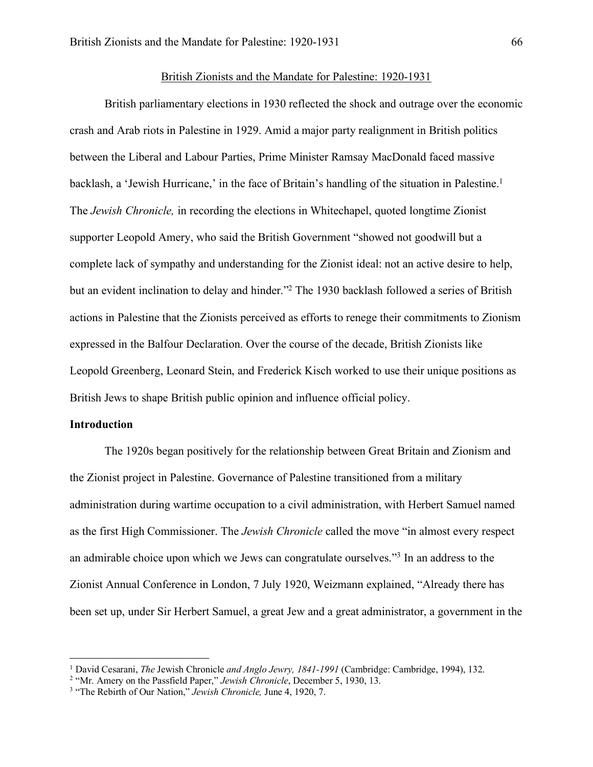British Zionists and the Mandate for Palestine: 1920-1931

British parliamentary elections in 1930 reflected the shock and outrage over the economic crash and Arab riots in Palestine in 1929. Amid a major party realignment in British politics between the Liberal and Labour Parties, Prime Minister Ramsay MacDonald faced massive backlash, a 'Jewish Hurricane,' in the face of Britain's handling of the situation in Palestine.[1] The *Jewish Chronicle,* in recording the elections in Whitechapel, quoted longtime Zionist supporter Leopold Amery, who said the British Government "showed not goodwill but a complete lack of sympathy and understanding for the Zionist ideal: not an active desire to help, but an evident inclination to delay and hinder."[2] The 1930 backlash followed a series of British actions in Palestine that the Zionists perceived as efforts to renege their commitments to Zionism expressed in the Balfour Declaration. Over the course of the decade, British Zionists like Leopold Greenberg, Leonard Stein, and Frederick Kisch worked to use their unique positions as British Jews to shape British public opinion and influence official policy.

**Introduction**

The 1920s began positively for the relationship between Great Britain and Zionism and the Zionist project in Palestine. Governance of Palestine transitioned from a military administration during wartime occupation to a civil administration, with Herbert Samuel named as the first High Commissioner. The *Jewish Chronicle* called the move "in almost every respect an admirable choice upon which we Jews can congratulate ourselves."[3] In an address to the Zionist Annual Conference in London, 7 July 1920, Weizmann explained, "Already there has been set up, under Sir Herbert Samuel, a great Jew and a great administrator, a government in the

---

[1] David Cesarani, *The* Jewish Chronicle *and Anglo Jewry, 1841-1991* (Cambridge: Cambridge, 1994), 132.

[2] "Mr. Amery on the Passfield Paper," *Jewish Chronicle*, December 5, 1930, 13.

[3] "The Rebirth of Our Nation," *Jewish Chronicle,* June 4, 1920, 7.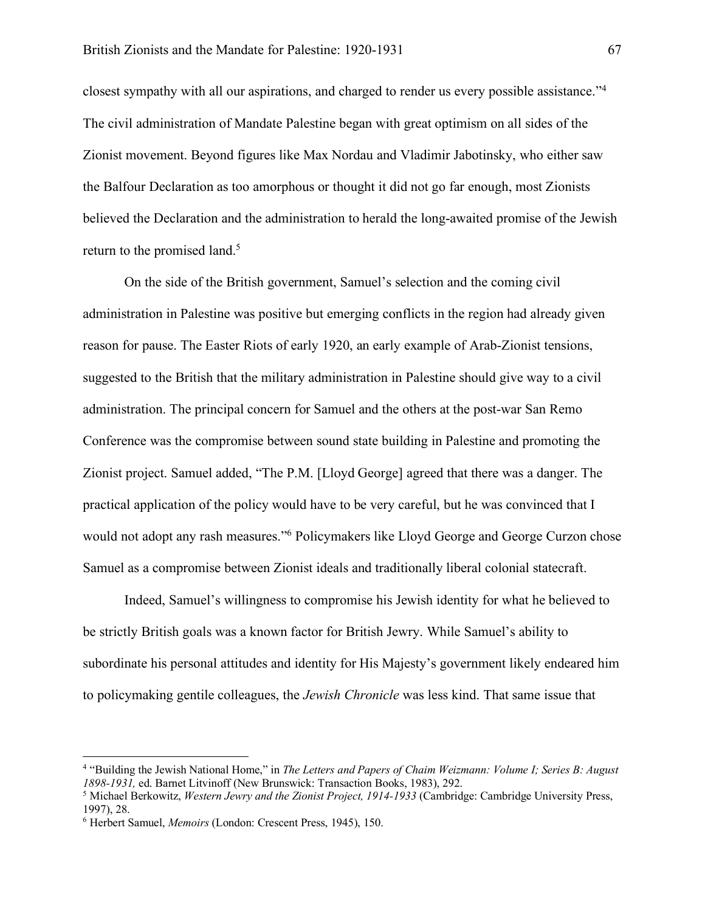closest sympathy with all our aspirations, and charged to render us every possible assistance."[4] The civil administration of Mandate Palestine began with great optimism on all sides of the Zionist movement. Beyond figures like Max Nordau and Vladimir Jabotinsky, who either saw the Balfour Declaration as too amorphous or thought it did not go far enough, most Zionists believed the Declaration and the administration to herald the long-awaited promise of the Jewish return to the promised land.[5]

On the side of the British government, Samuel's selection and the coming civil administration in Palestine was positive but emerging conflicts in the region had already given reason for pause. The Easter Riots of early 1920, an early example of Arab-Zionist tensions, suggested to the British that the military administration in Palestine should give way to a civil administration. The principal concern for Samuel and the others at the post-war San Remo Conference was the compromise between sound state building in Palestine and promoting the Zionist project. Samuel added, "The P.M. [Lloyd George] agreed that there was a danger. The practical application of the policy would have to be very careful, but he was convinced that I would not adopt any rash measures."[6] Policymakers like Lloyd George and George Curzon chose Samuel as a compromise between Zionist ideals and traditionally liberal colonial statecraft.

Indeed, Samuel's willingness to compromise his Jewish identity for what he believed to be strictly British goals was a known factor for British Jewry. While Samuel's ability to subordinate his personal attitudes and identity for His Majesty's government likely endeared him to policymaking gentile colleagues, the *Jewish Chronicle* was less kind. That same issue that

---

[4] "Building the Jewish National Home," in *The Letters and Papers of Chaim Weizmann: Volume I; Series B: August 1898-1931,* ed. Barnet Litvinoff (New Brunswick: Transaction Books, 1983), 292.

[5] Michael Berkowitz, *Western Jewry and the Zionist Project, 1914-1933* (Cambridge: Cambridge University Press, 1997), 28.

[6] Herbert Samuel, *Memoirs* (London: Crescent Press, 1945), 150.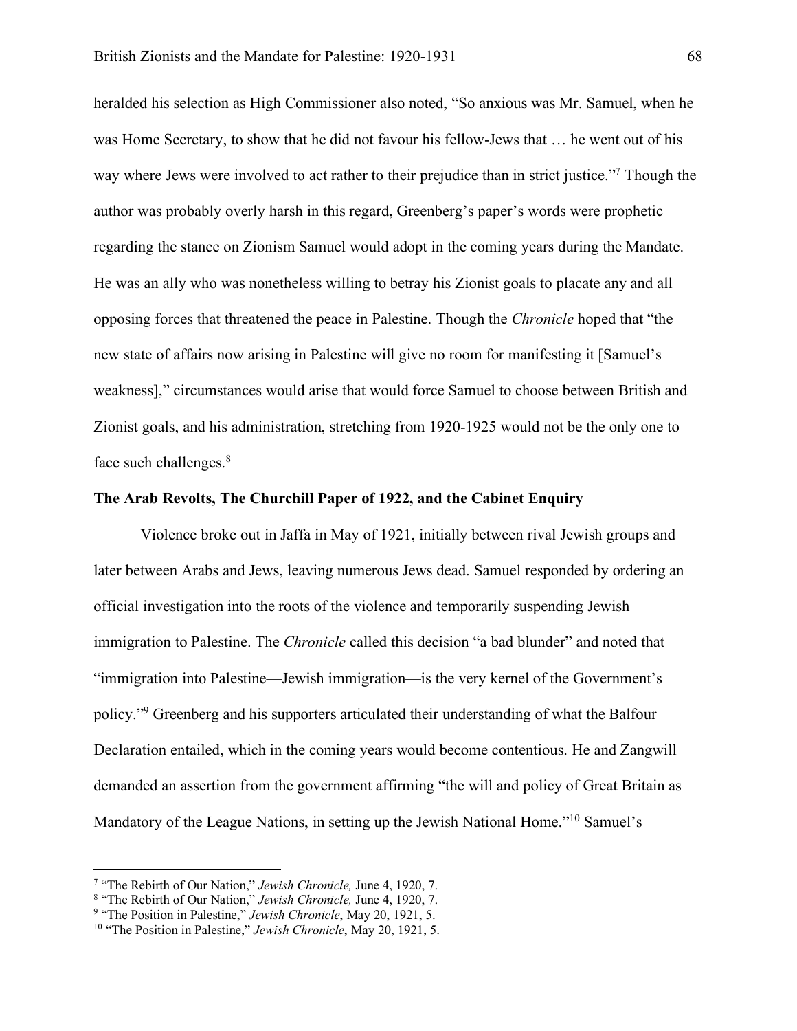heralded his selection as High Commissioner also noted, "So anxious was Mr. Samuel, when he was Home Secretary, to show that he did not favour his fellow-Jews that … he went out of his way where Jews were involved to act rather to their prejudice than in strict justice."[7] Though the author was probably overly harsh in this regard, Greenberg's paper's words were prophetic regarding the stance on Zionism Samuel would adopt in the coming years during the Mandate. He was an ally who was nonetheless willing to betray his Zionist goals to placate any and all opposing forces that threatened the peace in Palestine. Though the *Chronicle* hoped that "the new state of affairs now arising in Palestine will give no room for manifesting it [Samuel's weakness]," circumstances would arise that would force Samuel to choose between British and Zionist goals, and his administration, stretching from 1920-1925 would not be the only one to face such challenges.[8]

### The Arab Revolts, The Churchill Paper of 1922, and the Cabinet Enquiry

Violence broke out in Jaffa in May of 1921, initially between rival Jewish groups and later between Arabs and Jews, leaving numerous Jews dead. Samuel responded by ordering an official investigation into the roots of the violence and temporarily suspending Jewish immigration to Palestine. The *Chronicle* called this decision "a bad blunder" and noted that "immigration into Palestine—Jewish immigration—is the very kernel of the Government's policy."[9] Greenberg and his supporters articulated their understanding of what the Balfour Declaration entailed, which in the coming years would become contentious. He and Zangwill demanded an assertion from the government affirming "the will and policy of Great Britain as Mandatory of the League Nations, in setting up the Jewish National Home."[10] Samuel's

---

[7] "The Rebirth of Our Nation," *Jewish Chronicle,* June 4, 1920, 7.

[8] "The Rebirth of Our Nation," *Jewish Chronicle,* June 4, 1920, 7.

[9] "The Position in Palestine," *Jewish Chronicle*, May 20, 1921, 5.

[10] "The Position in Palestine," *Jewish Chronicle*, May 20, 1921, 5.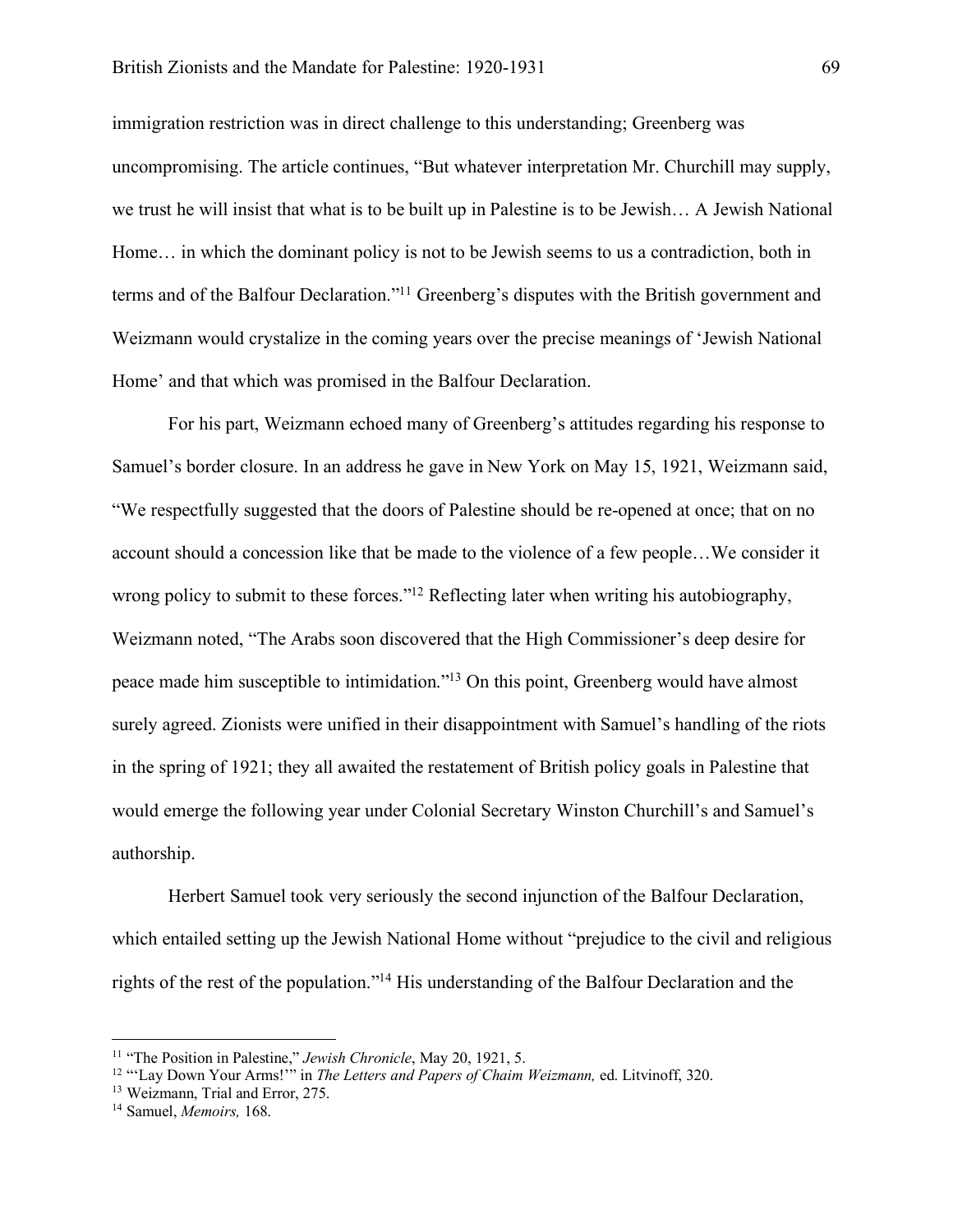immigration restriction was in direct challenge to this understanding; Greenberg was uncompromising. The article continues, "But whatever interpretation Mr. Churchill may supply, we trust he will insist that what is to be built up in Palestine is to be Jewish… A Jewish National Home… in which the dominant policy is not to be Jewish seems to us a contradiction, both in terms and of the Balfour Declaration."[11] Greenberg's disputes with the British government and Weizmann would crystalize in the coming years over the precise meanings of 'Jewish National Home' and that which was promised in the Balfour Declaration.

For his part, Weizmann echoed many of Greenberg's attitudes regarding his response to Samuel's border closure. In an address he gave in New York on May 15, 1921, Weizmann said, "We respectfully suggested that the doors of Palestine should be re-opened at once; that on no account should a concession like that be made to the violence of a few people…We consider it wrong policy to submit to these forces."[12] Reflecting later when writing his autobiography, Weizmann noted, "The Arabs soon discovered that the High Commissioner's deep desire for peace made him susceptible to intimidation."[13] On this point, Greenberg would have almost surely agreed. Zionists were unified in their disappointment with Samuel's handling of the riots in the spring of 1921; they all awaited the restatement of British policy goals in Palestine that would emerge the following year under Colonial Secretary Winston Churchill's and Samuel's authorship.

Herbert Samuel took very seriously the second injunction of the Balfour Declaration, which entailed setting up the Jewish National Home without "prejudice to the civil and religious rights of the rest of the population."[14] His understanding of the Balfour Declaration and the

---

[11] "The Position in Palestine," *Jewish Chronicle*, May 20, 1921, 5.

[12] "'Lay Down Your Arms!'" in *The Letters and Papers of Chaim Weizmann,* ed. Litvinoff, 320.

[13] Weizmann, Trial and Error, 275.

[14] Samuel, *Memoirs,* 168.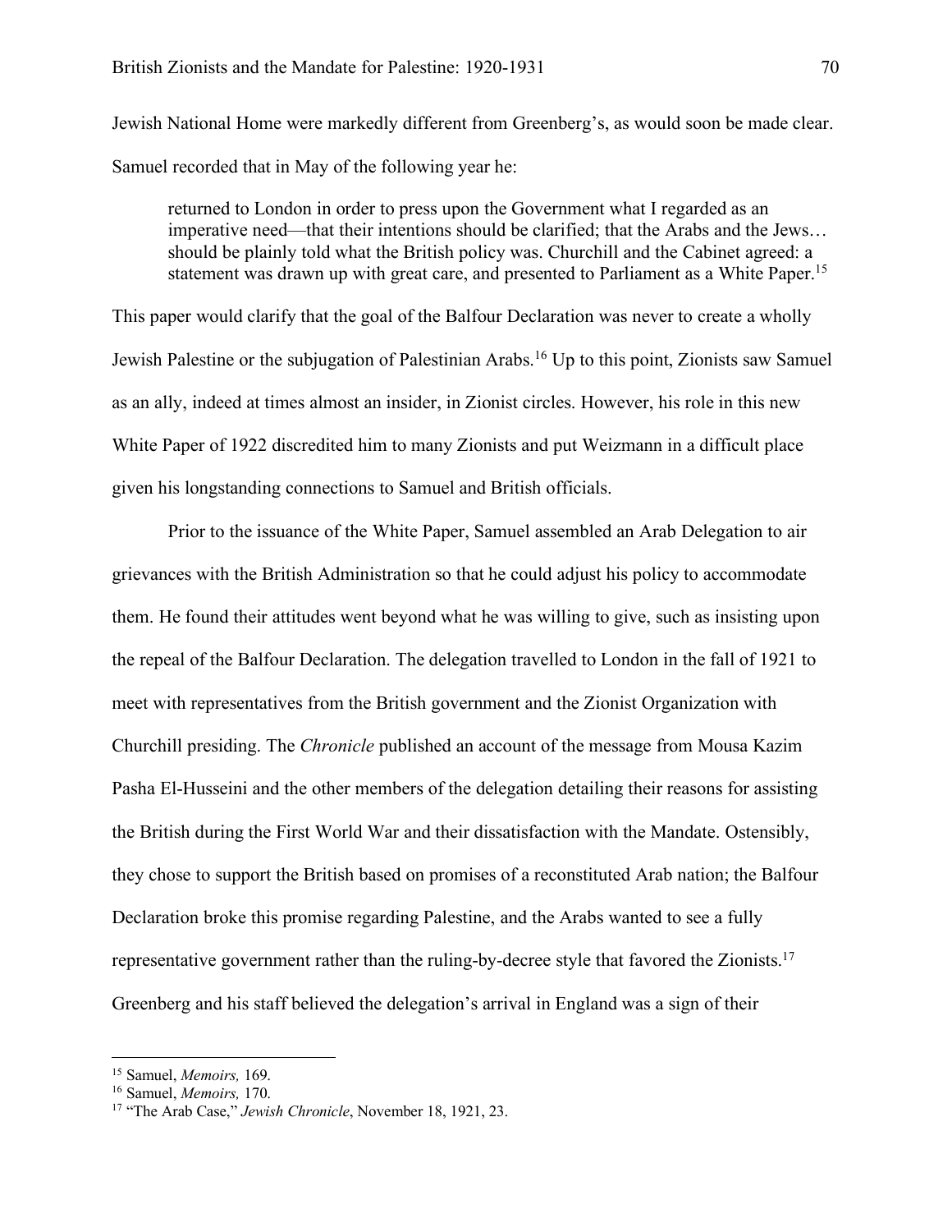Jewish National Home were markedly different from Greenberg's, as would soon be made clear. Samuel recorded that in May of the following year he:

> returned to London in order to press upon the Government what I regarded as an imperative need—that their intentions should be clarified; that the Arabs and the Jews… should be plainly told what the British policy was. Churchill and the Cabinet agreed: a statement was drawn up with great care, and presented to Parliament as a White Paper.[15]

This paper would clarify that the goal of the Balfour Declaration was never to create a wholly Jewish Palestine or the subjugation of Palestinian Arabs.[16] Up to this point, Zionists saw Samuel as an ally, indeed at times almost an insider, in Zionist circles. However, his role in this new White Paper of 1922 discredited him to many Zionists and put Weizmann in a difficult place given his longstanding connections to Samuel and British officials.

Prior to the issuance of the White Paper, Samuel assembled an Arab Delegation to air grievances with the British Administration so that he could adjust his policy to accommodate them. He found their attitudes went beyond what he was willing to give, such as insisting upon the repeal of the Balfour Declaration. The delegation travelled to London in the fall of 1921 to meet with representatives from the British government and the Zionist Organization with Churchill presiding. The *Chronicle* published an account of the message from Mousa Kazim Pasha El-Husseini and the other members of the delegation detailing their reasons for assisting the British during the First World War and their dissatisfaction with the Mandate. Ostensibly, they chose to support the British based on promises of a reconstituted Arab nation; the Balfour Declaration broke this promise regarding Palestine, and the Arabs wanted to see a fully representative government rather than the ruling-by-decree style that favored the Zionists.[17] Greenberg and his staff believed the delegation's arrival in England was a sign of their

---

[15] Samuel, *Memoirs,* 169.

[16] Samuel, *Memoirs,* 170.

[17] "The Arab Case," *Jewish Chronicle*, November 18, 1921, 23.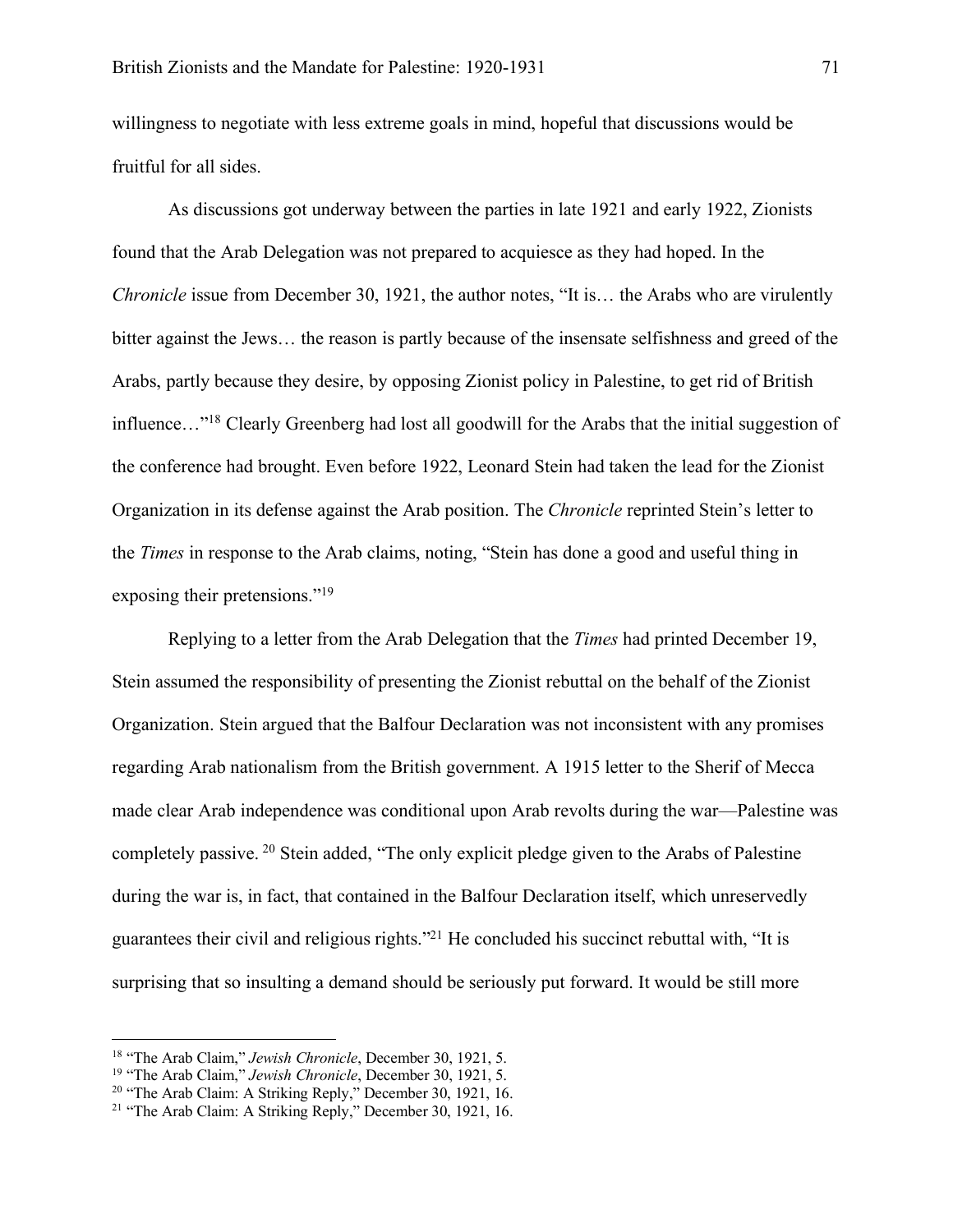willingness to negotiate with less extreme goals in mind, hopeful that discussions would be fruitful for all sides.

As discussions got underway between the parties in late 1921 and early 1922, Zionists found that the Arab Delegation was not prepared to acquiesce as they had hoped. In the *Chronicle* issue from December 30, 1921, the author notes, "It is… the Arabs who are virulently bitter against the Jews… the reason is partly because of the insensate selfishness and greed of the Arabs, partly because they desire, by opposing Zionist policy in Palestine, to get rid of British influence…"[18] Clearly Greenberg had lost all goodwill for the Arabs that the initial suggestion of the conference had brought. Even before 1922, Leonard Stein had taken the lead for the Zionist Organization in its defense against the Arab position. The *Chronicle* reprinted Stein's letter to the *Times* in response to the Arab claims, noting, "Stein has done a good and useful thing in exposing their pretensions."[19]

Replying to a letter from the Arab Delegation that the *Times* had printed December 19, Stein assumed the responsibility of presenting the Zionist rebuttal on the behalf of the Zionist Organization. Stein argued that the Balfour Declaration was not inconsistent with any promises regarding Arab nationalism from the British government. A 1915 letter to the Sherif of Mecca made clear Arab independence was conditional upon Arab revolts during the war—Palestine was completely passive. [20] Stein added, "The only explicit pledge given to the Arabs of Palestine during the war is, in fact, that contained in the Balfour Declaration itself, which unreservedly guarantees their civil and religious rights."[21] He concluded his succinct rebuttal with, "It is surprising that so insulting a demand should be seriously put forward. It would be still more

---

[18] "The Arab Claim," *Jewish Chronicle*, December 30, 1921, 5.
[19] "The Arab Claim," *Jewish Chronicle*, December 30, 1921, 5.
[20] "The Arab Claim: A Striking Reply," December 30, 1921, 16.
[21] "The Arab Claim: A Striking Reply," December 30, 1921, 16.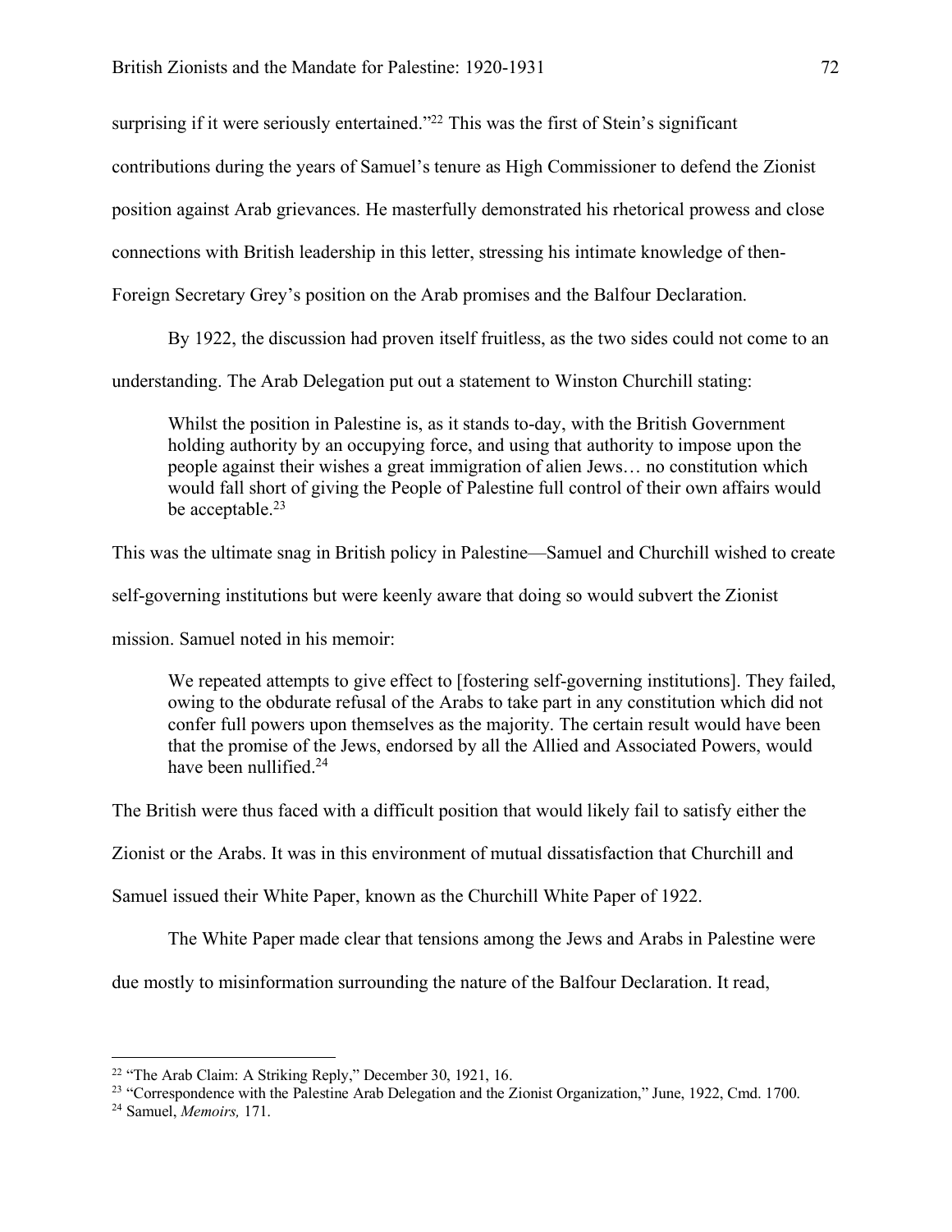surprising if it were seriously entertained."[22] This was the first of Stein's significant contributions during the years of Samuel's tenure as High Commissioner to defend the Zionist position against Arab grievances. He masterfully demonstrated his rhetorical prowess and close connections with British leadership in this letter, stressing his intimate knowledge of then-Foreign Secretary Grey's position on the Arab promises and the Balfour Declaration.

By 1922, the discussion had proven itself fruitless, as the two sides could not come to an understanding. The Arab Delegation put out a statement to Winston Churchill stating:

> Whilst the position in Palestine is, as it stands to-day, with the British Government holding authority by an occupying force, and using that authority to impose upon the people against their wishes a great immigration of alien Jews… no constitution which would fall short of giving the People of Palestine full control of their own affairs would be acceptable.[23]

This was the ultimate snag in British policy in Palestine—Samuel and Churchill wished to create self-governing institutions but were keenly aware that doing so would subvert the Zionist mission. Samuel noted in his memoir:

> We repeated attempts to give effect to [fostering self-governing institutions]. They failed, owing to the obdurate refusal of the Arabs to take part in any constitution which did not confer full powers upon themselves as the majority. The certain result would have been that the promise of the Jews, endorsed by all the Allied and Associated Powers, would have been nullified.[24]

The British were thus faced with a difficult position that would likely fail to satisfy either the Zionist or the Arabs. It was in this environment of mutual dissatisfaction that Churchill and Samuel issued their White Paper, known as the Churchill White Paper of 1922.

The White Paper made clear that tensions among the Jews and Arabs in Palestine were due mostly to misinformation surrounding the nature of the Balfour Declaration. It read,

---

[22] "The Arab Claim: A Striking Reply," December 30, 1921, 16.

[23] "Correspondence with the Palestine Arab Delegation and the Zionist Organization," June, 1922, Cmd. 1700.

[24] Samuel, *Memoirs,* 171.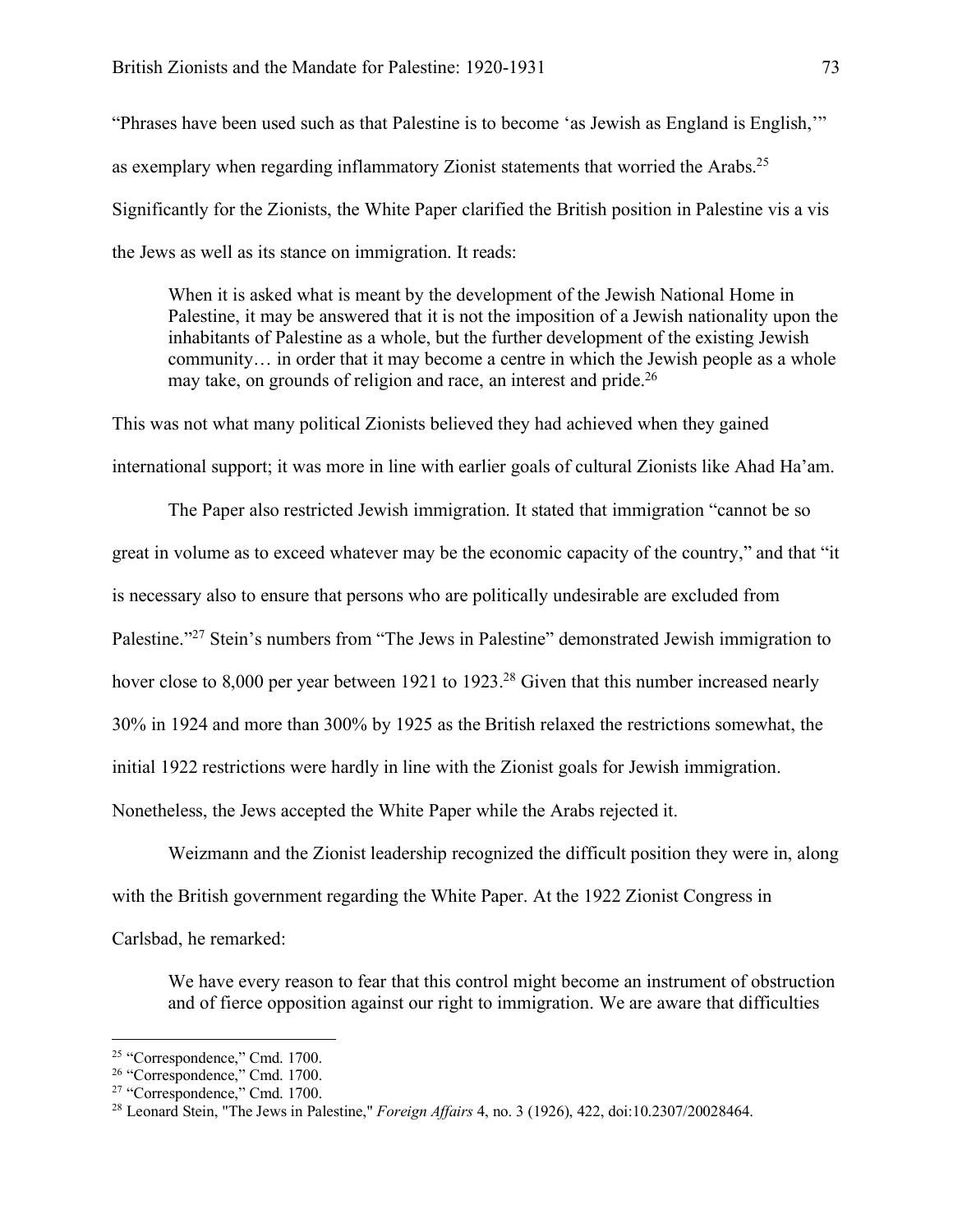"Phrases have been used such as that Palestine is to become 'as Jewish as England is English,'" as exemplary when regarding inflammatory Zionist statements that worried the Arabs.[25] Significantly for the Zionists, the White Paper clarified the British position in Palestine vis a vis the Jews as well as its stance on immigration. It reads:

> When it is asked what is meant by the development of the Jewish National Home in Palestine, it may be answered that it is not the imposition of a Jewish nationality upon the inhabitants of Palestine as a whole, but the further development of the existing Jewish community… in order that it may become a centre in which the Jewish people as a whole may take, on grounds of religion and race, an interest and pride.[26]

This was not what many political Zionists believed they had achieved when they gained international support; it was more in line with earlier goals of cultural Zionists like Ahad Ha'am.

The Paper also restricted Jewish immigration. It stated that immigration "cannot be so great in volume as to exceed whatever may be the economic capacity of the country," and that "it is necessary also to ensure that persons who are politically undesirable are excluded from Palestine."[27] Stein's numbers from "The Jews in Palestine" demonstrated Jewish immigration to hover close to 8,000 per year between 1921 to 1923.[28] Given that this number increased nearly 30% in 1924 and more than 300% by 1925 as the British relaxed the restrictions somewhat, the initial 1922 restrictions were hardly in line with the Zionist goals for Jewish immigration. Nonetheless, the Jews accepted the White Paper while the Arabs rejected it.

Weizmann and the Zionist leadership recognized the difficult position they were in, along with the British government regarding the White Paper. At the 1922 Zionist Congress in Carlsbad, he remarked:

> We have every reason to fear that this control might become an instrument of obstruction and of fierce opposition against our right to immigration. We are aware that difficulties

---

[25] "Correspondence," Cmd. 1700.

[26] "Correspondence," Cmd. 1700.

[27] "Correspondence," Cmd. 1700.

[28] Leonard Stein, "The Jews in Palestine," *Foreign Affairs* 4, no. 3 (1926), 422, doi:10.2307/20028464.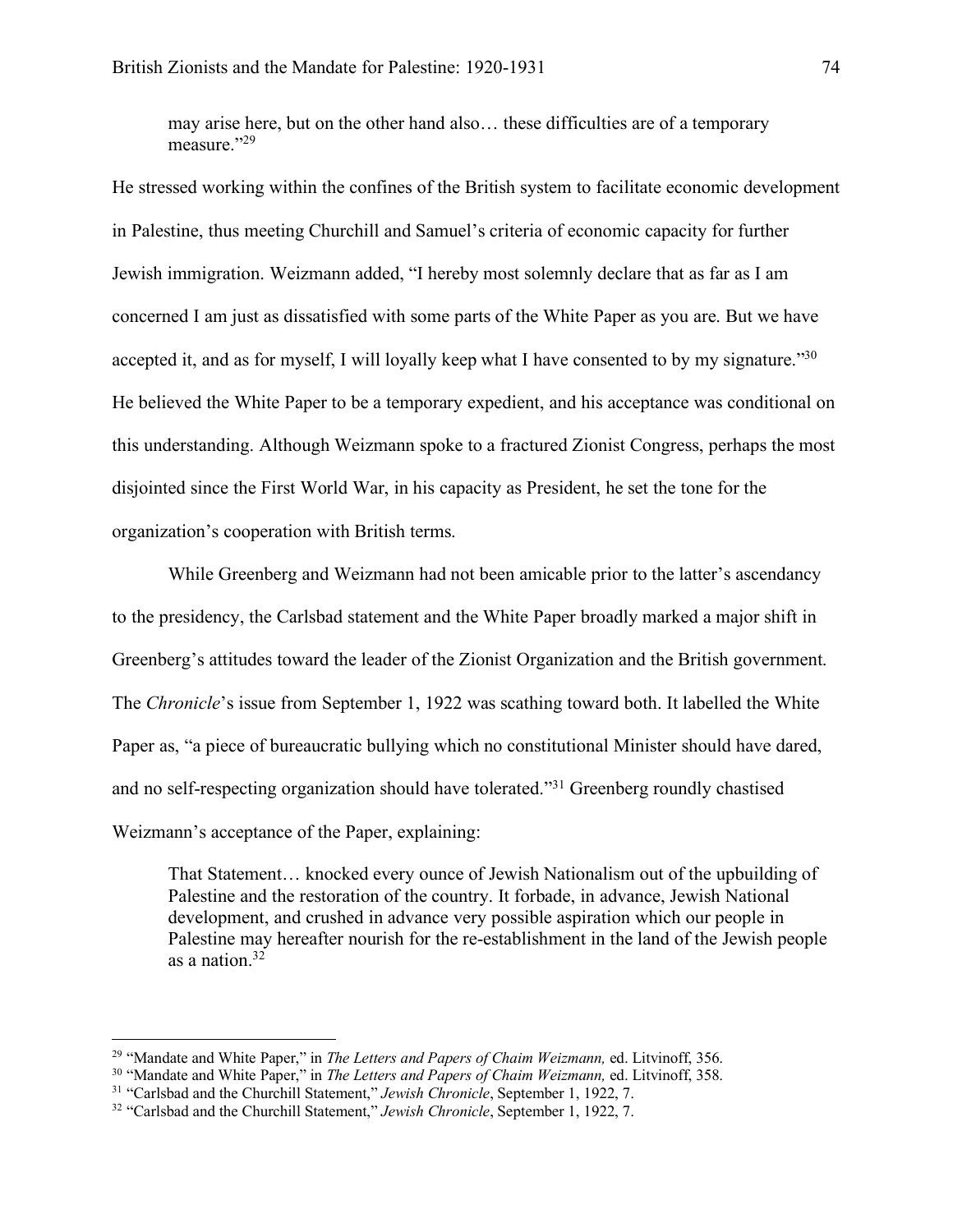> may arise here, but on the other hand also… these difficulties are of a temporary measure."[29]

He stressed working within the confines of the British system to facilitate economic development in Palestine, thus meeting Churchill and Samuel's criteria of economic capacity for further Jewish immigration. Weizmann added, "I hereby most solemnly declare that as far as I am concerned I am just as dissatisfied with some parts of the White Paper as you are. But we have accepted it, and as for myself, I will loyally keep what I have consented to by my signature."[30] He believed the White Paper to be a temporary expedient, and his acceptance was conditional on this understanding. Although Weizmann spoke to a fractured Zionist Congress, perhaps the most disjointed since the First World War, in his capacity as President, he set the tone for the organization's cooperation with British terms.

While Greenberg and Weizmann had not been amicable prior to the latter's ascendancy to the presidency, the Carlsbad statement and the White Paper broadly marked a major shift in Greenberg's attitudes toward the leader of the Zionist Organization and the British government. The *Chronicle*'s issue from September 1, 1922 was scathing toward both. It labelled the White Paper as, "a piece of bureaucratic bullying which no constitutional Minister should have dared, and no self-respecting organization should have tolerated."[31] Greenberg roundly chastised Weizmann's acceptance of the Paper, explaining:

> That Statement… knocked every ounce of Jewish Nationalism out of the upbuilding of Palestine and the restoration of the country. It forbade, in advance, Jewish National development, and crushed in advance very possible aspiration which our people in Palestine may hereafter nourish for the re-establishment in the land of the Jewish people as a nation.[32]

---

[29] "Mandate and White Paper," in *The Letters and Papers of Chaim Weizmann,* ed. Litvinoff, 356.
[30] "Mandate and White Paper," in *The Letters and Papers of Chaim Weizmann,* ed. Litvinoff, 358.
[31] "Carlsbad and the Churchill Statement," *Jewish Chronicle*, September 1, 1922, 7.
[32] "Carlsbad and the Churchill Statement," *Jewish Chronicle*, September 1, 1922, 7.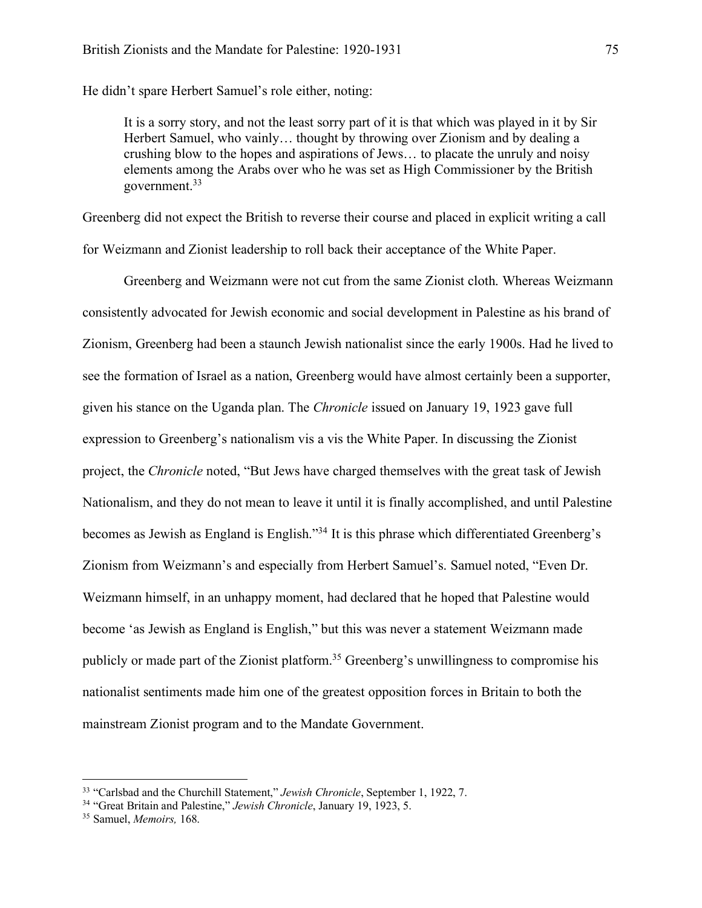He didn't spare Herbert Samuel's role either, noting:

> It is a sorry story, and not the least sorry part of it is that which was played in it by Sir Herbert Samuel, who vainly… thought by throwing over Zionism and by dealing a crushing blow to the hopes and aspirations of Jews… to placate the unruly and noisy elements among the Arabs over who he was set as High Commissioner by the British government.[33]

Greenberg did not expect the British to reverse their course and placed in explicit writing a call for Weizmann and Zionist leadership to roll back their acceptance of the White Paper.

Greenberg and Weizmann were not cut from the same Zionist cloth. Whereas Weizmann consistently advocated for Jewish economic and social development in Palestine as his brand of Zionism, Greenberg had been a staunch Jewish nationalist since the early 1900s. Had he lived to see the formation of Israel as a nation, Greenberg would have almost certainly been a supporter, given his stance on the Uganda plan. The *Chronicle* issued on January 19, 1923 gave full expression to Greenberg's nationalism vis a vis the White Paper. In discussing the Zionist project, the *Chronicle* noted, "But Jews have charged themselves with the great task of Jewish Nationalism, and they do not mean to leave it until it is finally accomplished, and until Palestine becomes as Jewish as England is English."[34] It is this phrase which differentiated Greenberg's Zionism from Weizmann's and especially from Herbert Samuel's. Samuel noted, "Even Dr. Weizmann himself, in an unhappy moment, had declared that he hoped that Palestine would become 'as Jewish as England is English," but this was never a statement Weizmann made publicly or made part of the Zionist platform.[35] Greenberg's unwillingness to compromise his nationalist sentiments made him one of the greatest opposition forces in Britain to both the mainstream Zionist program and to the Mandate Government.

---

[33] "Carlsbad and the Churchill Statement," *Jewish Chronicle*, September 1, 1922, 7.

[34] "Great Britain and Palestine," *Jewish Chronicle*, January 19, 1923, 5.

[35] Samuel, *Memoirs,* 168.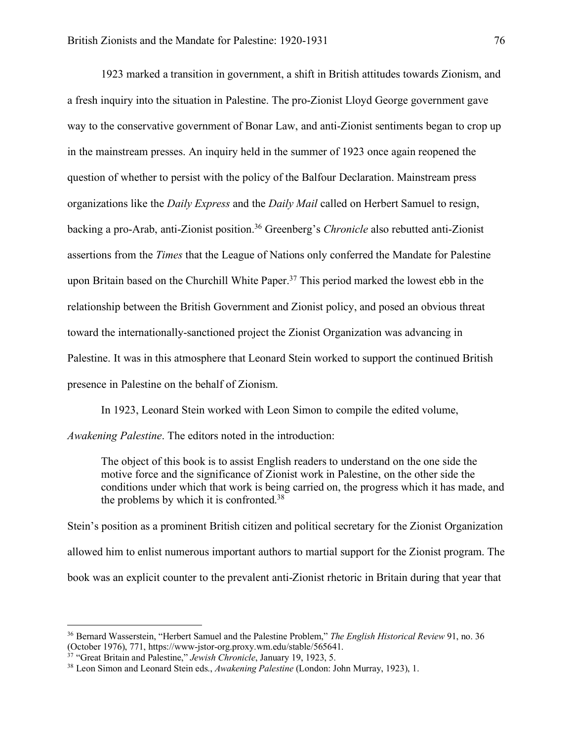1923 marked a transition in government, a shift in British attitudes towards Zionism, and a fresh inquiry into the situation in Palestine. The pro-Zionist Lloyd George government gave way to the conservative government of Bonar Law, and anti-Zionist sentiments began to crop up in the mainstream presses. An inquiry held in the summer of 1923 once again reopened the question of whether to persist with the policy of the Balfour Declaration. Mainstream press organizations like the *Daily Express* and the *Daily Mail* called on Herbert Samuel to resign, backing a pro-Arab, anti-Zionist position.[36] Greenberg's *Chronicle* also rebutted anti-Zionist assertions from the *Times* that the League of Nations only conferred the Mandate for Palestine upon Britain based on the Churchill White Paper.[37] This period marked the lowest ebb in the relationship between the British Government and Zionist policy, and posed an obvious threat toward the internationally-sanctioned project the Zionist Organization was advancing in Palestine. It was in this atmosphere that Leonard Stein worked to support the continued British presence in Palestine on the behalf of Zionism.

In 1923, Leonard Stein worked with Leon Simon to compile the edited volume, *Awakening Palestine*. The editors noted in the introduction:

> The object of this book is to assist English readers to understand on the one side the motive force and the significance of Zionist work in Palestine, on the other side the conditions under which that work is being carried on, the progress which it has made, and the problems by which it is confronted.[38]

Stein's position as a prominent British citizen and political secretary for the Zionist Organization allowed him to enlist numerous important authors to martial support for the Zionist program. The book was an explicit counter to the prevalent anti-Zionist rhetoric in Britain during that year that

---

[36] Bernard Wasserstein, "Herbert Samuel and the Palestine Problem," *The English Historical Review* 91, no. 36 (October 1976), 771, https://www-jstor-org.proxy.wm.edu/stable/565641.

[37] "Great Britain and Palestine," *Jewish Chronicle*, January 19, 1923, 5.

[38] Leon Simon and Leonard Stein eds., *Awakening Palestine* (London: John Murray, 1923), 1.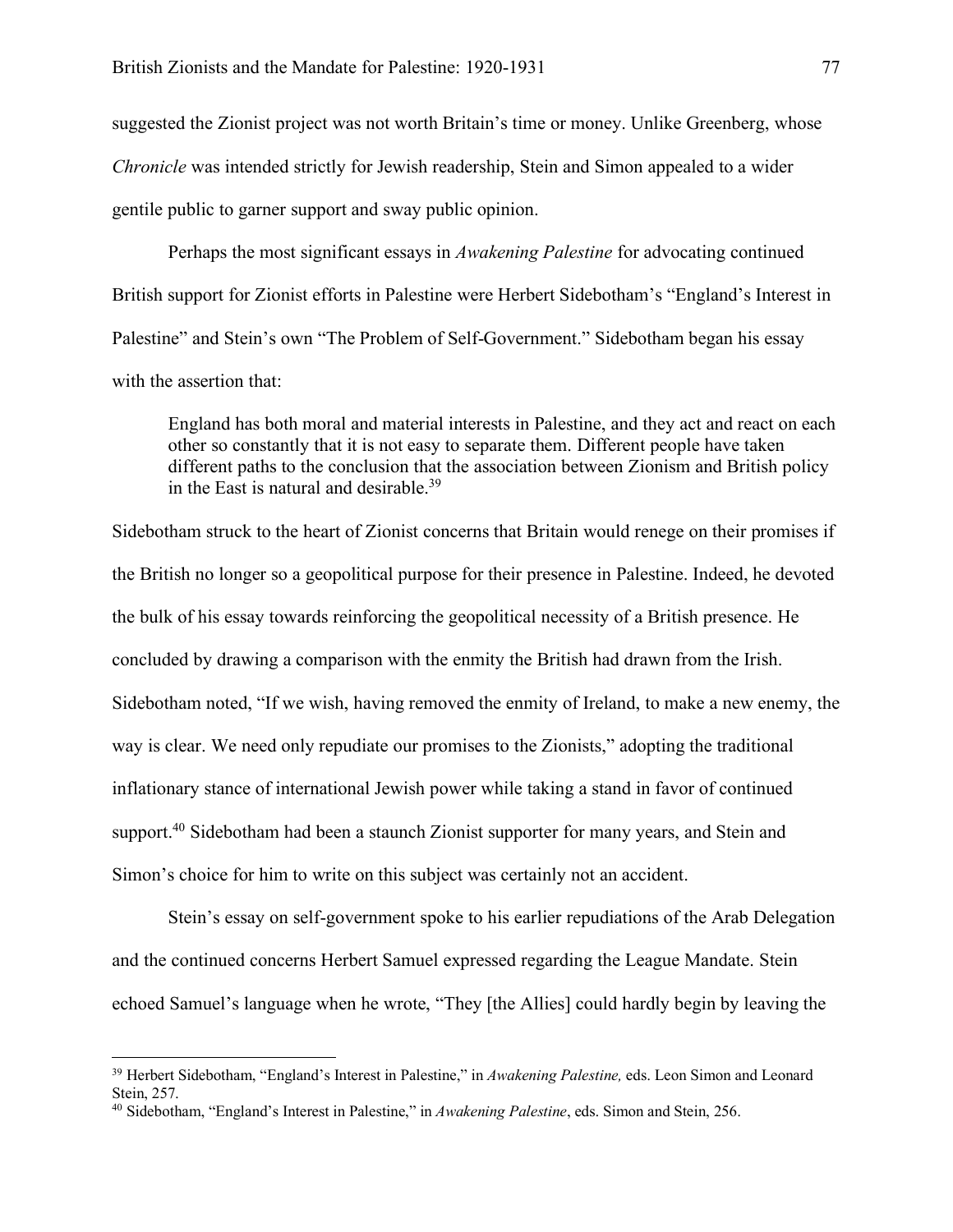suggested the Zionist project was not worth Britain's time or money. Unlike Greenberg, whose *Chronicle* was intended strictly for Jewish readership, Stein and Simon appealed to a wider gentile public to garner support and sway public opinion.

Perhaps the most significant essays in *Awakening Palestine* for advocating continued British support for Zionist efforts in Palestine were Herbert Sidebotham's "England's Interest in Palestine" and Stein's own "The Problem of Self-Government." Sidebotham began his essay with the assertion that:

> England has both moral and material interests in Palestine, and they act and react on each other so constantly that it is not easy to separate them. Different people have taken different paths to the conclusion that the association between Zionism and British policy in the East is natural and desirable.[39]

Sidebotham struck to the heart of Zionist concerns that Britain would renege on their promises if the British no longer so a geopolitical purpose for their presence in Palestine. Indeed, he devoted the bulk of his essay towards reinforcing the geopolitical necessity of a British presence. He concluded by drawing a comparison with the enmity the British had drawn from the Irish. Sidebotham noted, "If we wish, having removed the enmity of Ireland, to make a new enemy, the way is clear. We need only repudiate our promises to the Zionists," adopting the traditional inflationary stance of international Jewish power while taking a stand in favor of continued support.[40] Sidebotham had been a staunch Zionist supporter for many years, and Stein and Simon's choice for him to write on this subject was certainly not an accident.

Stein's essay on self-government spoke to his earlier repudiations of the Arab Delegation and the continued concerns Herbert Samuel expressed regarding the League Mandate. Stein echoed Samuel's language when he wrote, "They [the Allies] could hardly begin by leaving the

---

[39] Herbert Sidebotham, "England's Interest in Palestine," in *Awakening Palestine,* eds. Leon Simon and Leonard Stein, 257.

[40] Sidebotham, "England's Interest in Palestine," in *Awakening Palestine*, eds. Simon and Stein, 256.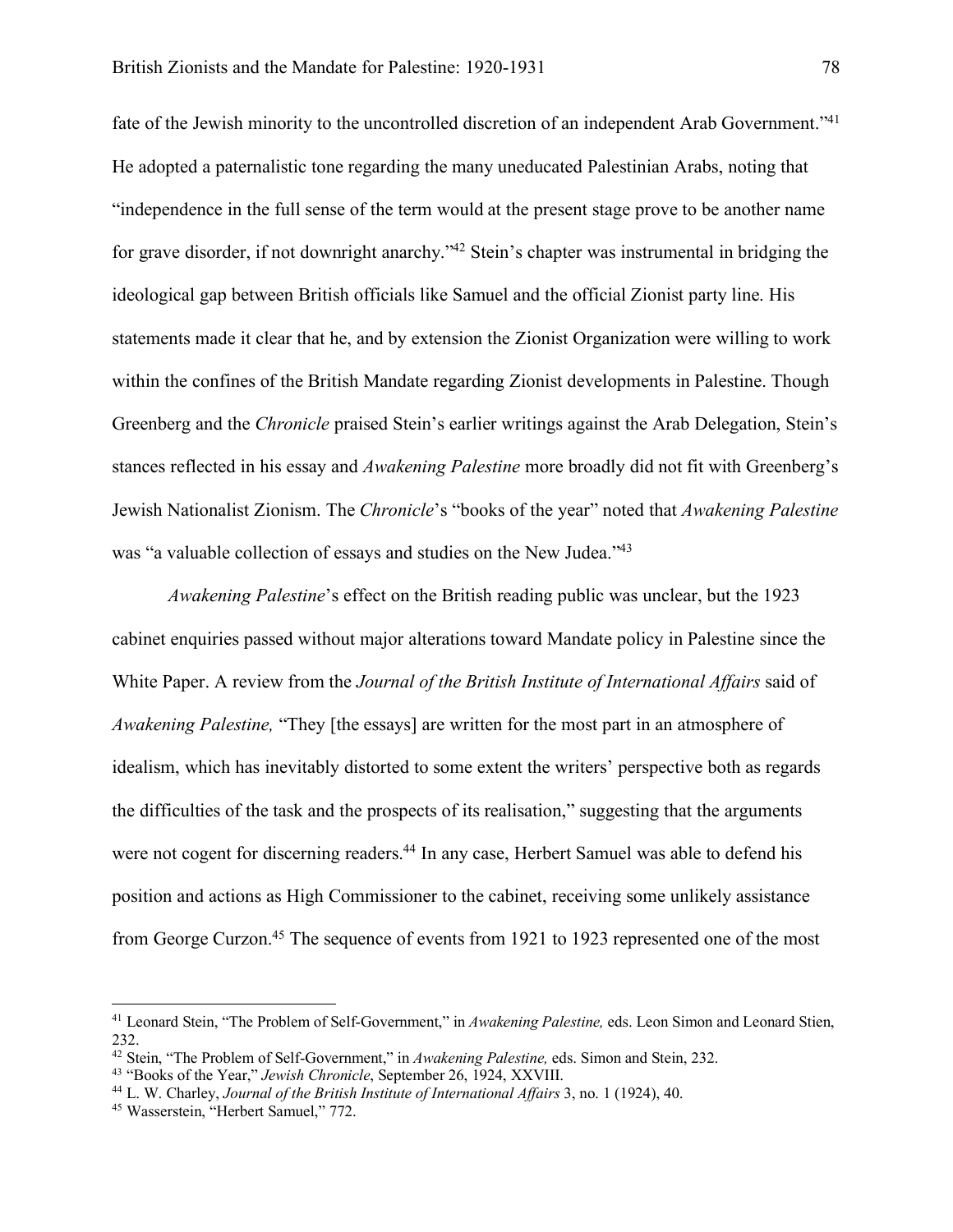fate of the Jewish minority to the uncontrolled discretion of an independent Arab Government."[41] He adopted a paternalistic tone regarding the many uneducated Palestinian Arabs, noting that "independence in the full sense of the term would at the present stage prove to be another name for grave disorder, if not downright anarchy."[42] Stein's chapter was instrumental in bridging the ideological gap between British officials like Samuel and the official Zionist party line. His statements made it clear that he, and by extension the Zionist Organization were willing to work within the confines of the British Mandate regarding Zionist developments in Palestine. Though Greenberg and the *Chronicle* praised Stein's earlier writings against the Arab Delegation, Stein's stances reflected in his essay and *Awakening Palestine* more broadly did not fit with Greenberg's Jewish Nationalist Zionism. The *Chronicle*'s "books of the year" noted that *Awakening Palestine* was "a valuable collection of essays and studies on the New Judea."[43]

*Awakening Palestine*'s effect on the British reading public was unclear, but the 1923 cabinet enquiries passed without major alterations toward Mandate policy in Palestine since the White Paper. A review from the *Journal of the British Institute of International Affairs* said of *Awakening Palestine,* "They [the essays] are written for the most part in an atmosphere of idealism, which has inevitably distorted to some extent the writers' perspective both as regards the difficulties of the task and the prospects of its realisation," suggesting that the arguments were not cogent for discerning readers.[44] In any case, Herbert Samuel was able to defend his position and actions as High Commissioner to the cabinet, receiving some unlikely assistance from George Curzon.[45] The sequence of events from 1921 to 1923 represented one of the most

---

[41] Leonard Stein, "The Problem of Self-Government," in *Awakening Palestine,* eds. Leon Simon and Leonard Stien, 232.

[42] Stein, "The Problem of Self-Government," in *Awakening Palestine,* eds. Simon and Stein, 232.

[43] "Books of the Year," *Jewish Chronicle*, September 26, 1924, XXVIII.

[44] L. W. Charley, *Journal of the British Institute of International Affairs* 3, no. 1 (1924), 40.

[45] Wasserstein, "Herbert Samuel," 772.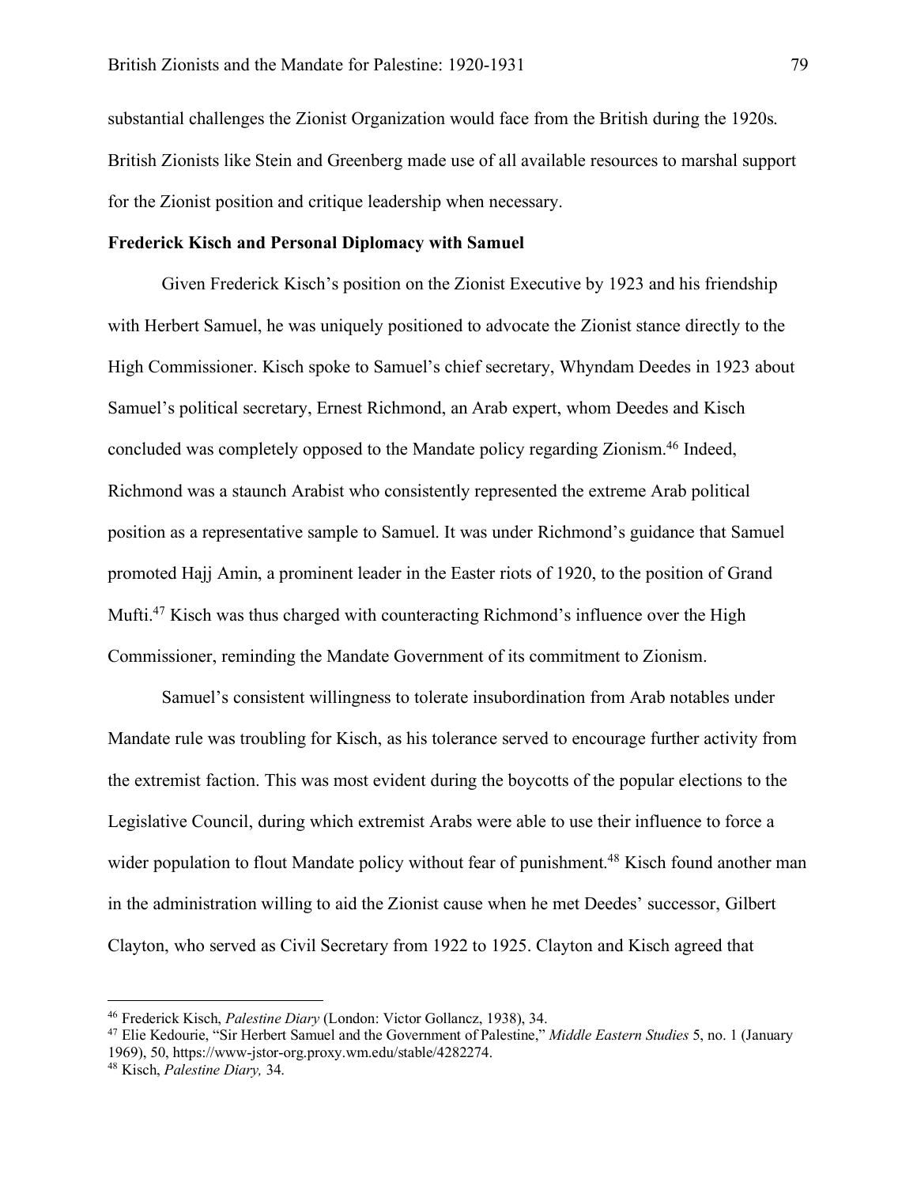substantial challenges the Zionist Organization would face from the British during the 1920s. British Zionists like Stein and Greenberg made use of all available resources to marshal support for the Zionist position and critique leadership when necessary.

**Frederick Kisch and Personal Diplomacy with Samuel**

Given Frederick Kisch's position on the Zionist Executive by 1923 and his friendship with Herbert Samuel, he was uniquely positioned to advocate the Zionist stance directly to the High Commissioner. Kisch spoke to Samuel's chief secretary, Whyndam Deedes in 1923 about Samuel's political secretary, Ernest Richmond, an Arab expert, whom Deedes and Kisch concluded was completely opposed to the Mandate policy regarding Zionism.[46] Indeed, Richmond was a staunch Arabist who consistently represented the extreme Arab political position as a representative sample to Samuel. It was under Richmond's guidance that Samuel promoted Hajj Amin, a prominent leader in the Easter riots of 1920, to the position of Grand Mufti.[47] Kisch was thus charged with counteracting Richmond's influence over the High Commissioner, reminding the Mandate Government of its commitment to Zionism.

Samuel's consistent willingness to tolerate insubordination from Arab notables under Mandate rule was troubling for Kisch, as his tolerance served to encourage further activity from the extremist faction. This was most evident during the boycotts of the popular elections to the Legislative Council, during which extremist Arabs were able to use their influence to force a wider population to flout Mandate policy without fear of punishment.[48] Kisch found another man in the administration willing to aid the Zionist cause when he met Deedes' successor, Gilbert Clayton, who served as Civil Secretary from 1922 to 1925. Clayton and Kisch agreed that

---

[46] Frederick Kisch, *Palestine Diary* (London: Victor Gollancz, 1938), 34.

[47] Elie Kedourie, "Sir Herbert Samuel and the Government of Palestine," *Middle Eastern Studies* 5, no. 1 (January 1969), 50, https://www-jstor-org.proxy.wm.edu/stable/4282274.

[48] Kisch, *Palestine Diary,* 34.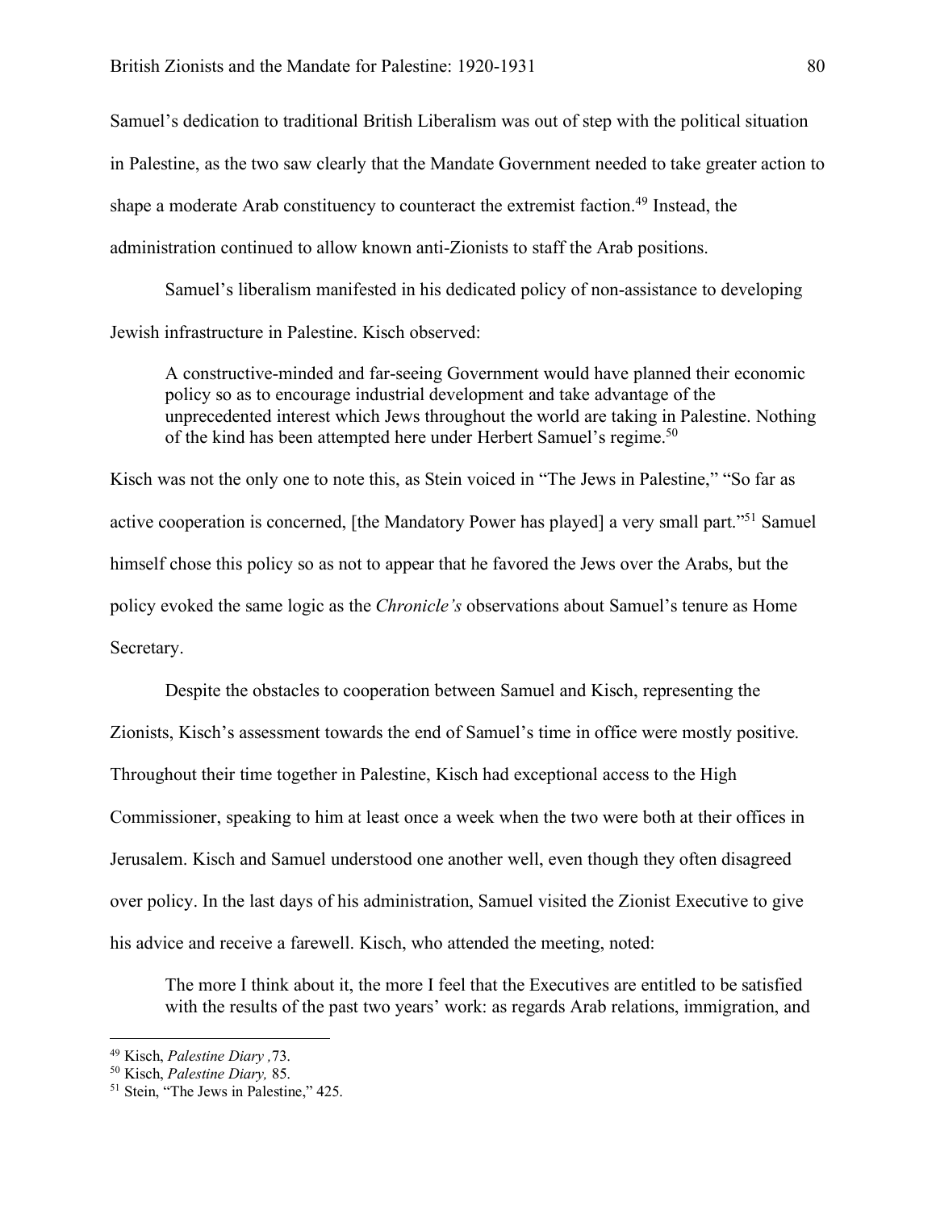Samuel's dedication to traditional British Liberalism was out of step with the political situation in Palestine, as the two saw clearly that the Mandate Government needed to take greater action to shape a moderate Arab constituency to counteract the extremist faction.[49] Instead, the administration continued to allow known anti-Zionists to staff the Arab positions.

Samuel's liberalism manifested in his dedicated policy of non-assistance to developing Jewish infrastructure in Palestine. Kisch observed:

> A constructive-minded and far-seeing Government would have planned their economic policy so as to encourage industrial development and take advantage of the unprecedented interest which Jews throughout the world are taking in Palestine. Nothing of the kind has been attempted here under Herbert Samuel's regime.[50]

Kisch was not the only one to note this, as Stein voiced in "The Jews in Palestine," "So far as active cooperation is concerned, [the Mandatory Power has played] a very small part."[51] Samuel himself chose this policy so as not to appear that he favored the Jews over the Arabs, but the policy evoked the same logic as the *Chronicle's* observations about Samuel's tenure as Home Secretary.

Despite the obstacles to cooperation between Samuel and Kisch, representing the Zionists, Kisch's assessment towards the end of Samuel's time in office were mostly positive. Throughout their time together in Palestine, Kisch had exceptional access to the High Commissioner, speaking to him at least once a week when the two were both at their offices in Jerusalem. Kisch and Samuel understood one another well, even though they often disagreed over policy. In the last days of his administration, Samuel visited the Zionist Executive to give his advice and receive a farewell. Kisch, who attended the meeting, noted:

> The more I think about it, the more I feel that the Executives are entitled to be satisfied with the results of the past two years' work: as regards Arab relations, immigration, and

---

[49] Kisch, *Palestine Diary* ,73.

[50] Kisch, *Palestine Diary,* 85.

[51] Stein, "The Jews in Palestine," 425.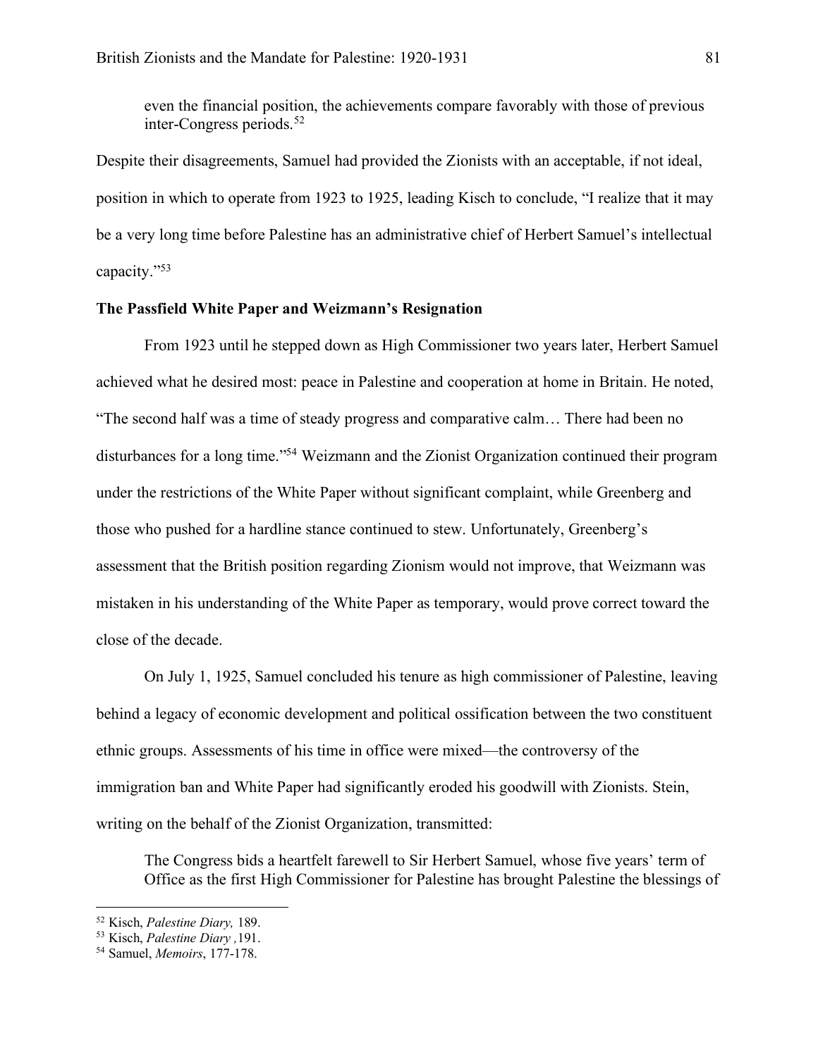> even the financial position, the achievements compare favorably with those of previous inter-Congress periods.[52]

Despite their disagreements, Samuel had provided the Zionists with an acceptable, if not ideal, position in which to operate from 1923 to 1925, leading Kisch to conclude, "I realize that it may be a very long time before Palestine has an administrative chief of Herbert Samuel's intellectual capacity."[53]

**The Passfield White Paper and Weizmann's Resignation**

From 1923 until he stepped down as High Commissioner two years later, Herbert Samuel achieved what he desired most: peace in Palestine and cooperation at home in Britain. He noted, "The second half was a time of steady progress and comparative calm… There had been no disturbances for a long time."[54] Weizmann and the Zionist Organization continued their program under the restrictions of the White Paper without significant complaint, while Greenberg and those who pushed for a hardline stance continued to stew. Unfortunately, Greenberg's assessment that the British position regarding Zionism would not improve, that Weizmann was mistaken in his understanding of the White Paper as temporary, would prove correct toward the close of the decade.

On July 1, 1925, Samuel concluded his tenure as high commissioner of Palestine, leaving behind a legacy of economic development and political ossification between the two constituent ethnic groups. Assessments of his time in office were mixed—the controversy of the immigration ban and White Paper had significantly eroded his goodwill with Zionists. Stein, writing on the behalf of the Zionist Organization, transmitted:

> The Congress bids a heartfelt farewell to Sir Herbert Samuel, whose five years' term of Office as the first High Commissioner for Palestine has brought Palestine the blessings of

---

[52] Kisch, *Palestine Diary,* 189.
[53] Kisch, *Palestine Diary ,*191.
[54] Samuel, *Memoirs*, 177-178.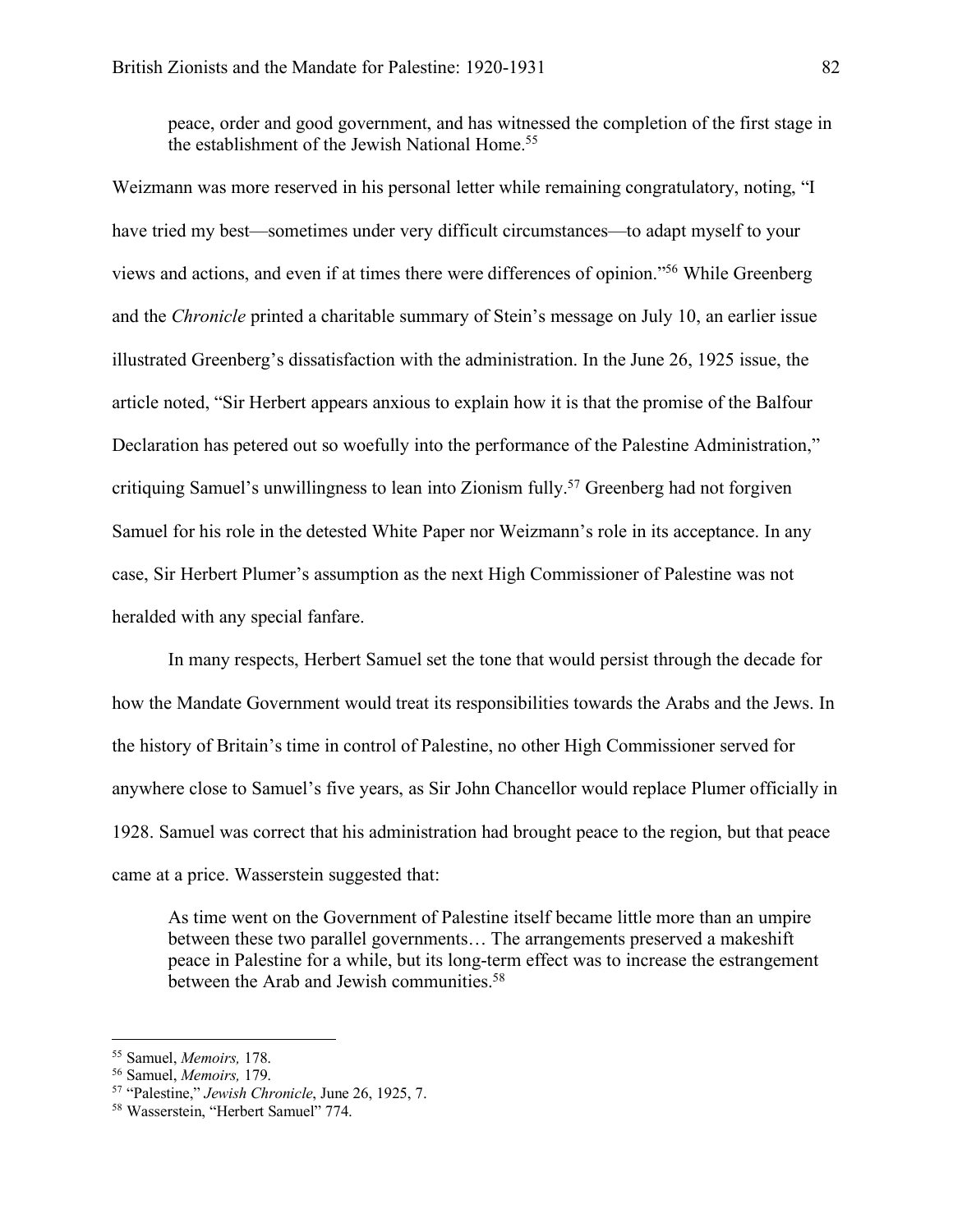> peace, order and good government, and has witnessed the completion of the first stage in the establishment of the Jewish National Home.[55]

Weizmann was more reserved in his personal letter while remaining congratulatory, noting, "I have tried my best—sometimes under very difficult circumstances—to adapt myself to your views and actions, and even if at times there were differences of opinion."[56] While Greenberg and the *Chronicle* printed a charitable summary of Stein's message on July 10, an earlier issue illustrated Greenberg's dissatisfaction with the administration. In the June 26, 1925 issue, the article noted, "Sir Herbert appears anxious to explain how it is that the promise of the Balfour Declaration has petered out so woefully into the performance of the Palestine Administration," critiquing Samuel's unwillingness to lean into Zionism fully.[57] Greenberg had not forgiven Samuel for his role in the detested White Paper nor Weizmann's role in its acceptance. In any case, Sir Herbert Plumer's assumption as the next High Commissioner of Palestine was not heralded with any special fanfare.

In many respects, Herbert Samuel set the tone that would persist through the decade for how the Mandate Government would treat its responsibilities towards the Arabs and the Jews. In the history of Britain's time in control of Palestine, no other High Commissioner served for anywhere close to Samuel's five years, as Sir John Chancellor would replace Plumer officially in 1928. Samuel was correct that his administration had brought peace to the region, but that peace came at a price. Wasserstein suggested that:

> As time went on the Government of Palestine itself became little more than an umpire between these two parallel governments… The arrangements preserved a makeshift peace in Palestine for a while, but its long-term effect was to increase the estrangement between the Arab and Jewish communities.[58]

---

[55] Samuel, *Memoirs,* 178.
[56] Samuel, *Memoirs,* 179.
[57] "Palestine," *Jewish Chronicle*, June 26, 1925, 7.
[58] Wasserstein, "Herbert Samuel" 774.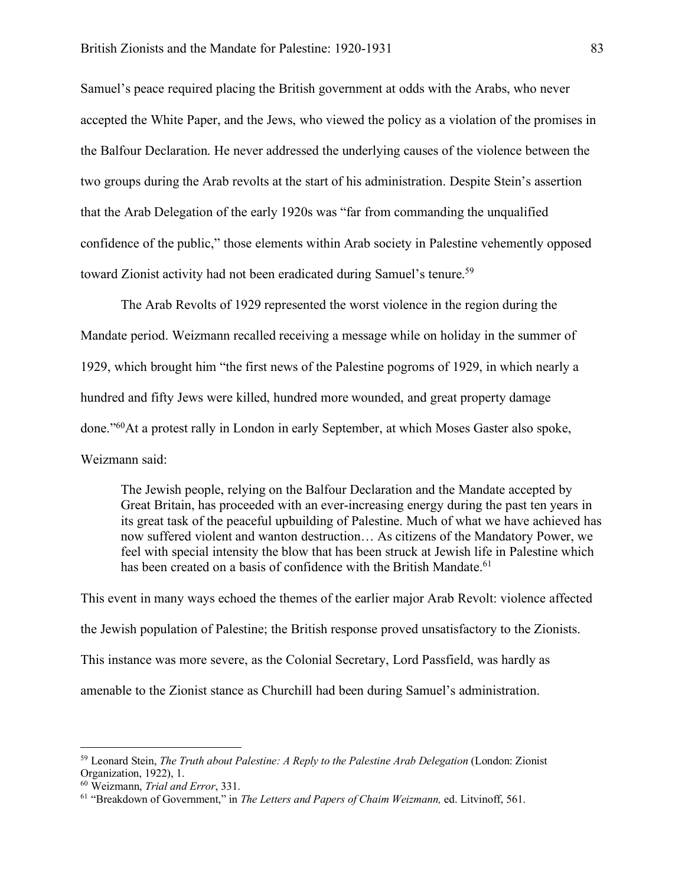Samuel's peace required placing the British government at odds with the Arabs, who never accepted the White Paper, and the Jews, who viewed the policy as a violation of the promises in the Balfour Declaration. He never addressed the underlying causes of the violence between the two groups during the Arab revolts at the start of his administration. Despite Stein's assertion that the Arab Delegation of the early 1920s was "far from commanding the unqualified confidence of the public," those elements within Arab society in Palestine vehemently opposed toward Zionist activity had not been eradicated during Samuel's tenure.[59]

The Arab Revolts of 1929 represented the worst violence in the region during the Mandate period. Weizmann recalled receiving a message while on holiday in the summer of 1929, which brought him "the first news of the Palestine pogroms of 1929, in which nearly a hundred and fifty Jews were killed, hundred more wounded, and great property damage done."[60]At a protest rally in London in early September, at which Moses Gaster also spoke, Weizmann said:

> The Jewish people, relying on the Balfour Declaration and the Mandate accepted by Great Britain, has proceeded with an ever-increasing energy during the past ten years in its great task of the peaceful upbuilding of Palestine. Much of what we have achieved has now suffered violent and wanton destruction… As citizens of the Mandatory Power, we feel with special intensity the blow that has been struck at Jewish life in Palestine which has been created on a basis of confidence with the British Mandate.[61]

This event in many ways echoed the themes of the earlier major Arab Revolt: violence affected the Jewish population of Palestine; the British response proved unsatisfactory to the Zionists. This instance was more severe, as the Colonial Secretary, Lord Passfield, was hardly as amenable to the Zionist stance as Churchill had been during Samuel's administration.

---

[59] Leonard Stein, *The Truth about Palestine: A Reply to the Palestine Arab Delegation* (London: Zionist Organization, 1922), 1.

[60] Weizmann, *Trial and Error*, 331.

[61] "Breakdown of Government," in *The Letters and Papers of Chaim Weizmann,* ed. Litvinoff, 561.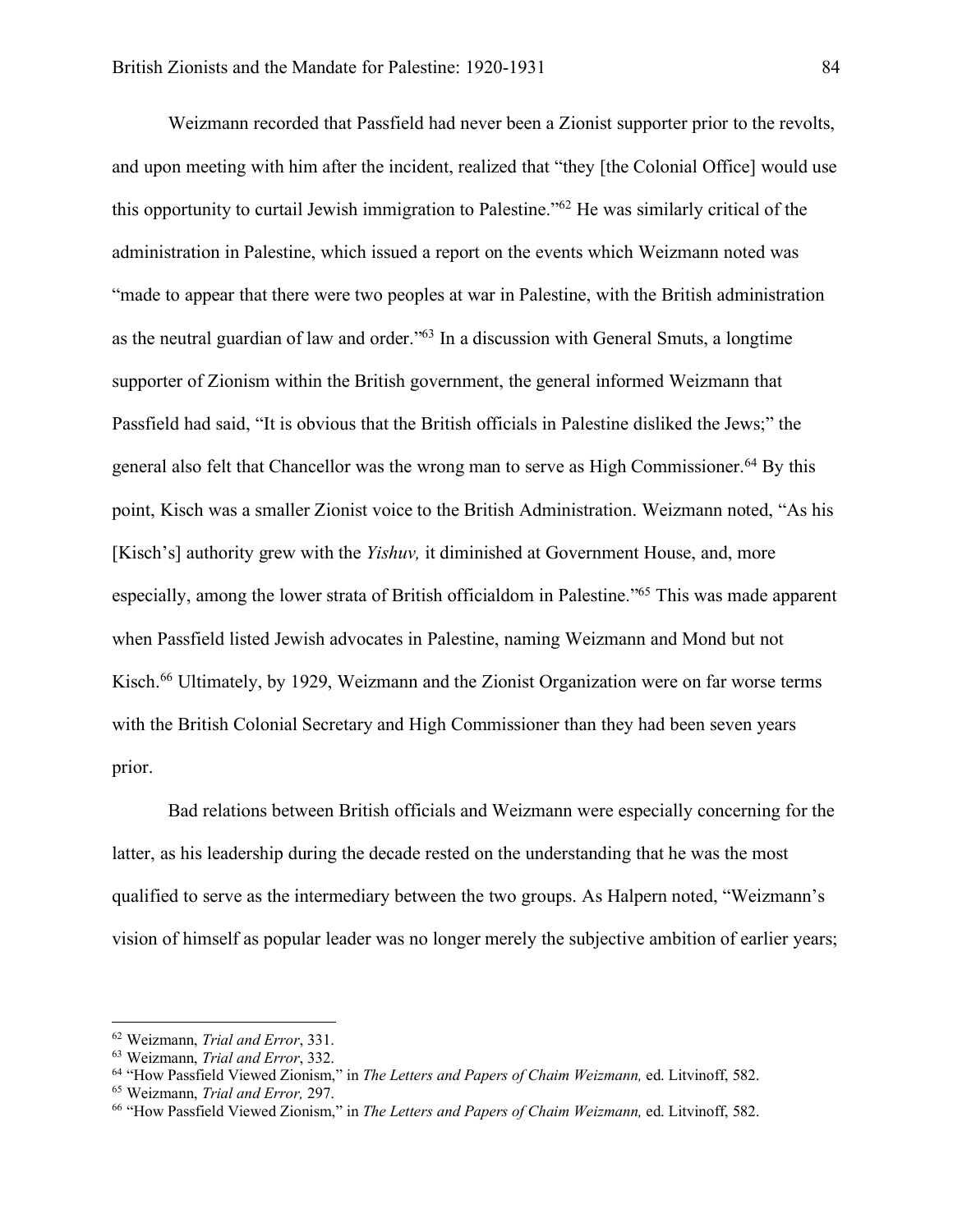Weizmann recorded that Passfield had never been a Zionist supporter prior to the revolts, and upon meeting with him after the incident, realized that "they [the Colonial Office] would use this opportunity to curtail Jewish immigration to Palestine."[62] He was similarly critical of the administration in Palestine, which issued a report on the events which Weizmann noted was "made to appear that there were two peoples at war in Palestine, with the British administration as the neutral guardian of law and order."[63] In a discussion with General Smuts, a longtime supporter of Zionism within the British government, the general informed Weizmann that Passfield had said, "It is obvious that the British officials in Palestine disliked the Jews;" the general also felt that Chancellor was the wrong man to serve as High Commissioner.[64] By this point, Kisch was a smaller Zionist voice to the British Administration. Weizmann noted, "As his [Kisch's] authority grew with the *Yishuv,* it diminished at Government House, and, more especially, among the lower strata of British officialdom in Palestine."[65] This was made apparent when Passfield listed Jewish advocates in Palestine, naming Weizmann and Mond but not Kisch.[66] Ultimately, by 1929, Weizmann and the Zionist Organization were on far worse terms with the British Colonial Secretary and High Commissioner than they had been seven years prior.

Bad relations between British officials and Weizmann were especially concerning for the latter, as his leadership during the decade rested on the understanding that he was the most qualified to serve as the intermediary between the two groups. As Halpern noted, "Weizmann's vision of himself as popular leader was no longer merely the subjective ambition of earlier years;

---

[62] Weizmann, *Trial and Error*, 331.

[63] Weizmann, *Trial and Error*, 332.

[64] "How Passfield Viewed Zionism," in *The Letters and Papers of Chaim Weizmann,* ed. Litvinoff, 582.

[65] Weizmann, *Trial and Error,* 297.

[66] "How Passfield Viewed Zionism," in *The Letters and Papers of Chaim Weizmann,* ed. Litvinoff, 582.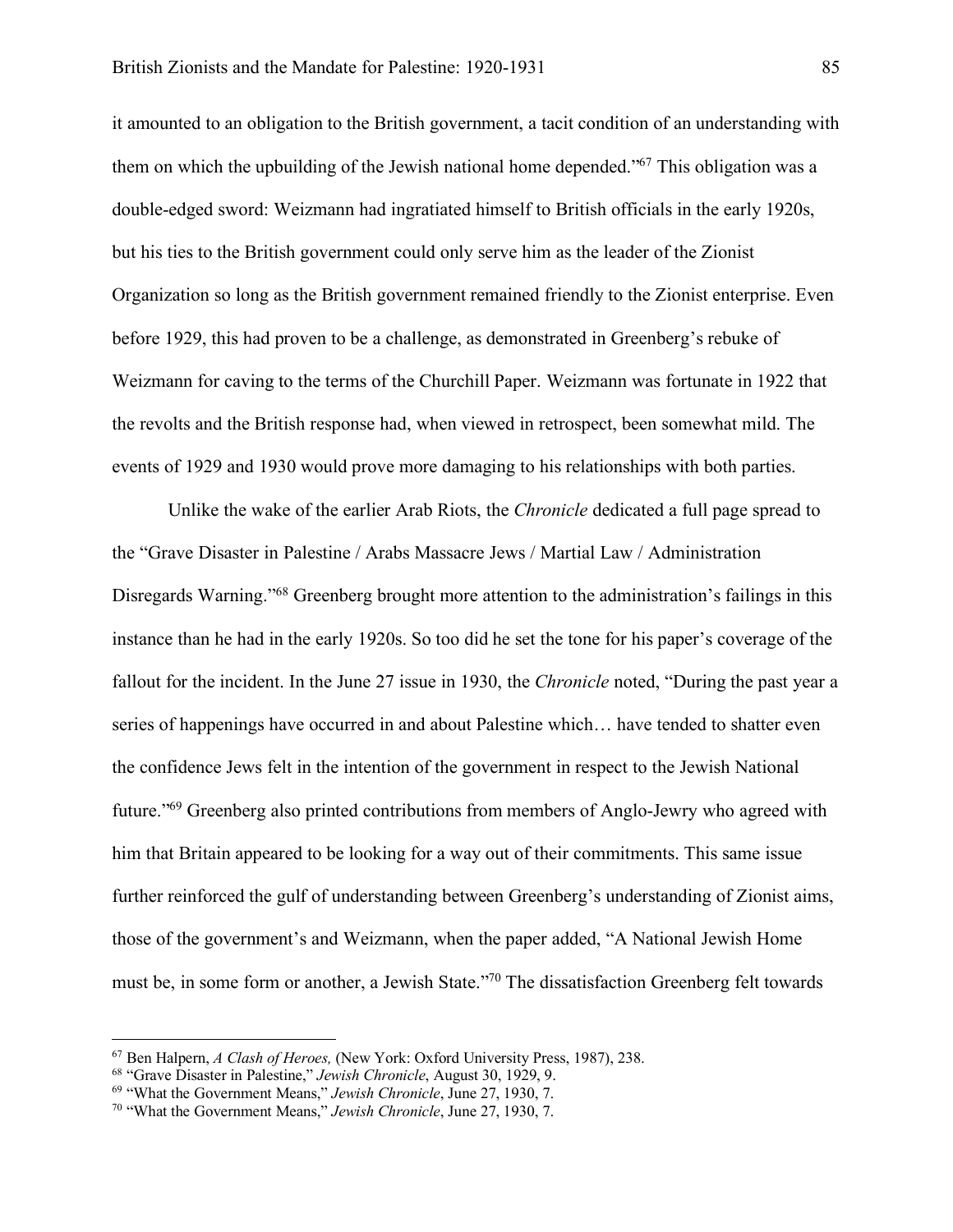it amounted to an obligation to the British government, a tacit condition of an understanding with them on which the upbuilding of the Jewish national home depended."[67] This obligation was a double-edged sword: Weizmann had ingratiated himself to British officials in the early 1920s, but his ties to the British government could only serve him as the leader of the Zionist Organization so long as the British government remained friendly to the Zionist enterprise. Even before 1929, this had proven to be a challenge, as demonstrated in Greenberg's rebuke of Weizmann for caving to the terms of the Churchill Paper. Weizmann was fortunate in 1922 that the revolts and the British response had, when viewed in retrospect, been somewhat mild. The events of 1929 and 1930 would prove more damaging to his relationships with both parties.

Unlike the wake of the earlier Arab Riots, the *Chronicle* dedicated a full page spread to the "Grave Disaster in Palestine / Arabs Massacre Jews / Martial Law / Administration Disregards Warning."[68] Greenberg brought more attention to the administration's failings in this instance than he had in the early 1920s. So too did he set the tone for his paper's coverage of the fallout for the incident. In the June 27 issue in 1930, the *Chronicle* noted, "During the past year a series of happenings have occurred in and about Palestine which… have tended to shatter even the confidence Jews felt in the intention of the government in respect to the Jewish National future."[69] Greenberg also printed contributions from members of Anglo-Jewry who agreed with him that Britain appeared to be looking for a way out of their commitments. This same issue further reinforced the gulf of understanding between Greenberg's understanding of Zionist aims, those of the government's and Weizmann, when the paper added, "A National Jewish Home must be, in some form or another, a Jewish State."[70] The dissatisfaction Greenberg felt towards

---

[67] Ben Halpern, *A Clash of Heroes,* (New York: Oxford University Press, 1987), 238.
[68] "Grave Disaster in Palestine," *Jewish Chronicle*, August 30, 1929, 9.
[69] "What the Government Means," *Jewish Chronicle*, June 27, 1930, 7.
[70] "What the Government Means," *Jewish Chronicle*, June 27, 1930, 7.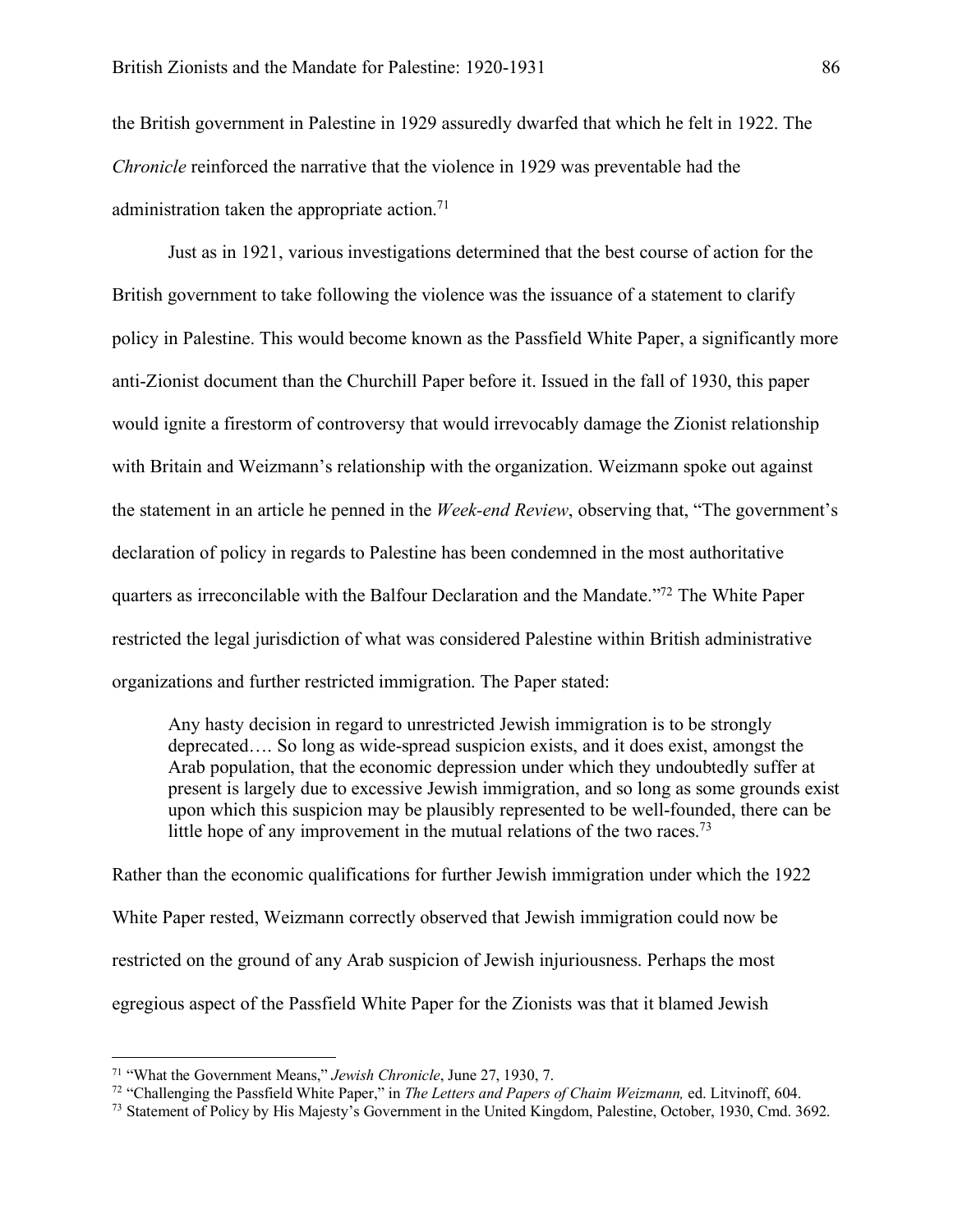the British government in Palestine in 1929 assuredly dwarfed that which he felt in 1922. The *Chronicle* reinforced the narrative that the violence in 1929 was preventable had the administration taken the appropriate action.[71]

Just as in 1921, various investigations determined that the best course of action for the British government to take following the violence was the issuance of a statement to clarify policy in Palestine. This would become known as the Passfield White Paper, a significantly more anti-Zionist document than the Churchill Paper before it. Issued in the fall of 1930, this paper would ignite a firestorm of controversy that would irrevocably damage the Zionist relationship with Britain and Weizmann's relationship with the organization. Weizmann spoke out against the statement in an article he penned in the *Week-end Review*, observing that, "The government's declaration of policy in regards to Palestine has been condemned in the most authoritative quarters as irreconcilable with the Balfour Declaration and the Mandate."[72] The White Paper restricted the legal jurisdiction of what was considered Palestine within British administrative organizations and further restricted immigration. The Paper stated:

> Any hasty decision in regard to unrestricted Jewish immigration is to be strongly deprecated…. So long as wide-spread suspicion exists, and it does exist, amongst the Arab population, that the economic depression under which they undoubtedly suffer at present is largely due to excessive Jewish immigration, and so long as some grounds exist upon which this suspicion may be plausibly represented to be well-founded, there can be little hope of any improvement in the mutual relations of the two races.[73]

Rather than the economic qualifications for further Jewish immigration under which the 1922 White Paper rested, Weizmann correctly observed that Jewish immigration could now be restricted on the ground of any Arab suspicion of Jewish injuriousness. Perhaps the most egregious aspect of the Passfield White Paper for the Zionists was that it blamed Jewish

---

[71] "What the Government Means," *Jewish Chronicle*, June 27, 1930, 7.

[72] "Challenging the Passfield White Paper," in *The Letters and Papers of Chaim Weizmann,* ed. Litvinoff, 604.

[73] Statement of Policy by His Majesty's Government in the United Kingdom, Palestine, October, 1930, Cmd. 3692.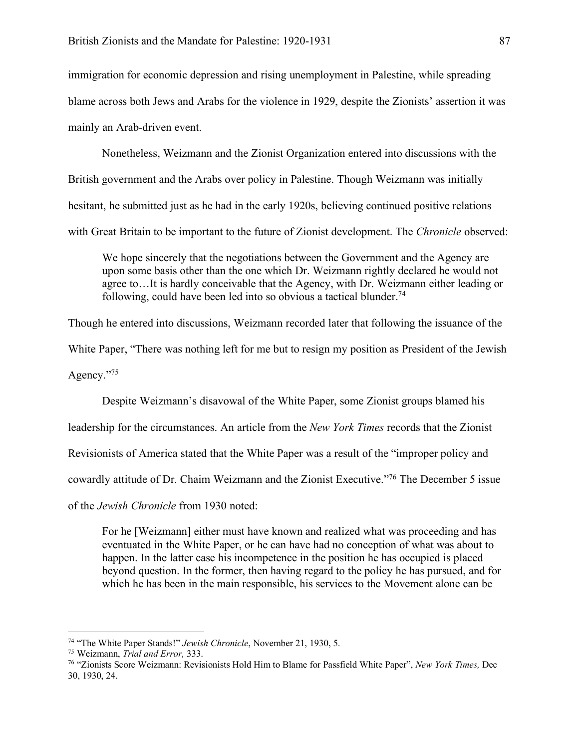immigration for economic depression and rising unemployment in Palestine, while spreading blame across both Jews and Arabs for the violence in 1929, despite the Zionists' assertion it was mainly an Arab-driven event.

Nonetheless, Weizmann and the Zionist Organization entered into discussions with the British government and the Arabs over policy in Palestine. Though Weizmann was initially hesitant, he submitted just as he had in the early 1920s, believing continued positive relations with Great Britain to be important to the future of Zionist development. The *Chronicle* observed:

> We hope sincerely that the negotiations between the Government and the Agency are upon some basis other than the one which Dr. Weizmann rightly declared he would not agree to…It is hardly conceivable that the Agency, with Dr. Weizmann either leading or following, could have been led into so obvious a tactical blunder.[74]

Though he entered into discussions, Weizmann recorded later that following the issuance of the White Paper, "There was nothing left for me but to resign my position as President of the Jewish Agency."[75]

Despite Weizmann's disavowal of the White Paper, some Zionist groups blamed his leadership for the circumstances. An article from the *New York Times* records that the Zionist Revisionists of America stated that the White Paper was a result of the "improper policy and cowardly attitude of Dr. Chaim Weizmann and the Zionist Executive."[76] The December 5 issue of the *Jewish Chronicle* from 1930 noted:

> For he [Weizmann] either must have known and realized what was proceeding and has eventuated in the White Paper, or he can have had no conception of what was about to happen. In the latter case his incompetence in the position he has occupied is placed beyond question. In the former, then having regard to the policy he has pursued, and for which he has been in the main responsible, his services to the Movement alone can be

---

[74] "The White Paper Stands!" *Jewish Chronicle*, November 21, 1930, 5.

[75] Weizmann, *Trial and Error,* 333.

[76] "Zionists Score Weizmann: Revisionists Hold Him to Blame for Passfield White Paper", *New York Times,* Dec 30, 1930, 24.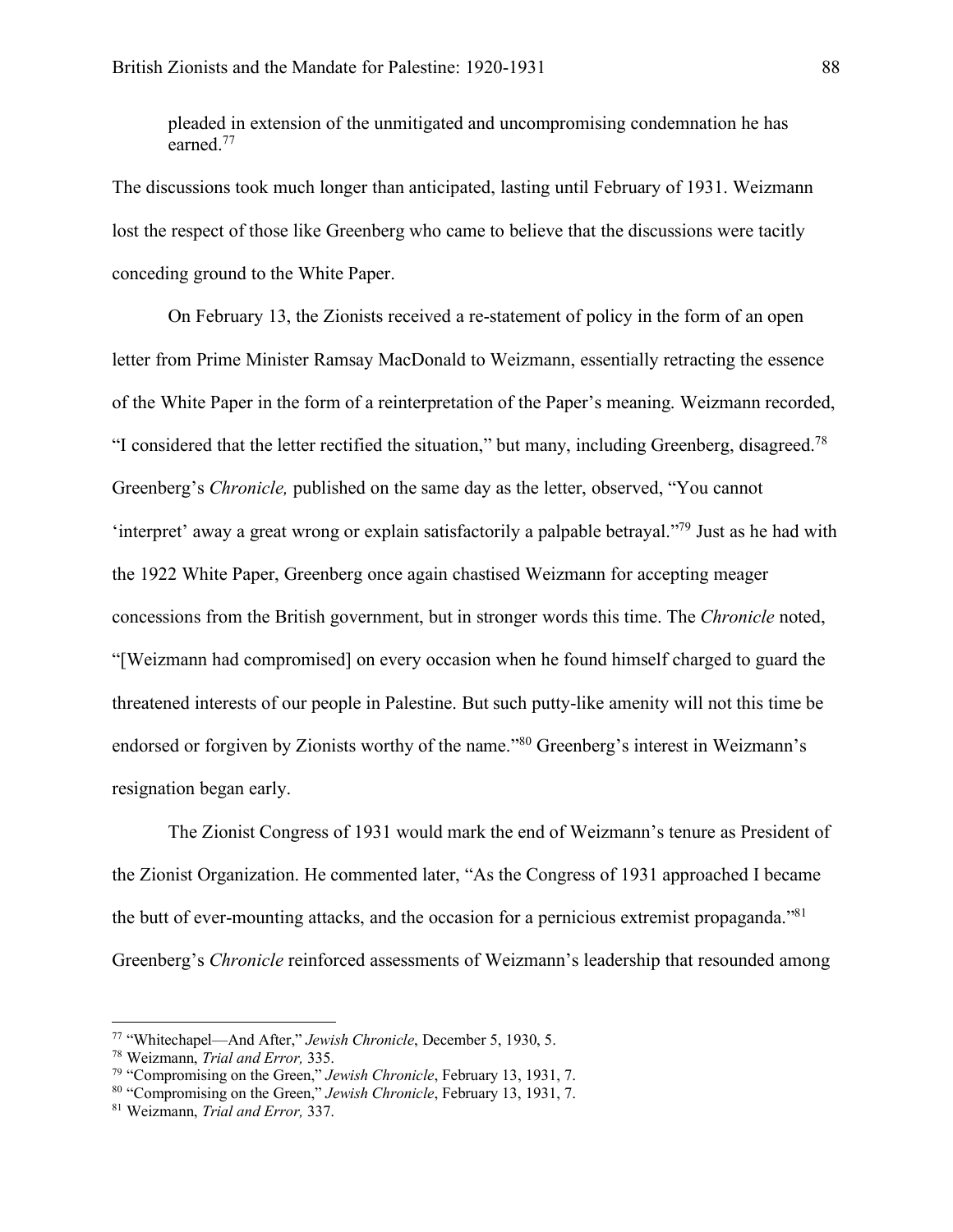> pleaded in extension of the unmitigated and uncompromising condemnation he has earned.[77]

The discussions took much longer than anticipated, lasting until February of 1931. Weizmann lost the respect of those like Greenberg who came to believe that the discussions were tacitly conceding ground to the White Paper.

On February 13, the Zionists received a re-statement of policy in the form of an open letter from Prime Minister Ramsay MacDonald to Weizmann, essentially retracting the essence of the White Paper in the form of a reinterpretation of the Paper's meaning. Weizmann recorded, "I considered that the letter rectified the situation," but many, including Greenberg, disagreed.[78] Greenberg's *Chronicle,* published on the same day as the letter, observed, "You cannot 'interpret' away a great wrong or explain satisfactorily a palpable betrayal."[79] Just as he had with the 1922 White Paper, Greenberg once again chastised Weizmann for accepting meager concessions from the British government, but in stronger words this time. The *Chronicle* noted, "[Weizmann had compromised] on every occasion when he found himself charged to guard the threatened interests of our people in Palestine. But such putty-like amenity will not this time be endorsed or forgiven by Zionists worthy of the name."[80] Greenberg's interest in Weizmann's resignation began early.

The Zionist Congress of 1931 would mark the end of Weizmann's tenure as President of the Zionist Organization. He commented later, "As the Congress of 1931 approached I became the butt of ever-mounting attacks, and the occasion for a pernicious extremist propaganda."[81] Greenberg's *Chronicle* reinforced assessments of Weizmann's leadership that resounded among

---

[77] "Whitechapel—And After," *Jewish Chronicle*, December 5, 1930, 5.

[78] Weizmann, *Trial and Error,* 335.

[79] "Compromising on the Green," *Jewish Chronicle*, February 13, 1931, 7.

[80] "Compromising on the Green," *Jewish Chronicle*, February 13, 1931, 7.

[81] Weizmann, *Trial and Error,* 337.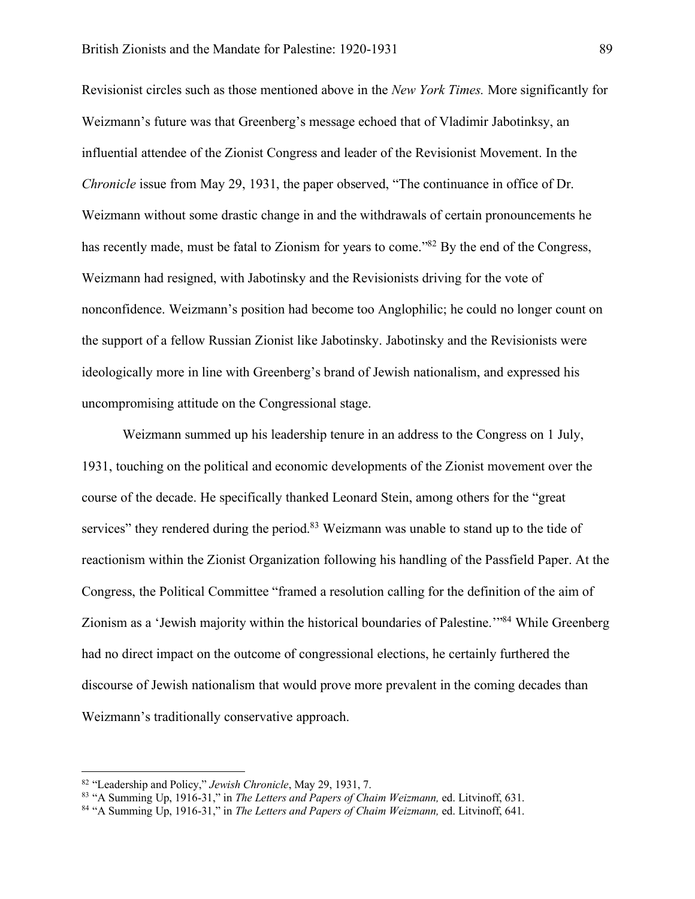Revisionist circles such as those mentioned above in the *New York Times.* More significantly for Weizmann's future was that Greenberg's message echoed that of Vladimir Jabotinksy, an influential attendee of the Zionist Congress and leader of the Revisionist Movement. In the *Chronicle* issue from May 29, 1931, the paper observed, "The continuance in office of Dr. Weizmann without some drastic change in and the withdrawals of certain pronouncements he has recently made, must be fatal to Zionism for years to come."[82] By the end of the Congress, Weizmann had resigned, with Jabotinsky and the Revisionists driving for the vote of nonconfidence. Weizmann's position had become too Anglophilic; he could no longer count on the support of a fellow Russian Zionist like Jabotinsky. Jabotinsky and the Revisionists were ideologically more in line with Greenberg's brand of Jewish nationalism, and expressed his uncompromising attitude on the Congressional stage.

Weizmann summed up his leadership tenure in an address to the Congress on 1 July, 1931, touching on the political and economic developments of the Zionist movement over the course of the decade. He specifically thanked Leonard Stein, among others for the "great services" they rendered during the period.[83] Weizmann was unable to stand up to the tide of reactionism within the Zionist Organization following his handling of the Passfield Paper. At the Congress, the Political Committee "framed a resolution calling for the definition of the aim of Zionism as a 'Jewish majority within the historical boundaries of Palestine.'"[84] While Greenberg had no direct impact on the outcome of congressional elections, he certainly furthered the discourse of Jewish nationalism that would prove more prevalent in the coming decades than Weizmann's traditionally conservative approach.

---

[82] "Leadership and Policy," *Jewish Chronicle*, May 29, 1931, 7.

[83] "A Summing Up, 1916-31," in *The Letters and Papers of Chaim Weizmann,* ed. Litvinoff, 631.

[84] "A Summing Up, 1916-31," in *The Letters and Papers of Chaim Weizmann,* ed. Litvinoff, 641.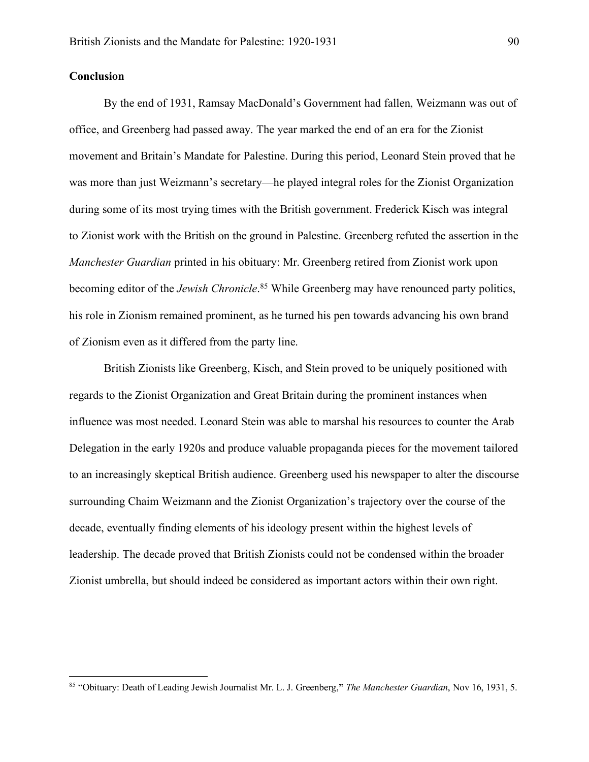## Conclusion

By the end of 1931, Ramsay MacDonald's Government had fallen, Weizmann was out of office, and Greenberg had passed away. The year marked the end of an era for the Zionist movement and Britain's Mandate for Palestine. During this period, Leonard Stein proved that he was more than just Weizmann's secretary—he played integral roles for the Zionist Organization during some of its most trying times with the British government. Frederick Kisch was integral to Zionist work with the British on the ground in Palestine. Greenberg refuted the assertion in the *Manchester Guardian* printed in his obituary: Mr. Greenberg retired from Zionist work upon becoming editor of the *Jewish Chronicle*.[85] While Greenberg may have renounced party politics, his role in Zionism remained prominent, as he turned his pen towards advancing his own brand of Zionism even as it differed from the party line.

British Zionists like Greenberg, Kisch, and Stein proved to be uniquely positioned with regards to the Zionist Organization and Great Britain during the prominent instances when influence was most needed. Leonard Stein was able to marshal his resources to counter the Arab Delegation in the early 1920s and produce valuable propaganda pieces for the movement tailored to an increasingly skeptical British audience. Greenberg used his newspaper to alter the discourse surrounding Chaim Weizmann and the Zionist Organization's trajectory over the course of the decade, eventually finding elements of his ideology present within the highest levels of leadership. The decade proved that British Zionists could not be condensed within the broader Zionist umbrella, but should indeed be considered as important actors within their own right.

---

[85] "Obituary: Death of Leading Jewish Journalist Mr. L. J. Greenberg," *The Manchester Guardian*, Nov 16, 1931, 5.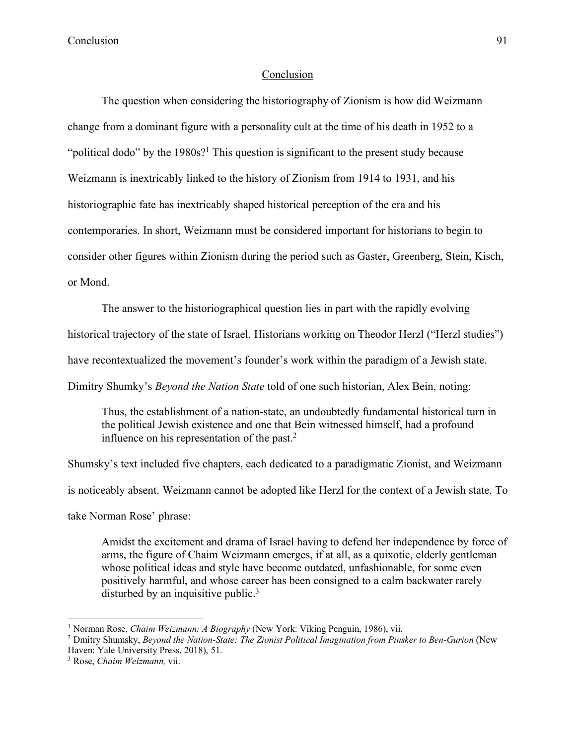## Conclusion

The question when considering the historiography of Zionism is how did Weizmann change from a dominant figure with a personality cult at the time of his death in 1952 to a "political dodo" by the 1980s?[1] This question is significant to the present study because Weizmann is inextricably linked to the history of Zionism from 1914 to 1931, and his historiographic fate has inextricably shaped historical perception of the era and his contemporaries. In short, Weizmann must be considered important for historians to begin to consider other figures within Zionism during the period such as Gaster, Greenberg, Stein, Kisch, or Mond.

The answer to the historiographical question lies in part with the rapidly evolving historical trajectory of the state of Israel. Historians working on Theodor Herzl ("Herzl studies") have recontextualized the movement's founder's work within the paradigm of a Jewish state. Dimitry Shumky's *Beyond the Nation State* told of one such historian, Alex Bein, noting:

> Thus, the establishment of a nation-state, an undoubtedly fundamental historical turn in the political Jewish existence and one that Bein witnessed himself, had a profound influence on his representation of the past.[2]

Shumsky's text included five chapters, each dedicated to a paradigmatic Zionist, and Weizmann is noticeably absent. Weizmann cannot be adopted like Herzl for the context of a Jewish state. To take Norman Rose' phrase:

> Amidst the excitement and drama of Israel having to defend her independence by force of arms, the figure of Chaim Weizmann emerges, if at all, as a quixotic, elderly gentleman whose political ideas and style have become outdated, unfashionable, for some even positively harmful, and whose career has been consigned to a calm backwater rarely disturbed by an inquisitive public.[3]

---

[1] Norman Rose, *Chaim Weizmann: A Biography* (New York: Viking Penguin, 1986), vii.
[2] Dmitry Shumsky, *Beyond the Nation-State: The Zionist Political Imagination from Pinsker to Ben-Gurion* (New Haven: Yale University Press, 2018), 51.
[3] Rose, *Chaim Weizmann,* vii.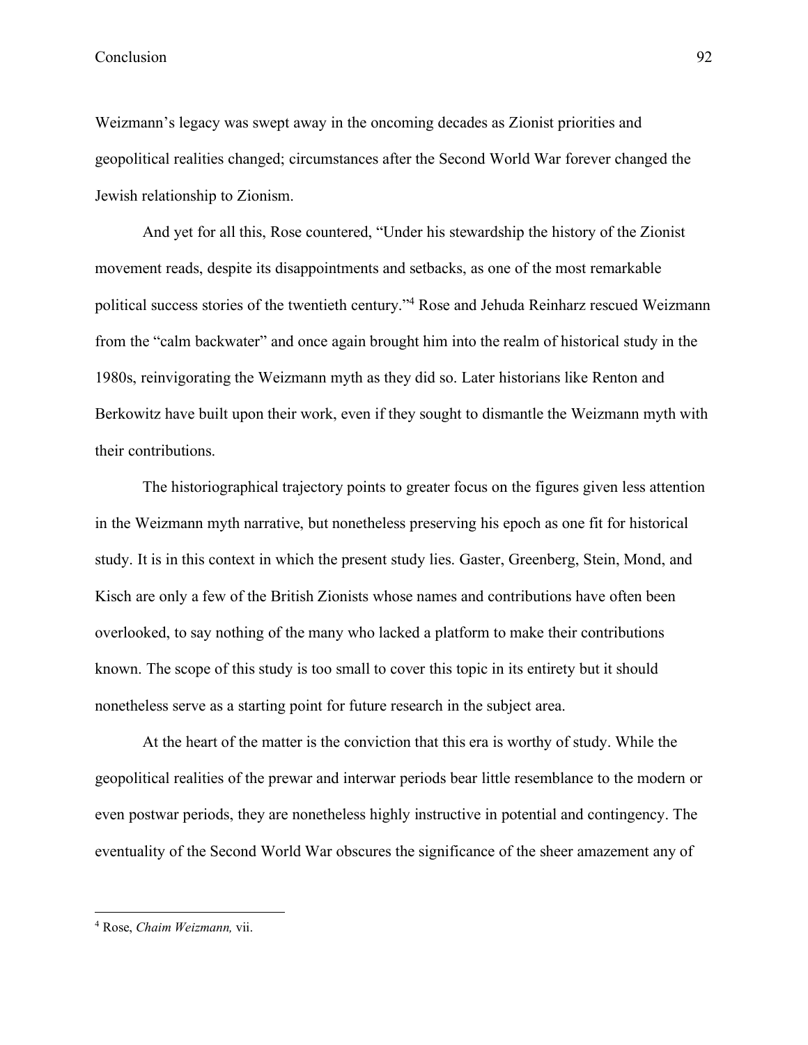Weizmann's legacy was swept away in the oncoming decades as Zionist priorities and geopolitical realities changed; circumstances after the Second World War forever changed the Jewish relationship to Zionism.

And yet for all this, Rose countered, "Under his stewardship the history of the Zionist movement reads, despite its disappointments and setbacks, as one of the most remarkable political success stories of the twentieth century."[4] Rose and Jehuda Reinharz rescued Weizmann from the "calm backwater" and once again brought him into the realm of historical study in the 1980s, reinvigorating the Weizmann myth as they did so. Later historians like Renton and Berkowitz have built upon their work, even if they sought to dismantle the Weizmann myth with their contributions.

The historiographical trajectory points to greater focus on the figures given less attention in the Weizmann myth narrative, but nonetheless preserving his epoch as one fit for historical study. It is in this context in which the present study lies. Gaster, Greenberg, Stein, Mond, and Kisch are only a few of the British Zionists whose names and contributions have often been overlooked, to say nothing of the many who lacked a platform to make their contributions known. The scope of this study is too small to cover this topic in its entirety but it should nonetheless serve as a starting point for future research in the subject area.

At the heart of the matter is the conviction that this era is worthy of study. While the geopolitical realities of the prewar and interwar periods bear little resemblance to the modern or even postwar periods, they are nonetheless highly instructive in potential and contingency. The eventuality of the Second World War obscures the significance of the sheer amazement any of

---

[4] Rose, *Chaim Weizmann,* vii.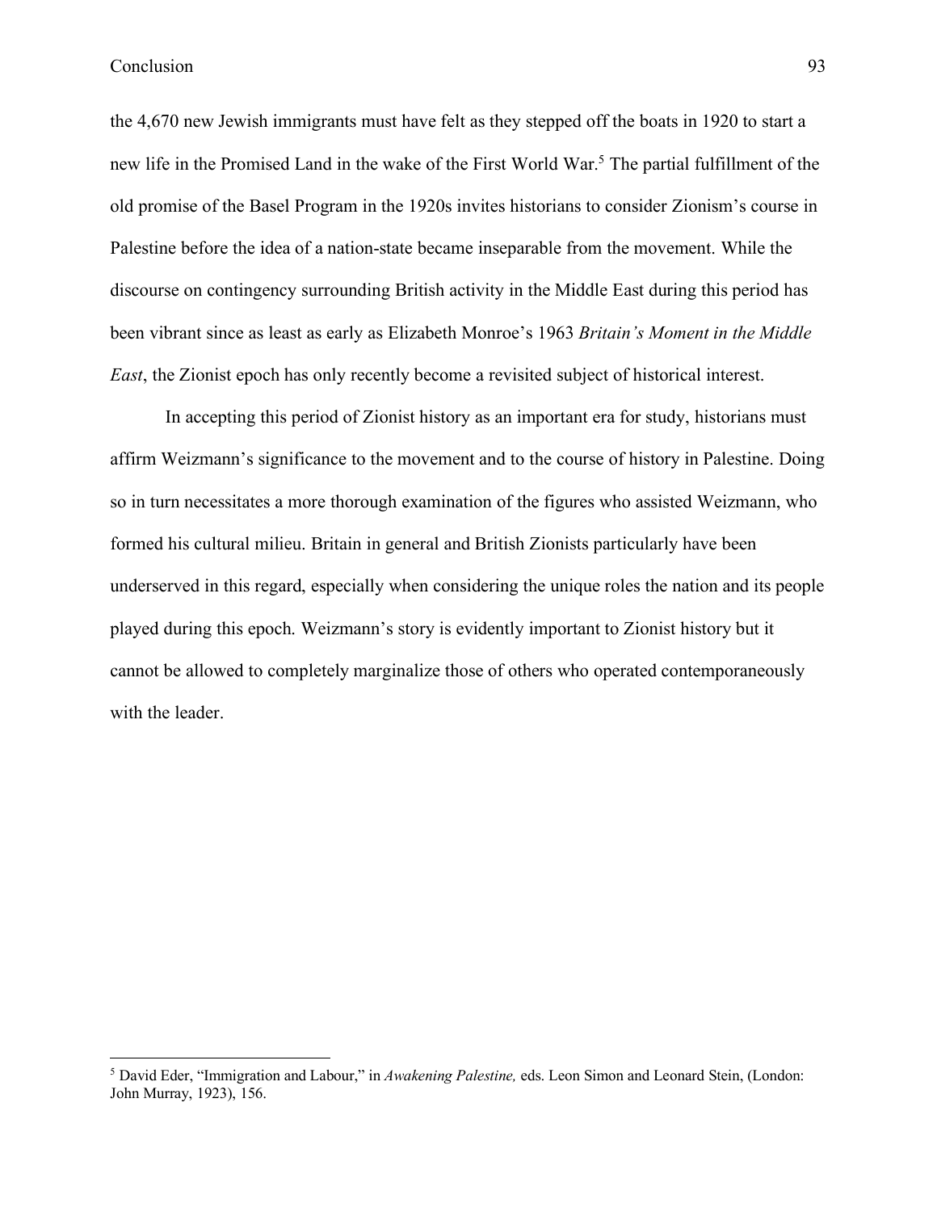the 4,670 new Jewish immigrants must have felt as they stepped off the boats in 1920 to start a new life in the Promised Land in the wake of the First World War.[5] The partial fulfillment of the old promise of the Basel Program in the 1920s invites historians to consider Zionism's course in Palestine before the idea of a nation-state became inseparable from the movement. While the discourse on contingency surrounding British activity in the Middle East during this period has been vibrant since as least as early as Elizabeth Monroe's 1963 *Britain's Moment in the Middle East*, the Zionist epoch has only recently become a revisited subject of historical interest.

In accepting this period of Zionist history as an important era for study, historians must affirm Weizmann's significance to the movement and to the course of history in Palestine. Doing so in turn necessitates a more thorough examination of the figures who assisted Weizmann, who formed his cultural milieu. Britain in general and British Zionists particularly have been underserved in this regard, especially when considering the unique roles the nation and its people played during this epoch. Weizmann's story is evidently important to Zionist history but it cannot be allowed to completely marginalize those of others who operated contemporaneously with the leader.

---

[5] David Eder, "Immigration and Labour," in *Awakening Palestine,* eds. Leon Simon and Leonard Stein, (London: John Murray, 1923), 156.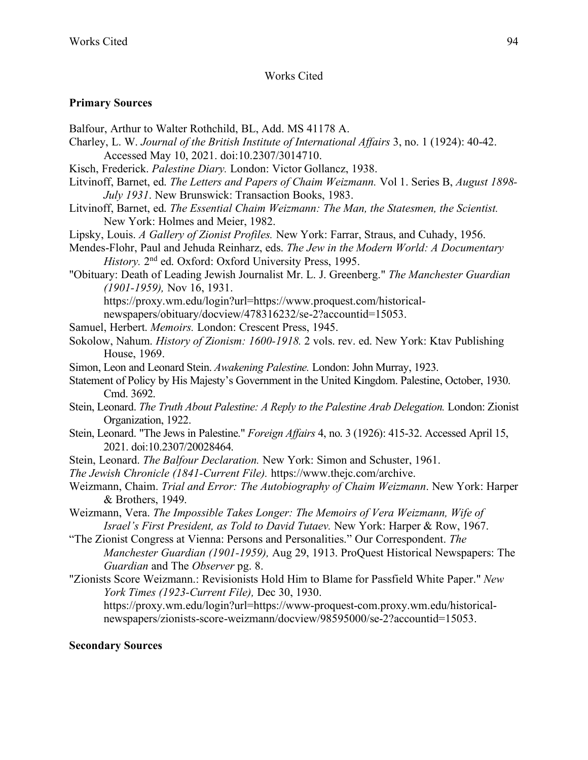## Works Cited

### Primary Sources

Balfour, Arthur to Walter Rothchild, BL, Add. MS 41178 A.

Charley, L. W. *Journal of the British Institute of International Affairs* 3, no. 1 (1924): 40-42. Accessed May 10, 2021. doi:10.2307/3014710.

Kisch, Frederick. *Palestine Diary.* London: Victor Gollancz, 1938.

Litvinoff, Barnet, ed. *The Letters and Papers of Chaim Weizmann.* Vol 1. Series B, *August 1898-July 1931*. New Brunswick: Transaction Books, 1983.

Litvinoff, Barnet, ed. *The Essential Chaim Weizmann: The Man, the Statesmen, the Scientist.* New York: Holmes and Meier, 1982.

Lipsky, Louis. *A Gallery of Zionist Profiles.* New York: Farrar, Straus, and Cuhady, 1956.

Mendes-Flohr, Paul and Jehuda Reinharz, eds. *The Jew in the Modern World: A Documentary History.* 2nd ed. Oxford: Oxford University Press, 1995.

"Obituary: Death of Leading Jewish Journalist Mr. L. J. Greenberg." *The Manchester Guardian (1901-1959),* Nov 16, 1931. https://proxy.wm.edu/login?url=https://www.proquest.com/historical-newspapers/obituary/docview/478316232/se-2?accountid=15053.

Samuel, Herbert. *Memoirs.* London: Crescent Press, 1945.

Sokolow, Nahum. *History of Zionism: 1600-1918.* 2 vols. rev. ed. New York: Ktav Publishing House, 1969.

Simon, Leon and Leonard Stein. *Awakening Palestine.* London: John Murray, 1923.

Statement of Policy by His Majesty's Government in the United Kingdom. Palestine, October, 1930. Cmd. 3692.

Stein, Leonard. *The Truth About Palestine: A Reply to the Palestine Arab Delegation.* London: Zionist Organization, 1922.

Stein, Leonard. "The Jews in Palestine." *Foreign Affairs* 4, no. 3 (1926): 415-32. Accessed April 15, 2021. doi:10.2307/20028464.

Stein, Leonard. *The Balfour Declaration.* New York: Simon and Schuster, 1961.

*The Jewish Chronicle (1841-Current File).* https://www.thejc.com/archive.

Weizmann, Chaim. *Trial and Error: The Autobiography of Chaim Weizmann*. New York: Harper & Brothers, 1949.

Weizmann, Vera. *The Impossible Takes Longer: The Memoirs of Vera Weizmann, Wife of Israel's First President, as Told to David Tutaev.* New York: Harper & Row, 1967.

"The Zionist Congress at Vienna: Persons and Personalities." Our Correspondent. *The Manchester Guardian (1901-1959),* Aug 29, 1913. ProQuest Historical Newspapers: The *Guardian* and The *Observer* pg. 8.

"Zionists Score Weizmann.: Revisionists Hold Him to Blame for Passfield White Paper." *New York Times (1923-Current File),* Dec 30, 1930. https://proxy.wm.edu/login?url=https://www-proquest-com.proxy.wm.edu/historical-newspapers/zionists-score-weizmann/docview/98595000/se-2?accountid=15053.

### Secondary Sources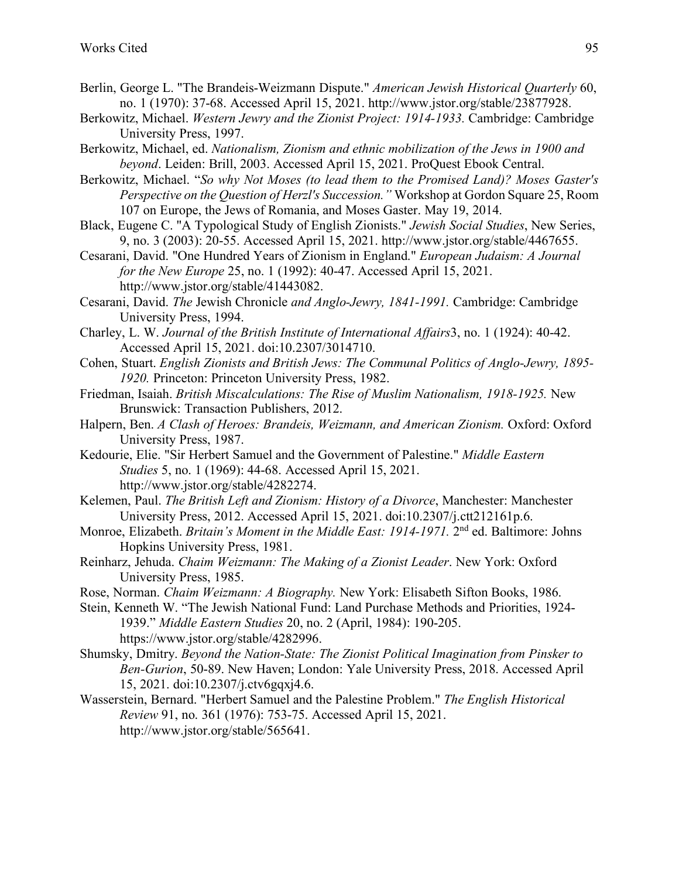Berlin, George L. "The Brandeis-Weizmann Dispute." *American Jewish Historical Quarterly* 60, no. 1 (1970): 37-68. Accessed April 15, 2021. http://www.jstor.org/stable/23877928.

Berkowitz, Michael. *Western Jewry and the Zionist Project: 1914-1933.* Cambridge: Cambridge University Press, 1997.

Berkowitz, Michael, ed. *Nationalism, Zionism and ethnic mobilization of the Jews in 1900 and beyond*. Leiden: Brill, 2003. Accessed April 15, 2021. ProQuest Ebook Central.

Berkowitz, Michael. "*So why Not Moses (to lead them to the Promised Land)? Moses Gaster's Perspective on the Question of Herzl's Succession."* Workshop at Gordon Square 25, Room 107 on Europe, the Jews of Romania, and Moses Gaster. May 19, 2014.

Black, Eugene C. "A Typological Study of English Zionists." *Jewish Social Studies*, New Series, 9, no. 3 (2003): 20-55. Accessed April 15, 2021. http://www.jstor.org/stable/4467655.

Cesarani, David. "One Hundred Years of Zionism in England." *European Judaism: A Journal for the New Europe* 25, no. 1 (1992): 40-47. Accessed April 15, 2021. http://www.jstor.org/stable/41443082.

Cesarani, David. *The* Jewish Chronicle *and Anglo-Jewry, 1841-1991.* Cambridge: Cambridge University Press, 1994.

Charley, L. W. *Journal of the British Institute of International Affairs*3, no. 1 (1924): 40-42. Accessed April 15, 2021. doi:10.2307/3014710.

Cohen, Stuart. *English Zionists and British Jews: The Communal Politics of Anglo-Jewry, 1895-1920.* Princeton: Princeton University Press, 1982.

Friedman, Isaiah. *British Miscalculations: The Rise of Muslim Nationalism, 1918-1925.* New Brunswick: Transaction Publishers, 2012.

Halpern, Ben. *A Clash of Heroes: Brandeis, Weizmann, and American Zionism.* Oxford: Oxford University Press, 1987.

Kedourie, Elie. "Sir Herbert Samuel and the Government of Palestine." *Middle Eastern Studies* 5, no. 1 (1969): 44-68. Accessed April 15, 2021. http://www.jstor.org/stable/4282274.

Kelemen, Paul. *The British Left and Zionism: History of a Divorce*, Manchester: Manchester University Press, 2012. Accessed April 15, 2021. doi:10.2307/j.ctt212161p.6.

Monroe, Elizabeth. *Britain's Moment in the Middle East: 1914-1971.* 2nd ed. Baltimore: Johns Hopkins University Press, 1981.

Reinharz, Jehuda. *Chaim Weizmann: The Making of a Zionist Leader*. New York: Oxford University Press, 1985.

Rose, Norman. *Chaim Weizmann: A Biography.* New York: Elisabeth Sifton Books, 1986.

Stein, Kenneth W. "The Jewish National Fund: Land Purchase Methods and Priorities, 1924-1939." *Middle Eastern Studies* 20, no. 2 (April, 1984): 190-205. https://www.jstor.org/stable/4282996.

Shumsky, Dmitry. *Beyond the Nation-State: The Zionist Political Imagination from Pinsker to Ben-Gurion*, 50-89. New Haven; London: Yale University Press, 2018. Accessed April 15, 2021. doi:10.2307/j.ctv6gqxj4.6.

Wasserstein, Bernard. "Herbert Samuel and the Palestine Problem." *The English Historical Review* 91, no. 361 (1976): 753-75. Accessed April 15, 2021. http://www.jstor.org/stable/565641.